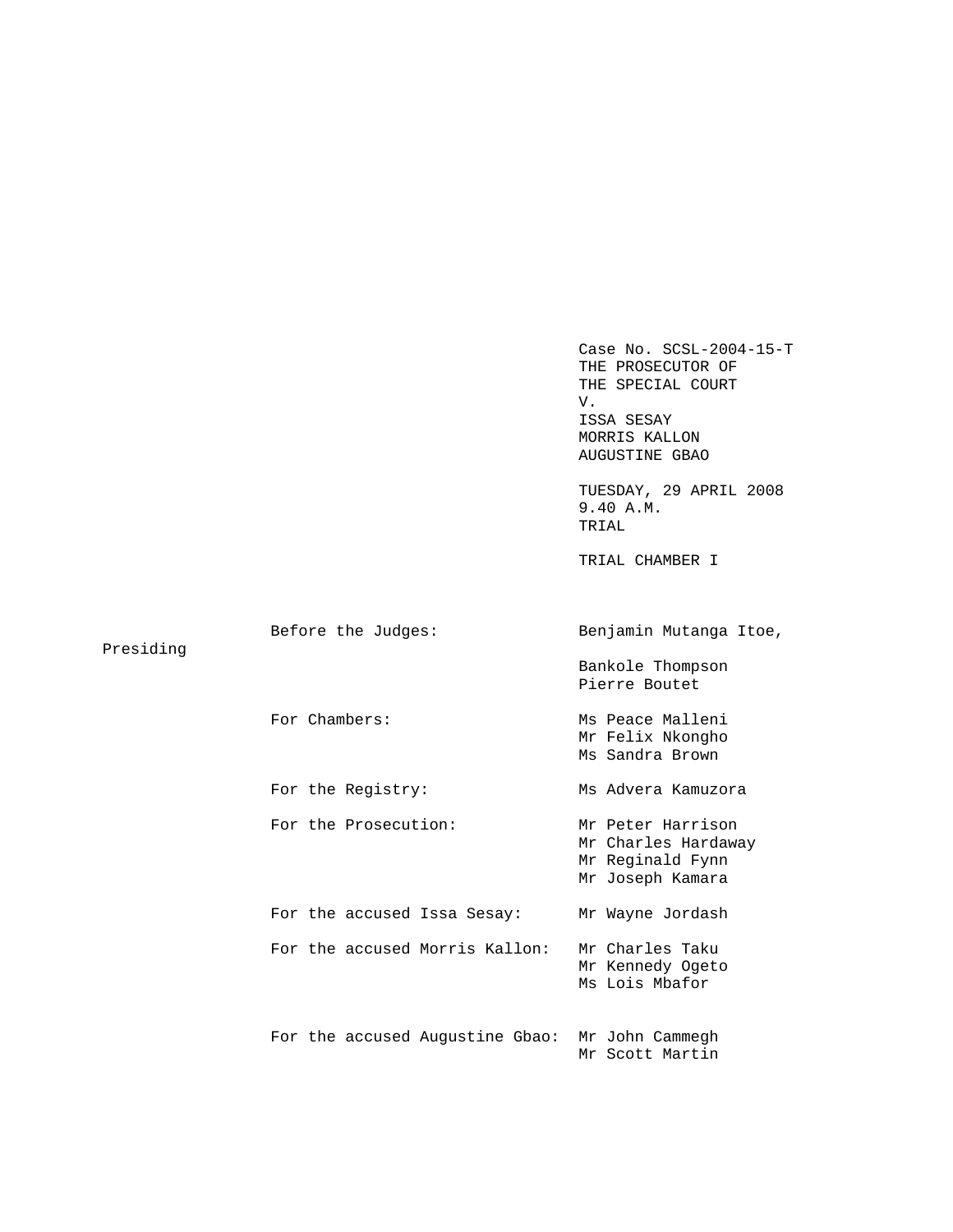Case No. SCSL-2004-15-T
THE PROSECUTOR OF
THE SPECIAL COURT
V.
ISSA SESAY
MORRIS KALLON
AUGUSTINE GBAO

TUESDAY, 29 APRIL 2008
9.40 A.M.
TRIAL

TRIAL CHAMBER I

| | |
|---|---|
| Before the Judges: | Benjamin Mutanga Itoe, Presiding |
| | Bankole Thompson |
| | Pierre Boutet |
| For Chambers: | Ms Peace Malleni |
| | Mr Felix Nkongho |
| | Ms Sandra Brown |
| For the Registry: | Ms Advera Kamuzora |
| For the Prosecution: | Mr Peter Harrison |
| | Mr Charles Hardaway |
| | Mr Reginald Fynn |
| | Mr Joseph Kamara |
| For the accused Issa Sesay: | Mr Wayne Jordash |
| For the accused Morris Kallon: | Mr Charles Taku |
| | Mr Kennedy Ogeto |
| | Ms Lois Mbafor |
| For the accused Augustine Gbao: | Mr John Cammegh |
| | Mr Scott Martin |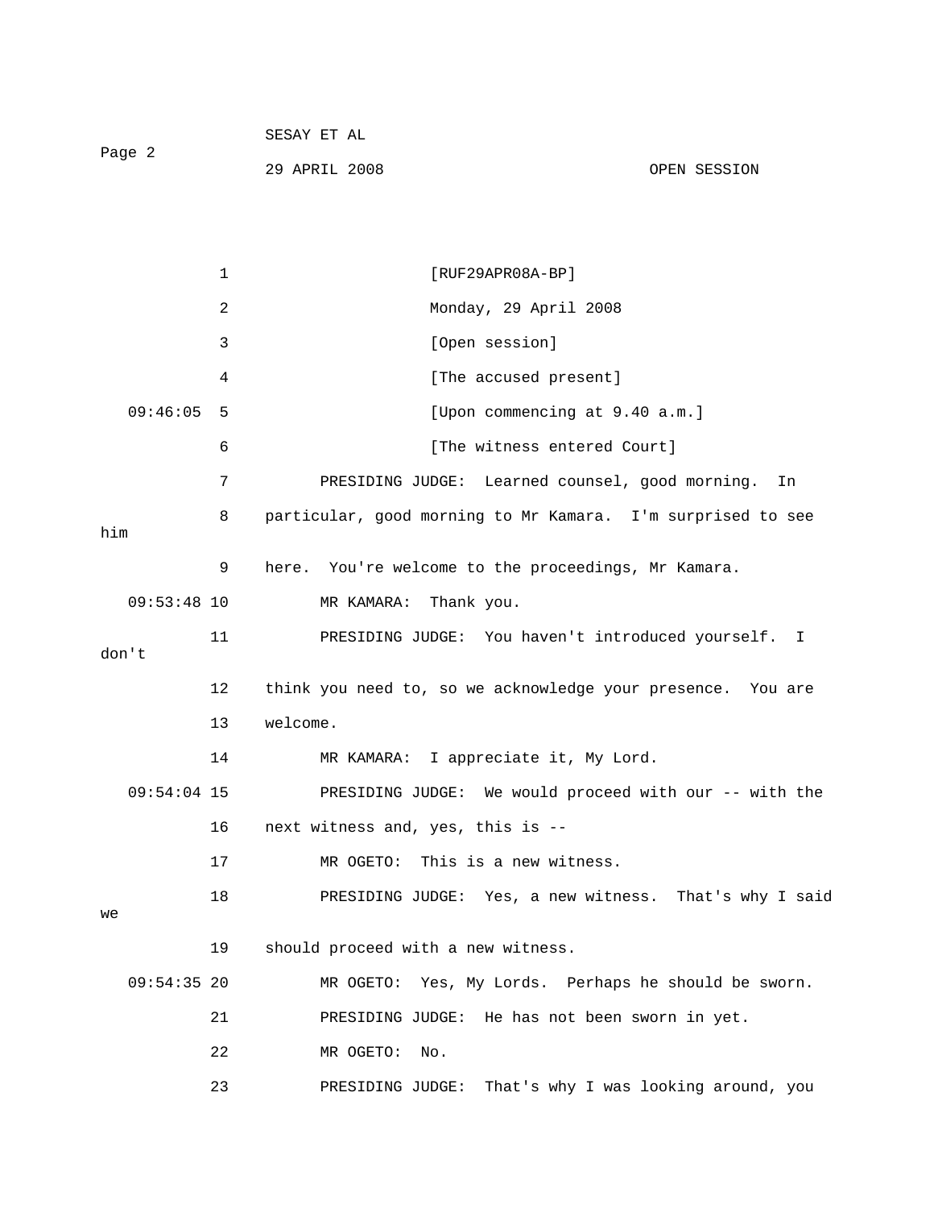[RUF29APR08A-BP]

Monday, 29 April 2008

[Open session]

[The accused present]

[Upon commencing at 9.40 a.m.]

[The witness entered Court]

PRESIDING JUDGE: Learned counsel, good morning. In particular, good morning to Mr Kamara. I'm surprised to see him here. You're welcome to the proceedings, Mr Kamara.

MR KAMARA: Thank you.

PRESIDING JUDGE: You haven't introduced yourself. I don't think you need to, so we acknowledge your presence. You are welcome.

MR KAMARA: I appreciate it, My Lord.

PRESIDING JUDGE: We would proceed with our -- with the next witness and, yes, this is --

MR OGETO: This is a new witness.

PRESIDING JUDGE: Yes, a new witness. That's why I said we should proceed with a new witness.

MR OGETO: Yes, My Lords. Perhaps he should be sworn.

PRESIDING JUDGE: He has not been sworn in yet.

MR OGETO: No.

PRESIDING JUDGE: That's why I was looking around, you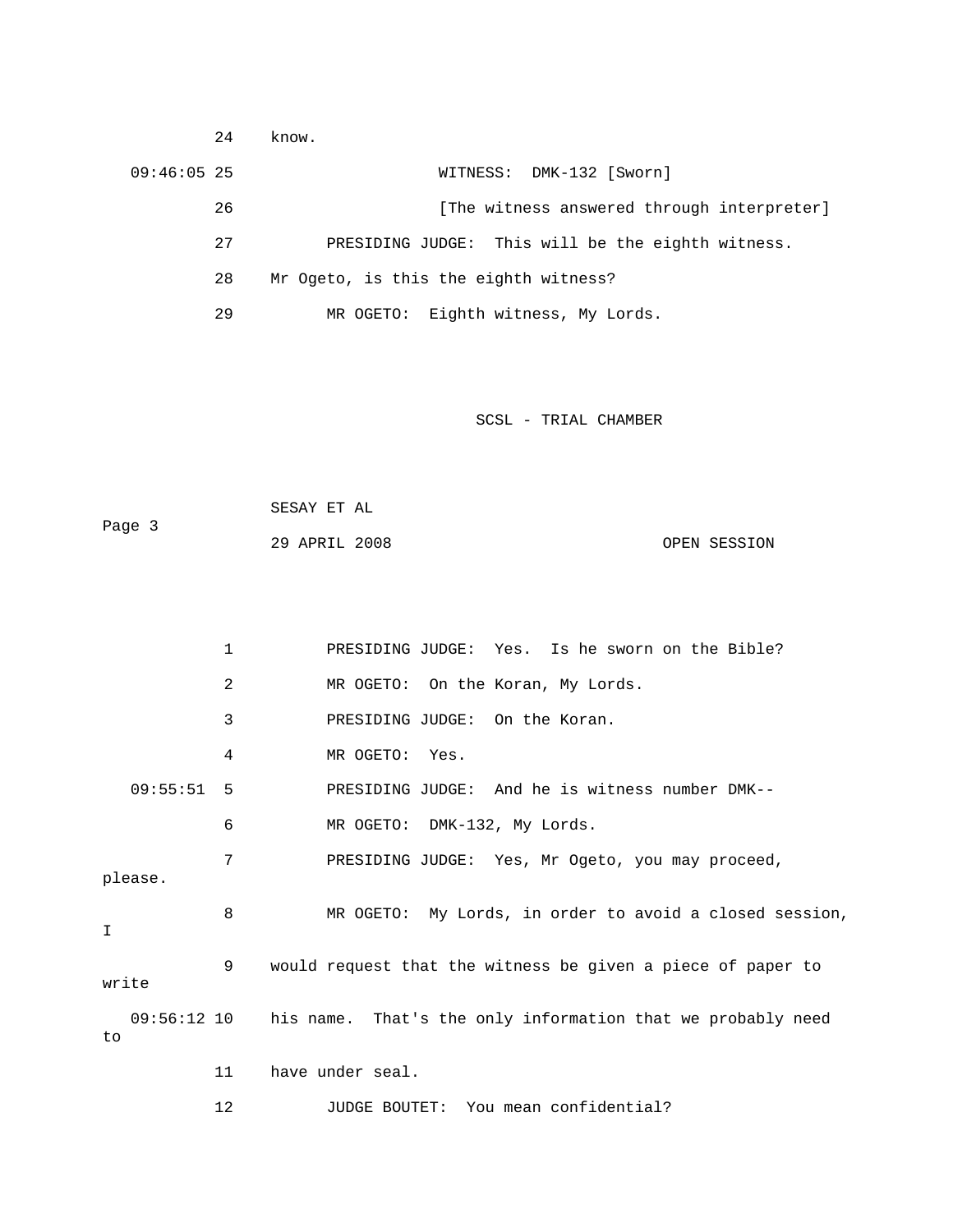24 know.

09:46:05 25 WITNESS: DMK-132 [Sworn]

26 [The witness answered through interpreter]

27 PRESIDING JUDGE: This will be the eighth witness.

28 Mr Ogeto, is this the eighth witness?

29 MR OGETO: Eighth witness, My Lords.

1 PRESIDING JUDGE: Yes. Is he sworn on the Bible?

2 MR OGETO: On the Koran, My Lords.

3 PRESIDING JUDGE: On the Koran.

4 MR OGETO: Yes.

09:55:51 5 PRESIDING JUDGE: And he is witness number DMK--

6 MR OGETO: DMK-132, My Lords.

7 PRESIDING JUDGE: Yes, Mr Ogeto, you may proceed, please.

8 MR OGETO: My Lords, in order to avoid a closed session, I

9 would request that the witness be given a piece of paper to write

09:56:12 10 his name. That's the only information that we probably need to

11 have under seal.

12 JUDGE BOUTET: You mean confidential?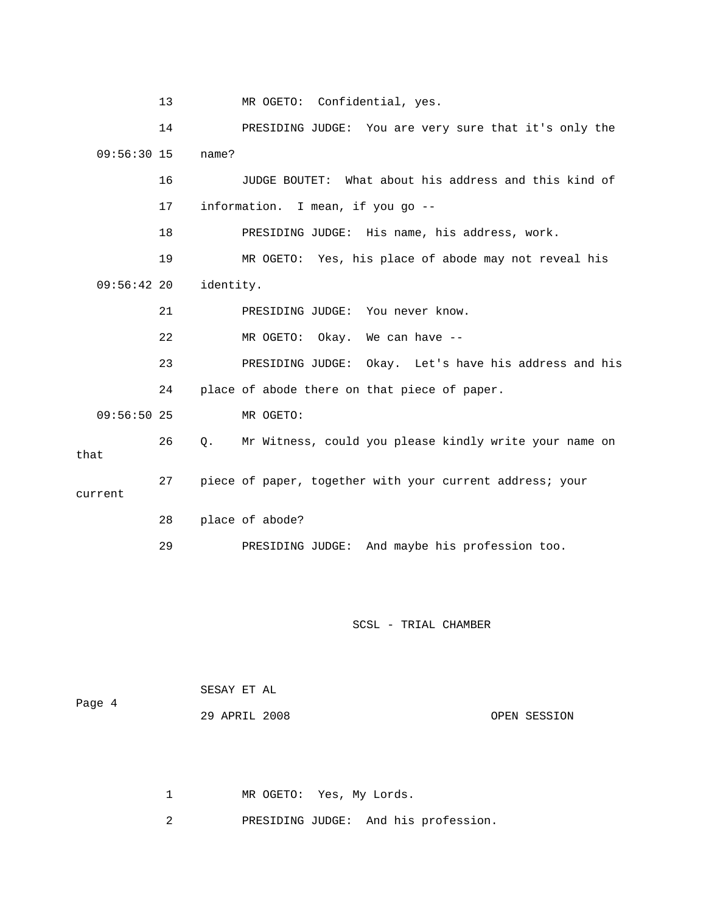13 MR OGETO: Confidential, yes.

14 PRESIDING JUDGE: You are very sure that it's only the

09:56:30 15 name?

16 JUDGE BOUTET: What about his address and this kind of

17 information. I mean, if you go --

18 PRESIDING JUDGE: His name, his address, work.

19 MR OGETO: Yes, his place of abode may not reveal his

09:56:42 20 identity.

21 PRESIDING JUDGE: You never know.

22 MR OGETO: Okay. We can have --

23 PRESIDING JUDGE: Okay. Let's have his address and his

24 place of abode there on that piece of paper.

09:56:50 25 MR OGETO:

26 Q. Mr Witness, could you please kindly write your name on that

27 piece of paper, together with your current address; your current

28 place of abode?

29 PRESIDING JUDGE: And maybe his profession too.

SESAY ET AL

29 APRIL 2008 OPEN SESSION

1 MR OGETO: Yes, My Lords.

2 PRESIDING JUDGE: And his profession.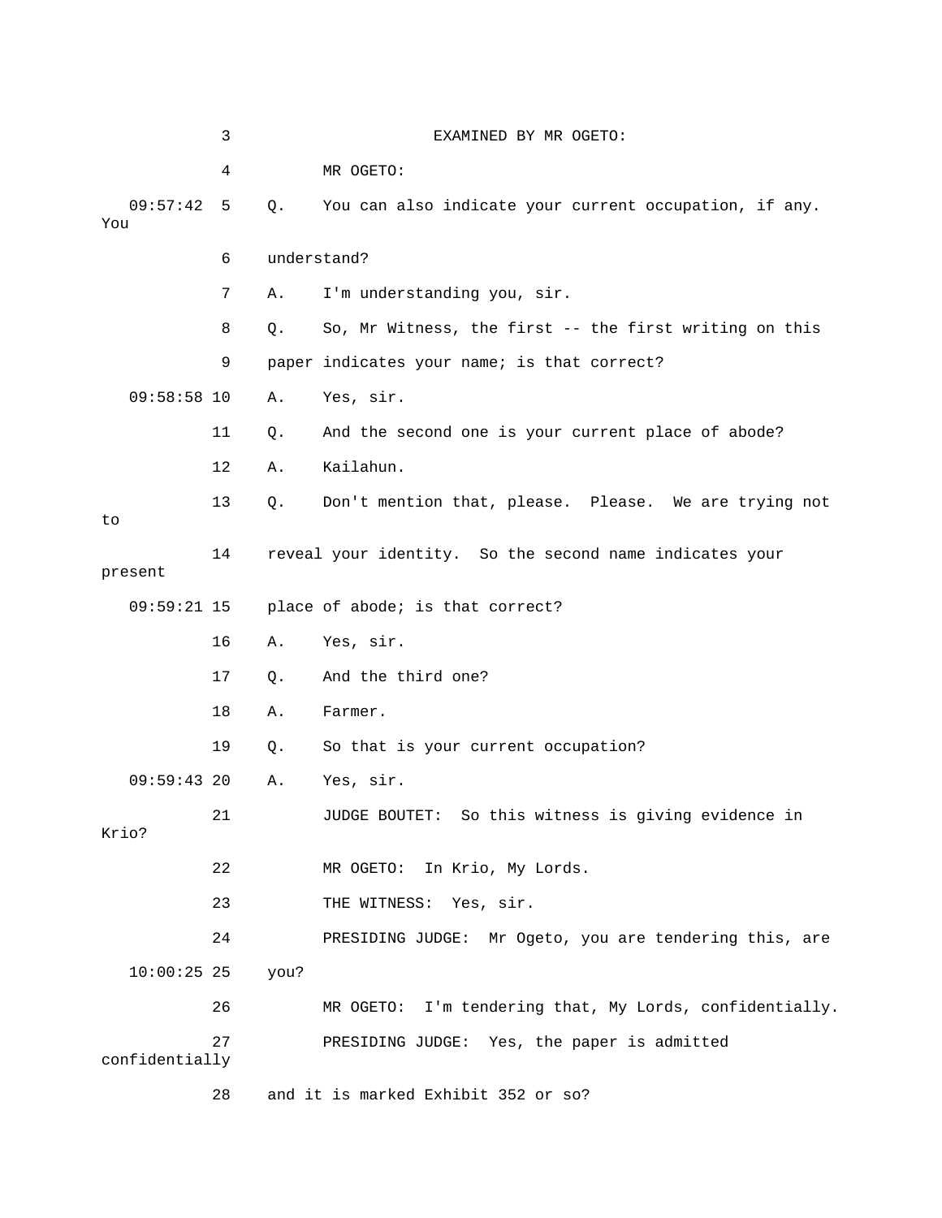EXAMINED BY MR OGETO:

MR OGETO:

Q. You can also indicate your current occupation, if any. You understand?

A. I'm understanding you, sir.

Q. So, Mr Witness, the first -- the first writing on this paper indicates your name; is that correct?

A. Yes, sir.

Q. And the second one is your current place of abode?

A. Kailahun.

Q. Don't mention that, please. Please. We are trying not to reveal your identity. So the second name indicates your present place of abode; is that correct?

A. Yes, sir.

Q. And the third one?

A. Farmer.

Q. So that is your current occupation?

A. Yes, sir.

JUDGE BOUTET: So this witness is giving evidence in Krio?

MR OGETO: In Krio, My Lords.

THE WITNESS: Yes, sir.

PRESIDING JUDGE: Mr Ogeto, you are tendering this, are you?

MR OGETO: I'm tendering that, My Lords, confidentially.

PRESIDING JUDGE: Yes, the paper is admitted confidentially and it is marked Exhibit 352 or so?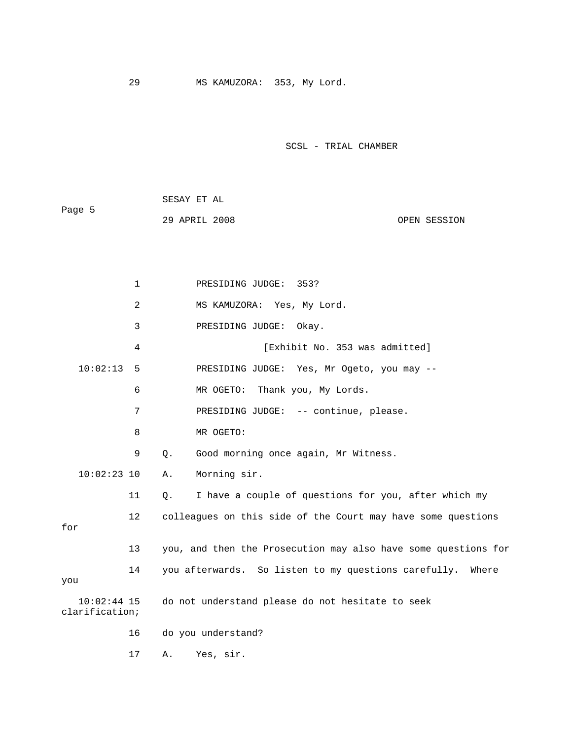29 MS KAMUZORA: 353, My Lord.

SCSL - TRIAL CHAMBER

SESAY ET AL

Page 5

29 APRIL 2008 OPEN SESSION

1 PRESIDING JUDGE: 353?

2 MS KAMUZORA: Yes, My Lord.

3 PRESIDING JUDGE: Okay.

4 [Exhibit No. 353 was admitted]

10:02:13 5 PRESIDING JUDGE: Yes, Mr Ogeto, you may --

6 MR OGETO: Thank you, My Lords.

7 PRESIDING JUDGE: -- continue, please.

8 MR OGETO:

9 Q. Good morning once again, Mr Witness.

10:02:23 10 A. Morning sir.

11 Q. I have a couple of questions for you, after which my

12 colleagues on this side of the Court may have some questions for

13 you, and then the Prosecution may also have some questions for

14 you afterwards. So listen to my questions carefully. Where you

10:02:44 15 do not understand please do not hesitate to seek clarification;

16 do you understand?

17 A. Yes, sir.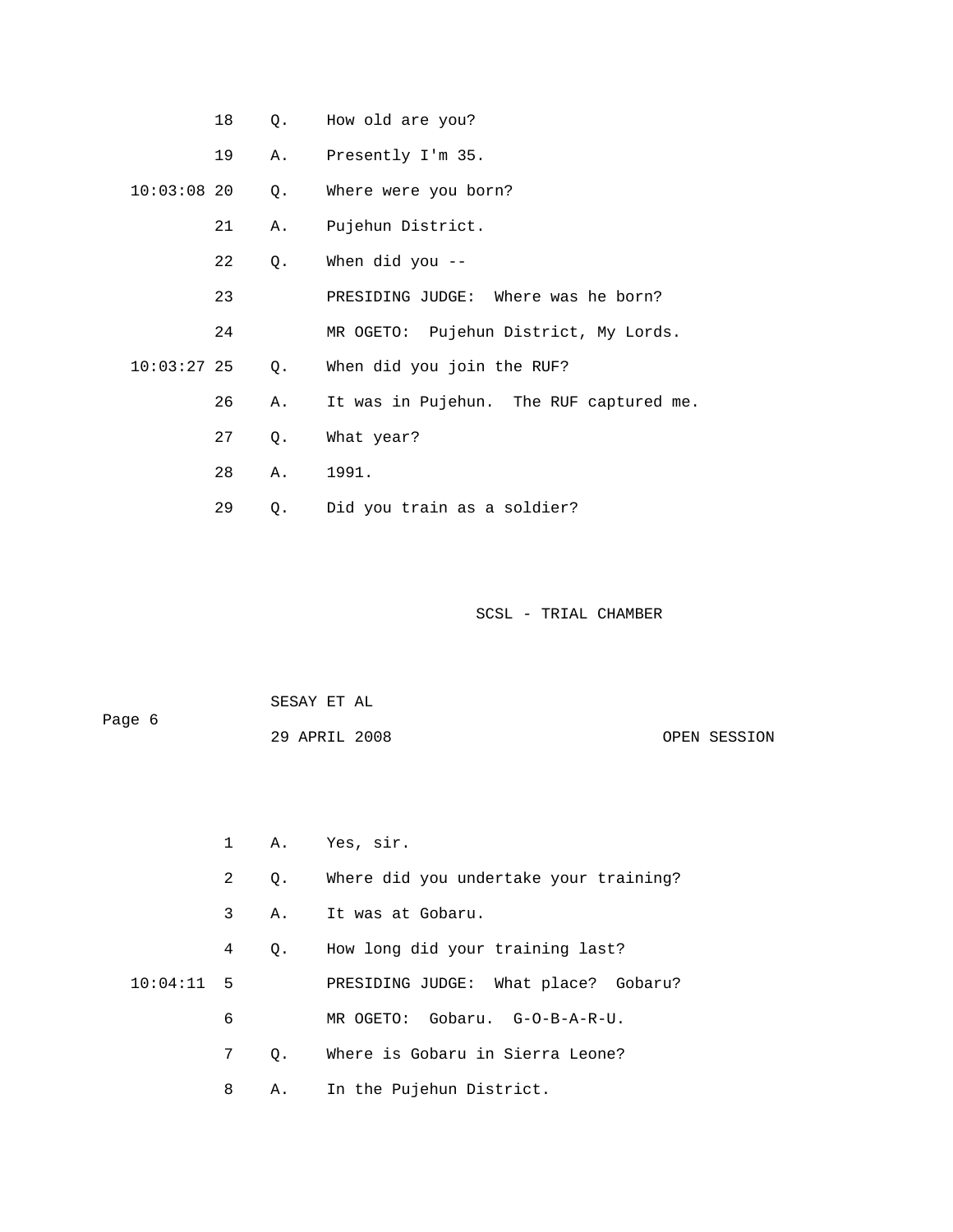18 Q. How old are you?

19 A. Presently I'm 35.

10:03:08 20 Q. Where were you born?

21 A. Pujehun District.

22 Q. When did you --

23 PRESIDING JUDGE: Where was he born?

24 MR OGETO: Pujehun District, My Lords.

10:03:27 25 Q. When did you join the RUF?

26 A. It was in Pujehun. The RUF captured me.

27 Q. What year?

28 A. 1991.

29 Q. Did you train as a soldier?

1 A. Yes, sir.

2 Q. Where did you undertake your training?

3 A. It was at Gobaru.

4 Q. How long did your training last?

10:04:11 5 PRESIDING JUDGE: What place? Gobaru?

6 MR OGETO: Gobaru. G-O-B-A-R-U.

7 Q. Where is Gobaru in Sierra Leone?

8 A. In the Pujehun District.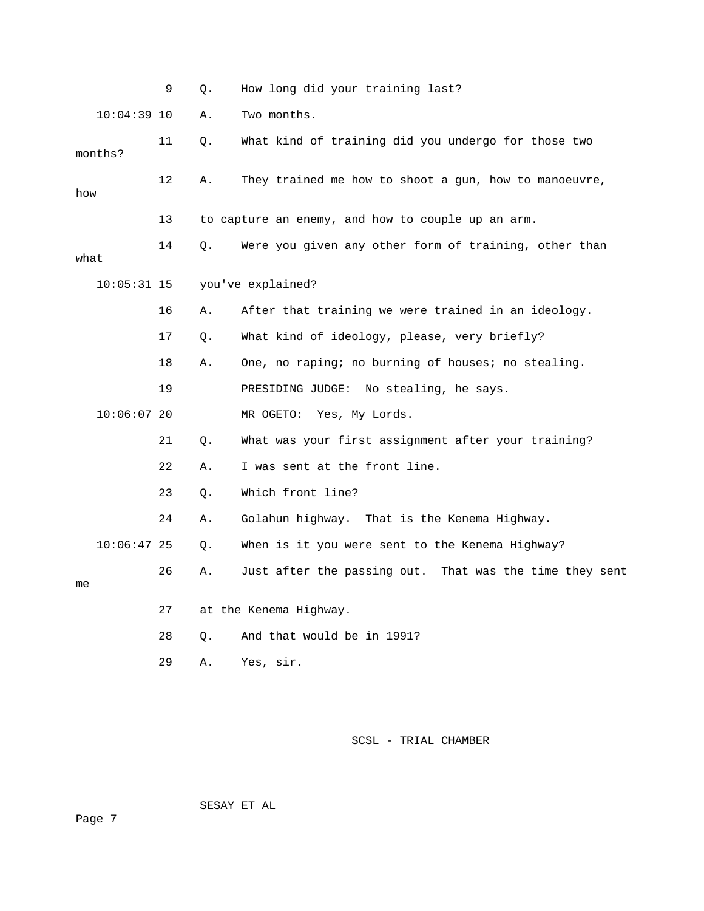9 Q. How long did your training last?

10:04:39 10 A. Two months.

11 Q. What kind of training did you undergo for those two months?

12 A. They trained me how to shoot a gun, how to manoeuvre, how

13 to capture an enemy, and how to couple up an arm.

14 Q. Were you given any other form of training, other than what

10:05:31 15 you've explained?

16 A. After that training we were trained in an ideology.

17 Q. What kind of ideology, please, very briefly?

18 A. One, no raping; no burning of houses; no stealing.

19 PRESIDING JUDGE: No stealing, he says.

10:06:07 20 MR OGETO: Yes, My Lords.

21 Q. What was your first assignment after your training?

22 A. I was sent at the front line.

23 Q. Which front line?

24 A. Golahun highway. That is the Kenema Highway.

10:06:47 25 Q. When is it you were sent to the Kenema Highway?

26 A. Just after the passing out. That was the time they sent me

27 at the Kenema Highway.

28 Q. And that would be in 1991?

29 A. Yes, sir.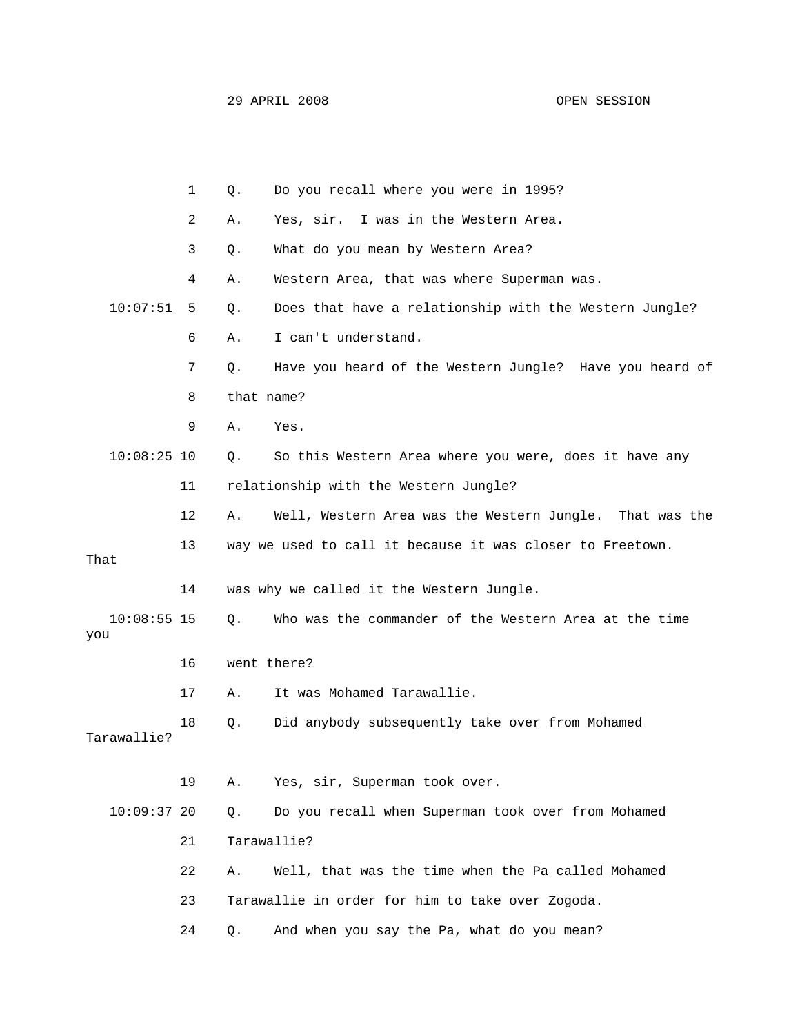1 Q. Do you recall where you were in 1995?

2 A. Yes, sir. I was in the Western Area.

3 Q. What do you mean by Western Area?

4 A. Western Area, that was where Superman was.

10:07:51 5 Q. Does that have a relationship with the Western Jungle?

6 A. I can't understand.

7 Q. Have you heard of the Western Jungle? Have you heard of

8 that name?

9 A. Yes.

10:08:25 10 Q. So this Western Area where you were, does it have any

11 relationship with the Western Jungle?

12 A. Well, Western Area was the Western Jungle. That was the

13 way we used to call it because it was closer to Freetown. That

14 was why we called it the Western Jungle.

10:08:55 15 Q. Who was the commander of the Western Area at the time you

16 went there?

17 A. It was Mohamed Tarawallie.

18 Q. Did anybody subsequently take over from Mohamed Tarawallie?

19 A. Yes, sir, Superman took over.

10:09:37 20 Q. Do you recall when Superman took over from Mohamed

21 Tarawallie?

22 A. Well, that was the time when the Pa called Mohamed

23 Tarawallie in order for him to take over Zogoda.

24 Q. And when you say the Pa, what do you mean?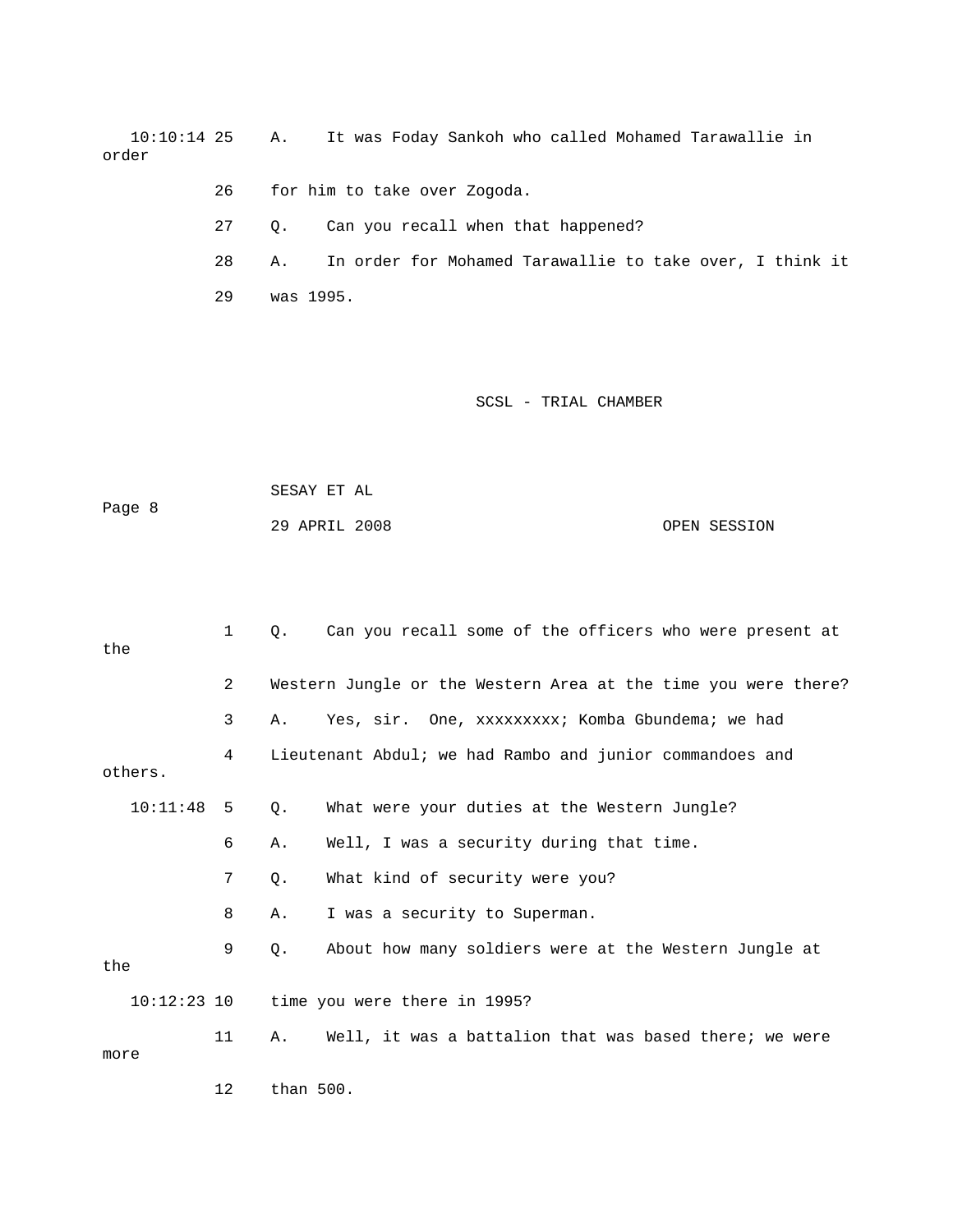10:10:14 25 A. It was Foday Sankoh who called Mohamed Tarawallie in order

26 for him to take over Zogoda.

27 Q. Can you recall when that happened?

28 A. In order for Mohamed Tarawallie to take over, I think it

29 was 1995.

SCSL - TRIAL CHAMBER

SESAY ET AL

29 APRIL 2008 OPEN SESSION

1 Q. Can you recall some of the officers who were present at the

2 Western Jungle or the Western Area at the time you were there?

3 A. Yes, sir. One, xxxxxxxxx; Komba Gbundema; we had

4 Lieutenant Abdul; we had Rambo and junior commandoes and others.

10:11:48 5 Q. What were your duties at the Western Jungle?

6 A. Well, I was a security during that time.

7 Q. What kind of security were you?

8 A. I was a security to Superman.

9 Q. About how many soldiers were at the Western Jungle at the

10:12:23 10 time you were there in 1995?

11 A. Well, it was a battalion that was based there; we were more

12 than 500.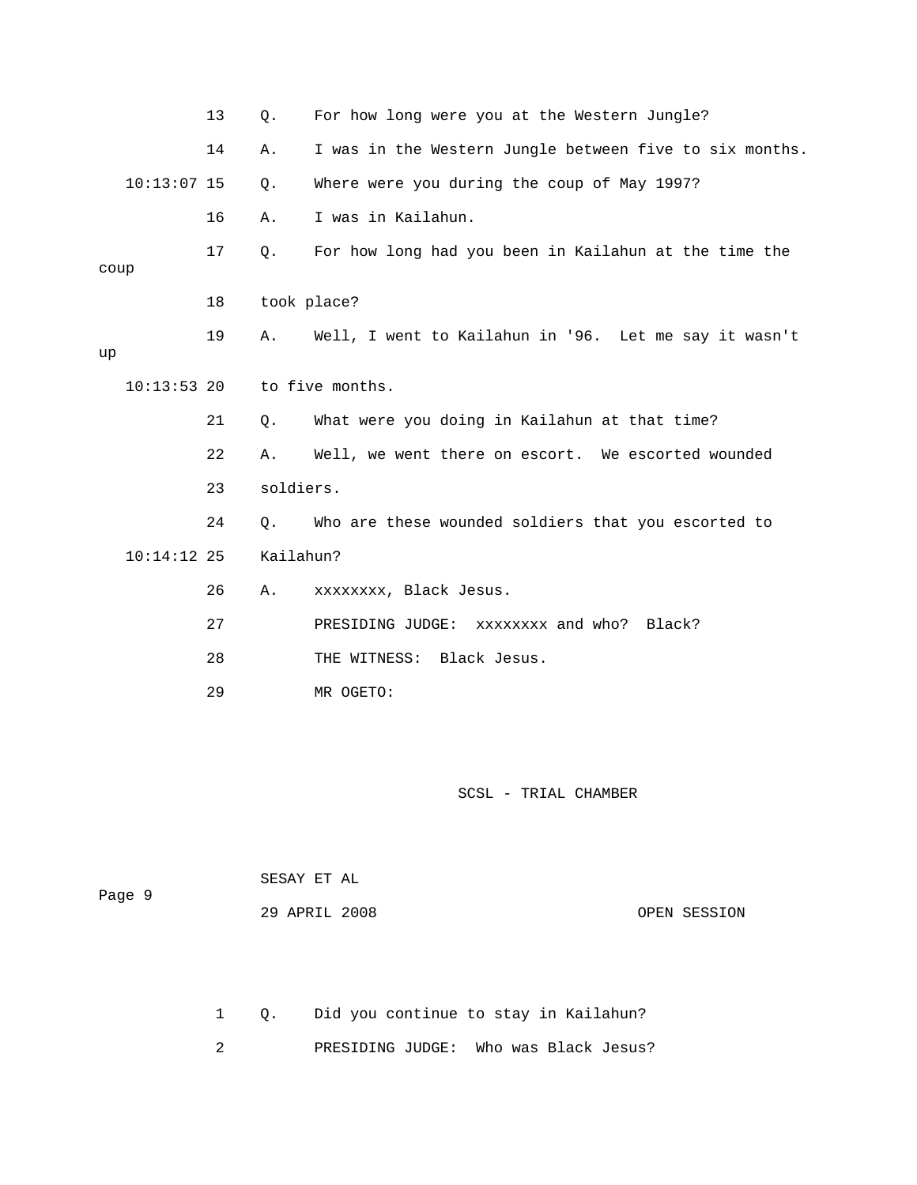13 Q. For how long were you at the Western Jungle?

14 A. I was in the Western Jungle between five to six months.

10:13:07 15 Q. Where were you during the coup of May 1997?

16 A. I was in Kailahun.

17 Q. For how long had you been in Kailahun at the time the coup

18 took place?

19 A. Well, I went to Kailahun in '96. Let me say it wasn't up

10:13:53 20 to five months.

21 Q. What were you doing in Kailahun at that time?

22 A. Well, we went there on escort. We escorted wounded

23 soldiers.

24 Q. Who are these wounded soldiers that you escorted to

10:14:12 25 Kailahun?

26 A. xxxxxxxx, Black Jesus.

27 PRESIDING JUDGE: xxxxxxxx and who? Black?

28 THE WITNESS: Black Jesus.

29 MR OGETO:

1 Q. Did you continue to stay in Kailahun?

2 PRESIDING JUDGE: Who was Black Jesus?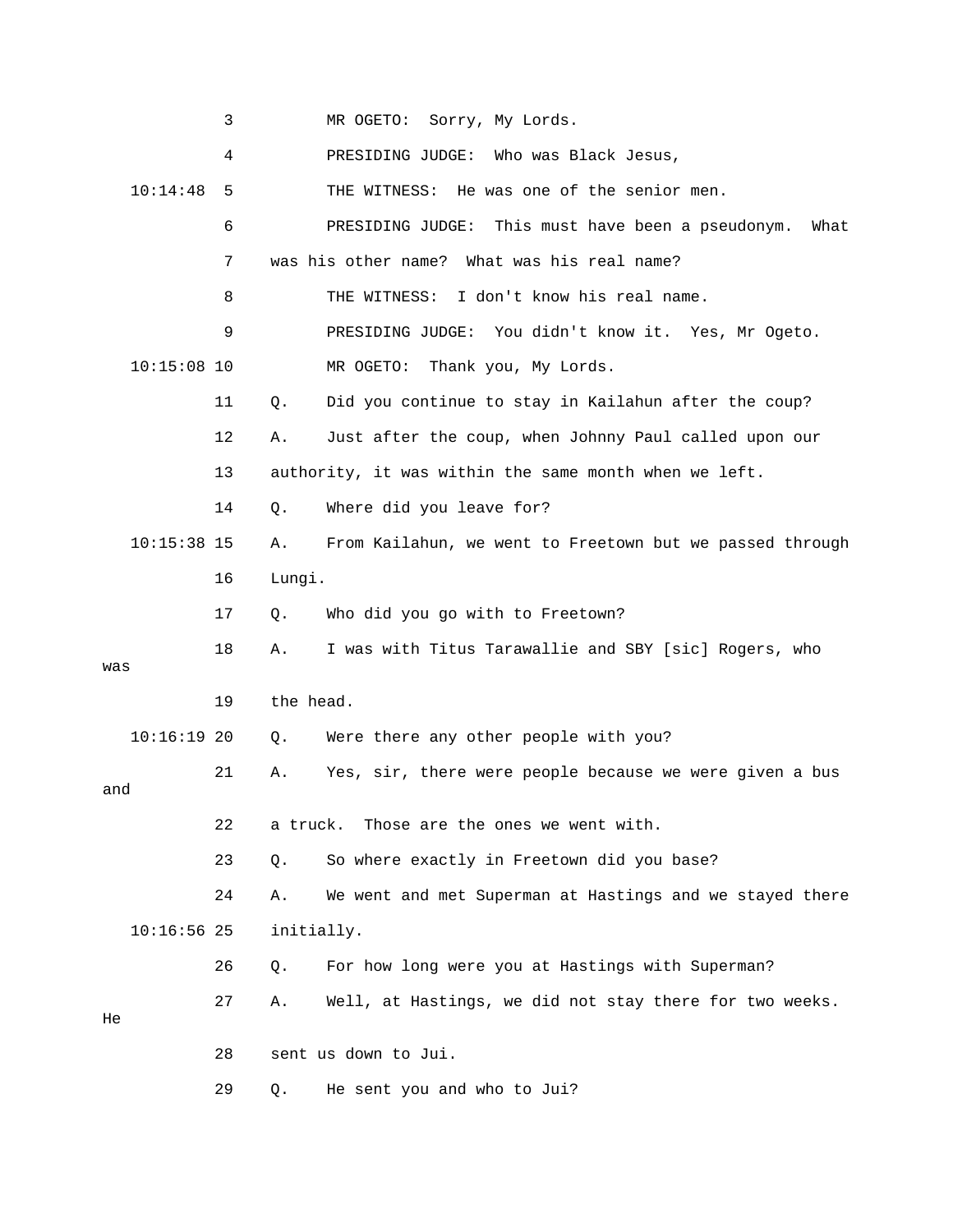MR OGETO: Sorry, My Lords.

PRESIDING JUDGE: Who was Black Jesus,

THE WITNESS: He was one of the senior men.

PRESIDING JUDGE: This must have been a pseudonym. What was his other name? What was his real name?

THE WITNESS: I don't know his real name.

PRESIDING JUDGE: You didn't know it. Yes, Mr Ogeto.

MR OGETO: Thank you, My Lords.

Q. Did you continue to stay in Kailahun after the coup?

A. Just after the coup, when Johnny Paul called upon our authority, it was within the same month when we left.

Q. Where did you leave for?

A. From Kailahun, we went to Freetown but we passed through Lungi.

Q. Who did you go with to Freetown?

A. I was with Titus Tarawallie and SBY [sic] Rogers, who was the head.

Q. Were there any other people with you?

A. Yes, sir, there were people because we were given a bus and a truck. Those are the ones we went with.

Q. So where exactly in Freetown did you base?

A. We went and met Superman at Hastings and we stayed there initially.

Q. For how long were you at Hastings with Superman?

A. Well, at Hastings, we did not stay there for two weeks. He sent us down to Jui.

Q. He sent you and who to Jui?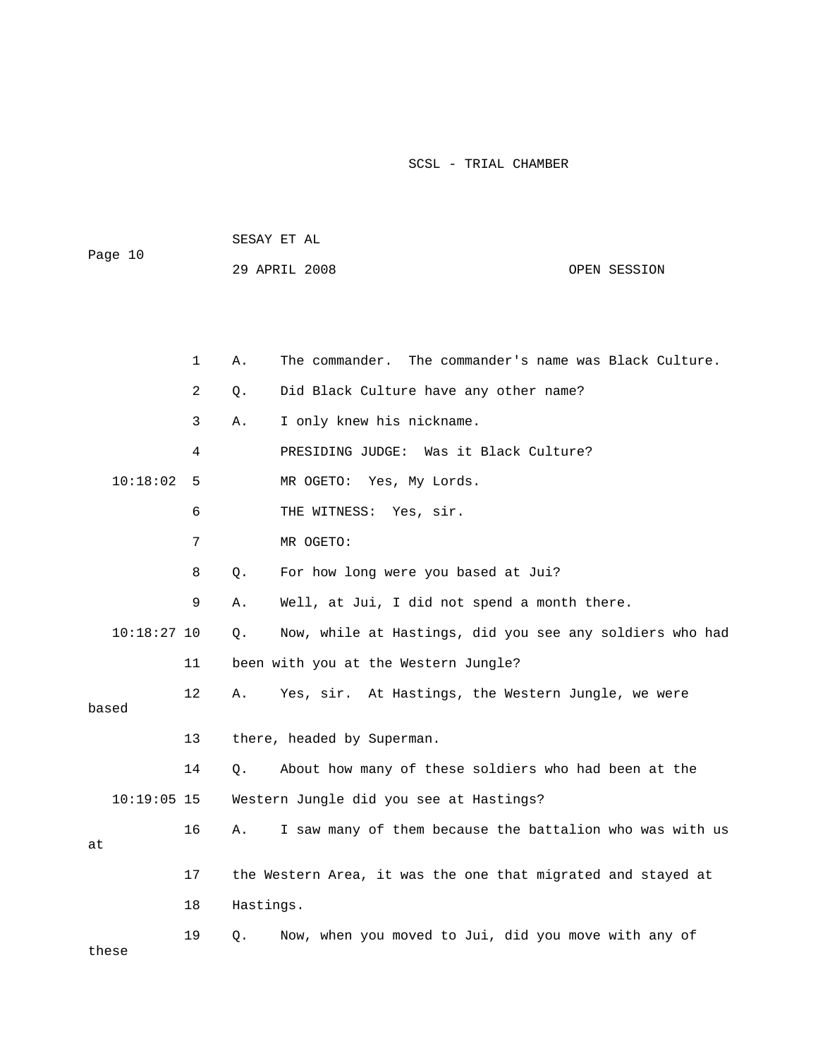1 A. The commander. The commander's name was Black Culture.

2 Q. Did Black Culture have any other name?

3 A. I only knew his nickname.

4 PRESIDING JUDGE: Was it Black Culture?

10:18:02 5 MR OGETO: Yes, My Lords.

6 THE WITNESS: Yes, sir.

7 MR OGETO:

8 Q. For how long were you based at Jui?

9 A. Well, at Jui, I did not spend a month there.

10:18:27 10 Q. Now, while at Hastings, did you see any soldiers who had

11 been with you at the Western Jungle?

12 A. Yes, sir. At Hastings, the Western Jungle, we were based

13 there, headed by Superman.

14 Q. About how many of these soldiers who had been at the

10:19:05 15 Western Jungle did you see at Hastings?

16 A. I saw many of them because the battalion who was with us at

17 the Western Area, it was the one that migrated and stayed at

18 Hastings.

19 Q. Now, when you moved to Jui, did you move with any of these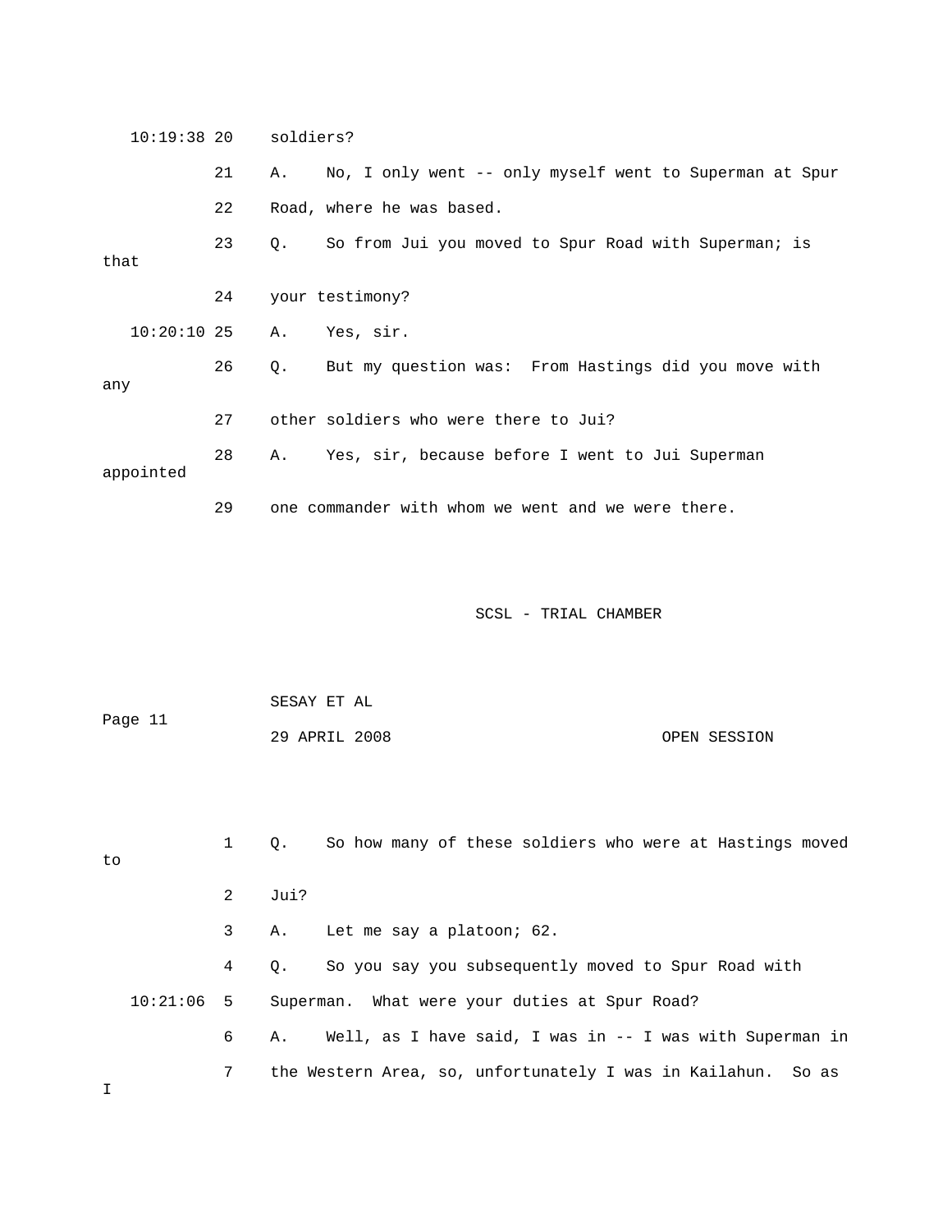10:19:38 20 soldiers?

21 A. No, I only went -- only myself went to Superman at Spur

22 Road, where he was based.

23 Q. So from Jui you moved to Spur Road with Superman; is that

24 your testimony?

10:20:10 25 A. Yes, sir.

26 Q. But my question was: From Hastings did you move with any

27 other soldiers who were there to Jui?

28 A. Yes, sir, because before I went to Jui Superman appointed

29 one commander with whom we went and we were there.

1 Q. So how many of these soldiers who were at Hastings moved to

2 Jui?

3 A. Let me say a platoon; 62.

4 Q. So you say you subsequently moved to Spur Road with

10:21:06 5 Superman. What were your duties at Spur Road?

6 A. Well, as I have said, I was in -- I was with Superman in

7 the Western Area, so, unfortunately I was in Kailahun. So as I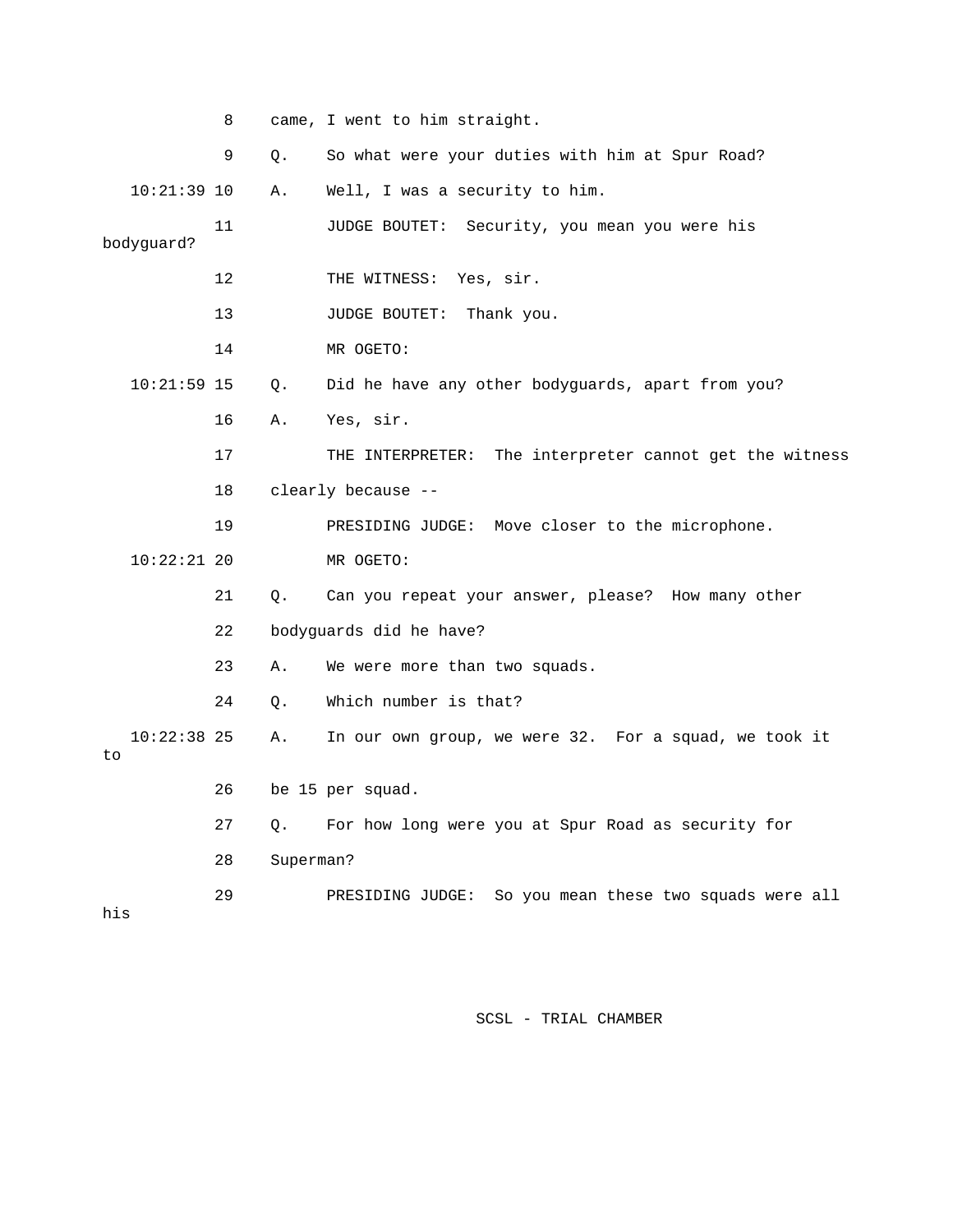8 came, I went to him straight.

9 Q. So what were your duties with him at Spur Road?

10:21:39 10 A. Well, I was a security to him.

11 JUDGE BOUTET: Security, you mean you were his bodyguard?

12 THE WITNESS: Yes, sir.

13 JUDGE BOUTET: Thank you.

14 MR OGETO:

10:21:59 15 Q. Did he have any other bodyguards, apart from you?

16 A. Yes, sir.

17 THE INTERPRETER: The interpreter cannot get the witness

18 clearly because --

19 PRESIDING JUDGE: Move closer to the microphone.

10:22:21 20 MR OGETO:

21 Q. Can you repeat your answer, please? How many other

22 bodyguards did he have?

23 A. We were more than two squads.

24 Q. Which number is that?

10:22:38 25 A. In our own group, we were 32. For a squad, we took it to

26 be 15 per squad.

27 Q. For how long were you at Spur Road as security for

28 Superman?

29 PRESIDING JUDGE: So you mean these two squads were all his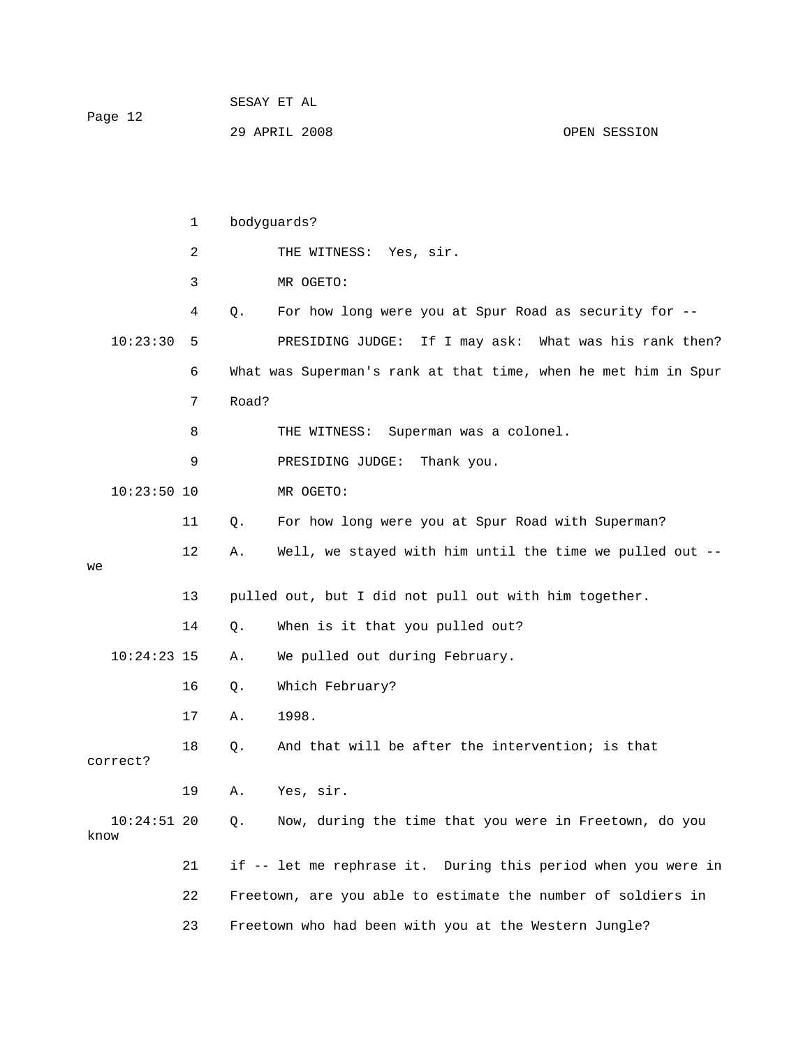bodyguards?

THE WITNESS: Yes, sir.

MR OGETO:

Q. For how long were you at Spur Road as security for --

PRESIDING JUDGE: If I may ask: What was his rank then? What was Superman's rank at that time, when he met him in Spur Road?

THE WITNESS: Superman was a colonel.

PRESIDING JUDGE: Thank you.

MR OGETO:

Q. For how long were you at Spur Road with Superman?

A. Well, we stayed with him until the time we pulled out -- we pulled out, but I did not pull out with him together.

Q. When is it that you pulled out?

A. We pulled out during February.

Q. Which February?

A. 1998.

Q. And that will be after the intervention; is that correct?

A. Yes, sir.

Q. Now, during the time that you were in Freetown, do you know if -- let me rephrase it. During this period when you were in Freetown, are you able to estimate the number of soldiers in Freetown who had been with you at the Western Jungle?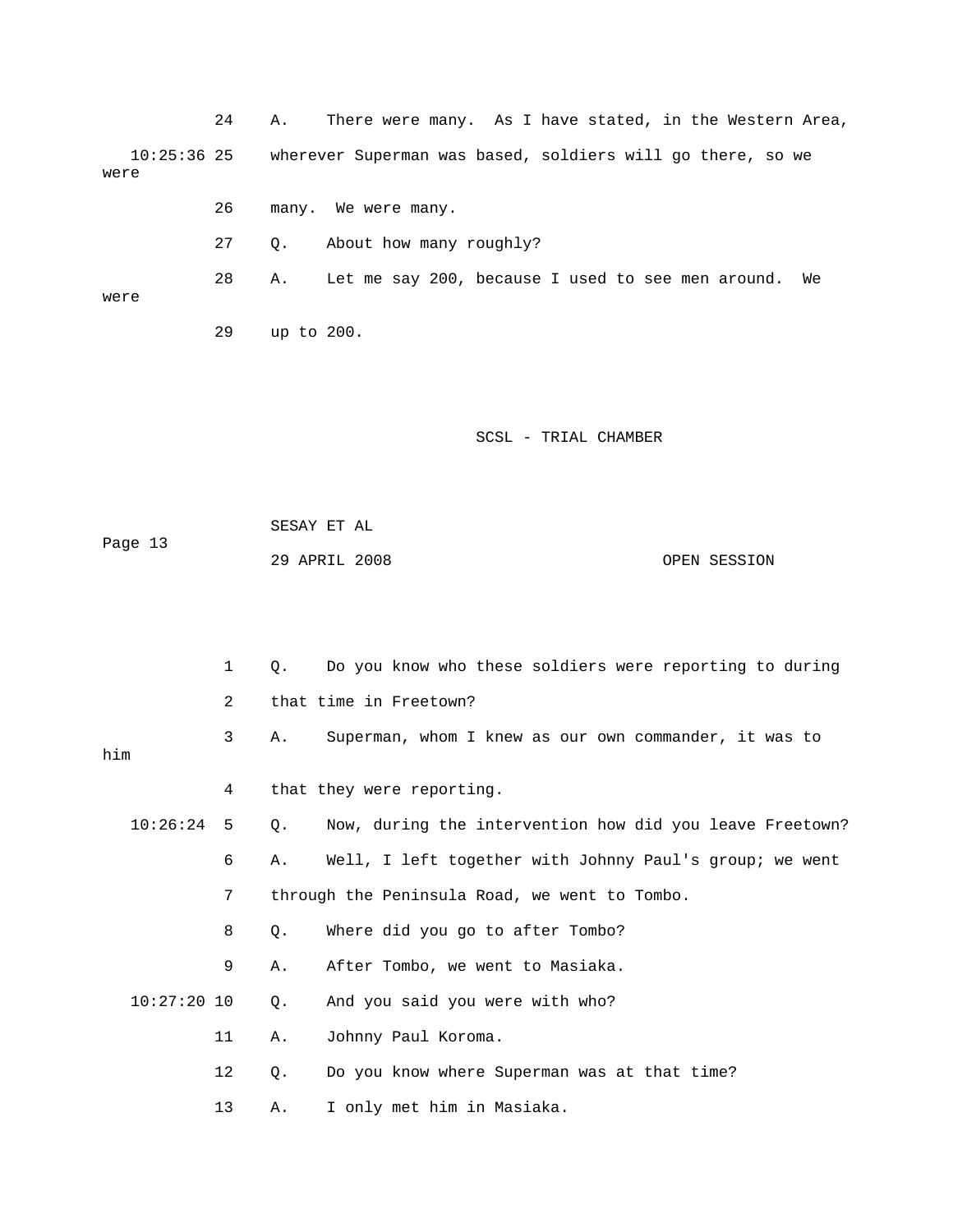24 A. There were many. As I have stated, in the Western Area,

10:25:36 25 wherever Superman was based, soldiers will go there, so we were

26 many. We were many.

27 Q. About how many roughly?

28 A. Let me say 200, because I used to see men around. We were

29 up to 200.

1 Q. Do you know who these soldiers were reporting to during

2 that time in Freetown?

3 A. Superman, whom I knew as our own commander, it was to him

4 that they were reporting.

10:26:24 5 Q. Now, during the intervention how did you leave Freetown?

6 A. Well, I left together with Johnny Paul's group; we went

7 through the Peninsula Road, we went to Tombo.

8 Q. Where did you go to after Tombo?

9 A. After Tombo, we went to Masiaka.

10:27:20 10 Q. And you said you were with who?

11 A. Johnny Paul Koroma.

12 Q. Do you know where Superman was at that time?

13 A. I only met him in Masiaka.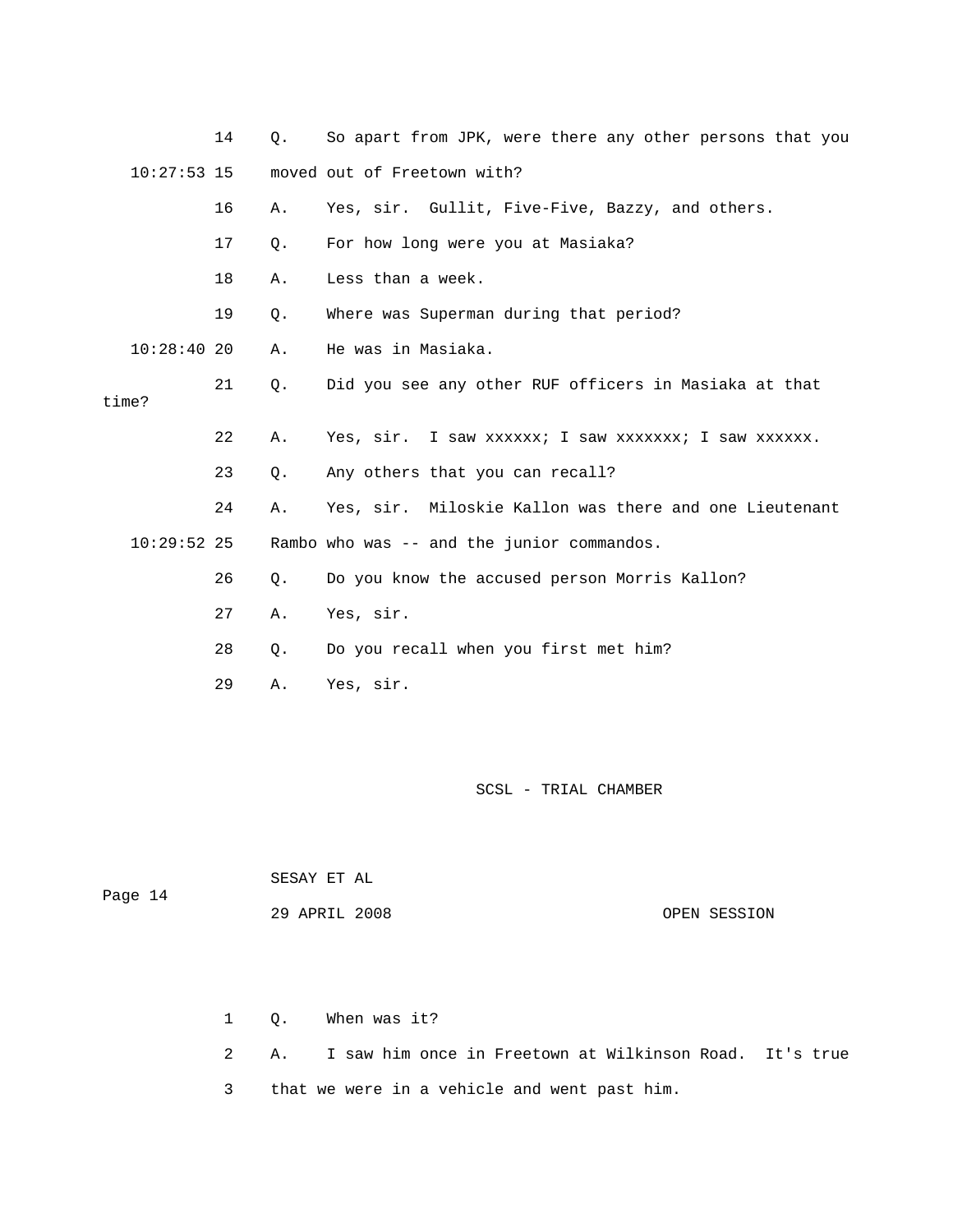14 Q. So apart from JPK, were there any other persons that you

10:27:53 15 moved out of Freetown with?

16 A. Yes, sir. Gullit, Five-Five, Bazzy, and others.

17 Q. For how long were you at Masiaka?

18 A. Less than a week.

19 Q. Where was Superman during that period?

10:28:40 20 A. He was in Masiaka.

21 Q. Did you see any other RUF officers in Masiaka at that time?

22 A. Yes, sir. I saw xxxxxx; I saw xxxxxxx; I saw xxxxxx.

23 Q. Any others that you can recall?

24 A. Yes, sir. Miloskie Kallon was there and one Lieutenant

10:29:52 25 Rambo who was -- and the junior commandos.

26 Q. Do you know the accused person Morris Kallon?

27 A. Yes, sir.

28 Q. Do you recall when you first met him?

29 A. Yes, sir.

SCSL - TRIAL CHAMBER

SESAY ET AL

Page 14

29 APRIL 2008 OPEN SESSION

1 Q. When was it?

2 A. I saw him once in Freetown at Wilkinson Road. It's true

3 that we were in a vehicle and went past him.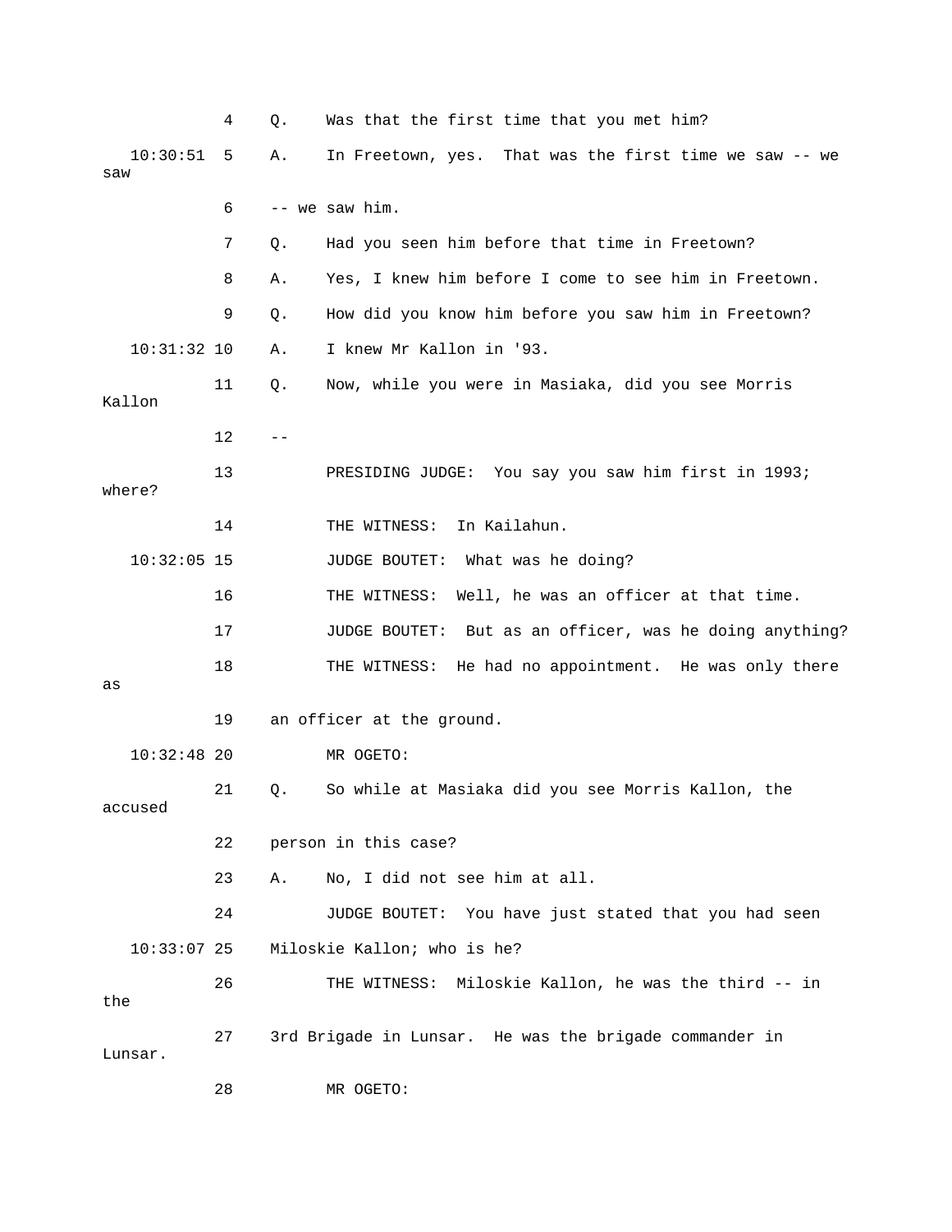4 Q. Was that the first time that you met him?

10:30:51 5 A. In Freetown, yes. That was the first time we saw -- we saw

6 -- we saw him.

7 Q. Had you seen him before that time in Freetown?

8 A. Yes, I knew him before I come to see him in Freetown.

9 Q. How did you know him before you saw him in Freetown?

10:31:32 10 A. I knew Mr Kallon in '93.

11 Q. Now, while you were in Masiaka, did you see Morris Kallon

12 --

13 PRESIDING JUDGE: You say you saw him first in 1993; where?

14 THE WITNESS: In Kailahun.

10:32:05 15 JUDGE BOUTET: What was he doing?

16 THE WITNESS: Well, he was an officer at that time.

17 JUDGE BOUTET: But as an officer, was he doing anything?

18 THE WITNESS: He had no appointment. He was only there as

19 an officer at the ground.

10:32:48 20 MR OGETO:

21 Q. So while at Masiaka did you see Morris Kallon, the accused

22 person in this case?

23 A. No, I did not see him at all.

24 JUDGE BOUTET: You have just stated that you had seen

10:33:07 25 Miloskie Kallon; who is he?

26 THE WITNESS: Miloskie Kallon, he was the third -- in the

27 3rd Brigade in Lunsar. He was the brigade commander in Lunsar.

28 MR OGETO: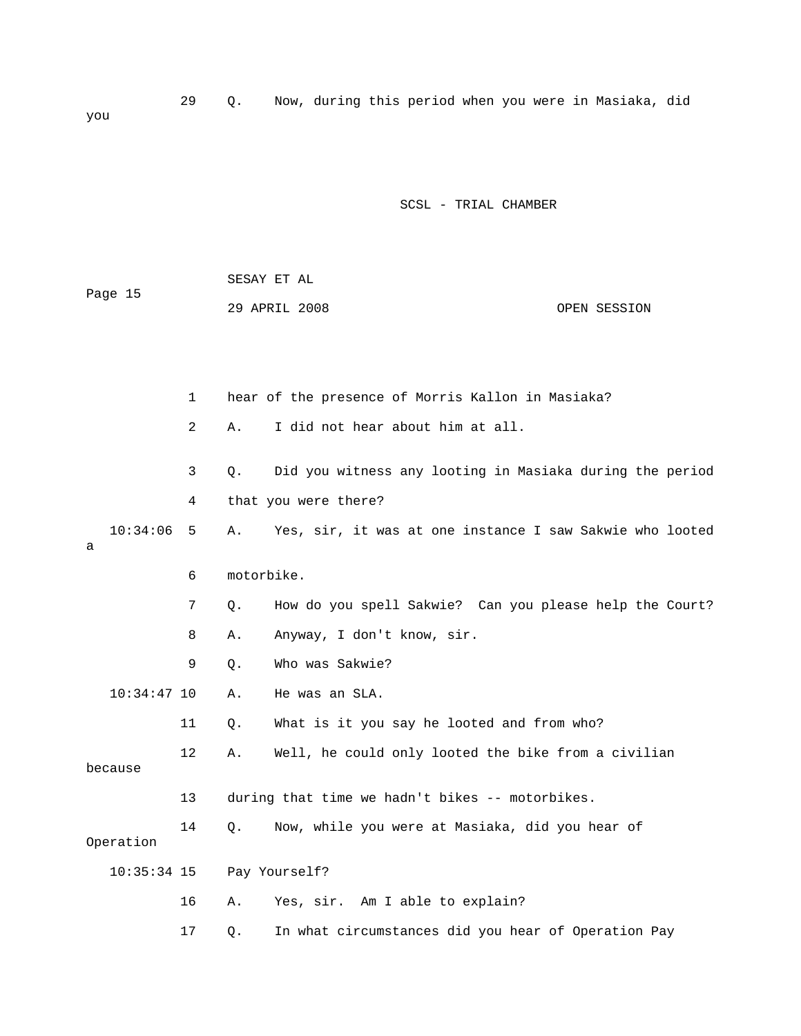29 Q. Now, during this period when you were in Masiaka, did you

1 hear of the presence of Morris Kallon in Masiaka?

2 A. I did not hear about him at all.

3 Q. Did you witness any looting in Masiaka during the period

4 that you were there?

10:34:06 5 A. Yes, sir, it was at one instance I saw Sakwie who looted a

6 motorbike.

7 Q. How do you spell Sakwie? Can you please help the Court?

8 A. Anyway, I don't know, sir.

9 Q. Who was Sakwie?

10:34:47 10 A. He was an SLA.

11 Q. What is it you say he looted and from who?

12 A. Well, he could only looted the bike from a civilian because

13 during that time we hadn't bikes -- motorbikes.

14 Q. Now, while you were at Masiaka, did you hear of Operation

10:35:34 15 Pay Yourself?

16 A. Yes, sir. Am I able to explain?

17 Q. In what circumstances did you hear of Operation Pay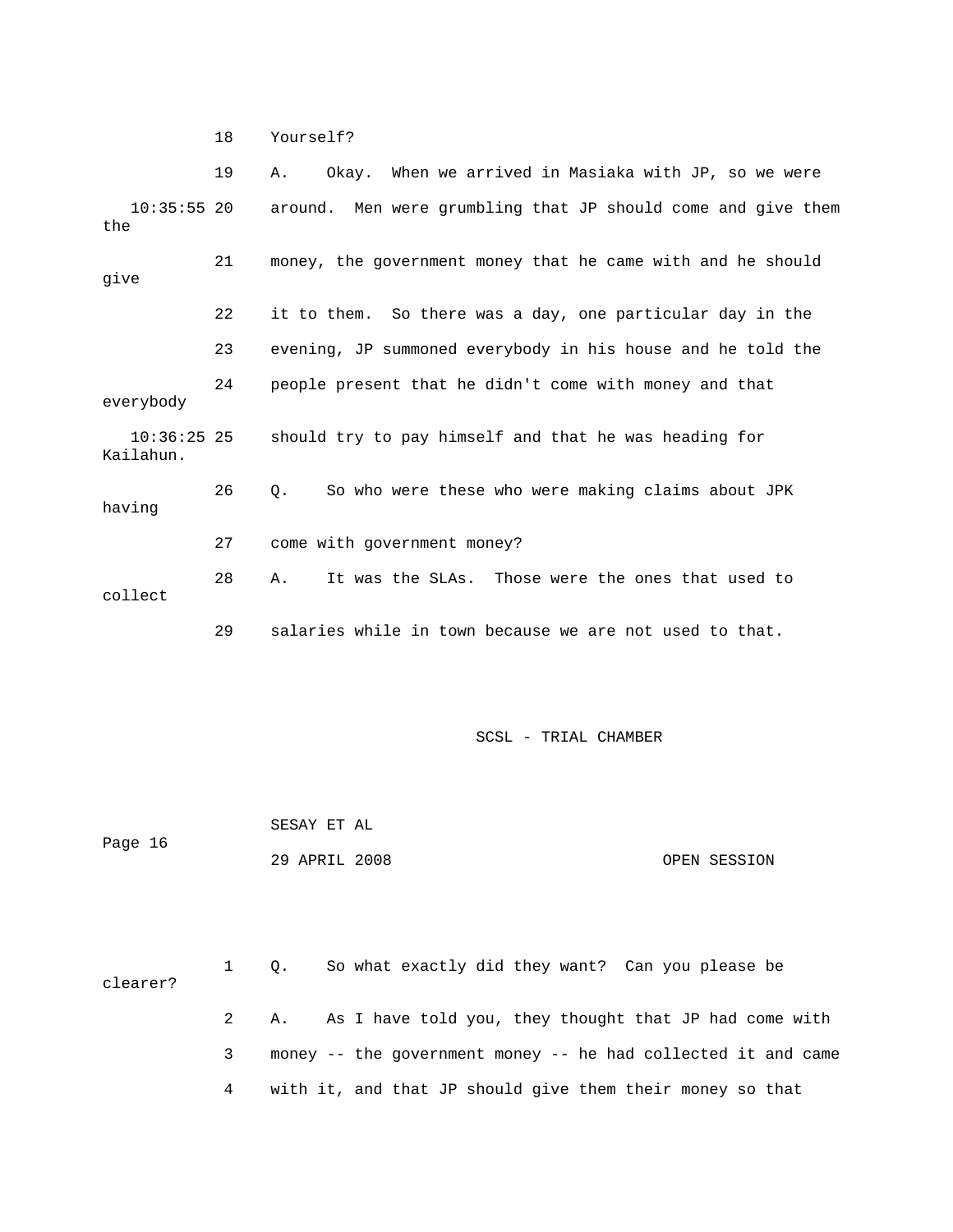18 Yourself?

19 A. Okay. When we arrived in Masiaka with JP, so we were

10:35:55 20 around. Men were grumbling that JP should come and give them the

21 money, the government money that he came with and he should give

22 it to them. So there was a day, one particular day in the

23 evening, JP summoned everybody in his house and he told the

24 people present that he didn't come with money and that everybody

10:36:25 25 should try to pay himself and that he was heading for Kailahun.

26 Q. So who were these who were making claims about JPK having

27 come with government money?

28 A. It was the SLAs. Those were the ones that used to collect

29 salaries while in town because we are not used to that.

1 Q. So what exactly did they want? Can you please be clearer?

2 A. As I have told you, they thought that JP had come with

3 money -- the government money -- he had collected it and came

4 with it, and that JP should give them their money so that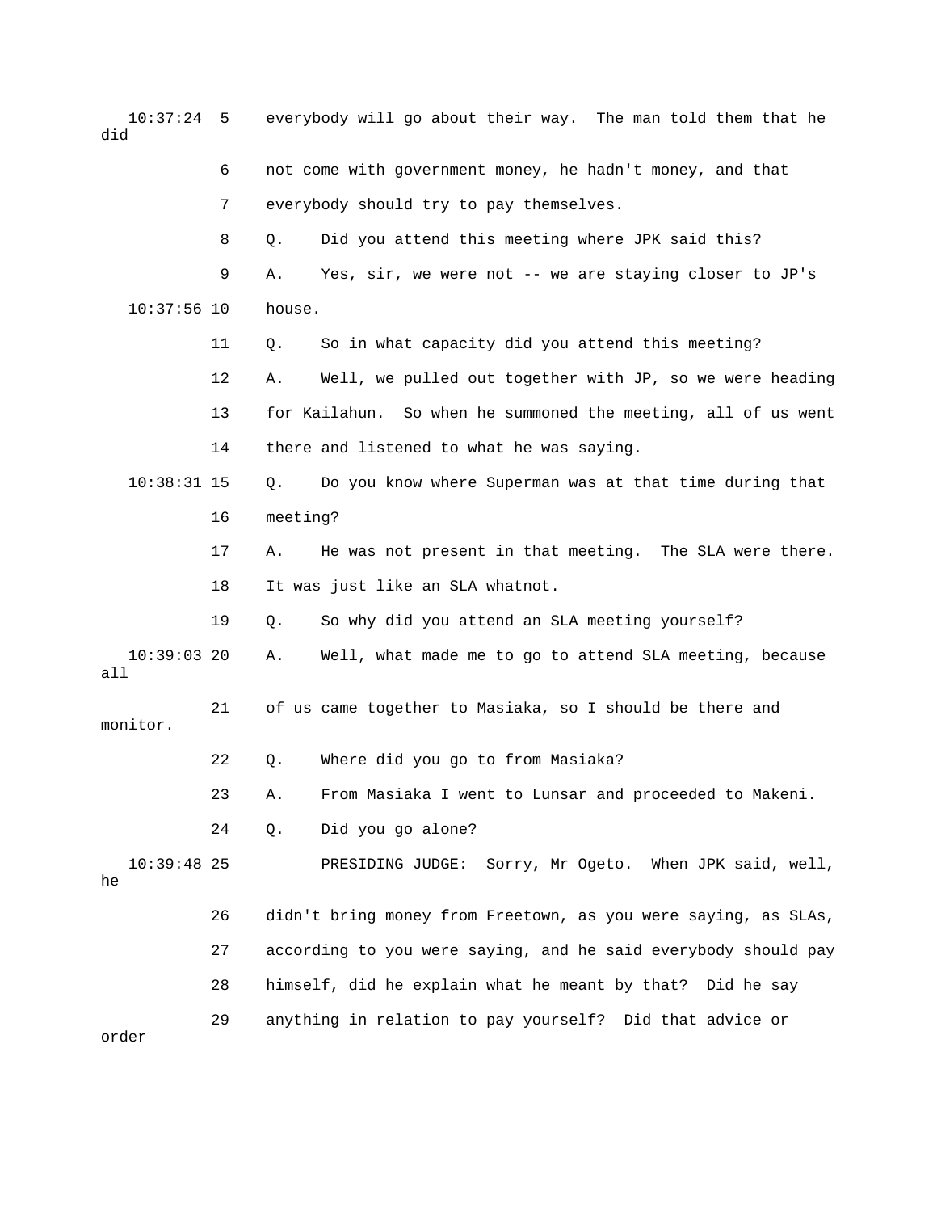10:37:24 5 everybody will go about their way. The man told them that he did

6 not come with government money, he hadn't money, and that

7 everybody should try to pay themselves.

8 Q. Did you attend this meeting where JPK said this?

9 A. Yes, sir, we were not -- we are staying closer to JP's

10:37:56 10 house.

11 Q. So in what capacity did you attend this meeting?

12 A. Well, we pulled out together with JP, so we were heading

13 for Kailahun. So when he summoned the meeting, all of us went

14 there and listened to what he was saying.

10:38:31 15 Q. Do you know where Superman was at that time during that

16 meeting?

17 A. He was not present in that meeting. The SLA were there.

18 It was just like an SLA whatnot.

19 Q. So why did you attend an SLA meeting yourself?

10:39:03 20 A. Well, what made me to go to attend SLA meeting, because all

21 of us came together to Masiaka, so I should be there and monitor.

22 Q. Where did you go to from Masiaka?

23 A. From Masiaka I went to Lunsar and proceeded to Makeni.

24 Q. Did you go alone?

10:39:48 25 PRESIDING JUDGE: Sorry, Mr Ogeto. When JPK said, well, he

26 didn't bring money from Freetown, as you were saying, as SLAs,

27 according to you were saying, and he said everybody should pay

28 himself, did he explain what he meant by that? Did he say

29 anything in relation to pay yourself? Did that advice or order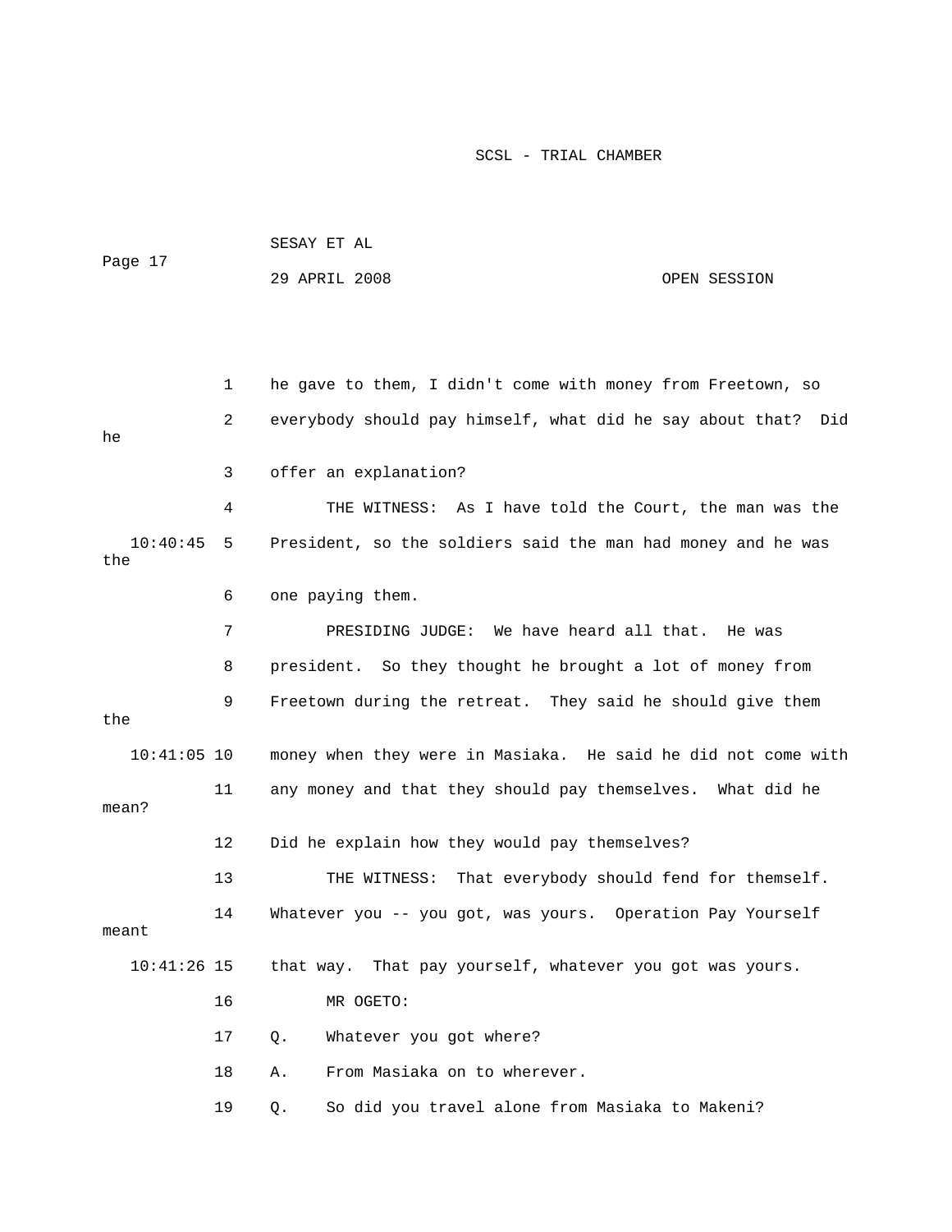1 he gave to them, I didn't come with money from Freetown, so

2 everybody should pay himself, what did he say about that? Did he

3 offer an explanation?

4 THE WITNESS: As I have told the Court, the man was the

10:40:45 5 President, so the soldiers said the man had money and he was the

6 one paying them.

7 PRESIDING JUDGE: We have heard all that. He was

8 president. So they thought he brought a lot of money from

9 Freetown during the retreat. They said he should give them the

10:41:05 10 money when they were in Masiaka. He said he did not come with

11 any money and that they should pay themselves. What did he mean?

12 Did he explain how they would pay themselves?

13 THE WITNESS: That everybody should fend for themself.

14 Whatever you -- you got, was yours. Operation Pay Yourself meant

10:41:26 15 that way. That pay yourself, whatever you got was yours.

16 MR OGETO:

17 Q. Whatever you got where?

18 A. From Masiaka on to wherever.

19 Q. So did you travel alone from Masiaka to Makeni?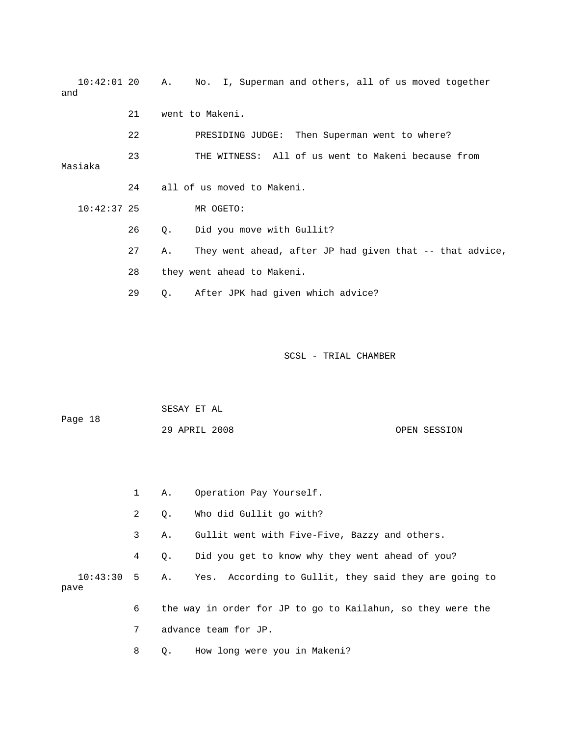10:42:01 20 A. No. I, Superman and others, all of us moved together and

21 went to Makeni.

22 PRESIDING JUDGE: Then Superman went to where?

23 THE WITNESS: All of us went to Makeni because from Masiaka

24 all of us moved to Makeni.

10:42:37 25 MR OGETO:

26 Q. Did you move with Gullit?

27 A. They went ahead, after JP had given that -- that advice,

28 they went ahead to Makeni.

29 Q. After JPK had given which advice?

1 A. Operation Pay Yourself.

2 Q. Who did Gullit go with?

3 A. Gullit went with Five-Five, Bazzy and others.

4 Q. Did you get to know why they went ahead of you?

10:43:30 5 A. Yes. According to Gullit, they said they are going to pave

6 the way in order for JP to go to Kailahun, so they were the

7 advance team for JP.

8 Q. How long were you in Makeni?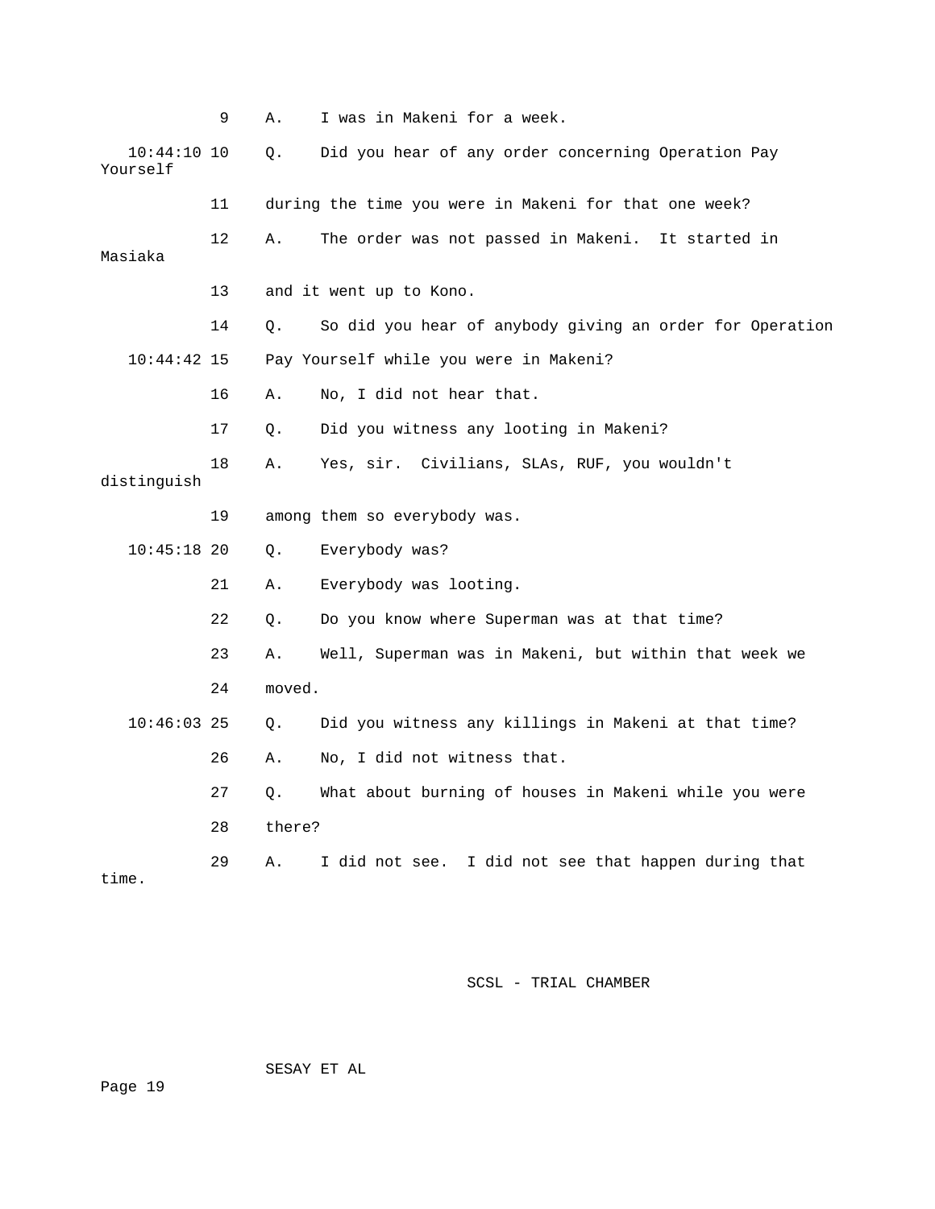9 A. I was in Makeni for a week.

10:44:10 10 Q. Did you hear of any order concerning Operation Pay Yourself

11 during the time you were in Makeni for that one week?

12 A. The order was not passed in Makeni. It started in Masiaka

13 and it went up to Kono.

14 Q. So did you hear of anybody giving an order for Operation

10:44:42 15 Pay Yourself while you were in Makeni?

16 A. No, I did not hear that.

17 Q. Did you witness any looting in Makeni?

18 A. Yes, sir. Civilians, SLAs, RUF, you wouldn't distinguish

19 among them so everybody was.

10:45:18 20 Q. Everybody was?

21 A. Everybody was looting.

22 Q. Do you know where Superman was at that time?

23 A. Well, Superman was in Makeni, but within that week we

24 moved.

10:46:03 25 Q. Did you witness any killings in Makeni at that time?

26 A. No, I did not witness that.

27 Q. What about burning of houses in Makeni while you were

28 there?

29 A. I did not see. I did not see that happen during that time.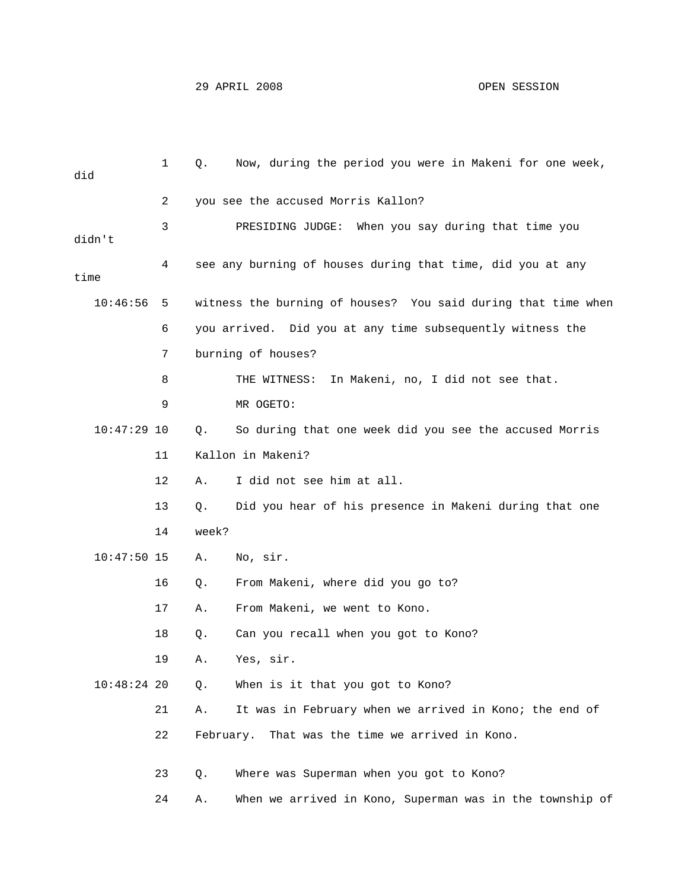Q. Now, during the period you were in Makeni for one week, did you see the accused Morris Kallon?

PRESIDING JUDGE: When you say during that time you didn't see any burning of houses during that time, did you at any time witness the burning of houses? You said during that time when you arrived. Did you at any time subsequently witness the burning of houses?

THE WITNESS: In Makeni, no, I did not see that.

MR OGETO:

Q. So during that one week did you see the accused Morris Kallon in Makeni?

A. I did not see him at all.

Q. Did you hear of his presence in Makeni during that one week?

A. No, sir.

Q. From Makeni, where did you go to?

A. From Makeni, we went to Kono.

Q. Can you recall when you got to Kono?

A. Yes, sir.

Q. When is it that you got to Kono?

A. It was in February when we arrived in Kono; the end of February. That was the time we arrived in Kono.

Q. Where was Superman when you got to Kono?

A. When we arrived in Kono, Superman was in the township of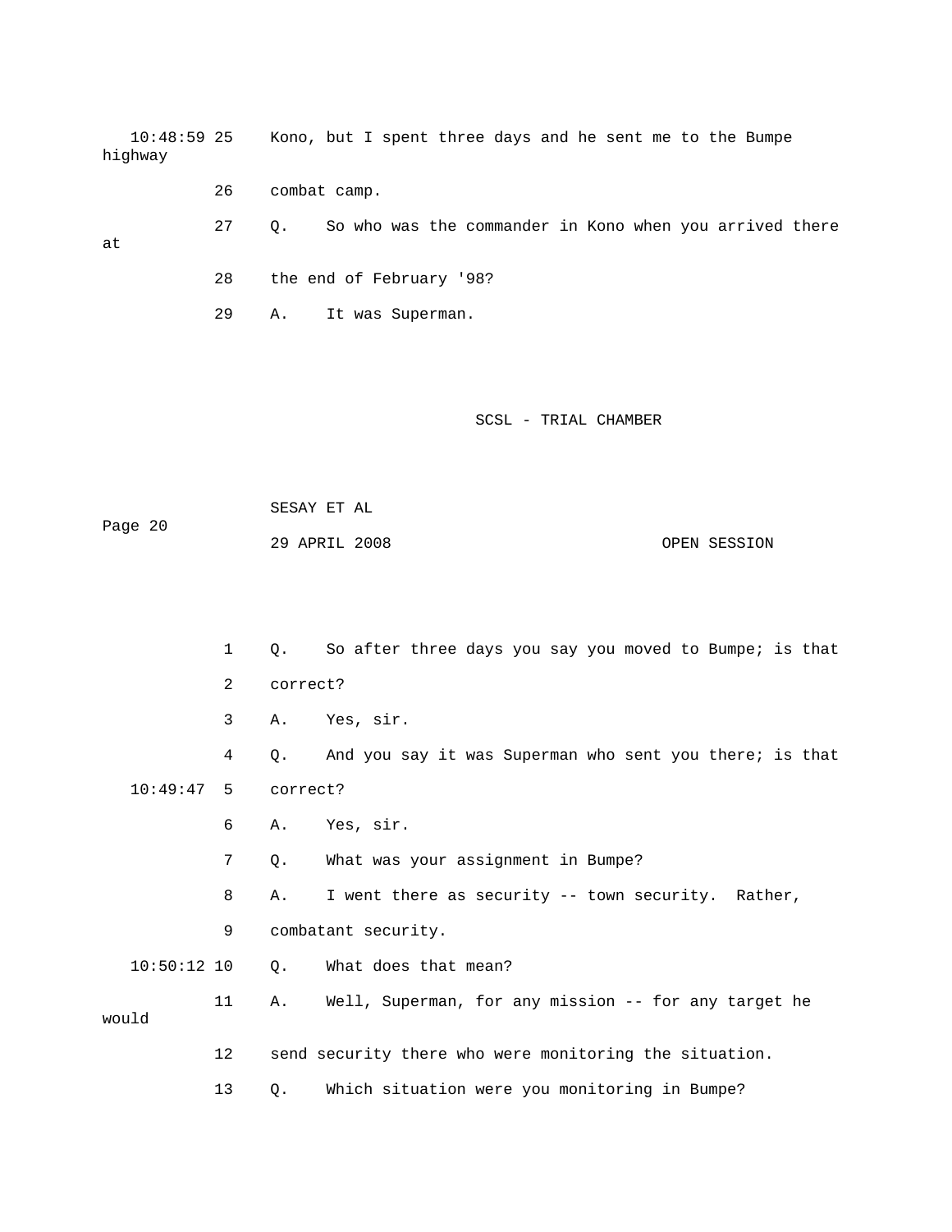10:48:59 25 Kono, but I spent three days and he sent me to the Bumpe highway

26 combat camp.

27 Q. So who was the commander in Kono when you arrived there at

28 the end of February '98?

29 A. It was Superman.

1 Q. So after three days you say you moved to Bumpe; is that

2 correct?

3 A. Yes, sir.

4 Q. And you say it was Superman who sent you there; is that

10:49:47 5 correct?

6 A. Yes, sir.

7 Q. What was your assignment in Bumpe?

8 A. I went there as security -- town security. Rather,

9 combatant security.

10:50:12 10 Q. What does that mean?

11 A. Well, Superman, for any mission -- for any target he would

12 send security there who were monitoring the situation.

13 Q. Which situation were you monitoring in Bumpe?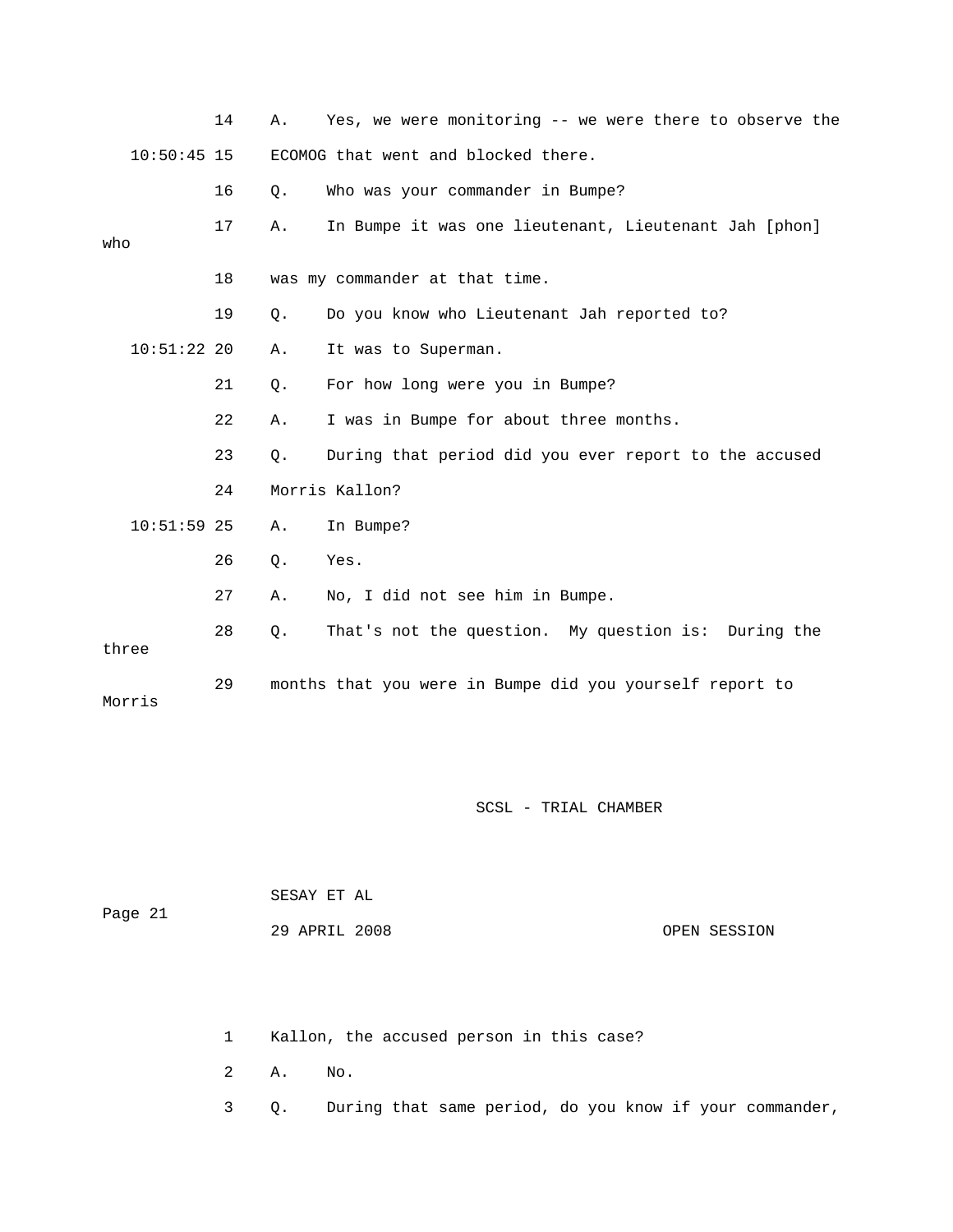14 A. Yes, we were monitoring -- we were there to observe the

10:50:45 15 ECOMOG that went and blocked there.

16 Q. Who was your commander in Bumpe?

17 A. In Bumpe it was one lieutenant, Lieutenant Jah [phon] who

18 was my commander at that time.

19 Q. Do you know who Lieutenant Jah reported to?

10:51:22 20 A. It was to Superman.

21 Q. For how long were you in Bumpe?

22 A. I was in Bumpe for about three months.

23 Q. During that period did you ever report to the accused

24 Morris Kallon?

10:51:59 25 A. In Bumpe?

26 Q. Yes.

27 A. No, I did not see him in Bumpe.

28 Q. That's not the question. My question is: During the three

29 months that you were in Bumpe did you yourself report to Morris

1 Kallon, the accused person in this case?

2 A. No.

3 Q. During that same period, do you know if your commander,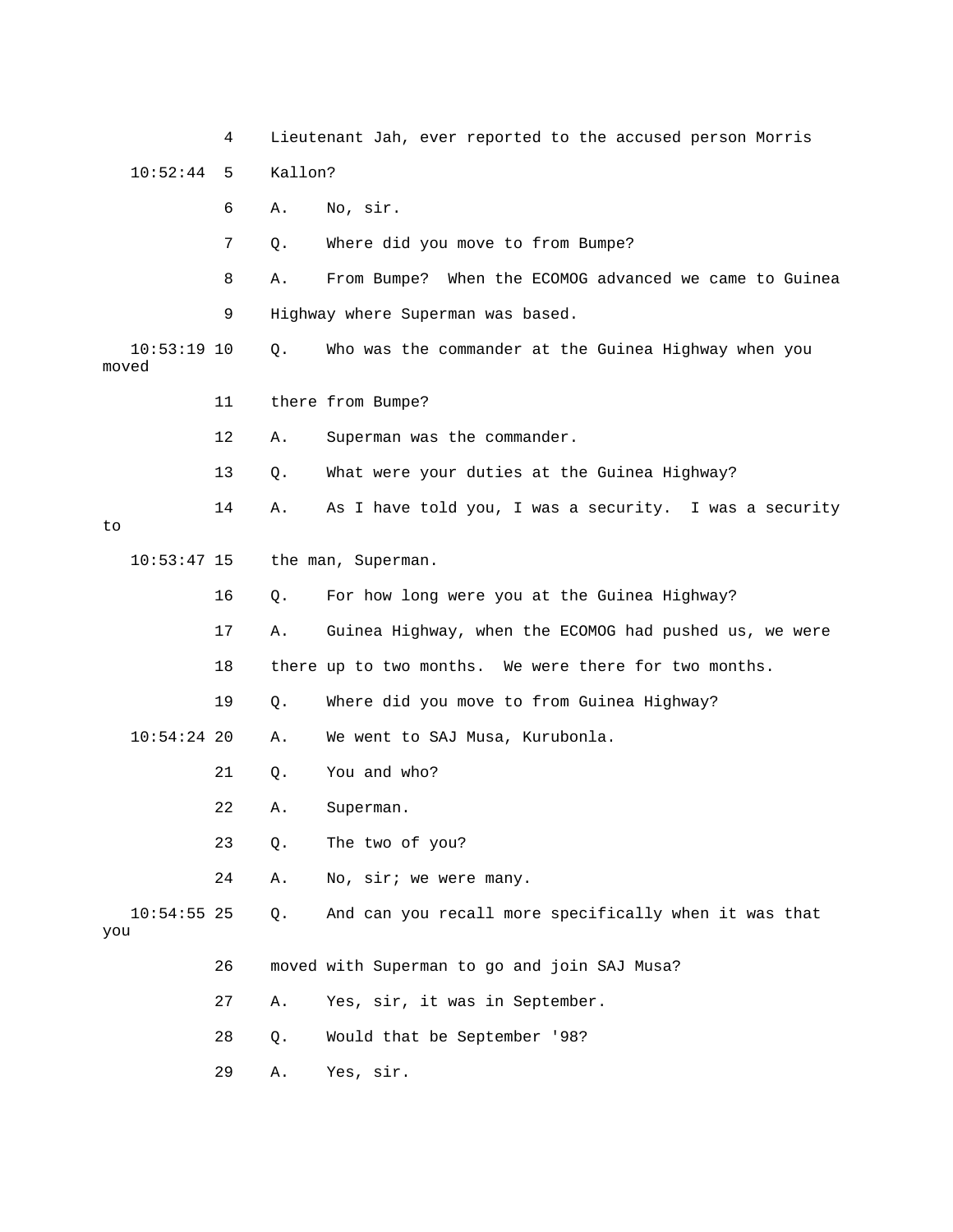4 Lieutenant Jah, ever reported to the accused person Morris

10:52:44 5 Kallon?

6 A. No, sir.

7 Q. Where did you move to from Bumpe?

8 A. From Bumpe? When the ECOMOG advanced we came to Guinea

9 Highway where Superman was based.

10:53:19 10 Q. Who was the commander at the Guinea Highway when you moved

11 there from Bumpe?

12 A. Superman was the commander.

13 Q. What were your duties at the Guinea Highway?

14 A. As I have told you, I was a security. I was a security to

10:53:47 15 the man, Superman.

16 Q. For how long were you at the Guinea Highway?

17 A. Guinea Highway, when the ECOMOG had pushed us, we were

18 there up to two months. We were there for two months.

19 Q. Where did you move to from Guinea Highway?

10:54:24 20 A. We went to SAJ Musa, Kurubonla.

21 Q. You and who?

22 A. Superman.

23 Q. The two of you?

24 A. No, sir; we were many.

10:54:55 25 Q. And can you recall more specifically when it was that you

26 moved with Superman to go and join SAJ Musa?

27 A. Yes, sir, it was in September.

28 Q. Would that be September '98?

29 A. Yes, sir.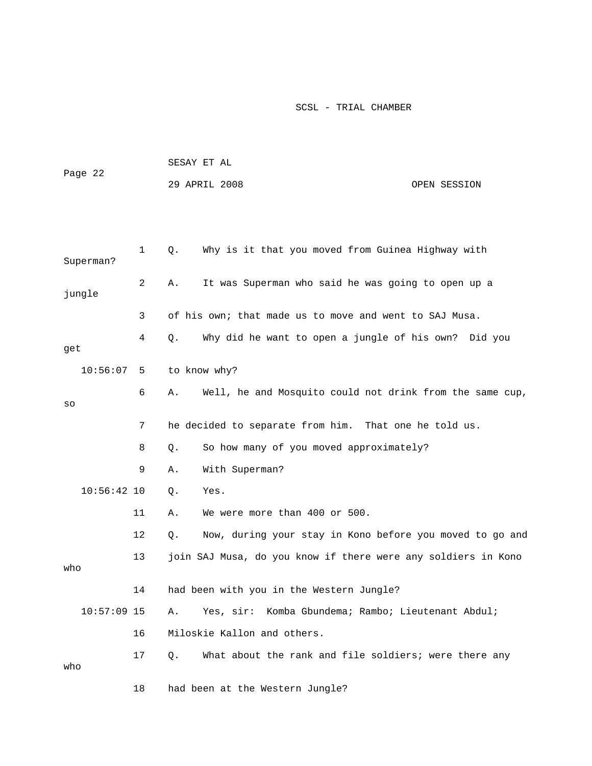1 Q. Why is it that you moved from Guinea Highway with Superman?

2 A. It was Superman who said he was going to open up a jungle

3 of his own; that made us to move and went to SAJ Musa.

4 Q. Why did he want to open a jungle of his own? Did you get

10:56:07 5 to know why?

6 A. Well, he and Mosquito could not drink from the same cup, so

7 he decided to separate from him. That one he told us.

8 Q. So how many of you moved approximately?

9 A. With Superman?

10:56:42 10 Q. Yes.

11 A. We were more than 400 or 500.

12 Q. Now, during your stay in Kono before you moved to go and

13 join SAJ Musa, do you know if there were any soldiers in Kono who

14 had been with you in the Western Jungle?

10:57:09 15 A. Yes, sir: Komba Gbundema; Rambo; Lieutenant Abdul;

16 Miloskie Kallon and others.

17 Q. What about the rank and file soldiers; were there any who

18 had been at the Western Jungle?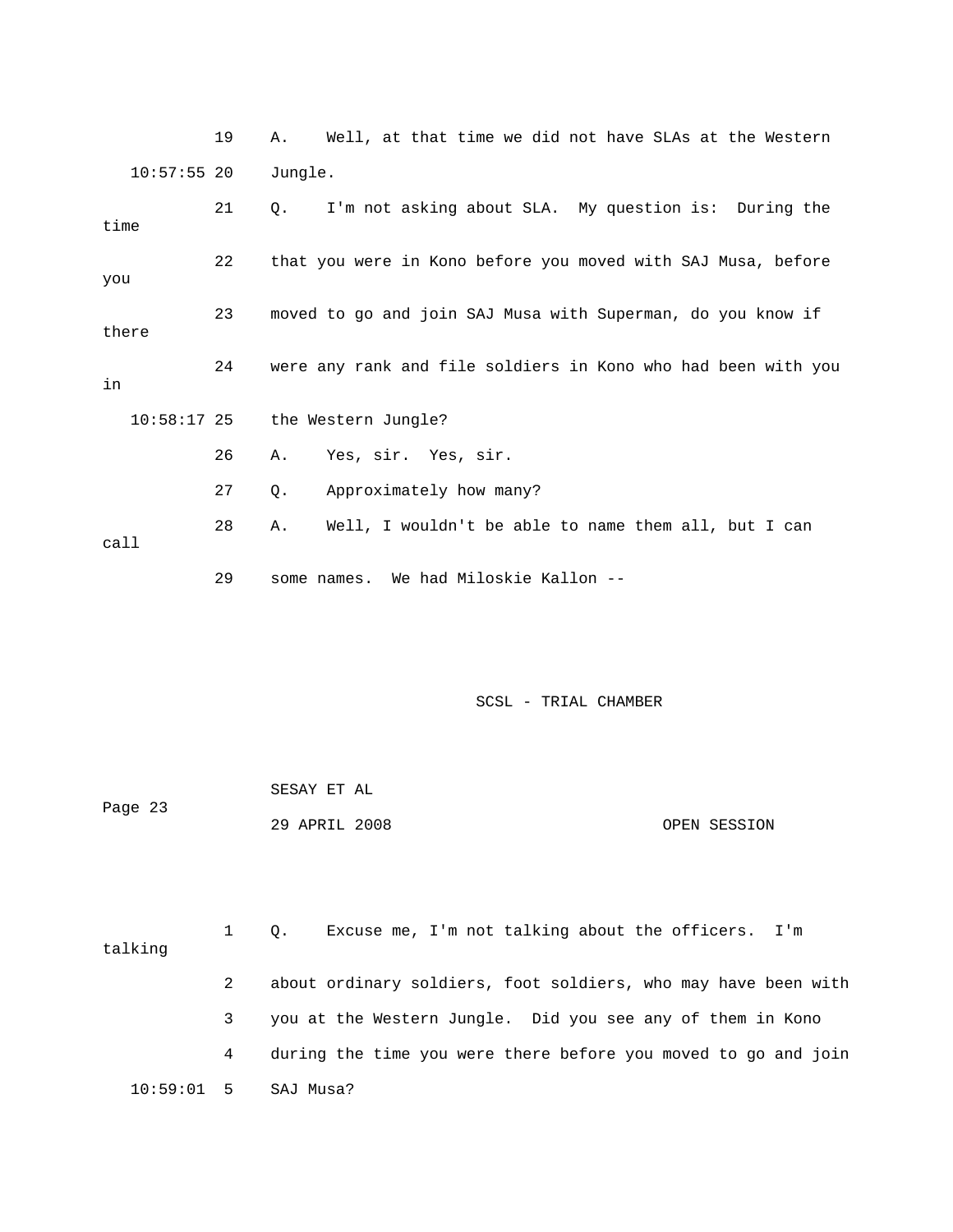19 A. Well, at that time we did not have SLAs at the Western

10:57:55 20 Jungle.

21 Q. I'm not asking about SLA. My question is: During the time

22 that you were in Kono before you moved with SAJ Musa, before you

23 moved to go and join SAJ Musa with Superman, do you know if there

24 were any rank and file soldiers in Kono who had been with you in

10:58:17 25 the Western Jungle?

26 A. Yes, sir. Yes, sir.

27 Q. Approximately how many?

28 A. Well, I wouldn't be able to name them all, but I can call

29 some names. We had Miloskie Kallon --

1 Q. Excuse me, I'm not talking about the officers. I'm talking

2 about ordinary soldiers, foot soldiers, who may have been with

3 you at the Western Jungle. Did you see any of them in Kono

4 during the time you were there before you moved to go and join

10:59:01 5 SAJ Musa?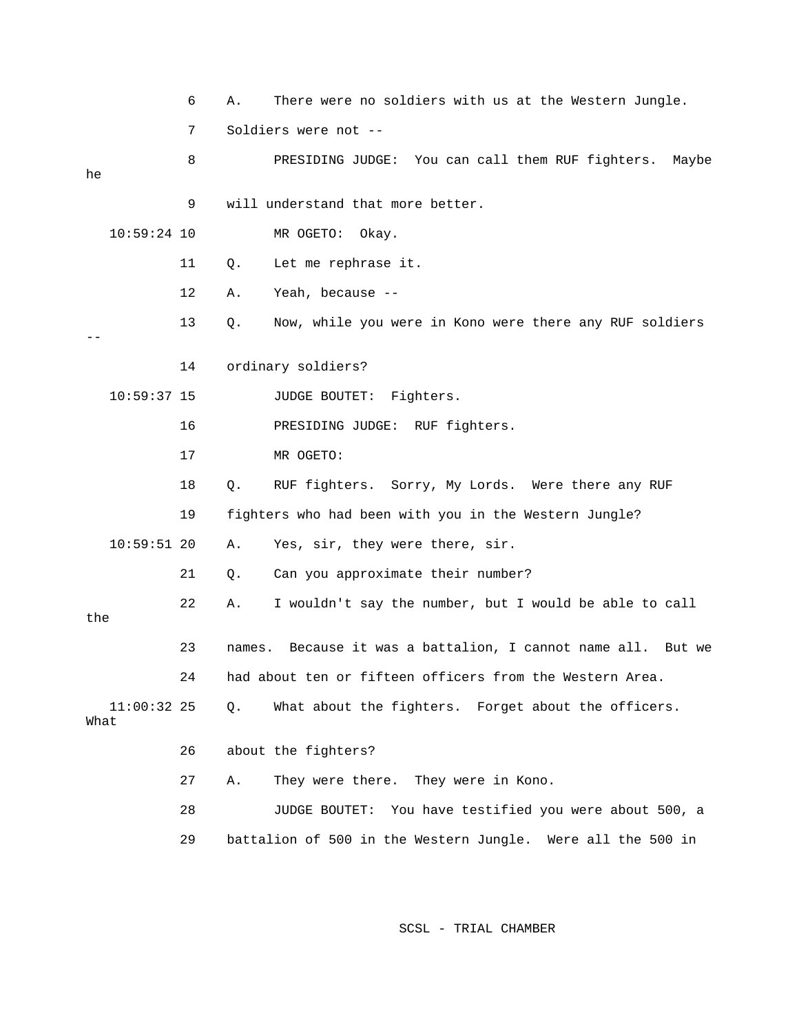6 A. There were no soldiers with us at the Western Jungle.

7 Soldiers were not --

8 PRESIDING JUDGE: You can call them RUF fighters. Maybe he

9 will understand that more better.

10:59:24 10 MR OGETO: Okay.

11 Q. Let me rephrase it.

12 A. Yeah, because --

13 Q. Now, while you were in Kono were there any RUF soldiers --

14 ordinary soldiers?

10:59:37 15 JUDGE BOUTET: Fighters.

16 PRESIDING JUDGE: RUF fighters.

17 MR OGETO:

18 Q. RUF fighters. Sorry, My Lords. Were there any RUF

19 fighters who had been with you in the Western Jungle?

10:59:51 20 A. Yes, sir, they were there, sir.

21 Q. Can you approximate their number?

22 A. I wouldn't say the number, but I would be able to call the

23 names. Because it was a battalion, I cannot name all. But we

24 had about ten or fifteen officers from the Western Area.

11:00:32 25 Q. What about the fighters. Forget about the officers. What

26 about the fighters?

27 A. They were there. They were in Kono.

28 JUDGE BOUTET: You have testified you were about 500, a

29 battalion of 500 in the Western Jungle. Were all the 500 in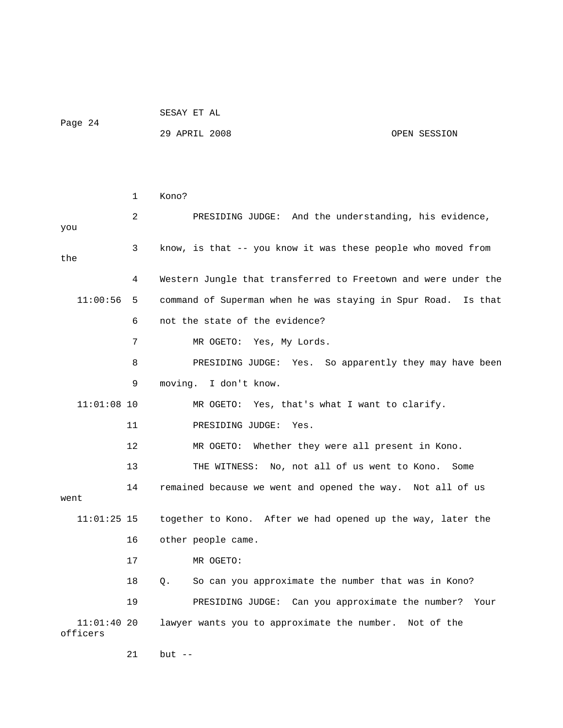Kono?

PRESIDING JUDGE: And the understanding, his evidence, you know, is that -- you know it was these people who moved from the Western Jungle that transferred to Freetown and were under the command of Superman when he was staying in Spur Road. Is that not the state of the evidence?

MR OGETO: Yes, My Lords.

PRESIDING JUDGE: Yes. So apparently they may have been moving. I don't know.

MR OGETO: Yes, that's what I want to clarify.

PRESIDING JUDGE: Yes.

MR OGETO: Whether they were all present in Kono.

THE WITNESS: No, not all of us went to Kono. Some remained because we went and opened the way. Not all of us went together to Kono. After we had opened up the way, later the other people came.

MR OGETO:

Q. So can you approximate the number that was in Kono?

PRESIDING JUDGE: Can you approximate the number? Your lawyer wants you to approximate the number. Not of the officers but --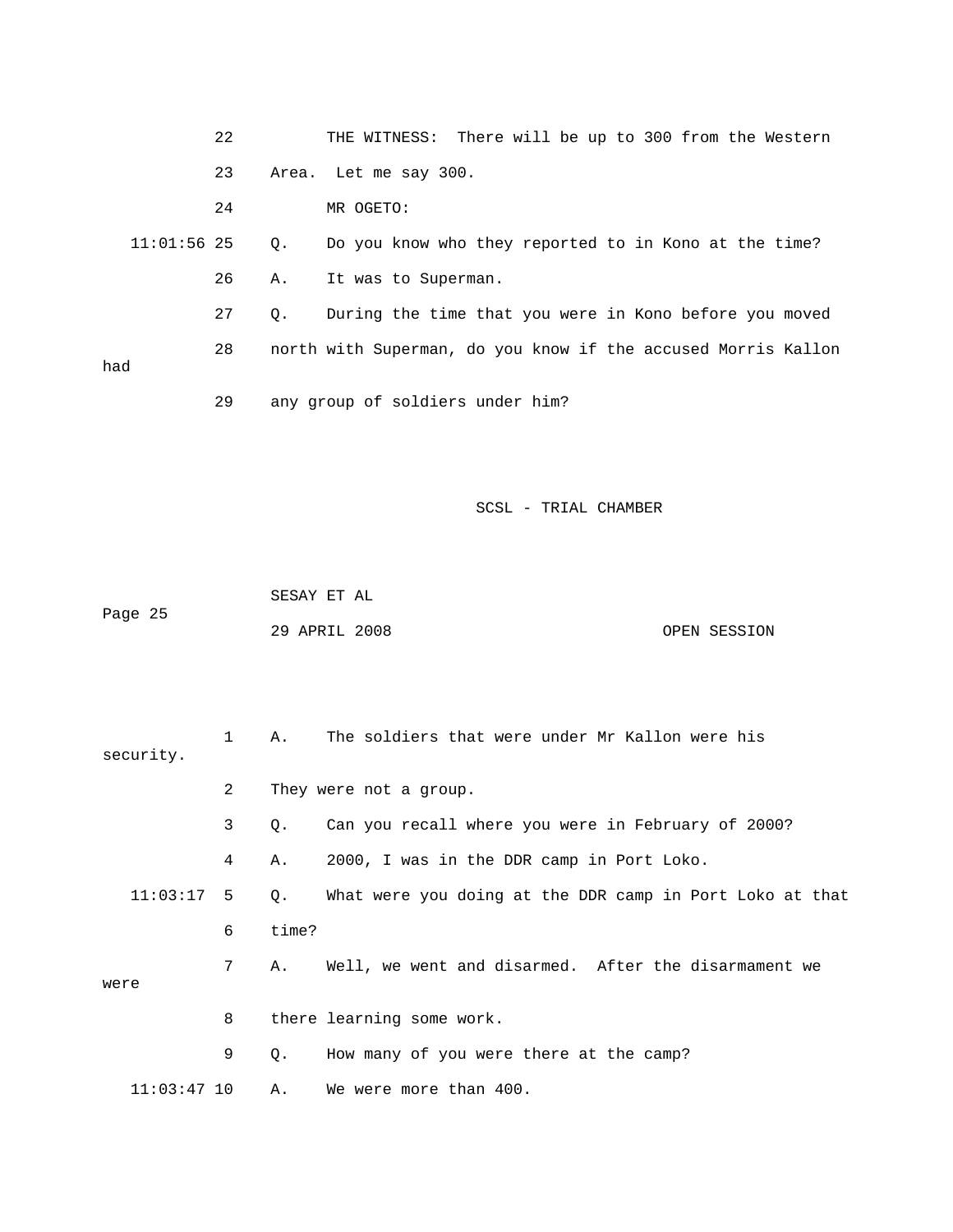22 THE WITNESS: There will be up to 300 from the Western

23 Area. Let me say 300.

24 MR OGETO:

11:01:56 25 Q. Do you know who they reported to in Kono at the time?

26 A. It was to Superman.

27 Q. During the time that you were in Kono before you moved

28 north with Superman, do you know if the accused Morris Kallon had

29 any group of soldiers under him?

1 A. The soldiers that were under Mr Kallon were his security.

2 They were not a group.

3 Q. Can you recall where you were in February of 2000?

4 A. 2000, I was in the DDR camp in Port Loko.

11:03:17 5 Q. What were you doing at the DDR camp in Port Loko at that

6 time?

7 A. Well, we went and disarmed. After the disarmament we were

8 there learning some work.

9 Q. How many of you were there at the camp?

11:03:47 10 A. We were more than 400.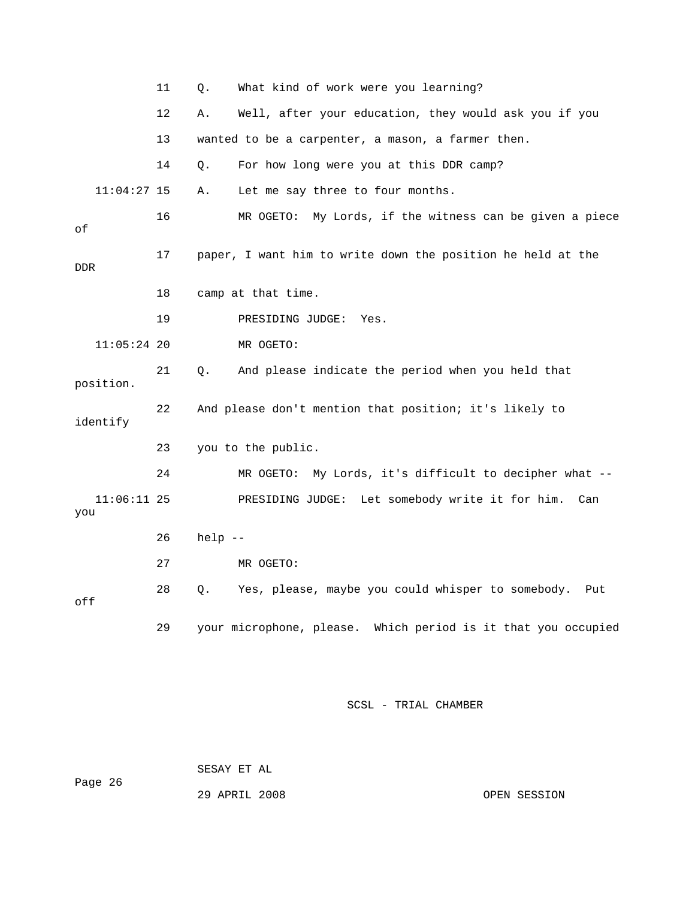11 Q. What kind of work were you learning?

12 A. Well, after your education, they would ask you if you

13 wanted to be a carpenter, a mason, a farmer then.

14 Q. For how long were you at this DDR camp?

11:04:27 15 A. Let me say three to four months.

16 MR OGETO: My Lords, if the witness can be given a piece of

17 paper, I want him to write down the position he held at the DDR

18 camp at that time.

19 PRESIDING JUDGE: Yes.

11:05:24 20 MR OGETO:

21 Q. And please indicate the period when you held that position.

22 And please don't mention that position; it's likely to identify

23 you to the public.

24 MR OGETO: My Lords, it's difficult to decipher what --

11:06:11 25 PRESIDING JUDGE: Let somebody write it for him. Can you

26 help --

27 MR OGETO:

28 Q. Yes, please, maybe you could whisper to somebody. Put off

29 your microphone, please. Which period is it that you occupied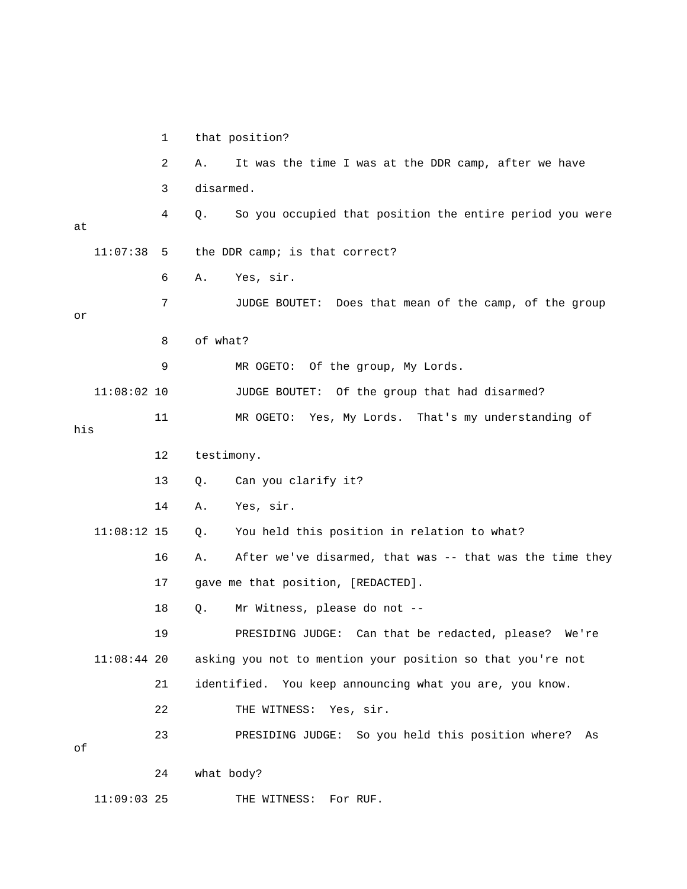1 that position?

2 A. It was the time I was at the DDR camp, after we have

3 disarmed.

4 Q. So you occupied that position the entire period you were at

11:07:38 5 the DDR camp; is that correct?

6 A. Yes, sir.

7 JUDGE BOUTET: Does that mean of the camp, of the group or

8 of what?

9 MR OGETO: Of the group, My Lords.

11:08:02 10 JUDGE BOUTET: Of the group that had disarmed?

11 MR OGETO: Yes, My Lords. That's my understanding of his

12 testimony.

13 Q. Can you clarify it?

14 A. Yes, sir.

11:08:12 15 Q. You held this position in relation to what?

16 A. After we've disarmed, that was -- that was the time they

17 gave me that position, [REDACTED].

18 Q. Mr Witness, please do not --

19 PRESIDING JUDGE: Can that be redacted, please? We're

11:08:44 20 asking you not to mention your position so that you're not

21 identified. You keep announcing what you are, you know.

22 THE WITNESS: Yes, sir.

23 PRESIDING JUDGE: So you held this position where? As of

24 what body?

11:09:03 25 THE WITNESS: For RUF.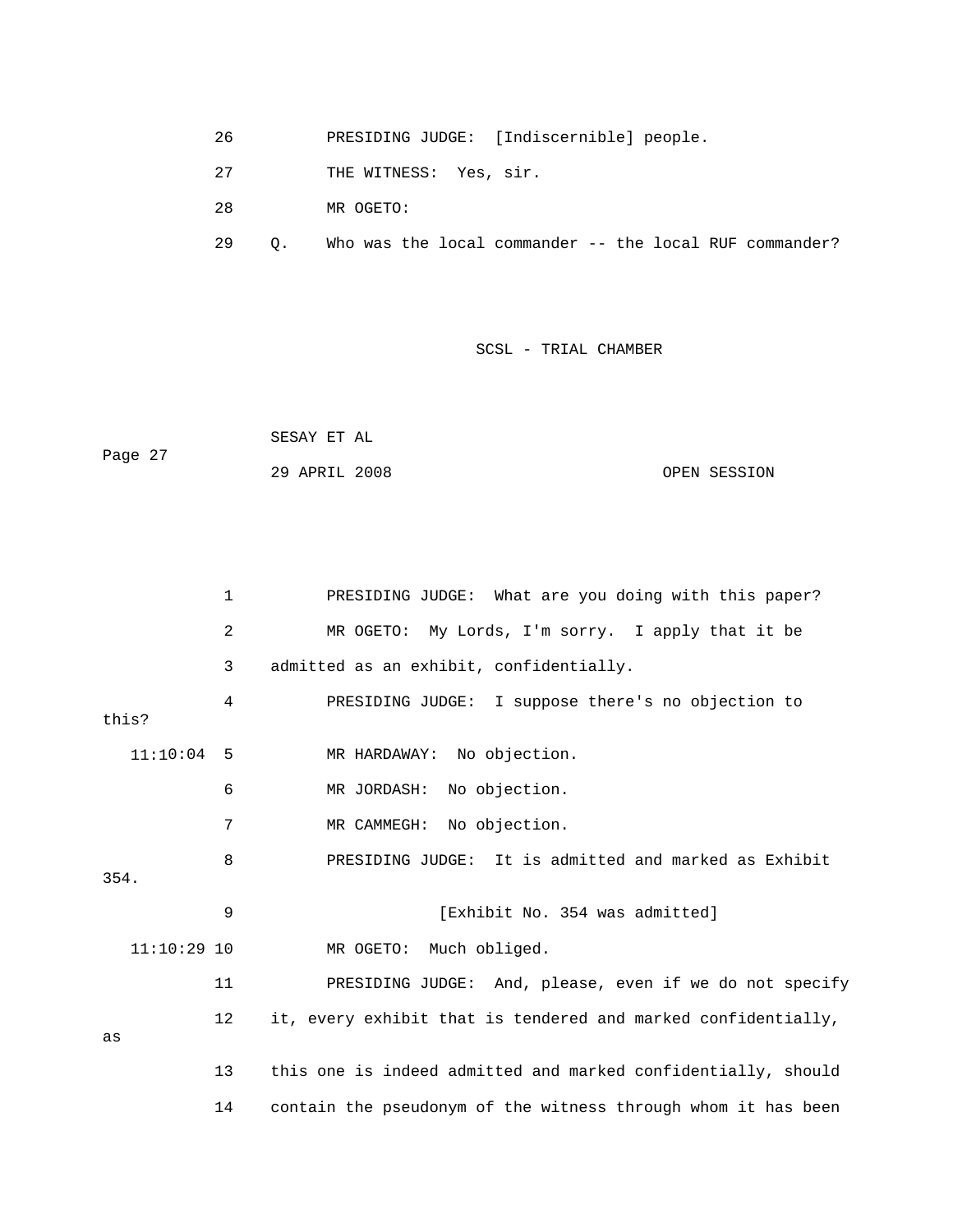26 PRESIDING JUDGE: [Indiscernible] people.

27 THE WITNESS: Yes, sir.

28 MR OGETO:

29 Q. Who was the local commander -- the local RUF commander?

1 PRESIDING JUDGE: What are you doing with this paper?

2 MR OGETO: My Lords, I'm sorry. I apply that it be

3 admitted as an exhibit, confidentially.

4 PRESIDING JUDGE: I suppose there's no objection to this?

11:10:04 5 MR HARDAWAY: No objection.

6 MR JORDASH: No objection.

7 MR CAMMEGH: No objection.

8 PRESIDING JUDGE: It is admitted and marked as Exhibit 354.

9 [Exhibit No. 354 was admitted]

11:10:29 10 MR OGETO: Much obliged.

11 PRESIDING JUDGE: And, please, even if we do not specify

12 it, every exhibit that is tendered and marked confidentially, as

13 this one is indeed admitted and marked confidentially, should

14 contain the pseudonym of the witness through whom it has been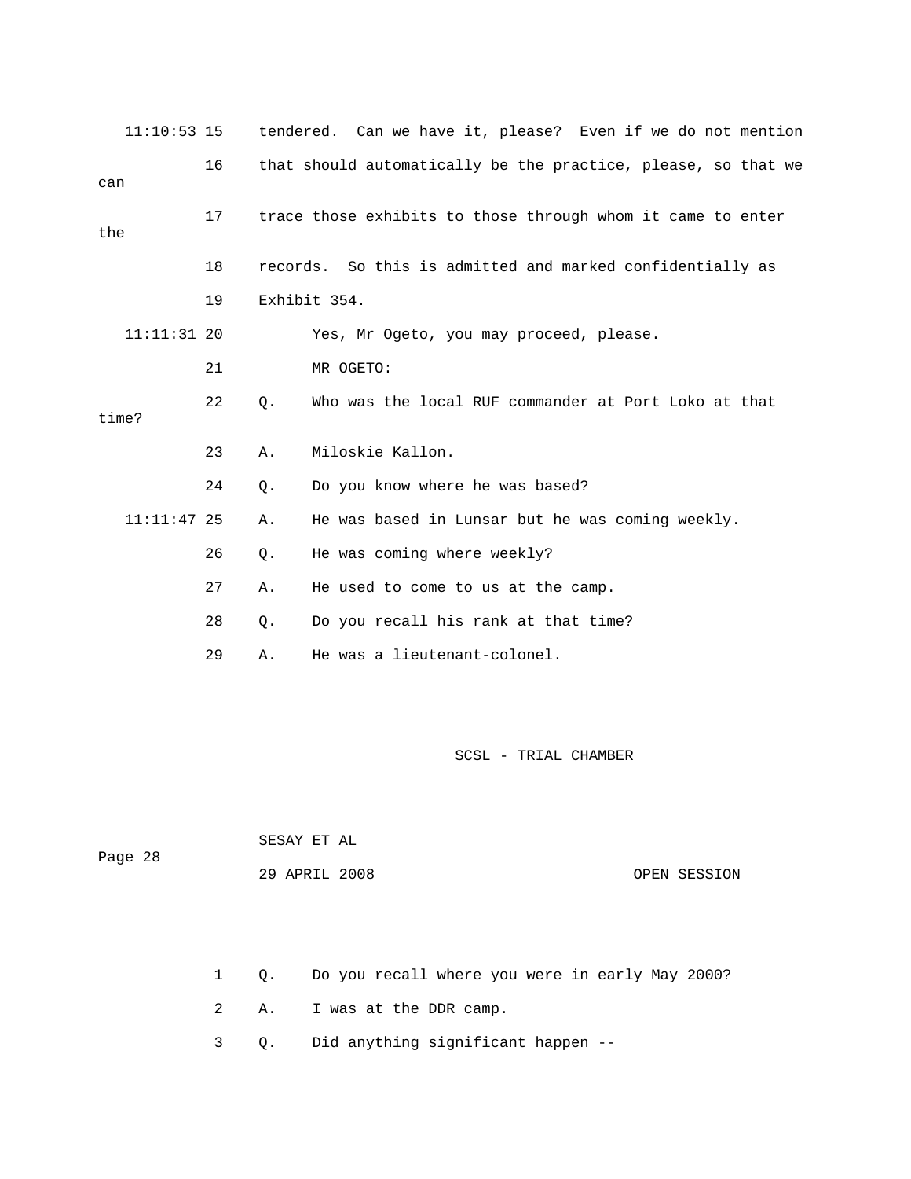11:10:53 15 tendered. Can we have it, please? Even if we do not mention

16 that should automatically be the practice, please, so that we can

17 trace those exhibits to those through whom it came to enter the

18 records. So this is admitted and marked confidentially as

19 Exhibit 354.

11:11:31 20 Yes, Mr Ogeto, you may proceed, please.

21 MR OGETO:

22 Q. Who was the local RUF commander at Port Loko at that time?

23 A. Miloskie Kallon.

24 Q. Do you know where he was based?

11:11:47 25 A. He was based in Lunsar but he was coming weekly.

26 Q. He was coming where weekly?

27 A. He used to come to us at the camp.

28 Q. Do you recall his rank at that time?

29 A. He was a lieutenant-colonel.

1 Q. Do you recall where you were in early May 2000?

2 A. I was at the DDR camp.

3 Q. Did anything significant happen --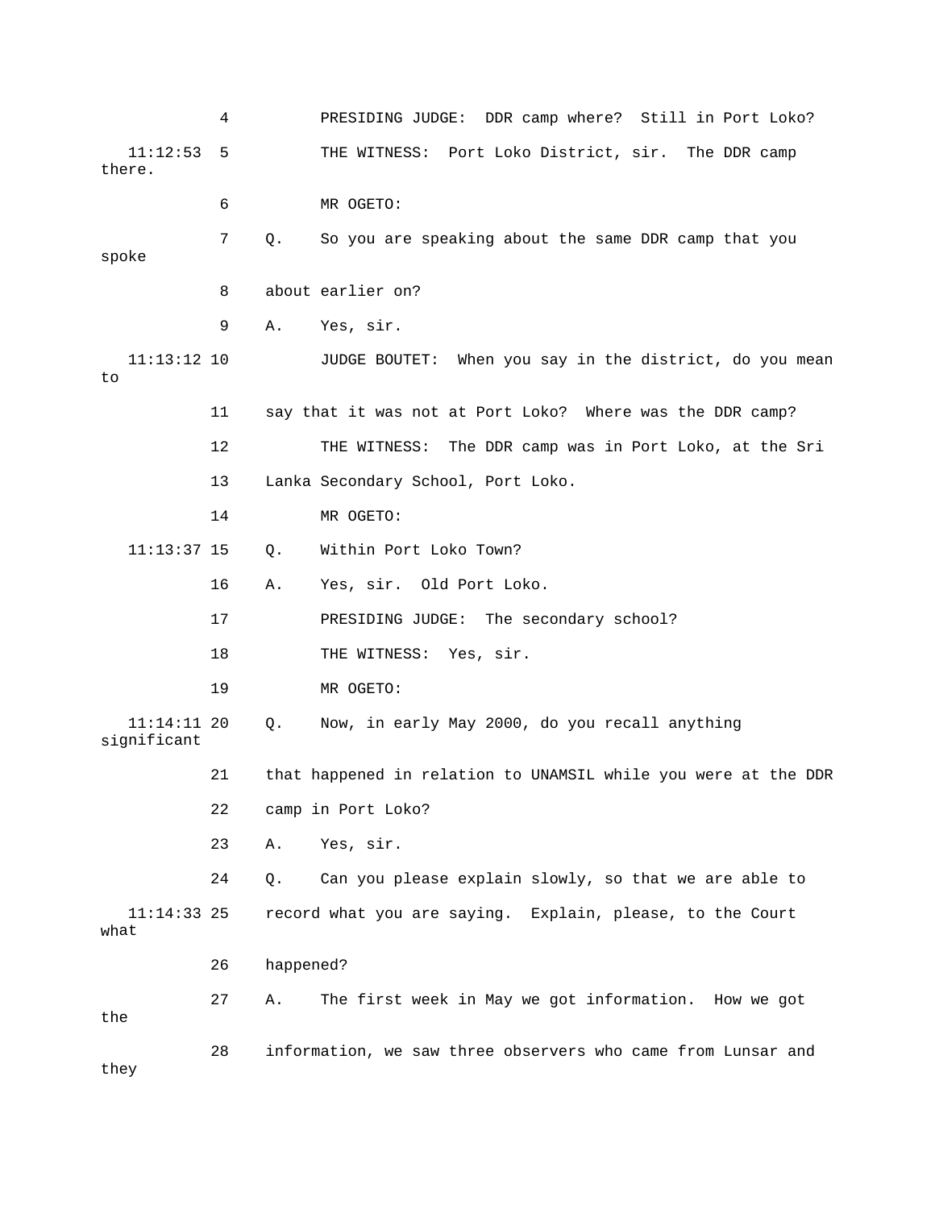4 PRESIDING JUDGE: DDR camp where? Still in Port Loko?

11:12:53 5 THE WITNESS: Port Loko District, sir. The DDR camp there.

6 MR OGETO:

7 Q. So you are speaking about the same DDR camp that you spoke

8 about earlier on?

9 A. Yes, sir.

11:13:12 10 JUDGE BOUTET: When you say in the district, do you mean to

11 say that it was not at Port Loko? Where was the DDR camp?

12 THE WITNESS: The DDR camp was in Port Loko, at the Sri

13 Lanka Secondary School, Port Loko.

14 MR OGETO:

11:13:37 15 Q. Within Port Loko Town?

16 A. Yes, sir. Old Port Loko.

17 PRESIDING JUDGE: The secondary school?

18 THE WITNESS: Yes, sir.

19 MR OGETO:

11:14:11 20 Q. Now, in early May 2000, do you recall anything significant

21 that happened in relation to UNAMSIL while you were at the DDR

22 camp in Port Loko?

23 A. Yes, sir.

24 Q. Can you please explain slowly, so that we are able to

11:14:33 25 record what you are saying. Explain, please, to the Court what

26 happened?

27 A. The first week in May we got information. How we got the

28 information, we saw three observers who came from Lunsar and they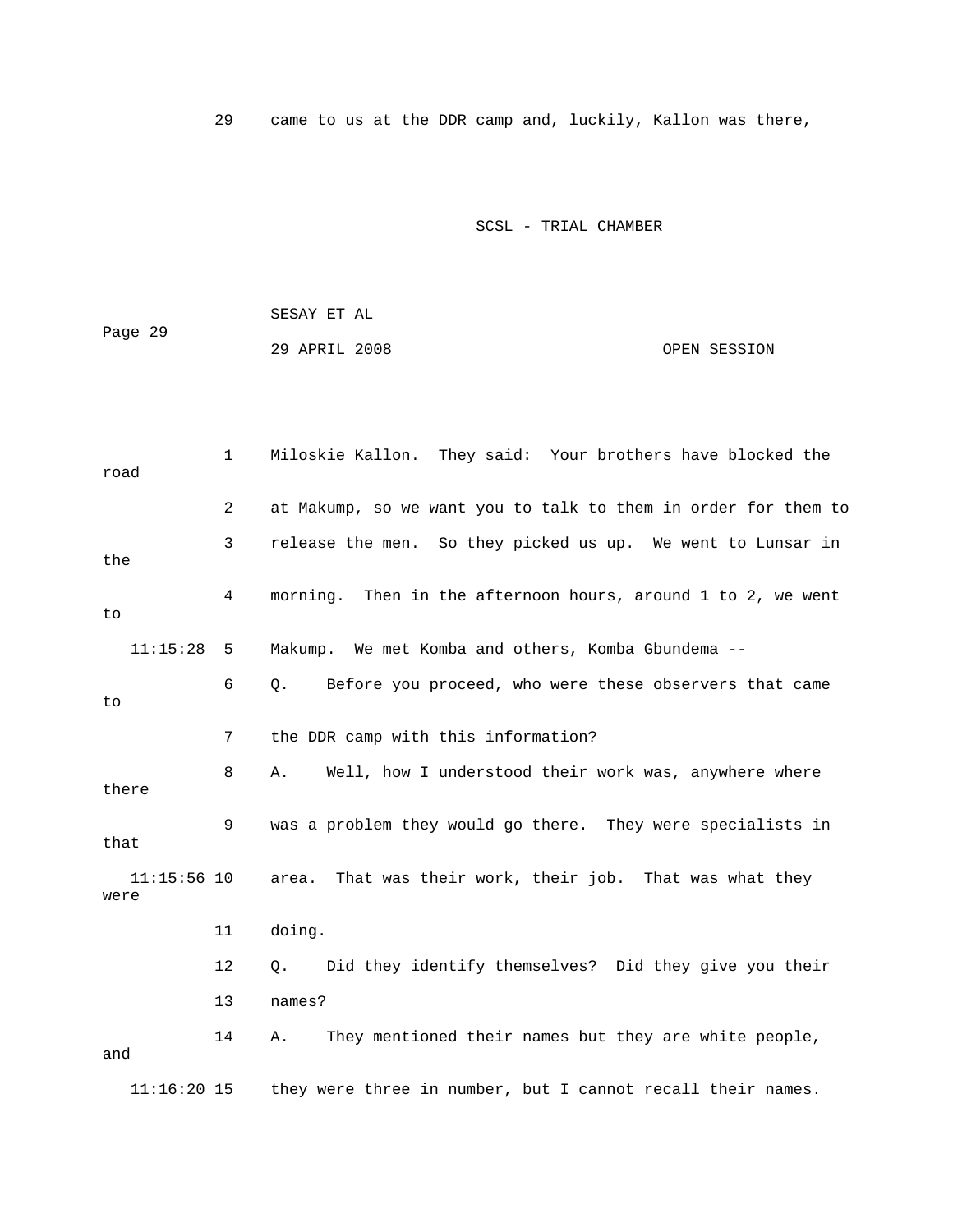29 came to us at the DDR camp and, luckily, Kallon was there,

1 Miloskie Kallon. They said: Your brothers have blocked the road

2 at Makump, so we want you to talk to them in order for them to

3 release the men. So they picked us up. We went to Lunsar in the

4 morning. Then in the afternoon hours, around 1 to 2, we went to

11:15:28 5 Makump. We met Komba and others, Komba Gbundema --

6 Q. Before you proceed, who were these observers that came to

7 the DDR camp with this information?

8 A. Well, how I understood their work was, anywhere where there

9 was a problem they would go there. They were specialists in that

11:15:56 10 area. That was their work, their job. That was what they were

11 doing.

12 Q. Did they identify themselves? Did they give you their

13 names?

14 A. They mentioned their names but they are white people, and

11:16:20 15 they were three in number, but I cannot recall their names.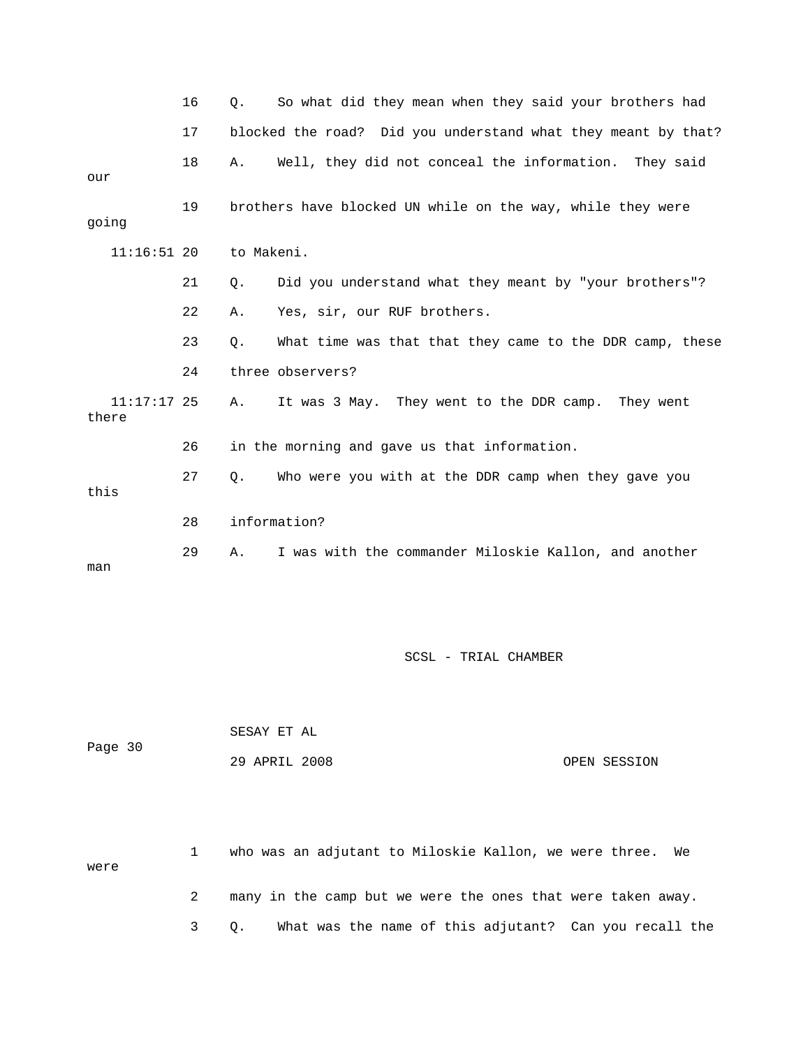16 Q. So what did they mean when they said your brothers had

17 blocked the road? Did you understand what they meant by that?

18 A. Well, they did not conceal the information. They said our

19 brothers have blocked UN while on the way, while they were going

11:16:51 20 to Makeni.

21 Q. Did you understand what they meant by "your brothers"?

22 A. Yes, sir, our RUF brothers.

23 Q. What time was that that they came to the DDR camp, these

24 three observers?

11:17:17 25 A. It was 3 May. They went to the DDR camp. They went there

26 in the morning and gave us that information.

27 Q. Who were you with at the DDR camp when they gave you this

28 information?

29 A. I was with the commander Miloskie Kallon, and another man

1 who was an adjutant to Miloskie Kallon, we were three. We were

2 many in the camp but we were the ones that were taken away.

3 Q. What was the name of this adjutant? Can you recall the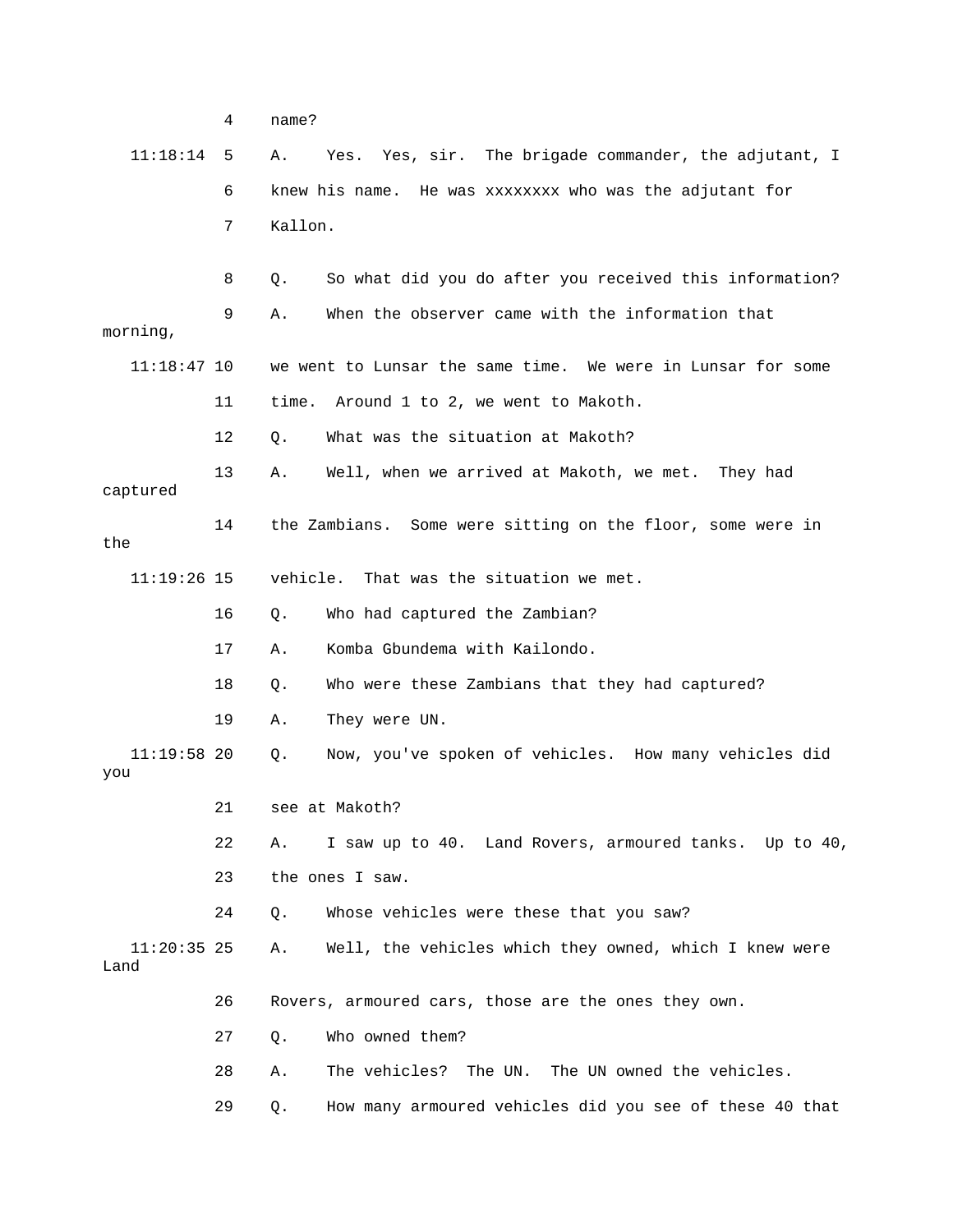4 name?

11:18:14 5 A. Yes. Yes, sir. The brigade commander, the adjutant, I

6 knew his name. He was xxxxxxxx who was the adjutant for

7 Kallon.

8 Q. So what did you do after you received this information?

9 A. When the observer came with the information that morning,

11:18:47 10 we went to Lunsar the same time. We were in Lunsar for some

11 time. Around 1 to 2, we went to Makoth.

12 Q. What was the situation at Makoth?

13 A. Well, when we arrived at Makoth, we met. They had captured

14 the Zambians. Some were sitting on the floor, some were in the

11:19:26 15 vehicle. That was the situation we met.

16 Q. Who had captured the Zambian?

17 A. Komba Gbundema with Kailondo.

18 Q. Who were these Zambians that they had captured?

19 A. They were UN.

11:19:58 20 Q. Now, you've spoken of vehicles. How many vehicles did you

21 see at Makoth?

22 A. I saw up to 40. Land Rovers, armoured tanks. Up to 40,

23 the ones I saw.

24 Q. Whose vehicles were these that you saw?

11:20:35 25 A. Well, the vehicles which they owned, which I knew were Land

26 Rovers, armoured cars, those are the ones they own.

27 Q. Who owned them?

28 A. The vehicles? The UN. The UN owned the vehicles.

29 Q. How many armoured vehicles did you see of these 40 that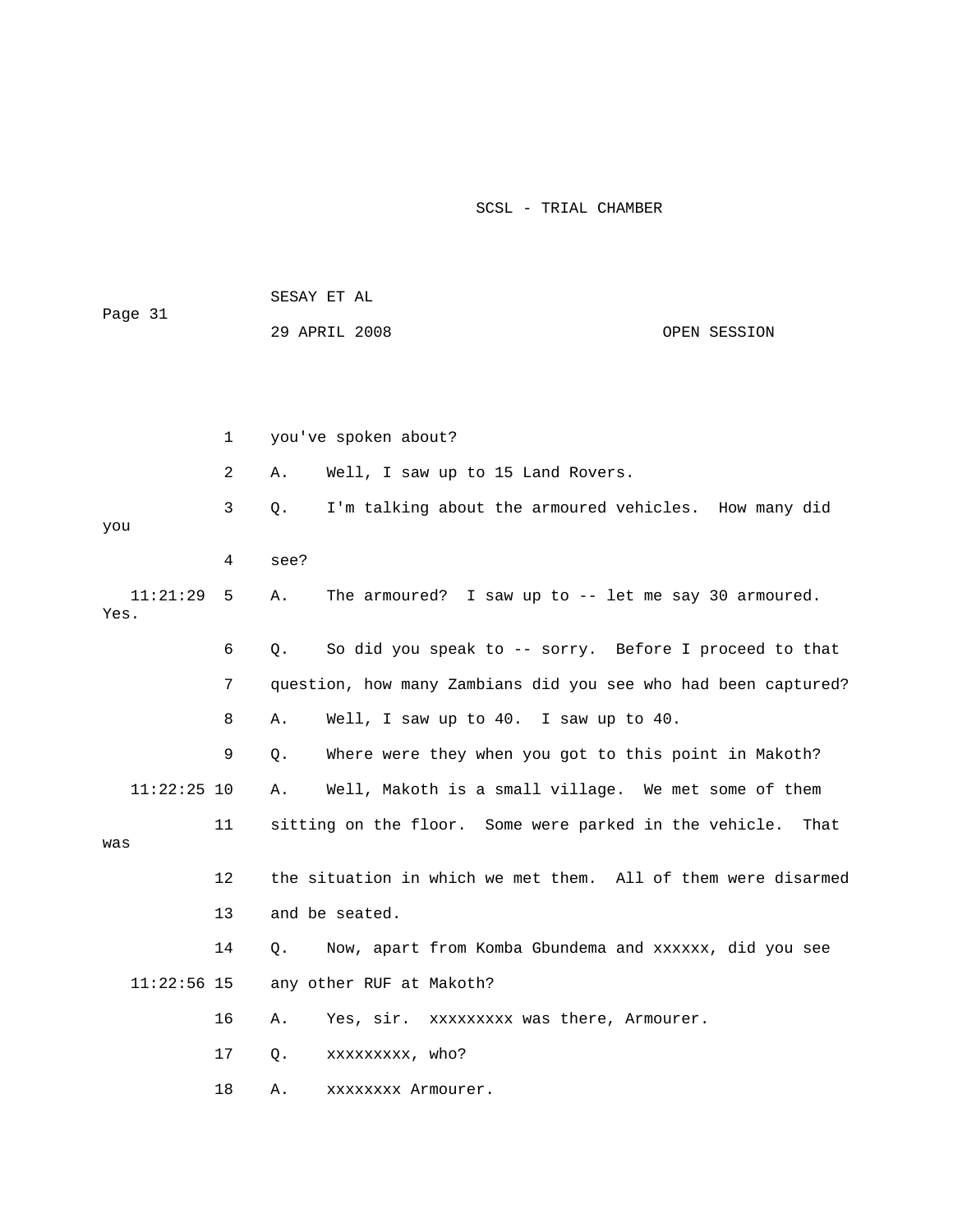1 you've spoken about?

2 A. Well, I saw up to 15 Land Rovers.

3 Q. I'm talking about the armoured vehicles. How many did you

4 see?

11:21:29 5 A. The armoured? I saw up to -- let me say 30 armoured. Yes.

6 Q. So did you speak to -- sorry. Before I proceed to that

7 question, how many Zambians did you see who had been captured?

8 A. Well, I saw up to 40. I saw up to 40.

9 Q. Where were they when you got to this point in Makoth?

11:22:25 10 A. Well, Makoth is a small village. We met some of them

11 sitting on the floor. Some were parked in the vehicle. That was

12 the situation in which we met them. All of them were disarmed

13 and be seated.

14 Q. Now, apart from Komba Gbundema and xxxxxx, did you see

11:22:56 15 any other RUF at Makoth?

16 A. Yes, sir. xxxxxxxxx was there, Armourer.

17 Q. xxxxxxxxx, who?

18 A. xxxxxxxx Armourer.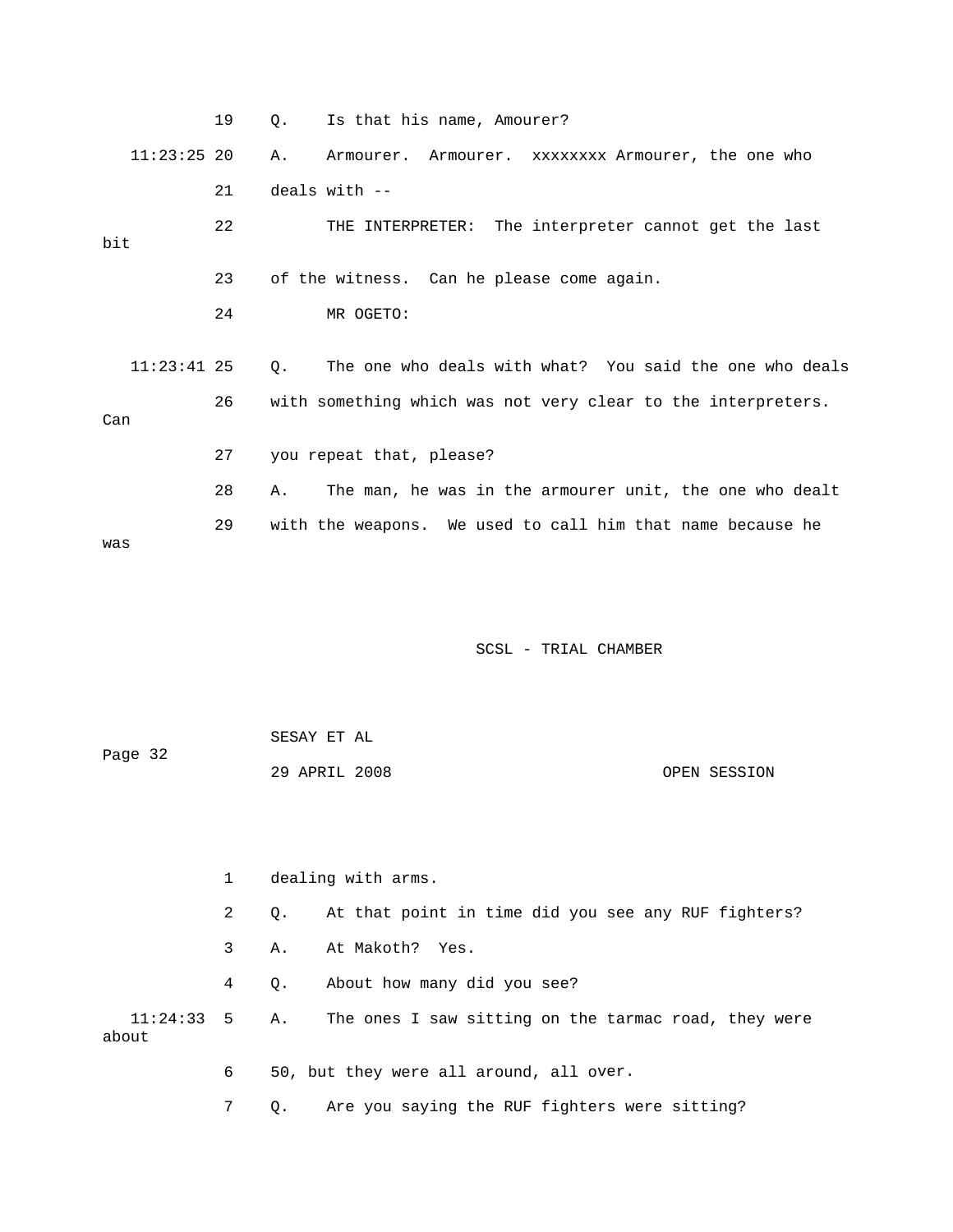19 Q. Is that his name, Amourer?

11:23:25 20 A. Armourer. Armourer. xxxxxxxx Armourer, the one who

21 deals with --

22 THE INTERPRETER: The interpreter cannot get the last bit

23 of the witness. Can he please come again.

24 MR OGETO:

11:23:41 25 Q. The one who deals with what? You said the one who deals

26 with something which was not very clear to the interpreters. Can

27 you repeat that, please?

28 A. The man, he was in the armourer unit, the one who dealt

29 with the weapons. We used to call him that name because he was

1 dealing with arms.

2 Q. At that point in time did you see any RUF fighters?

3 A. At Makoth? Yes.

4 Q. About how many did you see?

11:24:33 5 A. The ones I saw sitting on the tarmac road, they were about

6 50, but they were all around, all over.

7 Q. Are you saying the RUF fighters were sitting?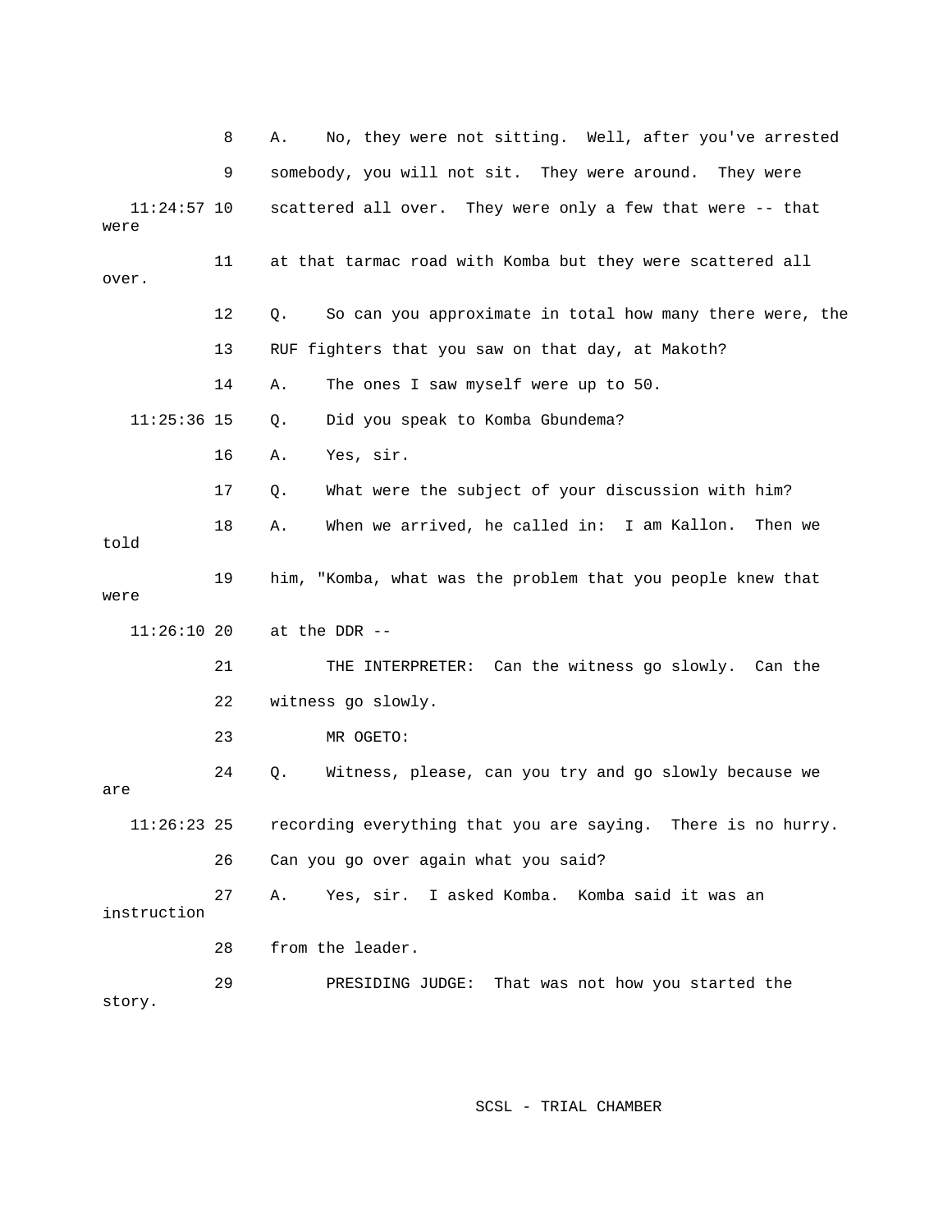8 A. No, they were not sitting. Well, after you've arrested

9 somebody, you will not sit. They were around. They were

11:24:57 10 scattered all over. They were only a few that were -- that were

11 at that tarmac road with Komba but they were scattered all over.

12 Q. So can you approximate in total how many there were, the

13 RUF fighters that you saw on that day, at Makoth?

14 A. The ones I saw myself were up to 50.

11:25:36 15 Q. Did you speak to Komba Gbundema?

16 A. Yes, sir.

17 Q. What were the subject of your discussion with him?

18 A. When we arrived, he called in: I am Kallon. Then we told

19 him, "Komba, what was the problem that you people knew that were

11:26:10 20 at the DDR --

21 THE INTERPRETER: Can the witness go slowly. Can the

22 witness go slowly.

23 MR OGETO:

24 Q. Witness, please, can you try and go slowly because we are

11:26:23 25 recording everything that you are saying. There is no hurry.

26 Can you go over again what you said?

27 A. Yes, sir. I asked Komba. Komba said it was an instruction

28 from the leader.

29 PRESIDING JUDGE: That was not how you started the story.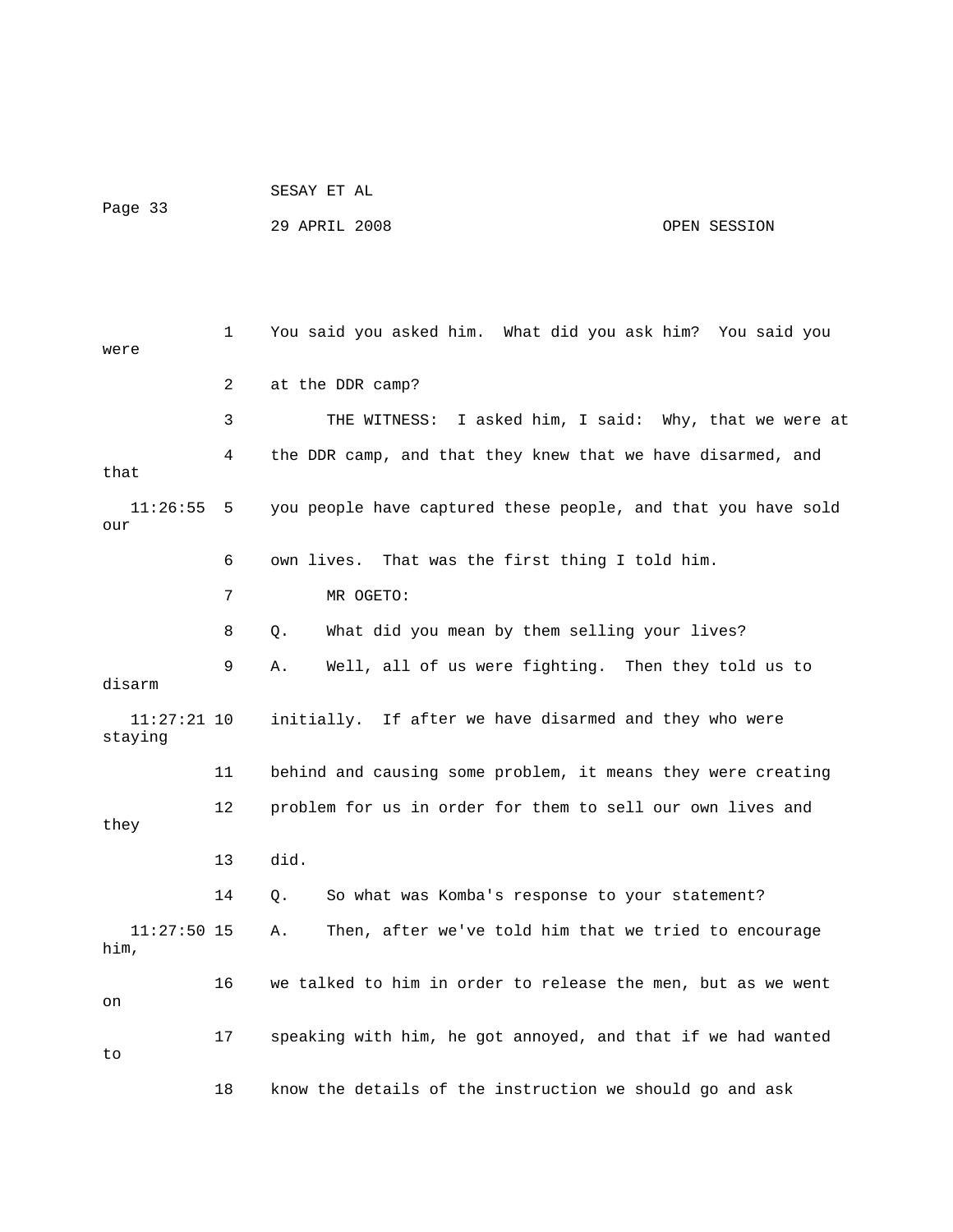1 You said you asked him. What did you ask him? You said you were

2 at the DDR camp?

3 THE WITNESS: I asked him, I said: Why, that we were at

4 the DDR camp, and that they knew that we have disarmed, and that

11:26:55 5 you people have captured these people, and that you have sold our

6 own lives. That was the first thing I told him.

7 MR OGETO:

8 Q. What did you mean by them selling your lives?

9 A. Well, all of us were fighting. Then they told us to disarm

11:27:21 10 initially. If after we have disarmed and they who were staying

11 behind and causing some problem, it means they were creating

12 problem for us in order for them to sell our own lives and they

13 did.

14 Q. So what was Komba's response to your statement?

11:27:50 15 A. Then, after we've told him that we tried to encourage him,

16 we talked to him in order to release the men, but as we went on

17 speaking with him, he got annoyed, and that if we had wanted to

18 know the details of the instruction we should go and ask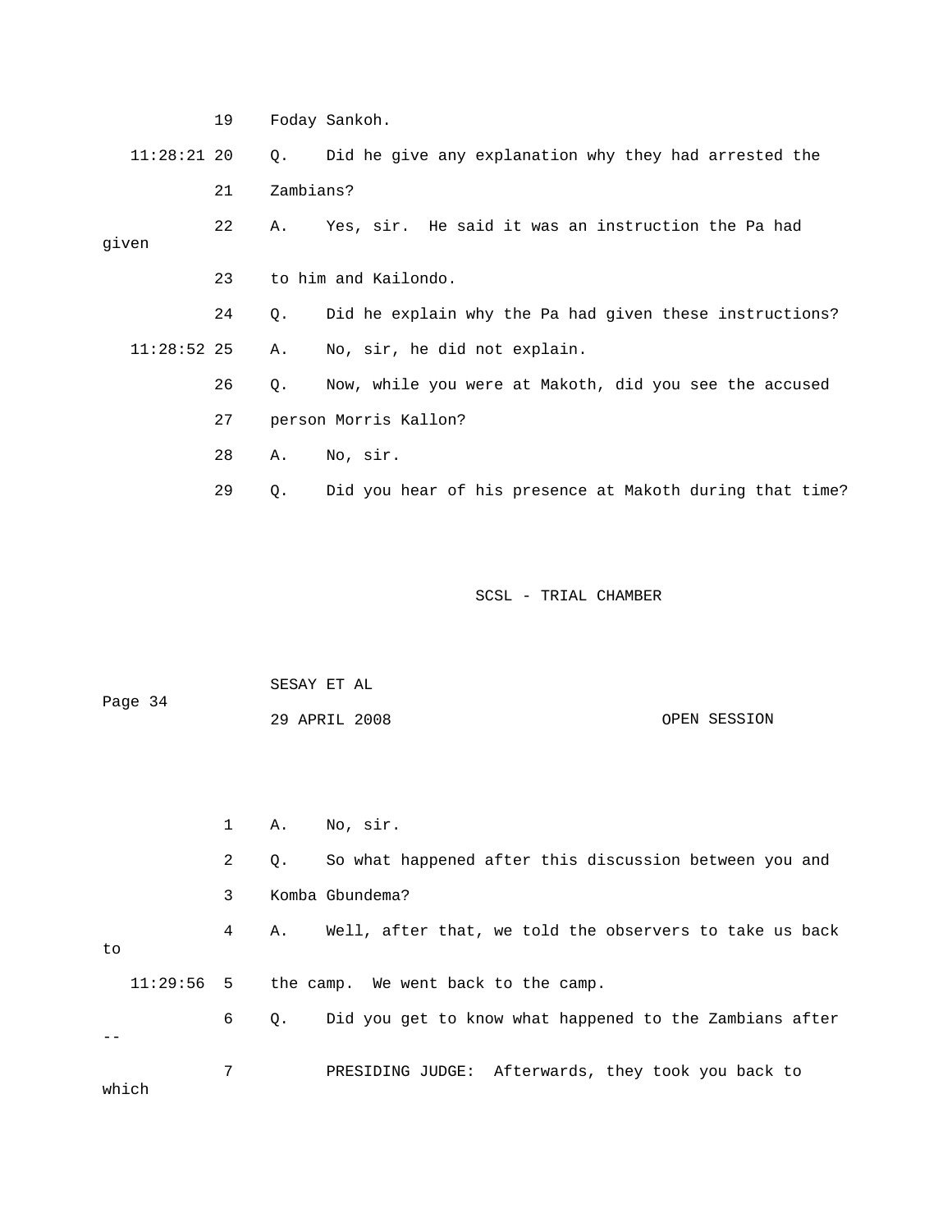19 Foday Sankoh.

11:28:21 20 Q. Did he give any explanation why they had arrested the

21 Zambians?

22 A. Yes, sir. He said it was an instruction the Pa had given

23 to him and Kailondo.

24 Q. Did he explain why the Pa had given these instructions?

11:28:52 25 A. No, sir, he did not explain.

26 Q. Now, while you were at Makoth, did you see the accused

27 person Morris Kallon?

28 A. No, sir.

29 Q. Did you hear of his presence at Makoth during that time?

1 A. No, sir.

2 Q. So what happened after this discussion between you and

3 Komba Gbundema?

4 A. Well, after that, we told the observers to take us back to

11:29:56 5 the camp. We went back to the camp.

6 Q. Did you get to know what happened to the Zambians after --

7 PRESIDING JUDGE: Afterwards, they took you back to which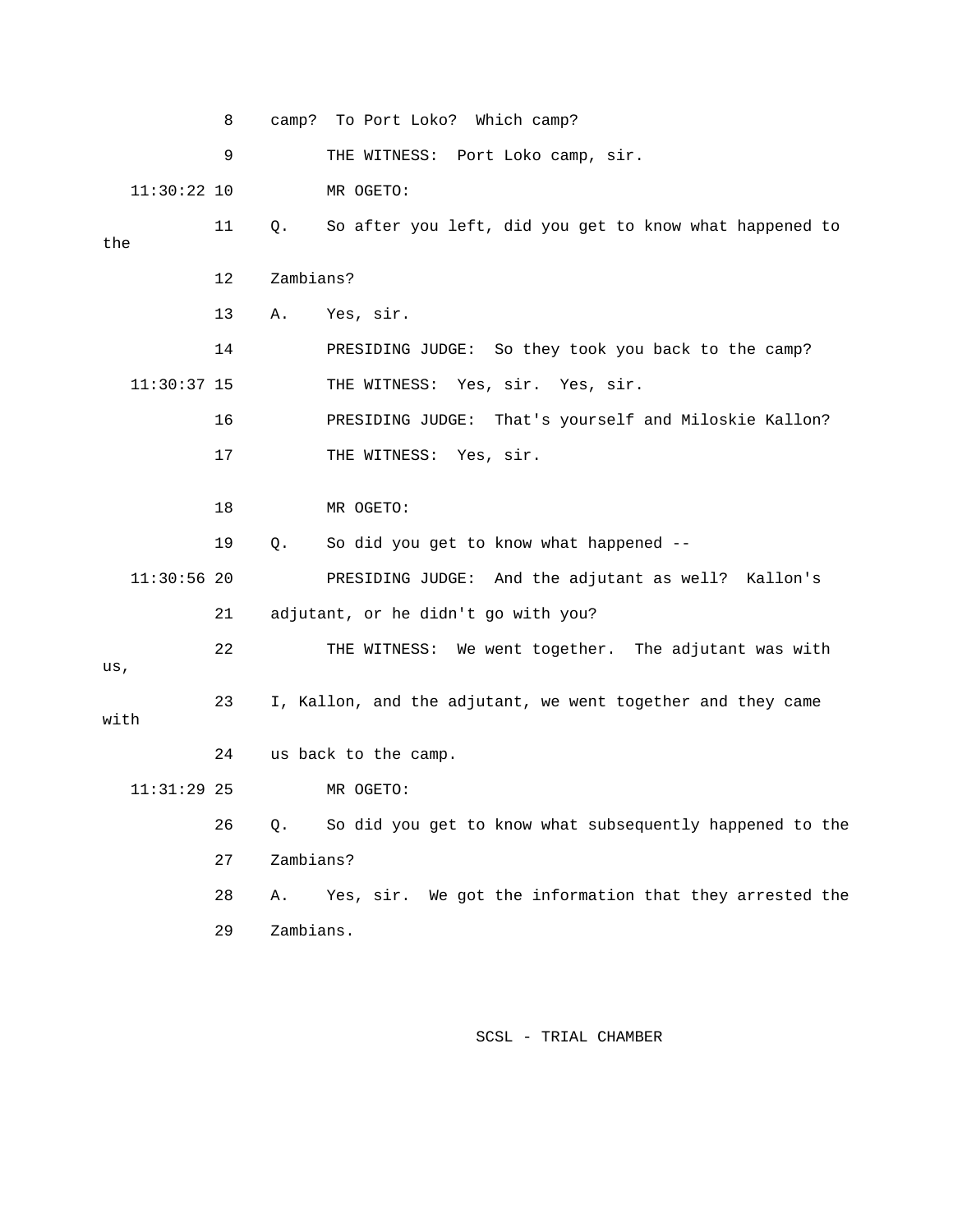8 camp? To Port Loko? Which camp?

9 THE WITNESS: Port Loko camp, sir.

11:30:22 10 MR OGETO:

11 Q. So after you left, did you get to know what happened to the

12 Zambians?

13 A. Yes, sir.

14 PRESIDING JUDGE: So they took you back to the camp?

11:30:37 15 THE WITNESS: Yes, sir. Yes, sir.

16 PRESIDING JUDGE: That's yourself and Miloskie Kallon?

17 THE WITNESS: Yes, sir.

18 MR OGETO:

19 Q. So did you get to know what happened --

11:30:56 20 PRESIDING JUDGE: And the adjutant as well? Kallon's

21 adjutant, or he didn't go with you?

22 THE WITNESS: We went together. The adjutant was with us,

23 I, Kallon, and the adjutant, we went together and they came with

24 us back to the camp.

11:31:29 25 MR OGETO:

26 Q. So did you get to know what subsequently happened to the

27 Zambians?

28 A. Yes, sir. We got the information that they arrested the

29 Zambians.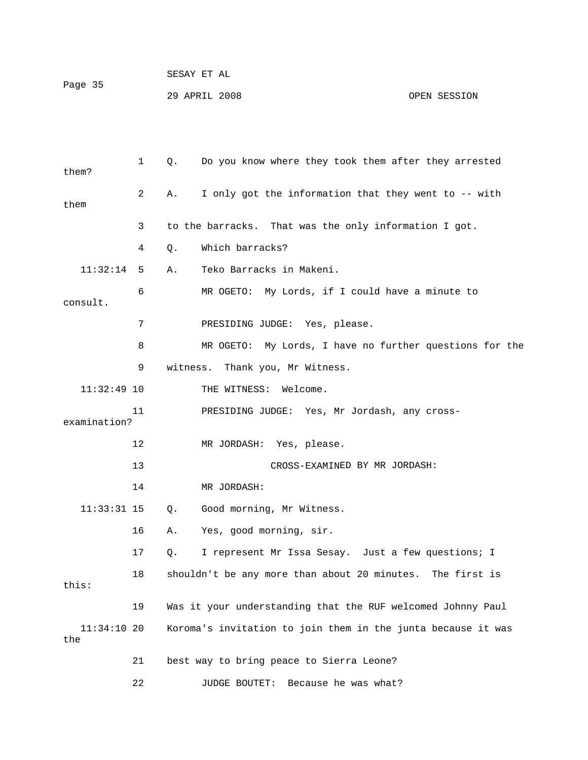Q. Do you know where they took them after they arrested them?

A. I only got the information that they went to -- with them to the barracks. That was the only information I got.

Q. Which barracks?

A. Teko Barracks in Makeni.

MR OGETO: My Lords, if I could have a minute to consult.

PRESIDING JUDGE: Yes, please.

MR OGETO: My Lords, I have no further questions for the witness. Thank you, Mr Witness.

THE WITNESS: Welcome.

PRESIDING JUDGE: Yes, Mr Jordash, any cross-examination?

MR JORDASH: Yes, please.

CROSS-EXAMINED BY MR JORDASH:

MR JORDASH:

Q. Good morning, Mr Witness.

A. Yes, good morning, sir.

Q. I represent Mr Issa Sesay. Just a few questions; I shouldn't be any more than about 20 minutes. The first is this:

Was it your understanding that the RUF welcomed Johnny Paul Koroma's invitation to join them in the junta because it was the best way to bring peace to Sierra Leone?

JUDGE BOUTET: Because he was what?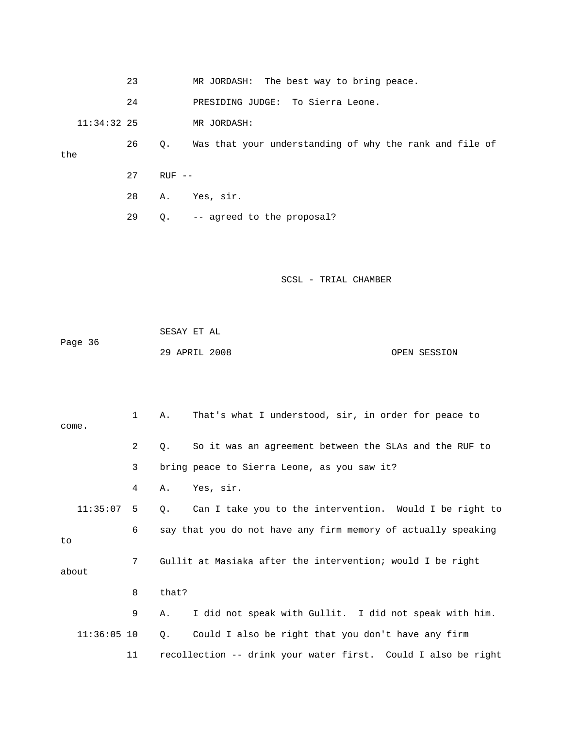23 MR JORDASH: The best way to bring peace.

24 PRESIDING JUDGE: To Sierra Leone.

11:34:32 25 MR JORDASH:

26 Q. Was that your understanding of why the rank and file of the

27 RUF --

28 A. Yes, sir.

29 Q. -- agreed to the proposal?

1 A. That's what I understood, sir, in order for peace to come.

2 Q. So it was an agreement between the SLAs and the RUF to

3 bring peace to Sierra Leone, as you saw it?

4 A. Yes, sir.

11:35:07 5 Q. Can I take you to the intervention. Would I be right to

6 say that you do not have any firm memory of actually speaking to

7 Gullit at Masiaka after the intervention; would I be right about

8 that?

9 A. I did not speak with Gullit. I did not speak with him.

11:36:05 10 Q. Could I also be right that you don't have any firm

11 recollection -- drink your water first. Could I also be right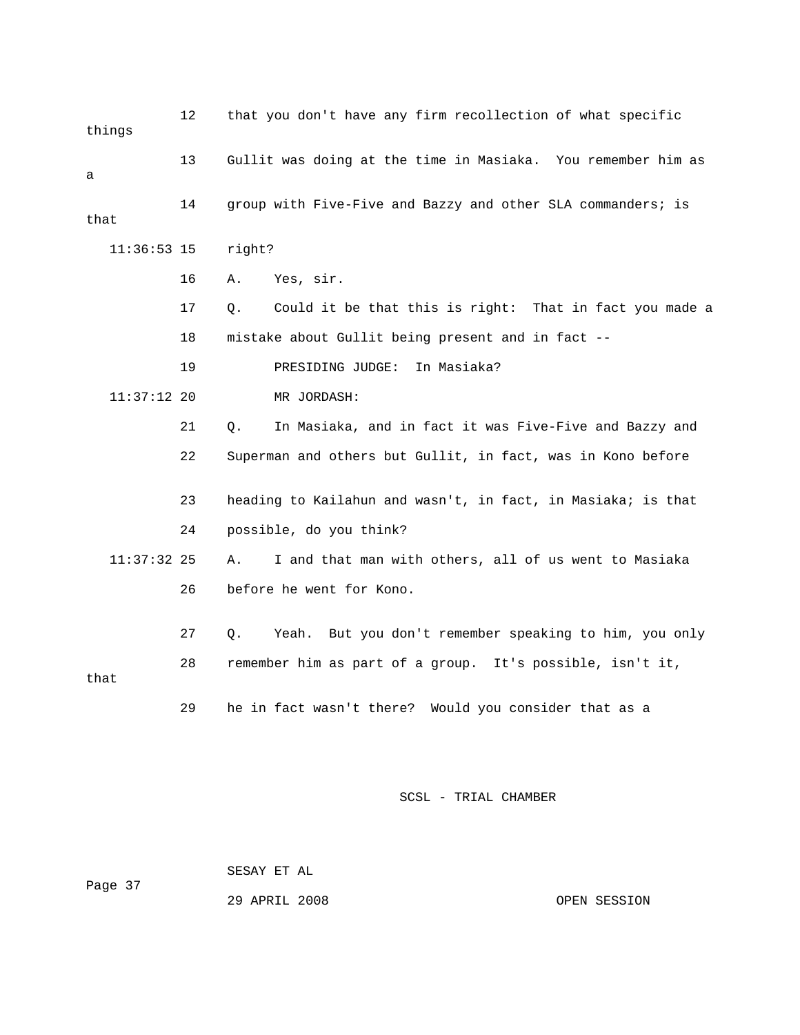12 that you don't have any firm recollection of what specific things

13 Gullit was doing at the time in Masiaka. You remember him as a

14 group with Five-Five and Bazzy and other SLA commanders; is that

11:36:53 15 right?

16 A. Yes, sir.

17 Q. Could it be that this is right: That in fact you made a

18 mistake about Gullit being present and in fact --

19 PRESIDING JUDGE: In Masiaka?

11:37:12 20 MR JORDASH:

21 Q. In Masiaka, and in fact it was Five-Five and Bazzy and

22 Superman and others but Gullit, in fact, was in Kono before

23 heading to Kailahun and wasn't, in fact, in Masiaka; is that

24 possible, do you think?

11:37:32 25 A. I and that man with others, all of us went to Masiaka

26 before he went for Kono.

27 Q. Yeah. But you don't remember speaking to him, you only

28 remember him as part of a group. It's possible, isn't it, that

29 he in fact wasn't there? Would you consider that as a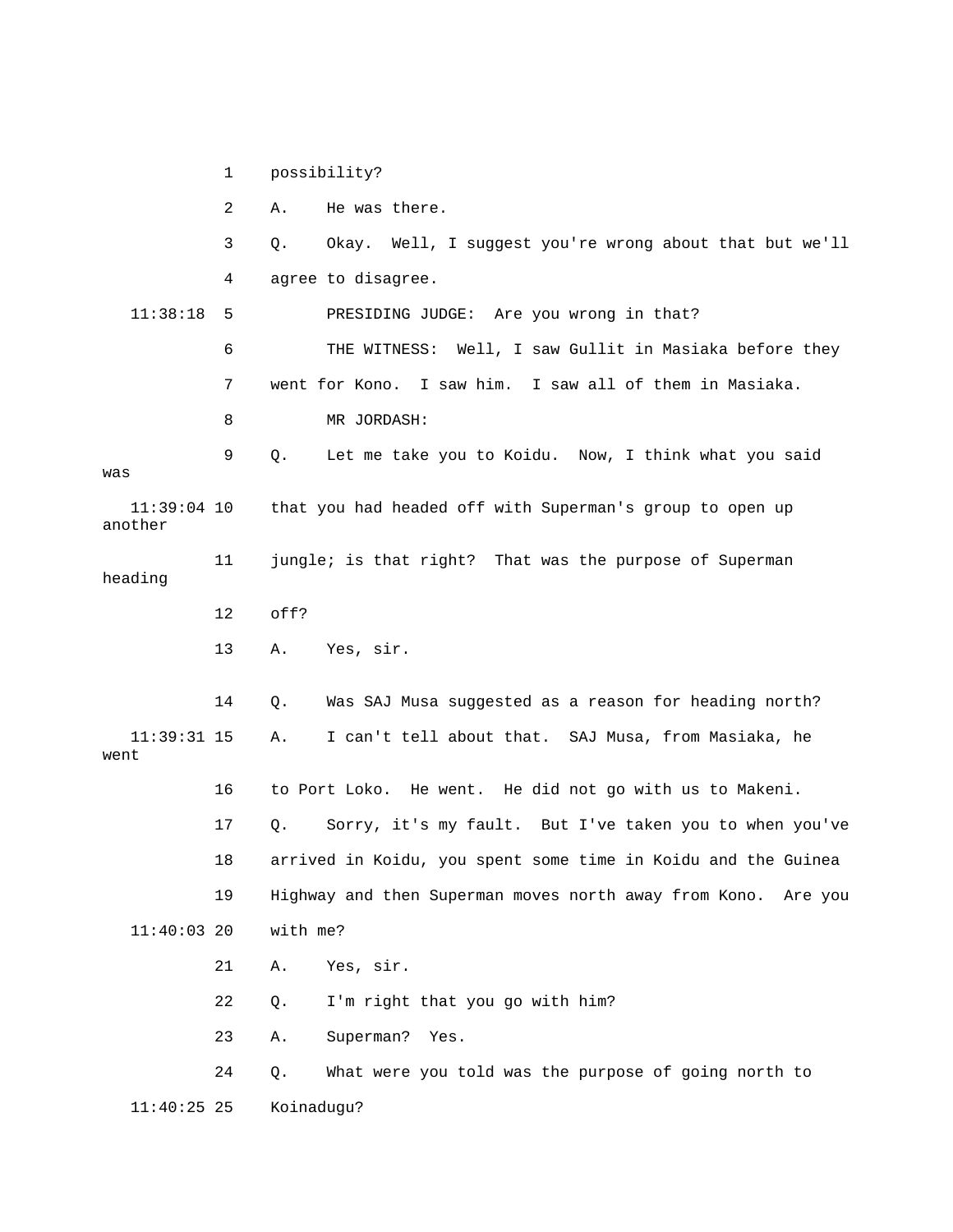possibility?

A. He was there.

Q. Okay. Well, I suggest you're wrong about that but we'll agree to disagree.

PRESIDING JUDGE: Are you wrong in that?

THE WITNESS: Well, I saw Gullit in Masiaka before they went for Kono. I saw him. I saw all of them in Masiaka.

MR JORDASH:

Q. Let me take you to Koidu. Now, I think what you said was that you had headed off with Superman's group to open up another jungle; is that right? That was the purpose of Superman heading off?

A. Yes, sir.

Q. Was SAJ Musa suggested as a reason for heading north?

A. I can't tell about that. SAJ Musa, from Masiaka, he went to Port Loko. He went. He did not go with us to Makeni.

Q. Sorry, it's my fault. But I've taken you to when you've arrived in Koidu, you spent some time in Koidu and the Guinea Highway and then Superman moves north away from Kono. Are you with me?

A. Yes, sir.

Q. I'm right that you go with him?

A. Superman? Yes.

Q. What were you told was the purpose of going north to Koinadugu?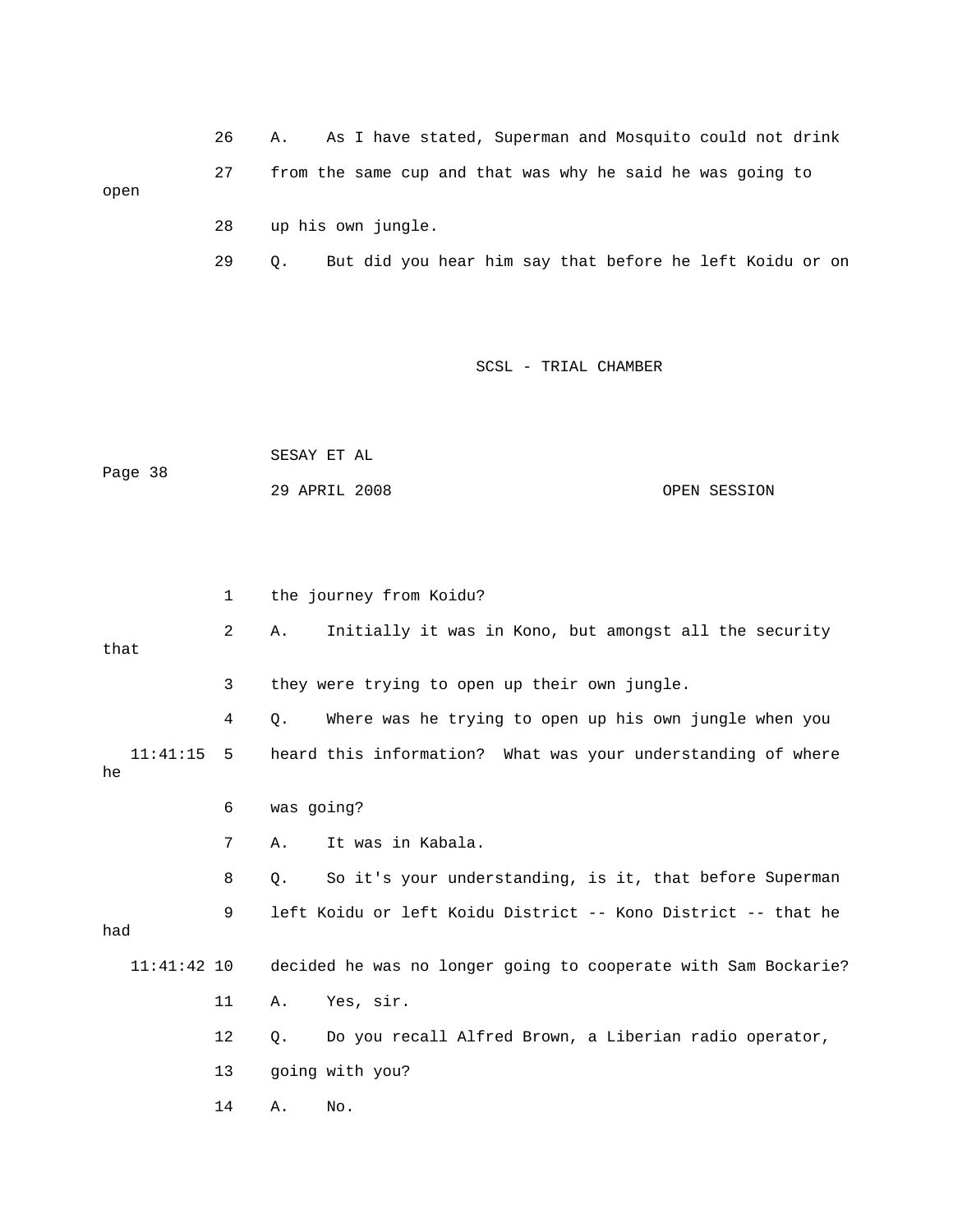26 A. As I have stated, Superman and Mosquito could not drink

27 from the same cup and that was why he said he was going to open

28 up his own jungle.

29 Q. But did you hear him say that before he left Koidu or on

1 the journey from Koidu?

2 A. Initially it was in Kono, but amongst all the security that

3 they were trying to open up their own jungle.

4 Q. Where was he trying to open up his own jungle when you

11:41:15 5 heard this information? What was your understanding of where he

6 was going?

7 A. It was in Kabala.

8 Q. So it's your understanding, is it, that before Superman

9 left Koidu or left Koidu District -- Kono District -- that he had

11:41:42 10 decided he was no longer going to cooperate with Sam Bockarie?

11 A. Yes, sir.

12 Q. Do you recall Alfred Brown, a Liberian radio operator,

13 going with you?

14 A. No.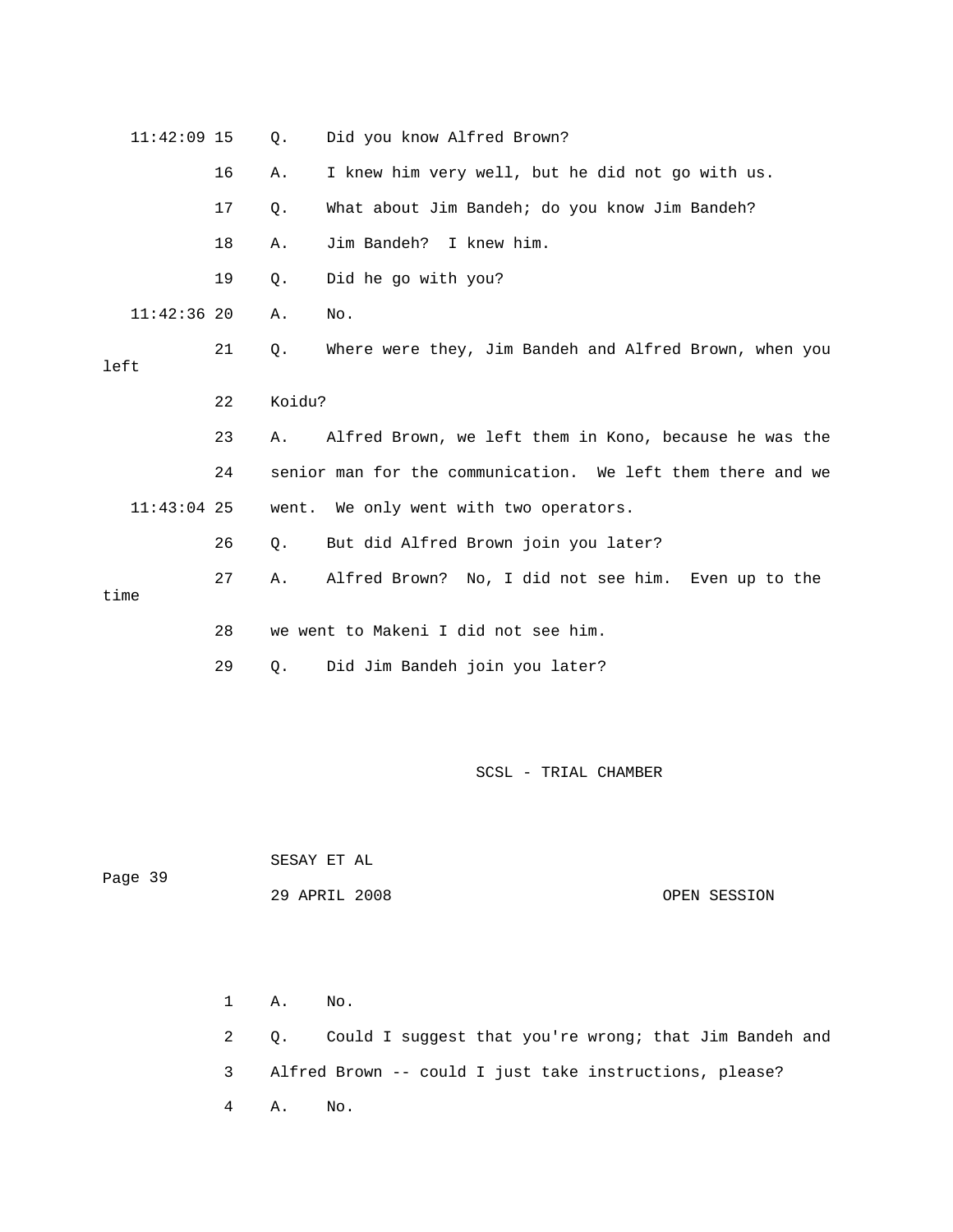11:42:09 15 Q. Did you know Alfred Brown?

16 A. I knew him very well, but he did not go with us.

17 Q. What about Jim Bandeh; do you know Jim Bandeh?

18 A. Jim Bandeh? I knew him.

19 Q. Did he go with you?

11:42:36 20 A. No.

21 Q. Where were they, Jim Bandeh and Alfred Brown, when you left

22 Koidu?

23 A. Alfred Brown, we left them in Kono, because he was the

24 senior man for the communication. We left them there and we

11:43:04 25 went. We only went with two operators.

26 Q. But did Alfred Brown join you later?

27 A. Alfred Brown? No, I did not see him. Even up to the time

28 we went to Makeni I did not see him.

29 Q. Did Jim Bandeh join you later?

1 A. No.

2 Q. Could I suggest that you're wrong; that Jim Bandeh and

3 Alfred Brown -- could I just take instructions, please?

4 A. No.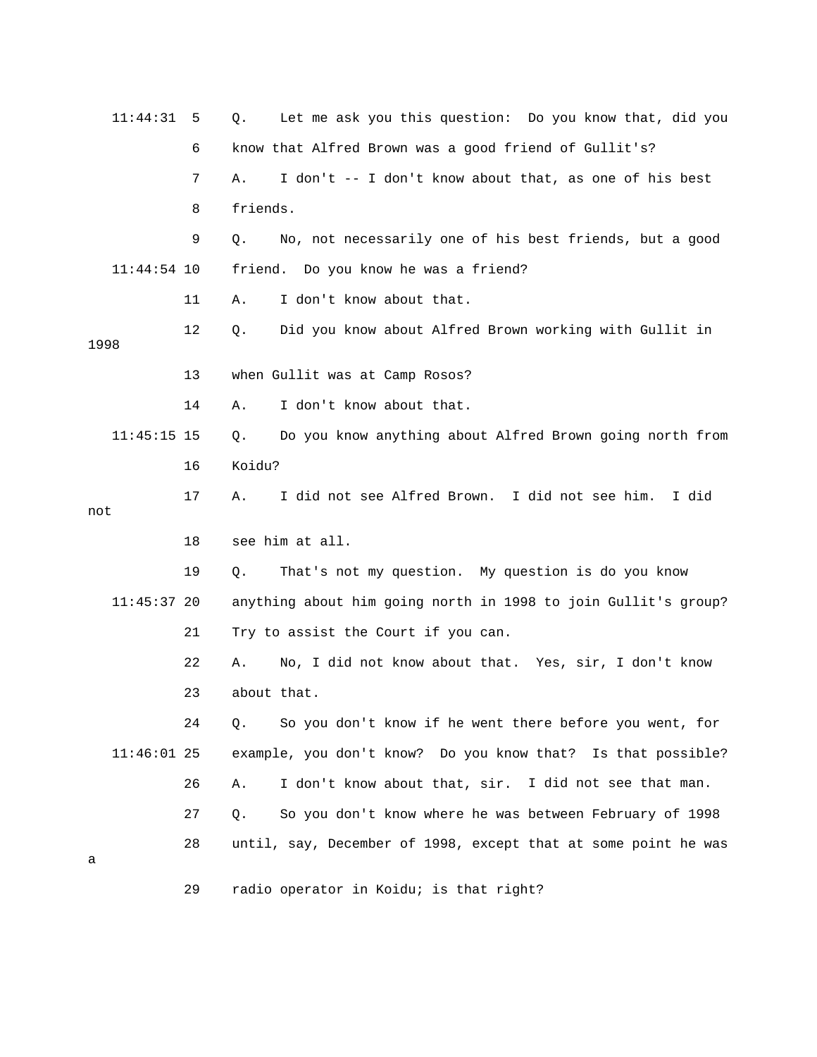11:44:31 5 Q. Let me ask you this question: Do you know that, did you

6 know that Alfred Brown was a good friend of Gullit's?

7 A. I don't -- I don't know about that, as one of his best

8 friends.

9 Q. No, not necessarily one of his best friends, but a good

11:44:54 10 friend. Do you know he was a friend?

11 A. I don't know about that.

12 Q. Did you know about Alfred Brown working with Gullit in 1998

13 when Gullit was at Camp Rosos?

14 A. I don't know about that.

11:45:15 15 Q. Do you know anything about Alfred Brown going north from

16 Koidu?

17 A. I did not see Alfred Brown. I did not see him. I did not

18 see him at all.

19 Q. That's not my question. My question is do you know

11:45:37 20 anything about him going north in 1998 to join Gullit's group?

21 Try to assist the Court if you can.

22 A. No, I did not know about that. Yes, sir, I don't know

23 about that.

24 Q. So you don't know if he went there before you went, for

11:46:01 25 example, you don't know? Do you know that? Is that possible?

26 A. I don't know about that, sir. I did not see that man.

27 Q. So you don't know where he was between February of 1998

28 until, say, December of 1998, except that at some point he was a

29 radio operator in Koidu; is that right?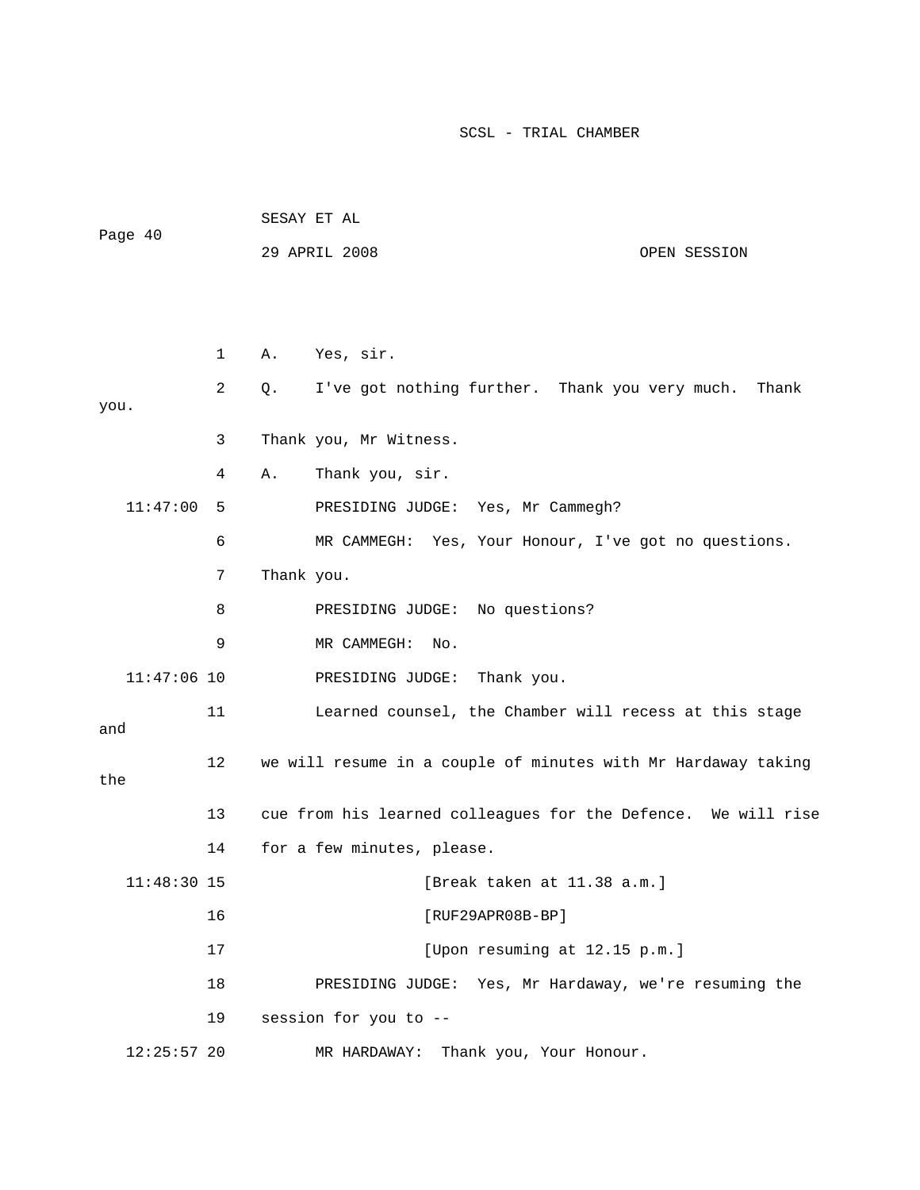1 A. Yes, sir.

2 Q. I've got nothing further. Thank you very much. Thank you.

3 Thank you, Mr Witness.

4 A. Thank you, sir.

11:47:00 5 PRESIDING JUDGE: Yes, Mr Cammegh?

6 MR CAMMEGH: Yes, Your Honour, I've got no questions.

7 Thank you.

8 PRESIDING JUDGE: No questions?

9 MR CAMMEGH: No.

11:47:06 10 PRESIDING JUDGE: Thank you.

11 Learned counsel, the Chamber will recess at this stage and

12 we will resume in a couple of minutes with Mr Hardaway taking the

13 cue from his learned colleagues for the Defence. We will rise

14 for a few minutes, please.

11:48:30 15 [Break taken at 11.38 a.m.]

16 [RUF29APR08B-BP]

17 [Upon resuming at 12.15 p.m.]

18 PRESIDING JUDGE: Yes, Mr Hardaway, we're resuming the

19 session for you to --

12:25:57 20 MR HARDAWAY: Thank you, Your Honour.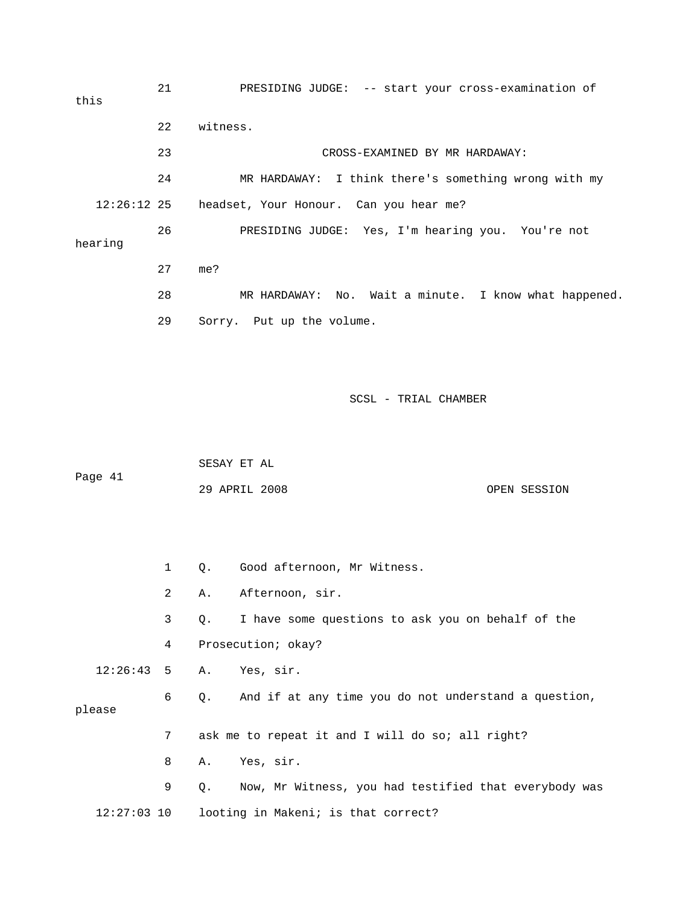21 PRESIDING JUDGE: -- start your cross-examination of this

22 witness.

23 CROSS-EXAMINED BY MR HARDAWAY:

24 MR HARDAWAY: I think there's something wrong with my

12:26:12 25 headset, Your Honour. Can you hear me?

26 PRESIDING JUDGE: Yes, I'm hearing you. You're not hearing

27 me?

28 MR HARDAWAY: No. Wait a minute. I know what happened.

29 Sorry. Put up the volume.

1 Q. Good afternoon, Mr Witness.

2 A. Afternoon, sir.

3 Q. I have some questions to ask you on behalf of the

4 Prosecution; okay?

12:26:43 5 A. Yes, sir.

6 Q. And if at any time you do not understand a question, please

7 ask me to repeat it and I will do so; all right?

8 A. Yes, sir.

9 Q. Now, Mr Witness, you had testified that everybody was

12:27:03 10 looting in Makeni; is that correct?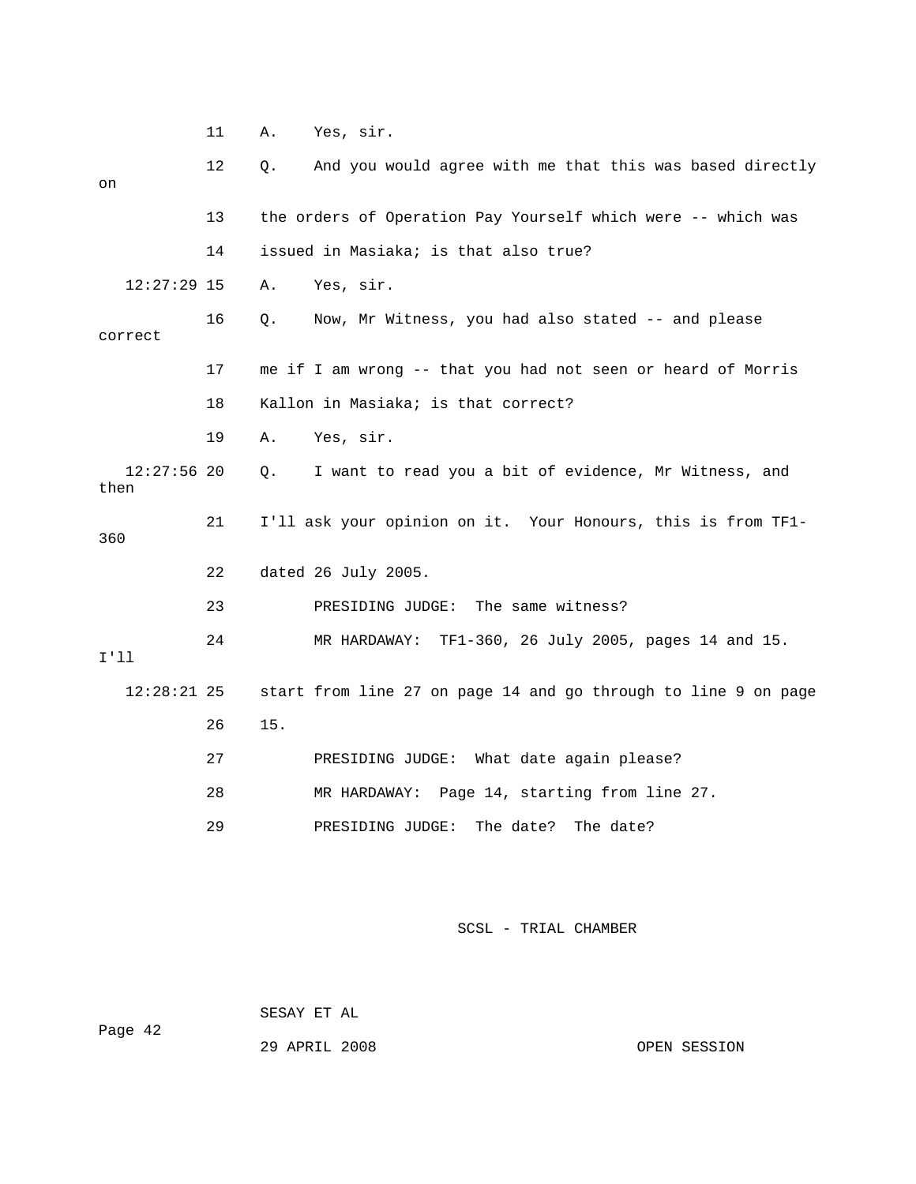11 A. Yes, sir.

12 Q. And you would agree with me that this was based directly on

13 the orders of Operation Pay Yourself which were -- which was

14 issued in Masiaka; is that also true?

12:27:29 15 A. Yes, sir.

16 Q. Now, Mr Witness, you had also stated -- and please correct

17 me if I am wrong -- that you had not seen or heard of Morris

18 Kallon in Masiaka; is that correct?

19 A. Yes, sir.

12:27:56 20 Q. I want to read you a bit of evidence, Mr Witness, and then

21 I'll ask your opinion on it. Your Honours, this is from TF1-360

22 dated 26 July 2005.

23 PRESIDING JUDGE: The same witness?

24 MR HARDAWAY: TF1-360, 26 July 2005, pages 14 and 15. I'll

12:28:21 25 start from line 27 on page 14 and go through to line 9 on page

26 15.

27 PRESIDING JUDGE: What date again please?

28 MR HARDAWAY: Page 14, starting from line 27.

29 PRESIDING JUDGE: The date? The date?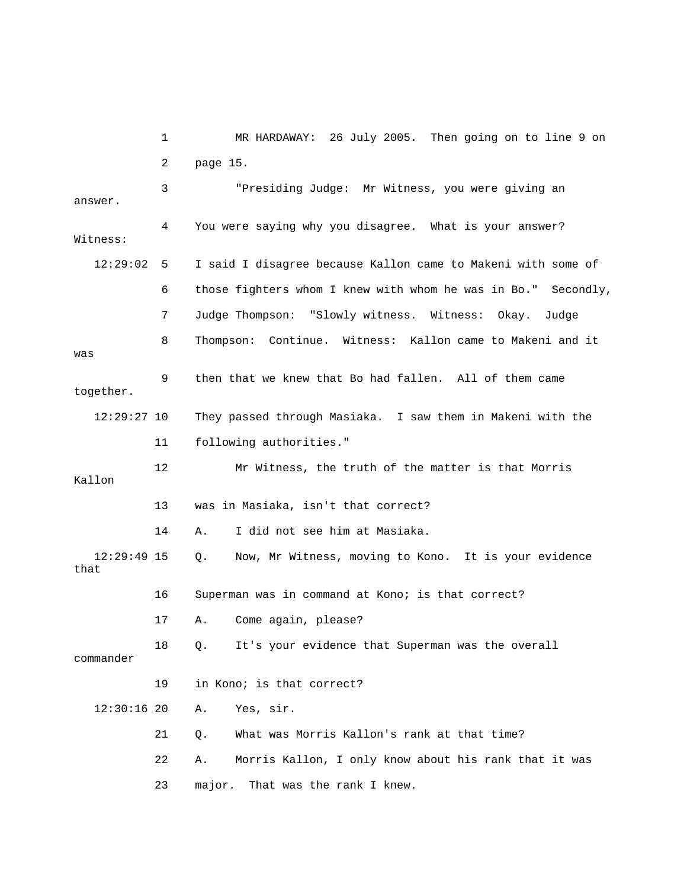MR HARDAWAY: 26 July 2005. Then going on to line 9 on page 15.

"Presiding Judge: Mr Witness, you were giving an answer. You were saying why you disagree. What is your answer? Witness: I said I disagree because Kallon came to Makeni with some of those fighters whom I knew with whom he was in Bo." Secondly, Judge Thompson: "Slowly witness. Witness: Okay. Judge Thompson: Continue. Witness: Kallon came to Makeni and it was then that we knew that Bo had fallen. All of them came together. They passed through Masiaka. I saw them in Makeni with the following authorities."

Mr Witness, the truth of the matter is that Morris Kallon was in Masiaka, isn't that correct?

A. I did not see him at Masiaka.

Q. Now, Mr Witness, moving to Kono. It is your evidence that Superman was in command at Kono; is that correct?

A. Come again, please?

Q. It's your evidence that Superman was the overall commander in Kono; is that correct?

A. Yes, sir.

Q. What was Morris Kallon's rank at that time?

A. Morris Kallon, I only know about his rank that it was major. That was the rank I knew.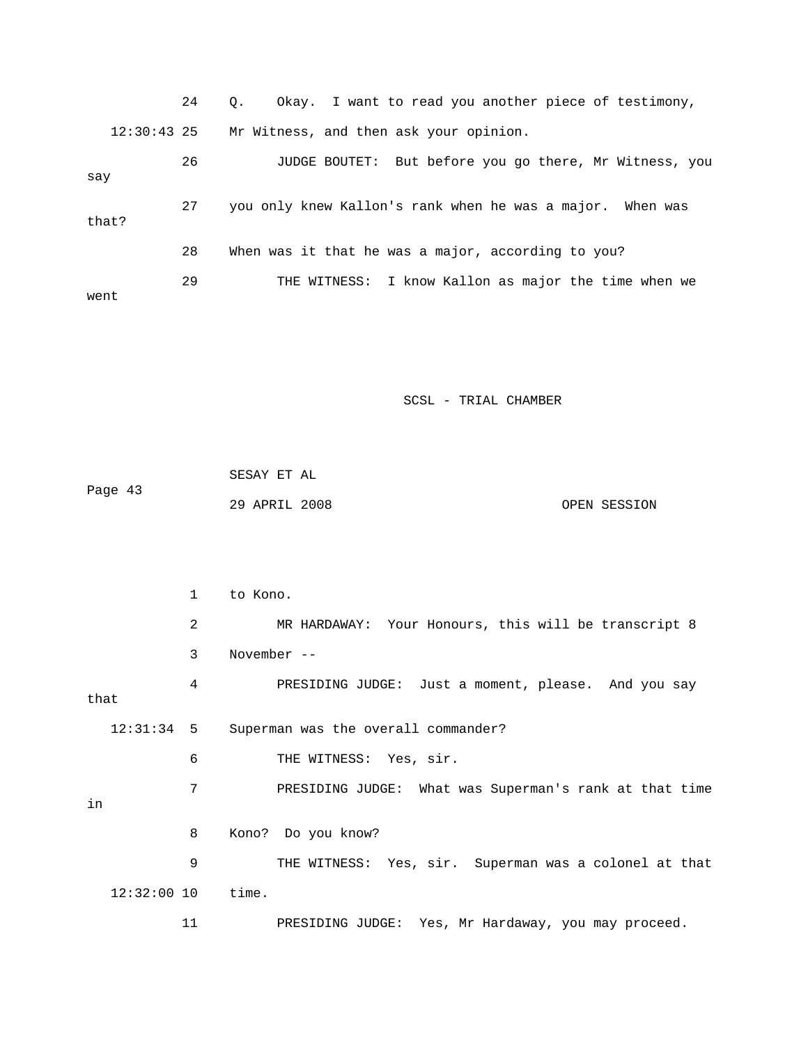24 Q. Okay. I want to read you another piece of testimony,

12:30:43 25 Mr Witness, and then ask your opinion.

26 JUDGE BOUTET: But before you go there, Mr Witness, you say

27 you only knew Kallon's rank when he was a major. When was that?

28 When was it that he was a major, according to you?

29 THE WITNESS: I know Kallon as major the time when we went

1 to Kono.

2 MR HARDAWAY: Your Honours, this will be transcript 8

3 November --

4 PRESIDING JUDGE: Just a moment, please. And you say that

12:31:34 5 Superman was the overall commander?

6 THE WITNESS: Yes, sir.

7 PRESIDING JUDGE: What was Superman's rank at that time in

8 Kono? Do you know?

9 THE WITNESS: Yes, sir. Superman was a colonel at that

12:32:00 10 time.

11 PRESIDING JUDGE: Yes, Mr Hardaway, you may proceed.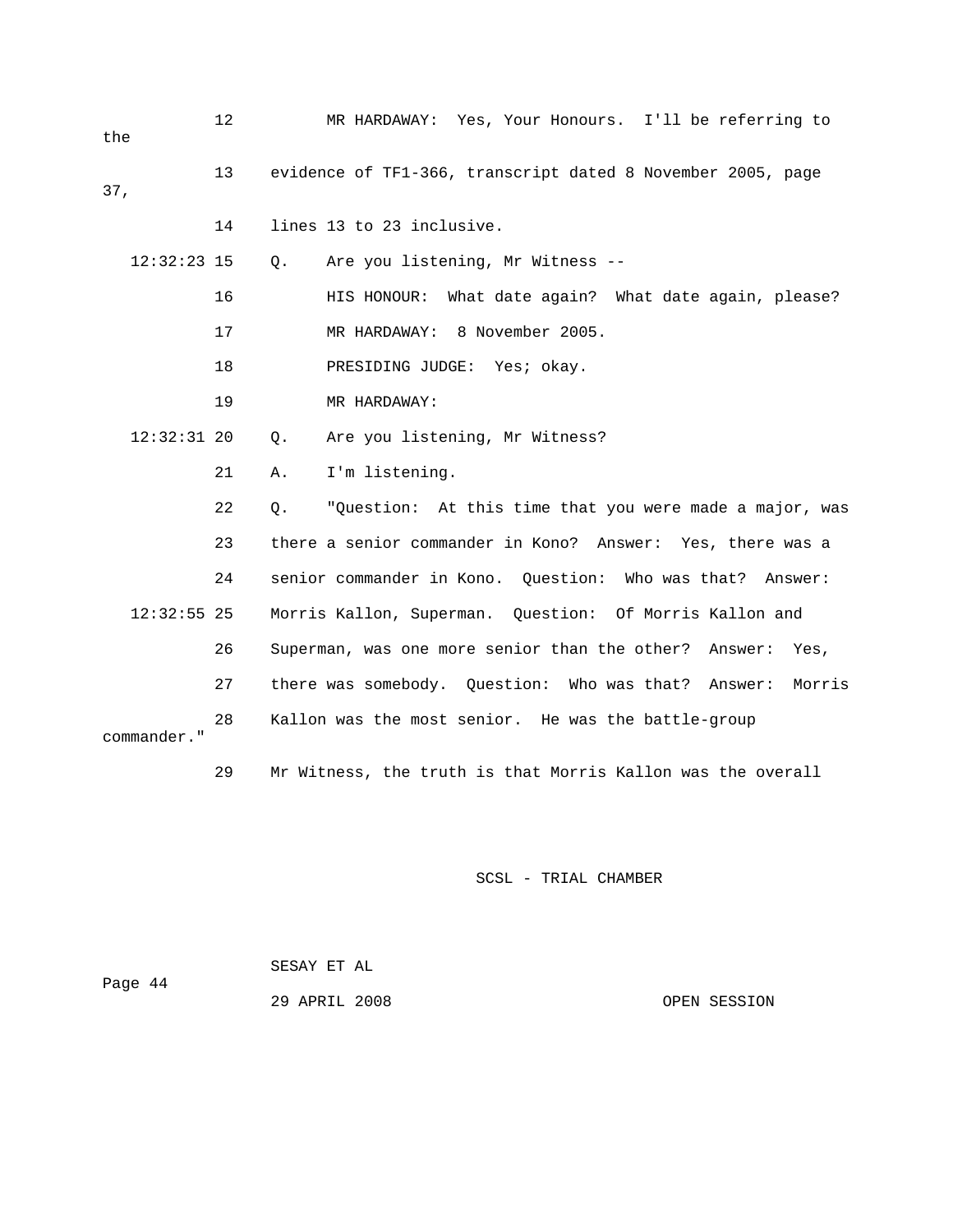12 MR HARDAWAY: Yes, Your Honours. I'll be referring to the

13 evidence of TF1-366, transcript dated 8 November 2005, page 37,

14 lines 13 to 23 inclusive.

12:32:23 15 Q. Are you listening, Mr Witness --

16 HIS HONOUR: What date again? What date again, please?

17 MR HARDAWAY: 8 November 2005.

18 PRESIDING JUDGE: Yes; okay.

19 MR HARDAWAY:

12:32:31 20 Q. Are you listening, Mr Witness?

21 A. I'm listening.

22 Q. "Question: At this time that you were made a major, was

23 there a senior commander in Kono? Answer: Yes, there was a

24 senior commander in Kono. Question: Who was that? Answer:

12:32:55 25 Morris Kallon, Superman. Question: Of Morris Kallon and

26 Superman, was one more senior than the other? Answer: Yes,

27 there was somebody. Question: Who was that? Answer: Morris

28 Kallon was the most senior. He was the battle-group commander."

29 Mr Witness, the truth is that Morris Kallon was the overall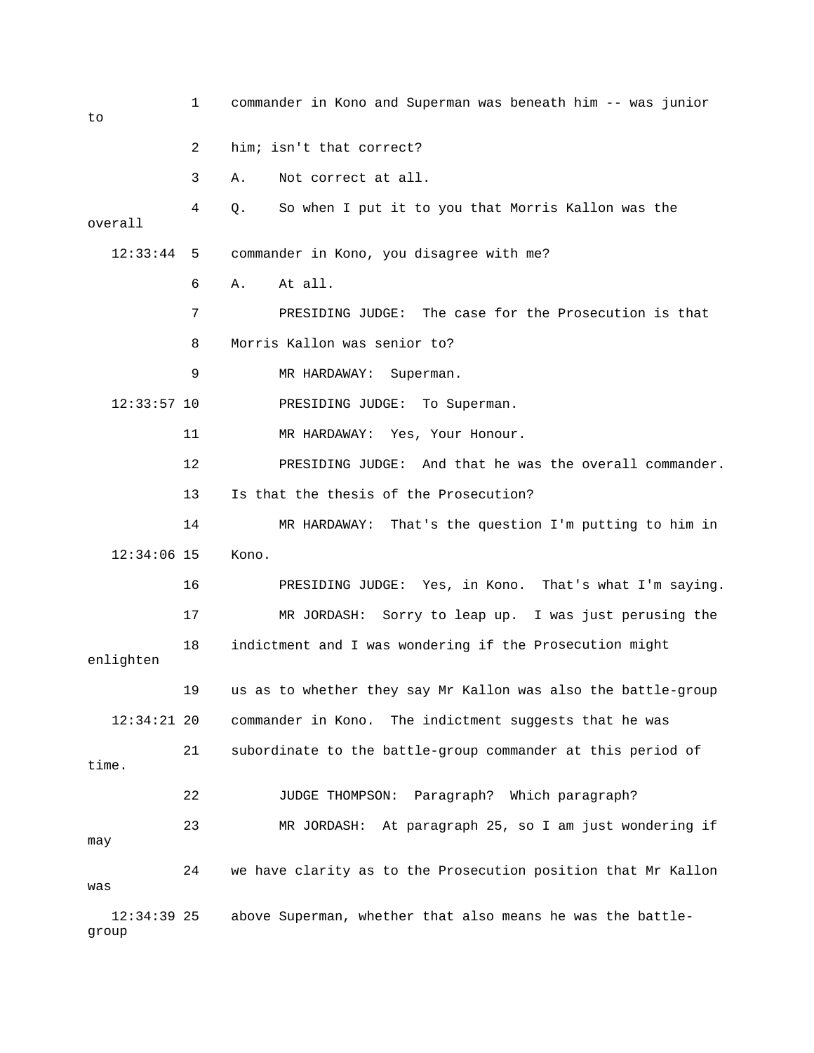1 commander in Kono and Superman was beneath him -- was junior to

2 him; isn't that correct?

3 A. Not correct at all.

4 Q. So when I put it to you that Morris Kallon was the overall

12:33:44 5 commander in Kono, you disagree with me?

6 A. At all.

7 PRESIDING JUDGE: The case for the Prosecution is that

8 Morris Kallon was senior to?

9 MR HARDAWAY: Superman.

12:33:57 10 PRESIDING JUDGE: To Superman.

11 MR HARDAWAY: Yes, Your Honour.

12 PRESIDING JUDGE: And that he was the overall commander.

13 Is that the thesis of the Prosecution?

14 MR HARDAWAY: That's the question I'm putting to him in

12:34:06 15 Kono.

16 PRESIDING JUDGE: Yes, in Kono. That's what I'm saying.

17 MR JORDASH: Sorry to leap up. I was just perusing the

18 indictment and I was wondering if the Prosecution might enlighten

19 us as to whether they say Mr Kallon was also the battle-group

12:34:21 20 commander in Kono. The indictment suggests that he was

21 subordinate to the battle-group commander at this period of time.

22 JUDGE THOMPSON: Paragraph? Which paragraph?

23 MR JORDASH: At paragraph 25, so I am just wondering if may

24 we have clarity as to the Prosecution position that Mr Kallon was

12:34:39 25 above Superman, whether that also means he was the battle-group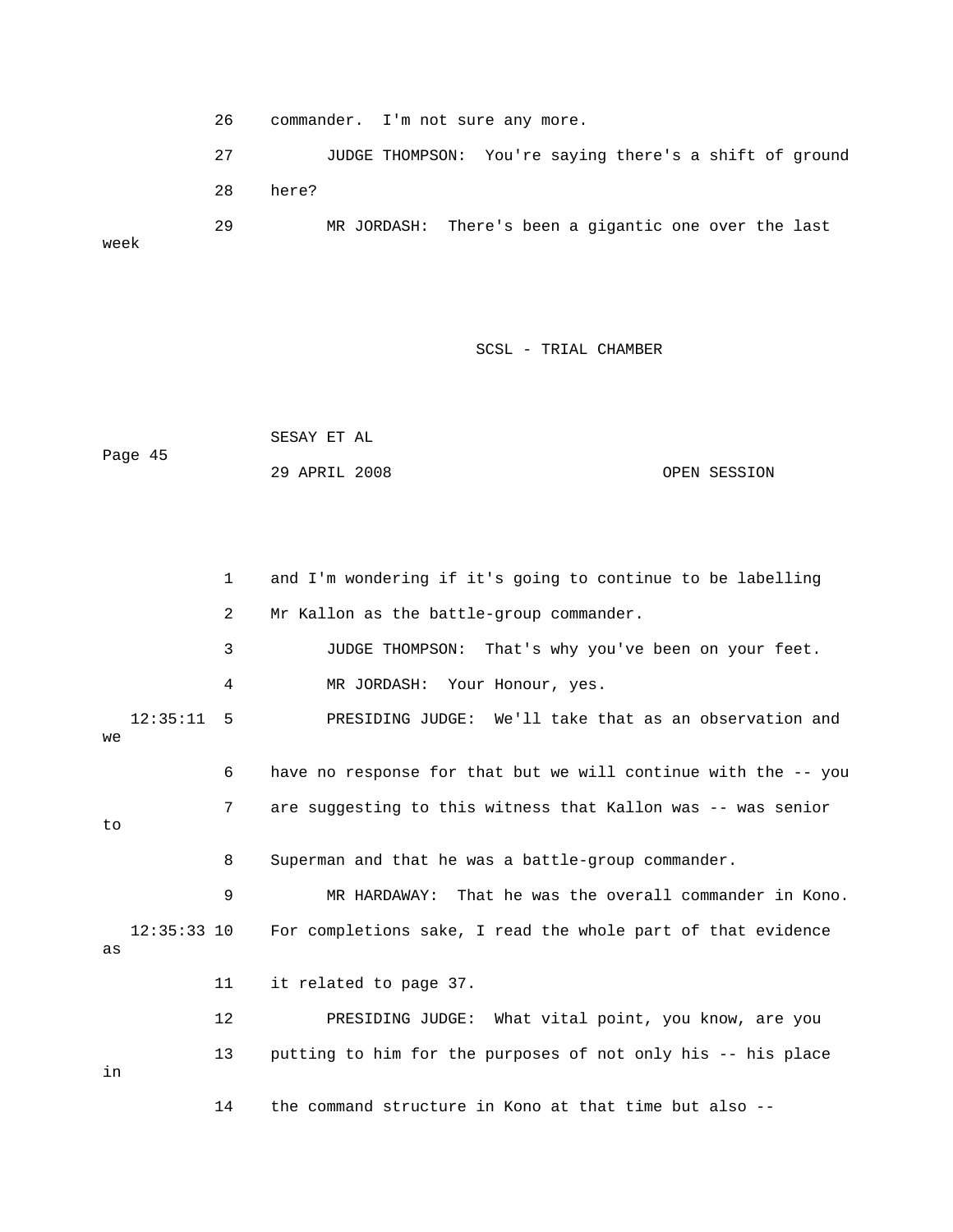26 commander. I'm not sure any more.

27 JUDGE THOMPSON: You're saying there's a shift of ground

28 here?

29 MR JORDASH: There's been a gigantic one over the last week

1 and I'm wondering if it's going to continue to be labelling

2 Mr Kallon as the battle-group commander.

3 JUDGE THOMPSON: That's why you've been on your feet.

4 MR JORDASH: Your Honour, yes.

12:35:11 5 PRESIDING JUDGE: We'll take that as an observation and we

6 have no response for that but we will continue with the -- you

7 are suggesting to this witness that Kallon was -- was senior to

8 Superman and that he was a battle-group commander.

9 MR HARDAWAY: That he was the overall commander in Kono.

12:35:33 10 For completions sake, I read the whole part of that evidence as

11 it related to page 37.

12 PRESIDING JUDGE: What vital point, you know, are you

13 putting to him for the purposes of not only his -- his place in

14 the command structure in Kono at that time but also --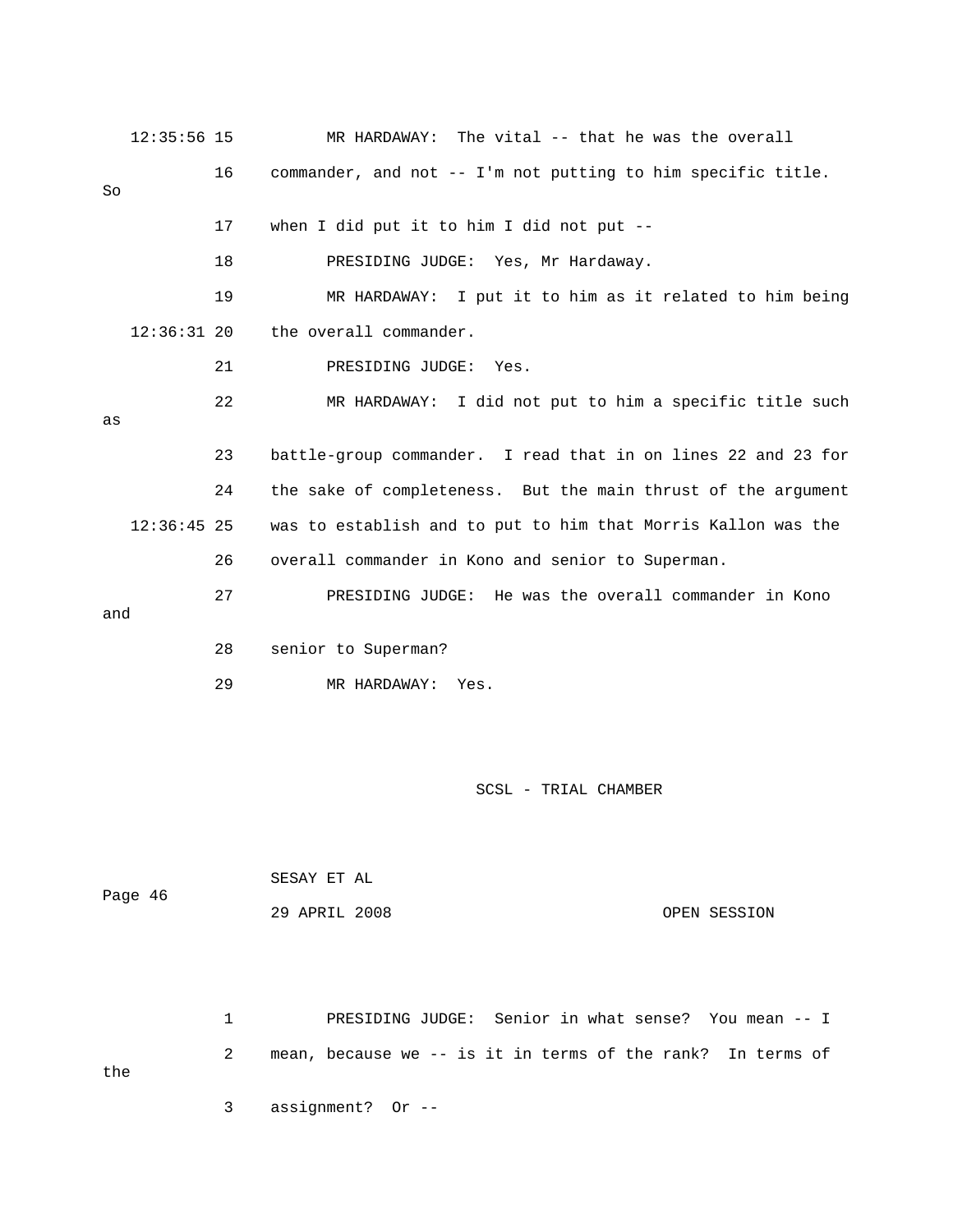12:35:56 15 MR HARDAWAY: The vital -- that he was the overall

16 commander, and not -- I'm not putting to him specific title. So

17 when I did put it to him I did not put --

18 PRESIDING JUDGE: Yes, Mr Hardaway.

19 MR HARDAWAY: I put it to him as it related to him being

12:36:31 20 the overall commander.

21 PRESIDING JUDGE: Yes.

22 MR HARDAWAY: I did not put to him a specific title such as

23 battle-group commander. I read that in on lines 22 and 23 for

24 the sake of completeness. But the main thrust of the argument

12:36:45 25 was to establish and to put to him that Morris Kallon was the

26 overall commander in Kono and senior to Superman.

27 PRESIDING JUDGE: He was the overall commander in Kono and

28 senior to Superman?

29 MR HARDAWAY: Yes.

1 PRESIDING JUDGE: Senior in what sense? You mean -- I

2 mean, because we -- is it in terms of the rank? In terms of the

3 assignment? Or --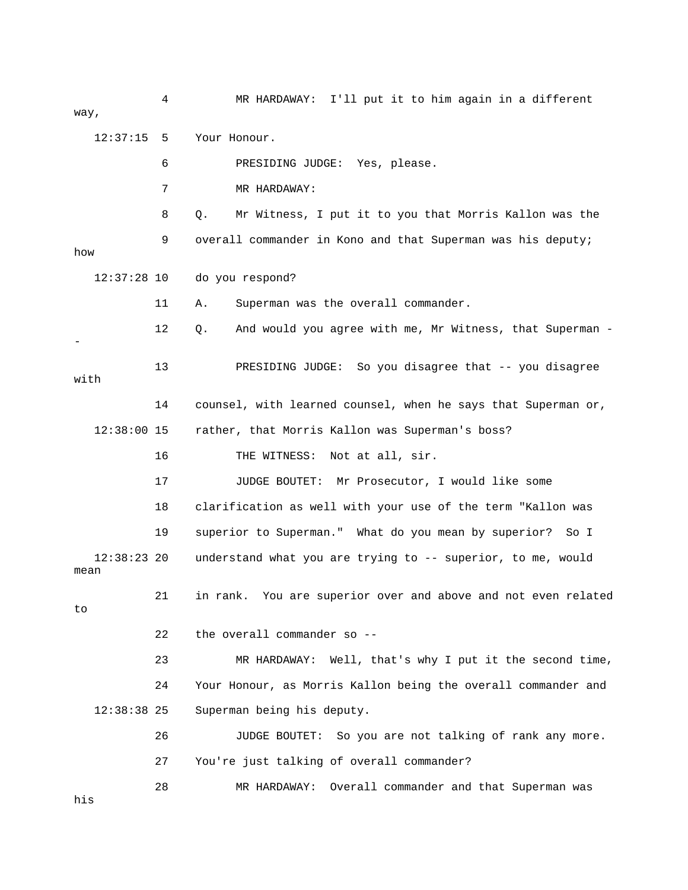4 MR HARDAWAY: I'll put it to him again in a different way,

12:37:15 5 Your Honour.

6 PRESIDING JUDGE: Yes, please.

7 MR HARDAWAY:

8 Q. Mr Witness, I put it to you that Morris Kallon was the

9 overall commander in Kono and that Superman was his deputy; how

12:37:28 10 do you respond?

11 A. Superman was the overall commander.

12 Q. And would you agree with me, Mr Witness, that Superman --

13 PRESIDING JUDGE: So you disagree that -- you disagree with

14 counsel, with learned counsel, when he says that Superman or,

12:38:00 15 rather, that Morris Kallon was Superman's boss?

16 THE WITNESS: Not at all, sir.

17 JUDGE BOUTET: Mr Prosecutor, I would like some

18 clarification as well with your use of the term "Kallon was

19 superior to Superman." What do you mean by superior? So I

12:38:23 20 understand what you are trying to -- superior, to me, would mean

21 in rank. You are superior over and above and not even related to

22 the overall commander so --

23 MR HARDAWAY: Well, that's why I put it the second time,

24 Your Honour, as Morris Kallon being the overall commander and

12:38:38 25 Superman being his deputy.

26 JUDGE BOUTET: So you are not talking of rank any more.

27 You're just talking of overall commander?

28 MR HARDAWAY: Overall commander and that Superman was his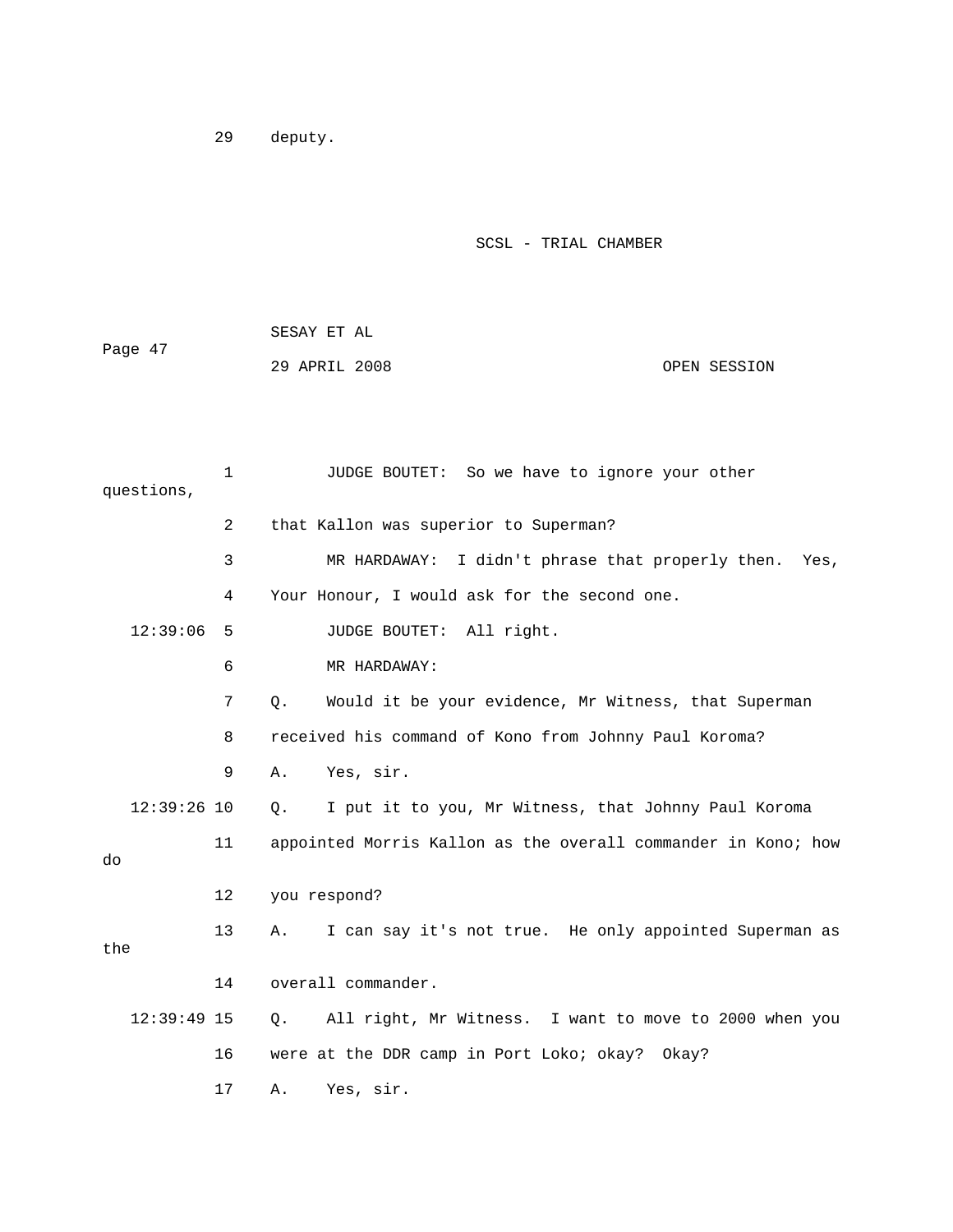29 deputy.

1 JUDGE BOUTET: So we have to ignore your other questions,

2 that Kallon was superior to Superman?

3 MR HARDAWAY: I didn't phrase that properly then. Yes,

4 Your Honour, I would ask for the second one.

12:39:06 5 JUDGE BOUTET: All right.

6 MR HARDAWAY:

7 Q. Would it be your evidence, Mr Witness, that Superman

8 received his command of Kono from Johnny Paul Koroma?

9 A. Yes, sir.

12:39:26 10 Q. I put it to you, Mr Witness, that Johnny Paul Koroma

11 appointed Morris Kallon as the overall commander in Kono; how do

12 you respond?

13 A. I can say it's not true. He only appointed Superman as the

14 overall commander.

12:39:49 15 Q. All right, Mr Witness. I want to move to 2000 when you

16 were at the DDR camp in Port Loko; okay? Okay?

17 A. Yes, sir.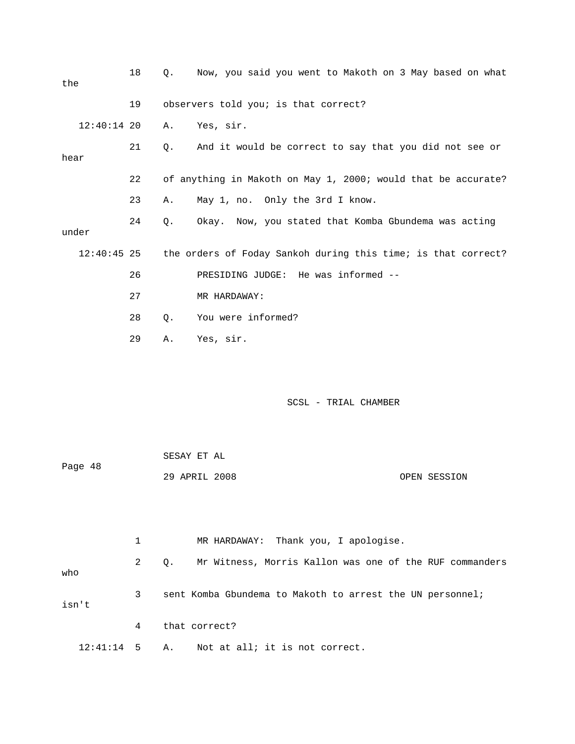18 Q. Now, you said you went to Makoth on 3 May based on what the

19 observers told you; is that correct?

12:40:14 20 A. Yes, sir.

21 Q. And it would be correct to say that you did not see or hear

22 of anything in Makoth on May 1, 2000; would that be accurate?

23 A. May 1, no. Only the 3rd I know.

24 Q. Okay. Now, you stated that Komba Gbundema was acting under

12:40:45 25 the orders of Foday Sankoh during this time; is that correct?

26 PRESIDING JUDGE: He was informed --

27 MR HARDAWAY:

28 Q. You were informed?

29 A. Yes, sir.

1 MR HARDAWAY: Thank you, I apologise.

2 Q. Mr Witness, Morris Kallon was one of the RUF commanders who

3 sent Komba Gbundema to Makoth to arrest the UN personnel; isn't

4 that correct?

12:41:14 5 A. Not at all; it is not correct.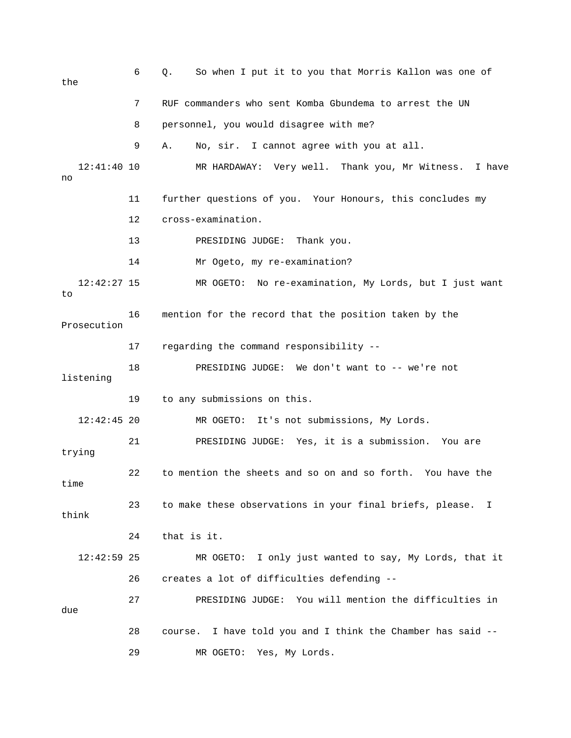6 Q. So when I put it to you that Morris Kallon was one of the

7 RUF commanders who sent Komba Gbundema to arrest the UN

8 personnel, you would disagree with me?

9 A. No, sir. I cannot agree with you at all.

12:41:40 10 MR HARDAWAY: Very well. Thank you, Mr Witness. I have no

11 further questions of you. Your Honours, this concludes my

12 cross-examination.

13 PRESIDING JUDGE: Thank you.

14 Mr Ogeto, my re-examination?

12:42:27 15 MR OGETO: No re-examination, My Lords, but I just want to

16 mention for the record that the position taken by the Prosecution

17 regarding the command responsibility --

18 PRESIDING JUDGE: We don't want to -- we're not listening

19 to any submissions on this.

12:42:45 20 MR OGETO: It's not submissions, My Lords.

21 PRESIDING JUDGE: Yes, it is a submission. You are trying

22 to mention the sheets and so on and so forth. You have the time

23 to make these observations in your final briefs, please. I think

24 that is it.

12:42:59 25 MR OGETO: I only just wanted to say, My Lords, that it

26 creates a lot of difficulties defending --

27 PRESIDING JUDGE: You will mention the difficulties in due

28 course. I have told you and I think the Chamber has said --

29 MR OGETO: Yes, My Lords.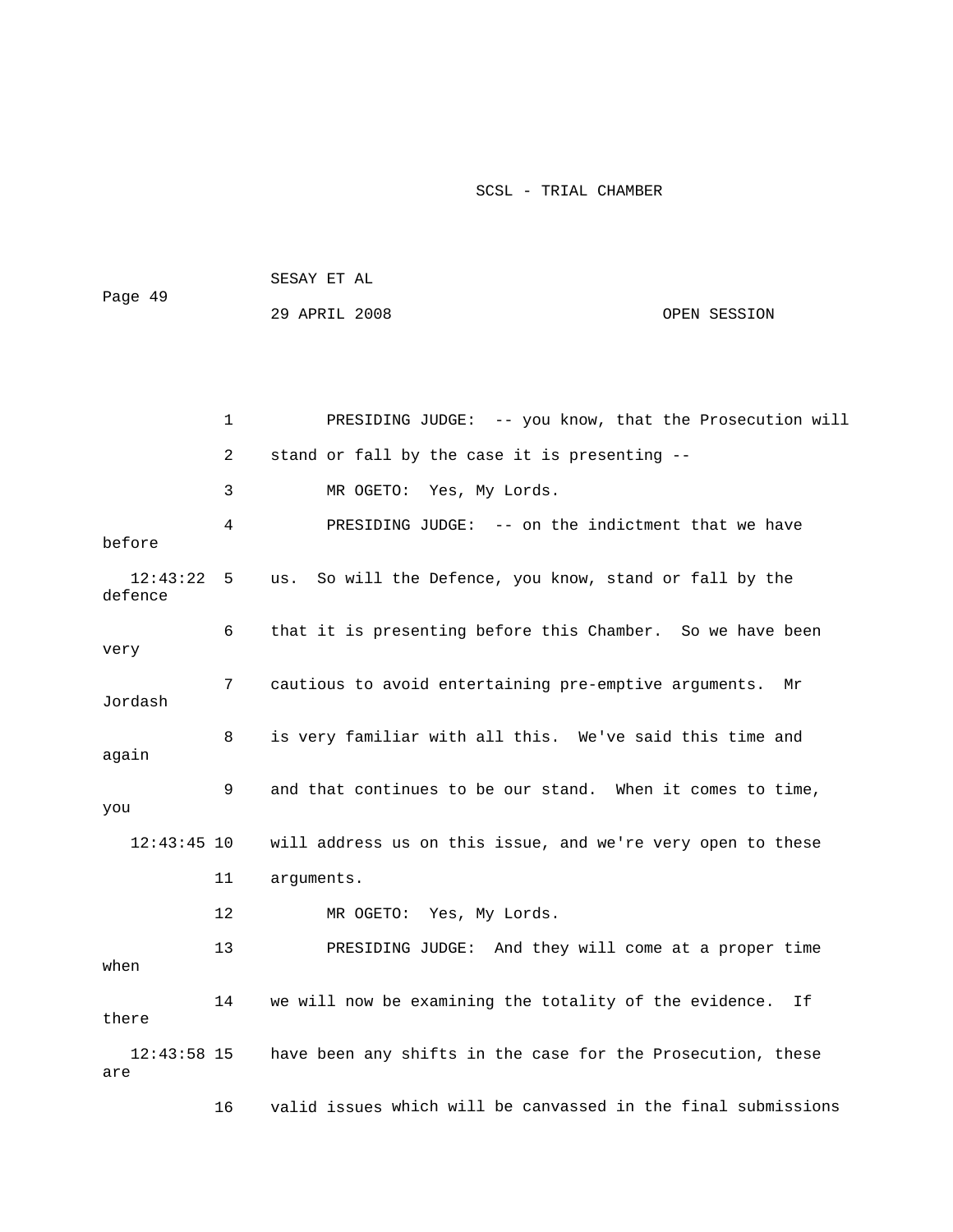PRESIDING JUDGE: -- you know, that the Prosecution will stand or fall by the case it is presenting --

MR OGETO: Yes, My Lords.

PRESIDING JUDGE: -- on the indictment that we have before us. So will the Defence, you know, stand or fall by the defence that it is presenting before this Chamber. So we have been very cautious to avoid entertaining pre-emptive arguments. Mr Jordash is very familiar with all this. We've said this time and again and that continues to be our stand. When it comes to time, you will address us on this issue, and we're very open to these arguments.

MR OGETO: Yes, My Lords.

PRESIDING JUDGE: And they will come at a proper time when we will now be examining the totality of the evidence. If there have been any shifts in the case for the Prosecution, these are valid issues which will be canvassed in the final submissions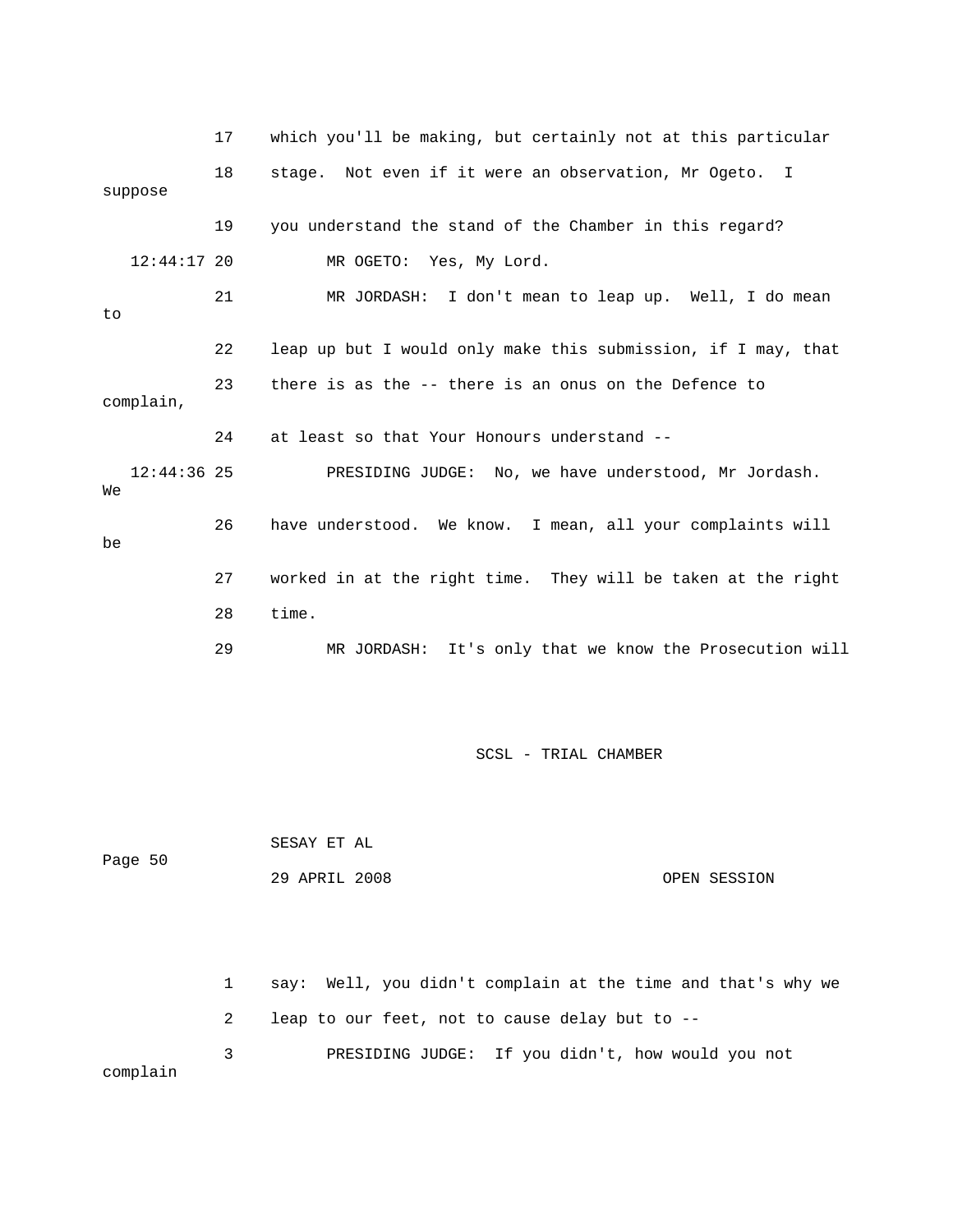17 which you'll be making, but certainly not at this particular

18 stage. Not even if it were an observation, Mr Ogeto. I suppose

19 you understand the stand of the Chamber in this regard?

12:44:17 20 MR OGETO: Yes, My Lord.

21 MR JORDASH: I don't mean to leap up. Well, I do mean to

22 leap up but I would only make this submission, if I may, that

23 there is as the -- there is an onus on the Defence to complain,

24 at least so that Your Honours understand --

12:44:36 25 PRESIDING JUDGE: No, we have understood, Mr Jordash. We

26 have understood. We know. I mean, all your complaints will be

27 worked in at the right time. They will be taken at the right

28 time.

29 MR JORDASH: It's only that we know the Prosecution will

1 say: Well, you didn't complain at the time and that's why we

2 leap to our feet, not to cause delay but to --

3 PRESIDING JUDGE: If you didn't, how would you not complain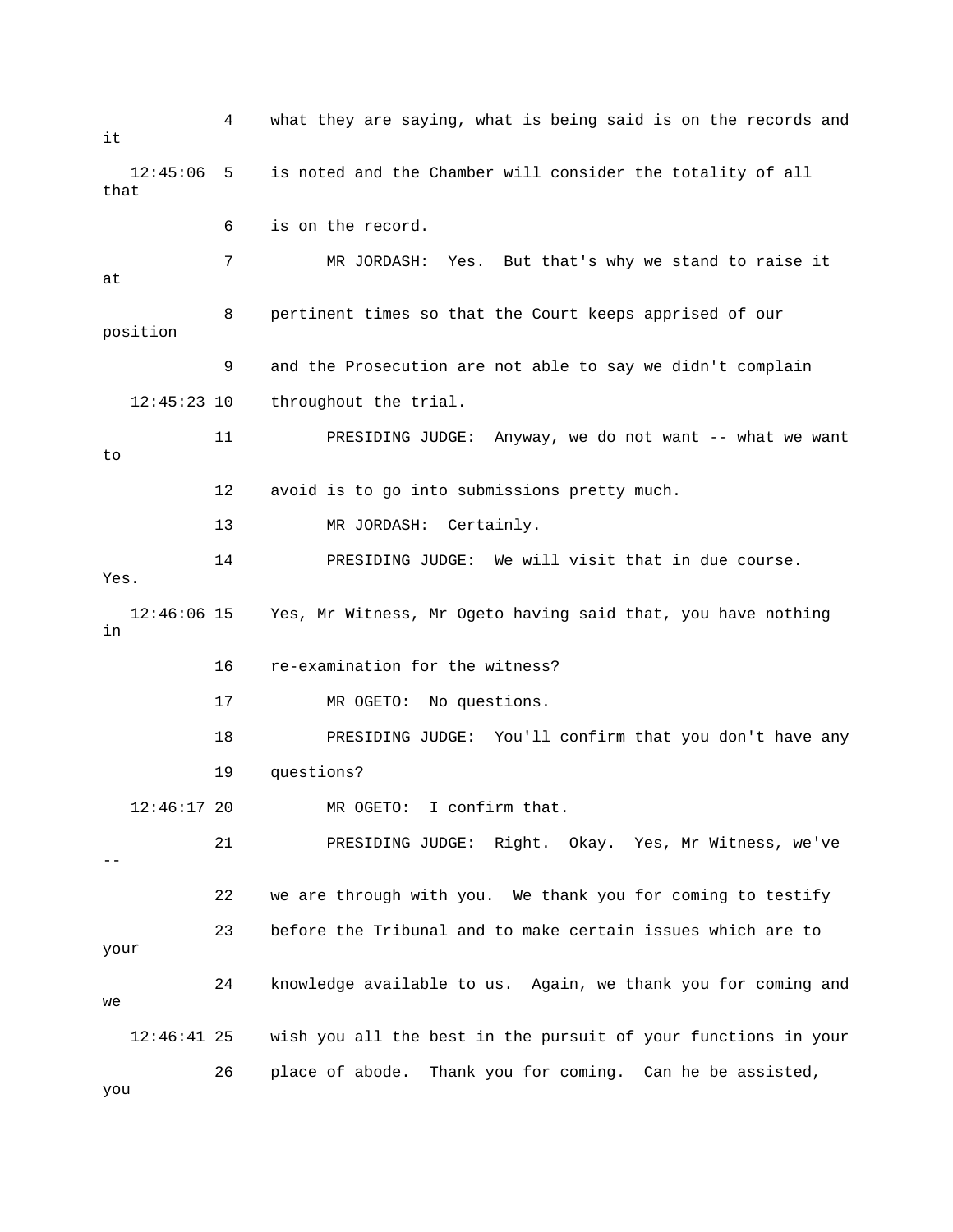4 what they are saying, what is being said is on the records and it

12:45:06 5 is noted and the Chamber will consider the totality of all that

6 is on the record.

7 MR JORDASH: Yes. But that's why we stand to raise it at

8 pertinent times so that the Court keeps apprised of our position

9 and the Prosecution are not able to say we didn't complain

12:45:23 10 throughout the trial.

11 PRESIDING JUDGE: Anyway, we do not want -- what we want to

12 avoid is to go into submissions pretty much.

13 MR JORDASH: Certainly.

14 PRESIDING JUDGE: We will visit that in due course. Yes.

12:46:06 15 Yes, Mr Witness, Mr Ogeto having said that, you have nothing in

16 re-examination for the witness?

17 MR OGETO: No questions.

18 PRESIDING JUDGE: You'll confirm that you don't have any

19 questions?

12:46:17 20 MR OGETO: I confirm that.

21 PRESIDING JUDGE: Right. Okay. Yes, Mr Witness, we've --

22 we are through with you. We thank you for coming to testify

23 before the Tribunal and to make certain issues which are to your

24 knowledge available to us. Again, we thank you for coming and we

12:46:41 25 wish you all the best in the pursuit of your functions in your

26 place of abode. Thank you for coming. Can he be assisted, you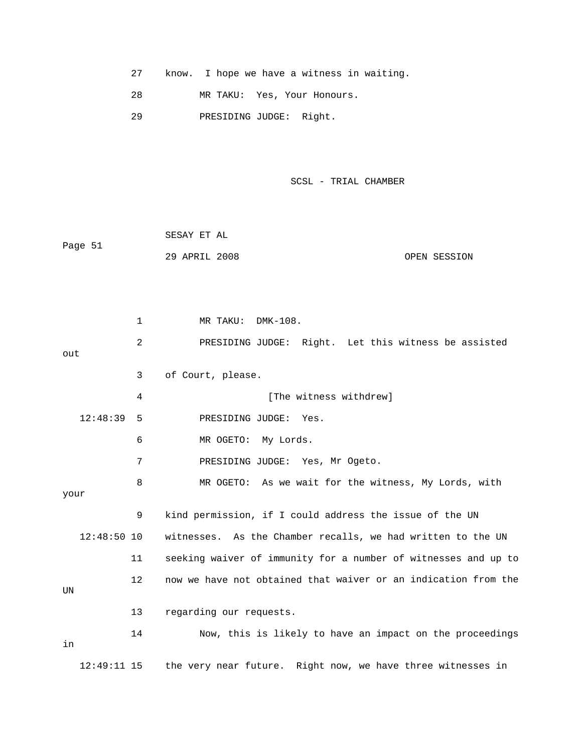27 know. I hope we have a witness in waiting.

28 MR TAKU: Yes, Your Honours.

29 PRESIDING JUDGE: Right.

1 MR TAKU: DMK-108.

2 PRESIDING JUDGE: Right. Let this witness be assisted out

3 of Court, please.

4 [The witness withdrew]

12:48:39 5 PRESIDING JUDGE: Yes.

6 MR OGETO: My Lords.

7 PRESIDING JUDGE: Yes, Mr Ogeto.

8 MR OGETO: As we wait for the witness, My Lords, with your

9 kind permission, if I could address the issue of the UN

12:48:50 10 witnesses. As the Chamber recalls, we had written to the UN

11 seeking waiver of immunity for a number of witnesses and up to

12 now we have not obtained that waiver or an indication from the UN

13 regarding our requests.

14 Now, this is likely to have an impact on the proceedings in

12:49:11 15 the very near future. Right now, we have three witnesses in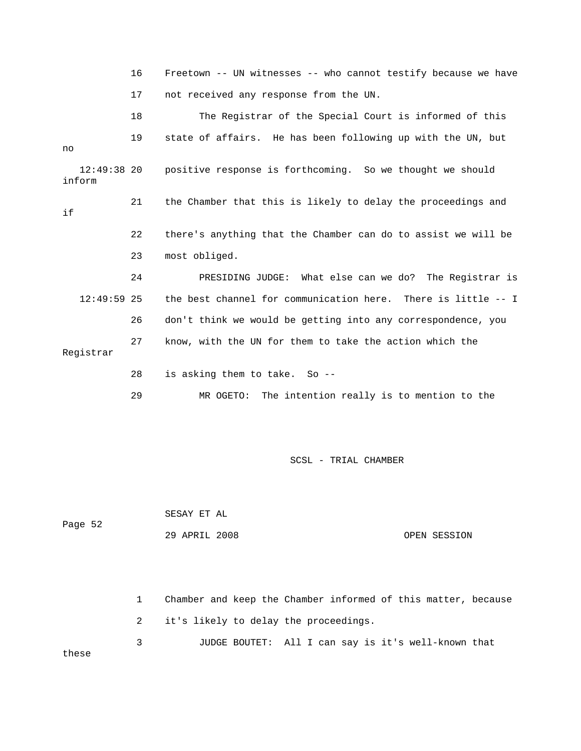16 Freetown -- UN witnesses -- who cannot testify because we have

17 not received any response from the UN.

18 The Registrar of the Special Court is informed of this

19 state of affairs. He has been following up with the UN, but no

12:49:38 20 positive response is forthcoming. So we thought we should inform

21 the Chamber that this is likely to delay the proceedings and if

22 there's anything that the Chamber can do to assist we will be

23 most obliged.

24 PRESIDING JUDGE: What else can we do? The Registrar is

12:49:59 25 the best channel for communication here. There is little -- I

26 don't think we would be getting into any correspondence, you

27 know, with the UN for them to take the action which the Registrar

28 is asking them to take. So --

29 MR OGETO: The intention really is to mention to the

1 Chamber and keep the Chamber informed of this matter, because

2 it's likely to delay the proceedings.

3 JUDGE BOUTET: All I can say is it's well-known that these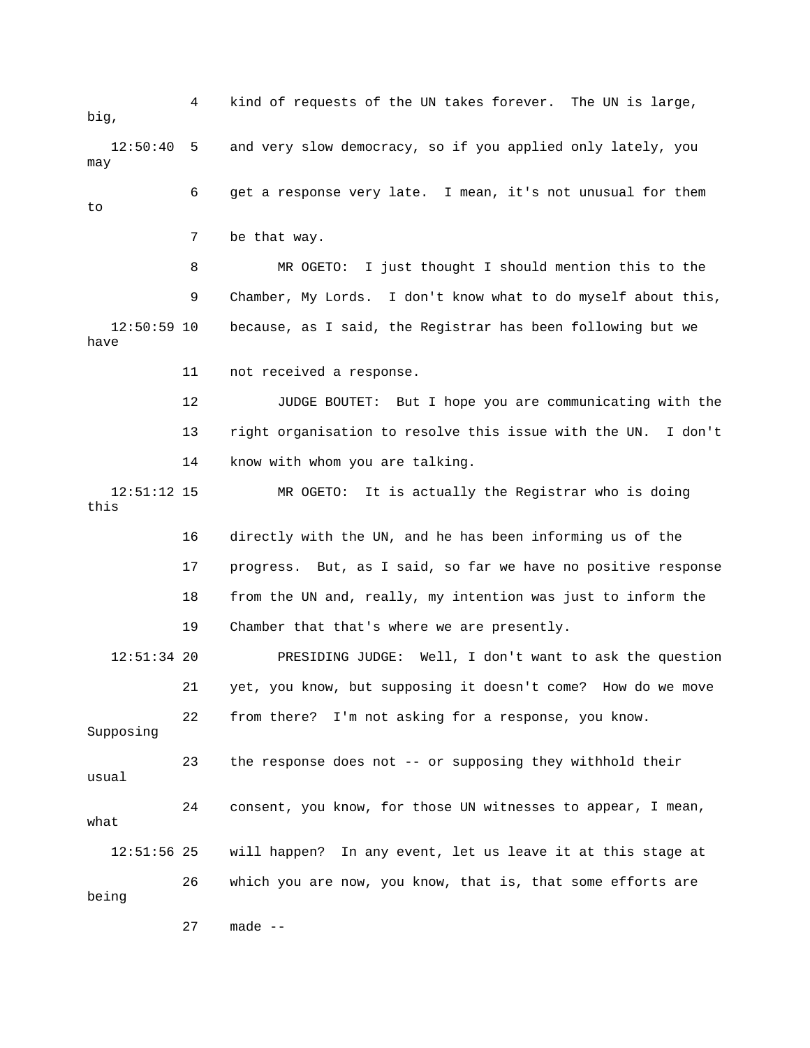4 kind of requests of the UN takes forever. The UN is large, big,

12:50:40 5 and very slow democracy, so if you applied only lately, you may

6 get a response very late. I mean, it's not unusual for them to

7 be that way.

8 MR OGETO: I just thought I should mention this to the

9 Chamber, My Lords. I don't know what to do myself about this,

12:50:59 10 because, as I said, the Registrar has been following but we have

11 not received a response.

12 JUDGE BOUTET: But I hope you are communicating with the

13 right organisation to resolve this issue with the UN. I don't

14 know with whom you are talking.

12:51:12 15 MR OGETO: It is actually the Registrar who is doing this

16 directly with the UN, and he has been informing us of the

17 progress. But, as I said, so far we have no positive response

18 from the UN and, really, my intention was just to inform the

19 Chamber that that's where we are presently.

12:51:34 20 PRESIDING JUDGE: Well, I don't want to ask the question

21 yet, you know, but supposing it doesn't come? How do we move

22 from there? I'm not asking for a response, you know. Supposing

23 the response does not -- or supposing they withhold their usual

24 consent, you know, for those UN witnesses to appear, I mean, what

12:51:56 25 will happen? In any event, let us leave it at this stage at

26 which you are now, you know, that is, that some efforts are being

27 made --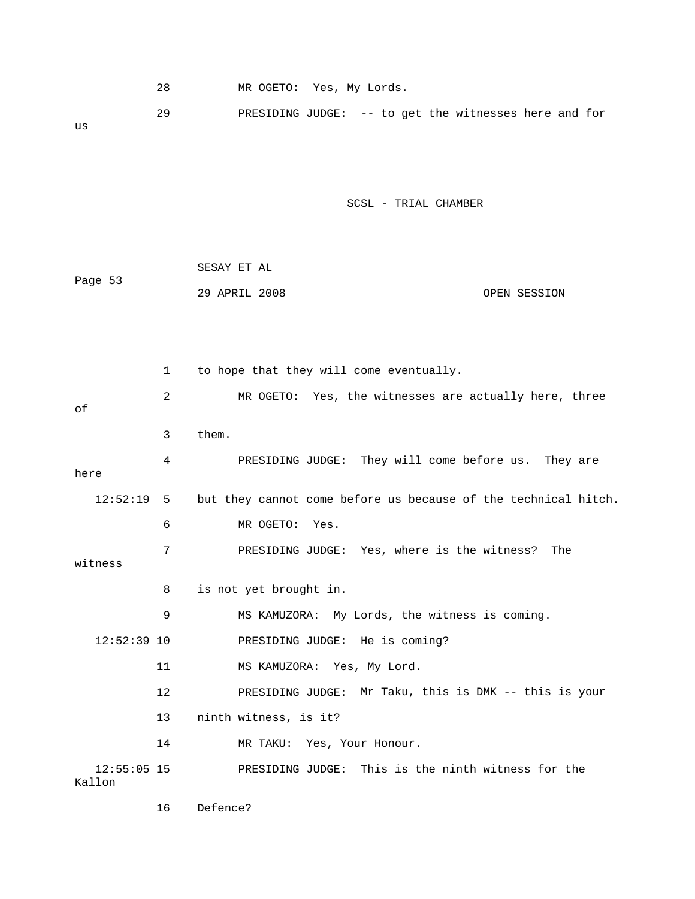28 MR OGETO: Yes, My Lords.

29 PRESIDING JUDGE: -- to get the witnesses here and for us

1 to hope that they will come eventually.

2 MR OGETO: Yes, the witnesses are actually here, three of

3 them.

4 PRESIDING JUDGE: They will come before us. They are here

12:52:19 5 but they cannot come before us because of the technical hitch.

6 MR OGETO: Yes.

7 PRESIDING JUDGE: Yes, where is the witness? The witness

8 is not yet brought in.

9 MS KAMUZORA: My Lords, the witness is coming.

12:52:39 10 PRESIDING JUDGE: He is coming?

11 MS KAMUZORA: Yes, My Lord.

12 PRESIDING JUDGE: Mr Taku, this is DMK -- this is your

13 ninth witness, is it?

14 MR TAKU: Yes, Your Honour.

12:55:05 15 PRESIDING JUDGE: This is the ninth witness for the Kallon

16 Defence?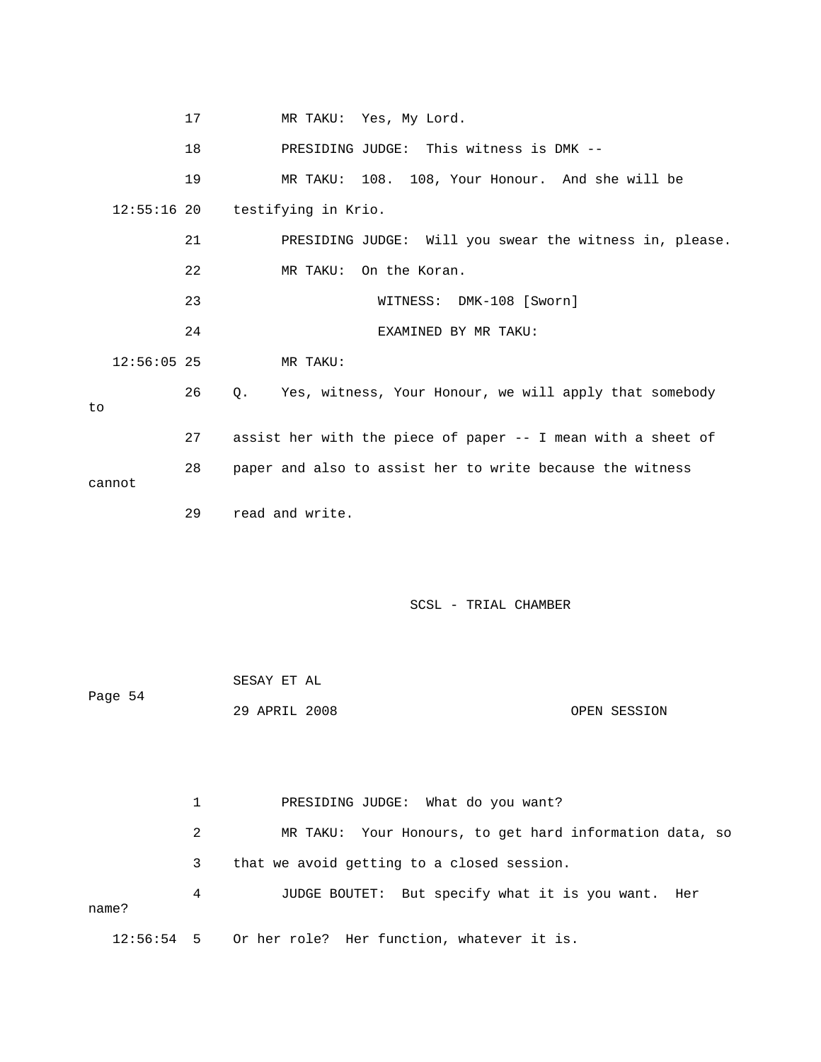17 MR TAKU: Yes, My Lord.

18 PRESIDING JUDGE: This witness is DMK --

19 MR TAKU: 108. 108, Your Honour. And she will be

12:55:16 20 testifying in Krio.

21 PRESIDING JUDGE: Will you swear the witness in, please.

22 MR TAKU: On the Koran.

23 WITNESS: DMK-108 [Sworn]

24 EXAMINED BY MR TAKU:

12:56:05 25 MR TAKU:

26 Q. Yes, witness, Your Honour, we will apply that somebody to

27 assist her with the piece of paper -- I mean with a sheet of

28 paper and also to assist her to write because the witness cannot

29 read and write.

SCSL - TRIAL CHAMBER

SESAY ET AL

Page 54

29 APRIL 2008 OPEN SESSION

1 PRESIDING JUDGE: What do you want?

2 MR TAKU: Your Honours, to get hard information data, so

3 that we avoid getting to a closed session.

4 JUDGE BOUTET: But specify what it is you want. Her name?

12:56:54 5 Or her role? Her function, whatever it is.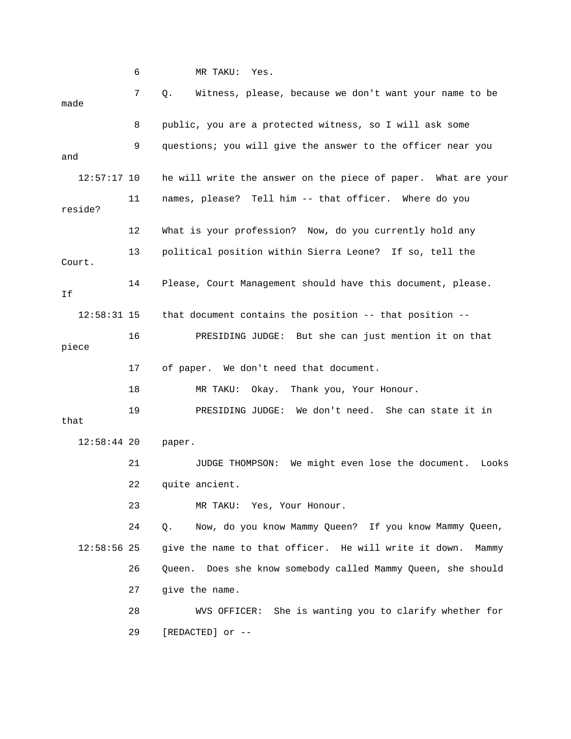6 MR TAKU: Yes.

7 Q. Witness, please, because we don't want your name to be made

8 public, you are a protected witness, so I will ask some

9 questions; you will give the answer to the officer near you and

12:57:17 10 he will write the answer on the piece of paper. What are your

11 names, please? Tell him -- that officer. Where do you reside?

12 What is your profession? Now, do you currently hold any

13 political position within Sierra Leone? If so, tell the Court.

14 Please, Court Management should have this document, please. If

12:58:31 15 that document contains the position -- that position --

16 PRESIDING JUDGE: But she can just mention it on that piece

17 of paper. We don't need that document.

18 MR TAKU: Okay. Thank you, Your Honour.

19 PRESIDING JUDGE: We don't need. She can state it in that

12:58:44 20 paper.

21 JUDGE THOMPSON: We might even lose the document. Looks

22 quite ancient.

23 MR TAKU: Yes, Your Honour.

24 Q. Now, do you know Mammy Queen? If you know Mammy Queen,

12:58:56 25 give the name to that officer. He will write it down. Mammy

26 Queen. Does she know somebody called Mammy Queen, she should

27 give the name.

28 WVS OFFICER: She is wanting you to clarify whether for

29 [REDACTED] or --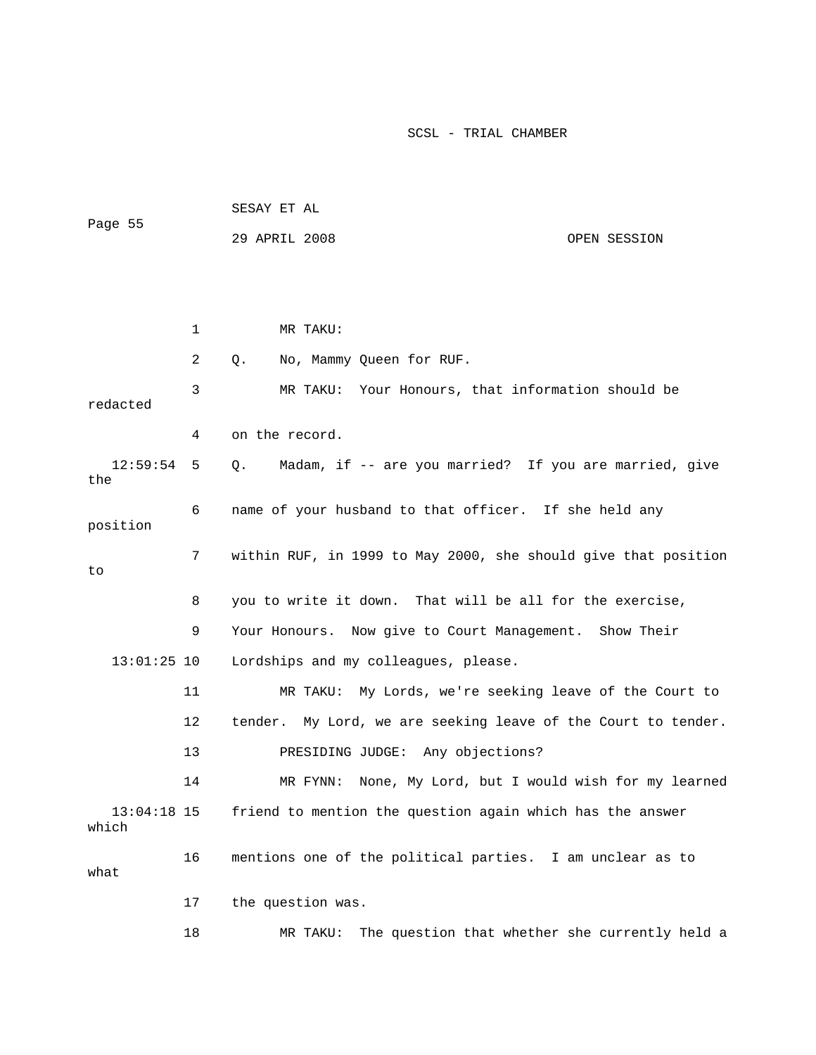1 MR TAKU:

2 Q. No, Mammy Queen for RUF.

3 MR TAKU: Your Honours, that information should be redacted

4 on the record.

12:59:54 5 Q. Madam, if -- are you married? If you are married, give the

6 name of your husband to that officer. If she held any position

7 within RUF, in 1999 to May 2000, she should give that position to

8 you to write it down. That will be all for the exercise,

9 Your Honours. Now give to Court Management. Show Their

13:01:25 10 Lordships and my colleagues, please.

11 MR TAKU: My Lords, we're seeking leave of the Court to

12 tender. My Lord, we are seeking leave of the Court to tender.

13 PRESIDING JUDGE: Any objections?

14 MR FYNN: None, My Lord, but I would wish for my learned

13:04:18 15 friend to mention the question again which has the answer which

16 mentions one of the political parties. I am unclear as to what

17 the question was.

18 MR TAKU: The question that whether she currently held a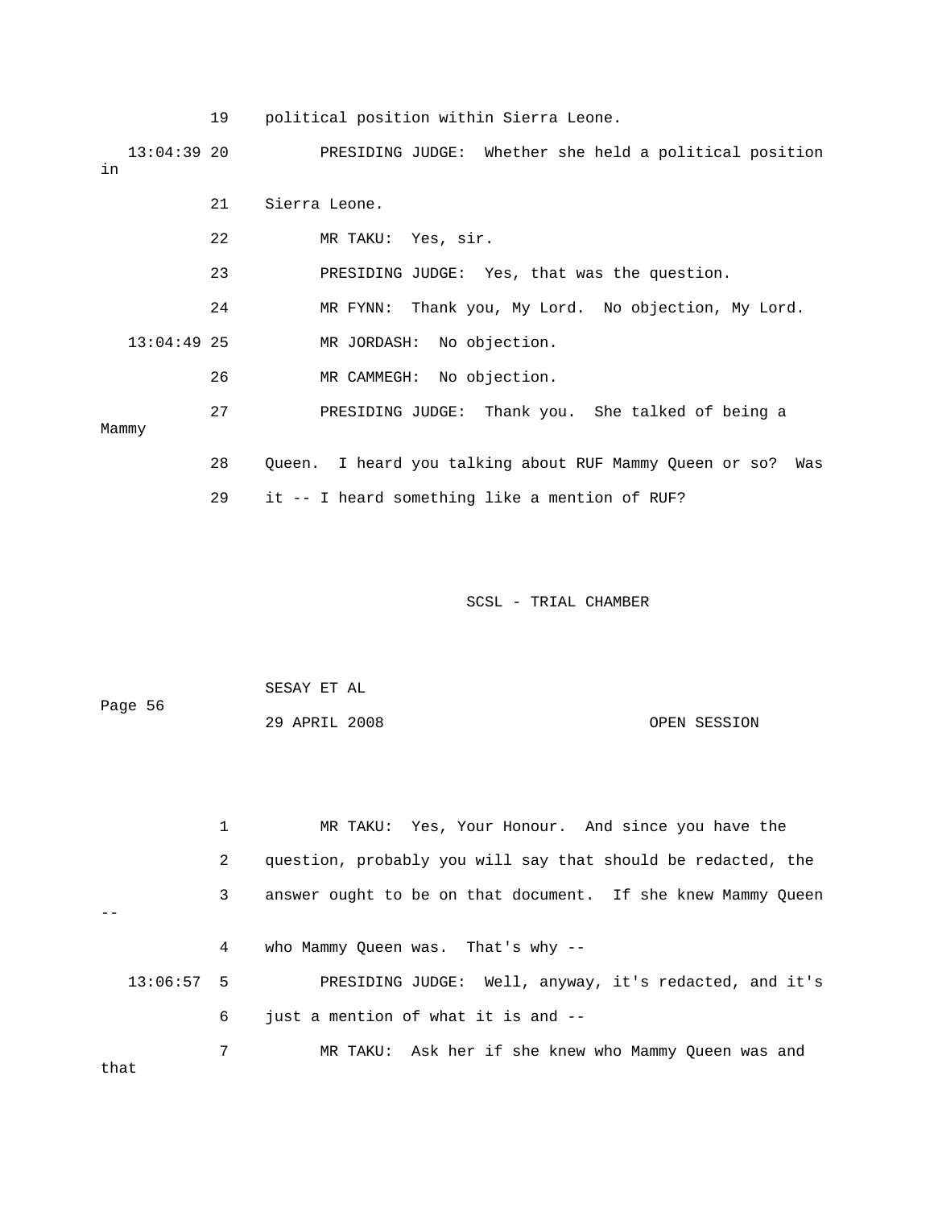19 political position within Sierra Leone.

13:04:39 20 PRESIDING JUDGE: Whether she held a political position in

21 Sierra Leone.

22 MR TAKU: Yes, sir.

23 PRESIDING JUDGE: Yes, that was the question.

24 MR FYNN: Thank you, My Lord. No objection, My Lord.

13:04:49 25 MR JORDASH: No objection.

26 MR CAMMEGH: No objection.

27 PRESIDING JUDGE: Thank you. She talked of being a Mammy

28 Queen. I heard you talking about RUF Mammy Queen or so? Was

29 it -- I heard something like a mention of RUF?

1 MR TAKU: Yes, Your Honour. And since you have the

2 question, probably you will say that should be redacted, the

3 answer ought to be on that document. If she knew Mammy Queen --

4 who Mammy Queen was. That's why --

13:06:57 5 PRESIDING JUDGE: Well, anyway, it's redacted, and it's

6 just a mention of what it is and --

7 MR TAKU: Ask her if she knew who Mammy Queen was and that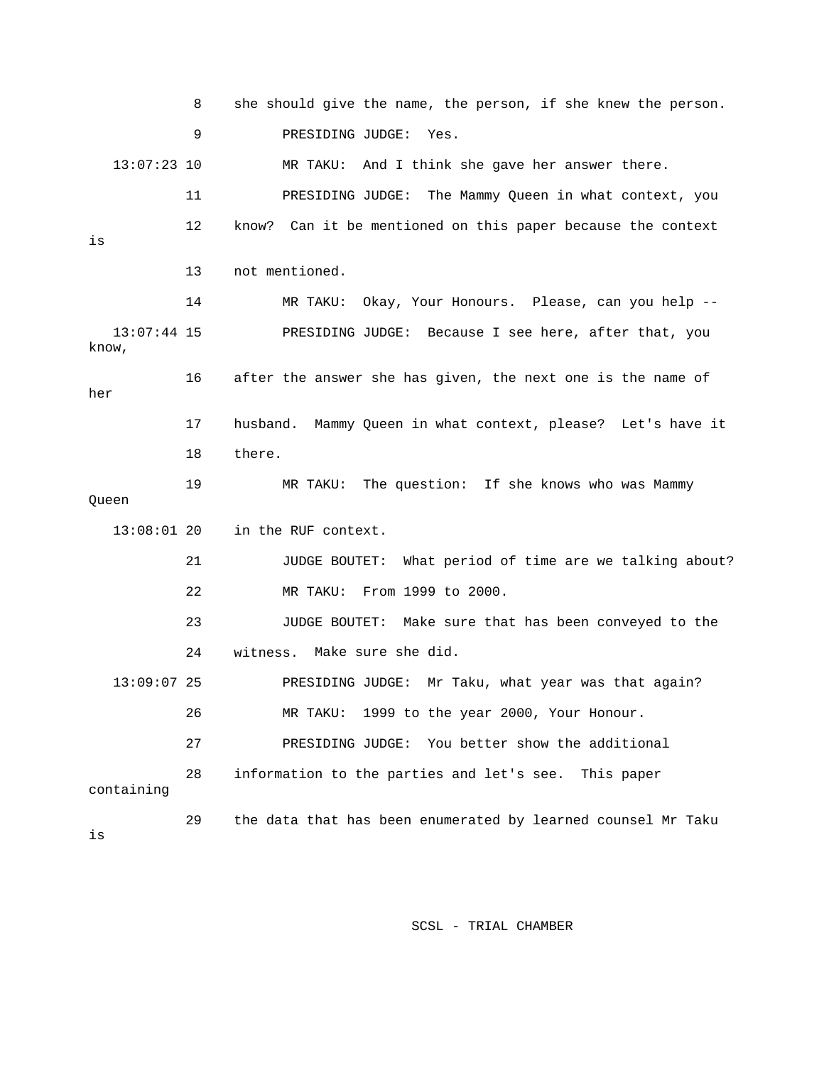8 she should give the name, the person, if she knew the person.

9 PRESIDING JUDGE: Yes.

13:07:23 10 MR TAKU: And I think she gave her answer there.

11 PRESIDING JUDGE: The Mammy Queen in what context, you

12 know? Can it be mentioned on this paper because the context is

13 not mentioned.

14 MR TAKU: Okay, Your Honours. Please, can you help --

13:07:44 15 PRESIDING JUDGE: Because I see here, after that, you know,

16 after the answer she has given, the next one is the name of her

17 husband. Mammy Queen in what context, please? Let's have it

18 there.

19 MR TAKU: The question: If she knows who was Mammy Queen

13:08:01 20 in the RUF context.

21 JUDGE BOUTET: What period of time are we talking about?

22 MR TAKU: From 1999 to 2000.

23 JUDGE BOUTET: Make sure that has been conveyed to the

24 witness. Make sure she did.

13:09:07 25 PRESIDING JUDGE: Mr Taku, what year was that again?

26 MR TAKU: 1999 to the year 2000, Your Honour.

27 PRESIDING JUDGE: You better show the additional

28 information to the parties and let's see. This paper containing

29 the data that has been enumerated by learned counsel Mr Taku is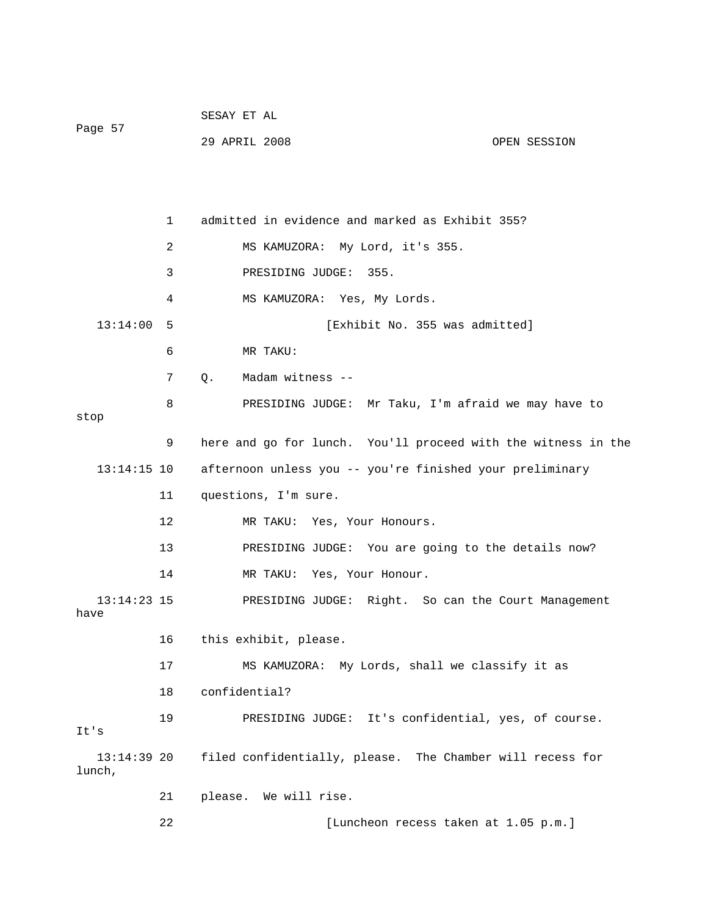admitted in evidence and marked as Exhibit 355?

MS KAMUZORA: My Lord, it's 355.

PRESIDING JUDGE: 355.

MS KAMUZORA: Yes, My Lords.

[Exhibit No. 355 was admitted]

MR TAKU:

Q. Madam witness --

PRESIDING JUDGE: Mr Taku, I'm afraid we may have to stop here and go for lunch. You'll proceed with the witness in the afternoon unless you -- you're finished your preliminary questions, I'm sure.

MR TAKU: Yes, Your Honours.

PRESIDING JUDGE: You are going to the details now?

MR TAKU: Yes, Your Honour.

PRESIDING JUDGE: Right. So can the Court Management have this exhibit, please.

MS KAMUZORA: My Lords, shall we classify it as confidential?

PRESIDING JUDGE: It's confidential, yes, of course. It's filed confidentially, please. The Chamber will recess for lunch, please. We will rise.

[Luncheon recess taken at 1.05 p.m.]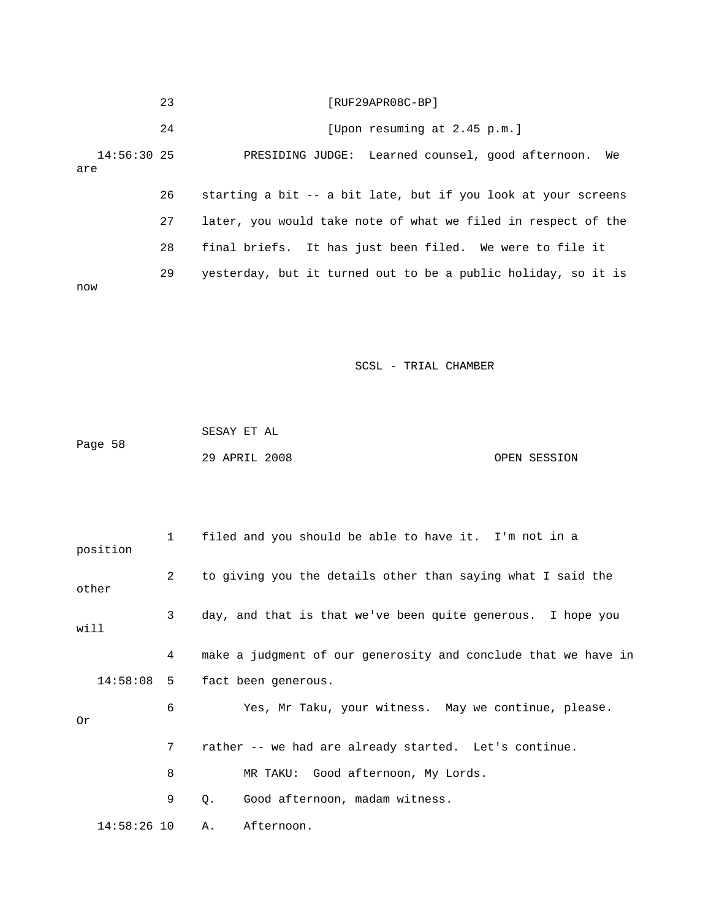23 [RUF29APR08C-BP]

24 [Upon resuming at 2.45 p.m.]

14:56:30 25 PRESIDING JUDGE: Learned counsel, good afternoon. We are

26 starting a bit -- a bit late, but if you look at your screens

27 later, you would take note of what we filed in respect of the

28 final briefs. It has just been filed. We were to file it

29 yesterday, but it turned out to be a public holiday, so it is now

1 filed and you should be able to have it. I'm not in a position

2 to giving you the details other than saying what I said the other

3 day, and that is that we've been quite generous. I hope you will

4 make a judgment of our generosity and conclude that we have in

14:58:08 5 fact been generous.

6 Yes, Mr Taku, your witness. May we continue, please. Or

7 rather -- we had are already started. Let's continue.

8 MR TAKU: Good afternoon, My Lords.

9 Q. Good afternoon, madam witness.

14:58:26 10 A. Afternoon.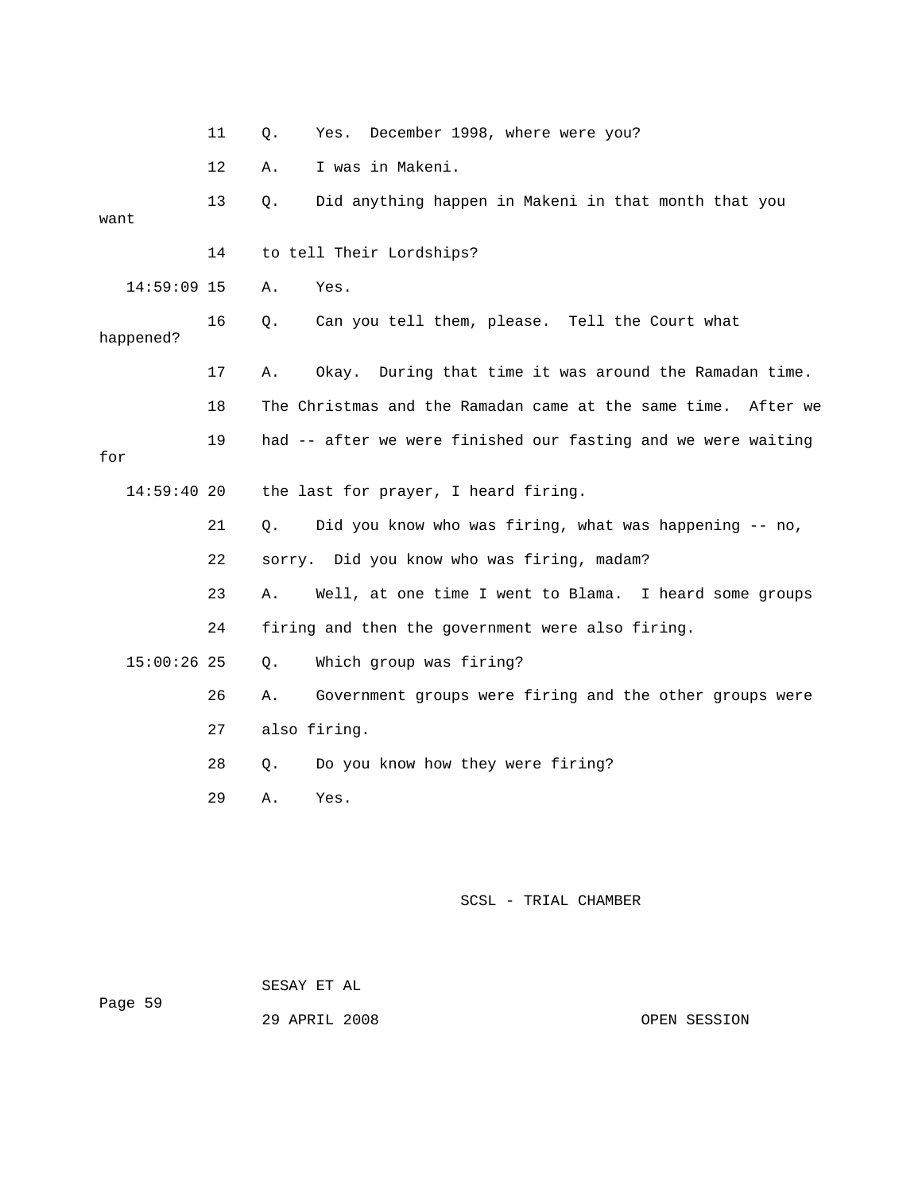11 Q. Yes. December 1998, where were you?

12 A. I was in Makeni.

13 Q. Did anything happen in Makeni in that month that you want

14 to tell Their Lordships?

14:59:09 15 A. Yes.

16 Q. Can you tell them, please. Tell the Court what happened?

17 A. Okay. During that time it was around the Ramadan time.

18 The Christmas and the Ramadan came at the same time. After we

19 had -- after we were finished our fasting and we were waiting for

14:59:40 20 the last for prayer, I heard firing.

21 Q. Did you know who was firing, what was happening -- no,

22 sorry. Did you know who was firing, madam?

23 A. Well, at one time I went to Blama. I heard some groups

24 firing and then the government were also firing.

15:00:26 25 Q. Which group was firing?

26 A. Government groups were firing and the other groups were

27 also firing.

28 Q. Do you know how they were firing?

29 A. Yes.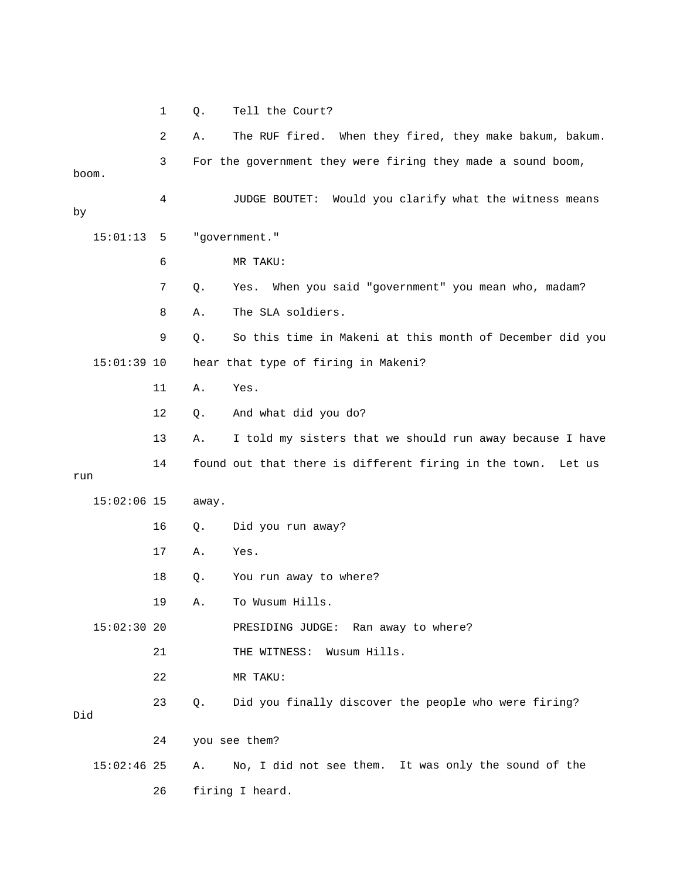Q. Tell the Court?

A. The RUF fired. When they fired, they make bakum, bakum. For the government they were firing they made a sound boom, boom.

JUDGE BOUTET: Would you clarify what the witness means by "government."

MR TAKU:

Q. Yes. When you said "government" you mean who, madam?

A. The SLA soldiers.

Q. So this time in Makeni at this month of December did you hear that type of firing in Makeni?

A. Yes.

Q. And what did you do?

A. I told my sisters that we should run away because I have found out that there is different firing in the town. Let us run away.

Q. Did you run away?

A. Yes.

Q. You run away to where?

A. To Wusum Hills.

PRESIDING JUDGE: Ran away to where?

THE WITNESS: Wusum Hills.

MR TAKU:

Q. Did you finally discover the people who were firing? Did you see them?

A. No, I did not see them. It was only the sound of the firing I heard.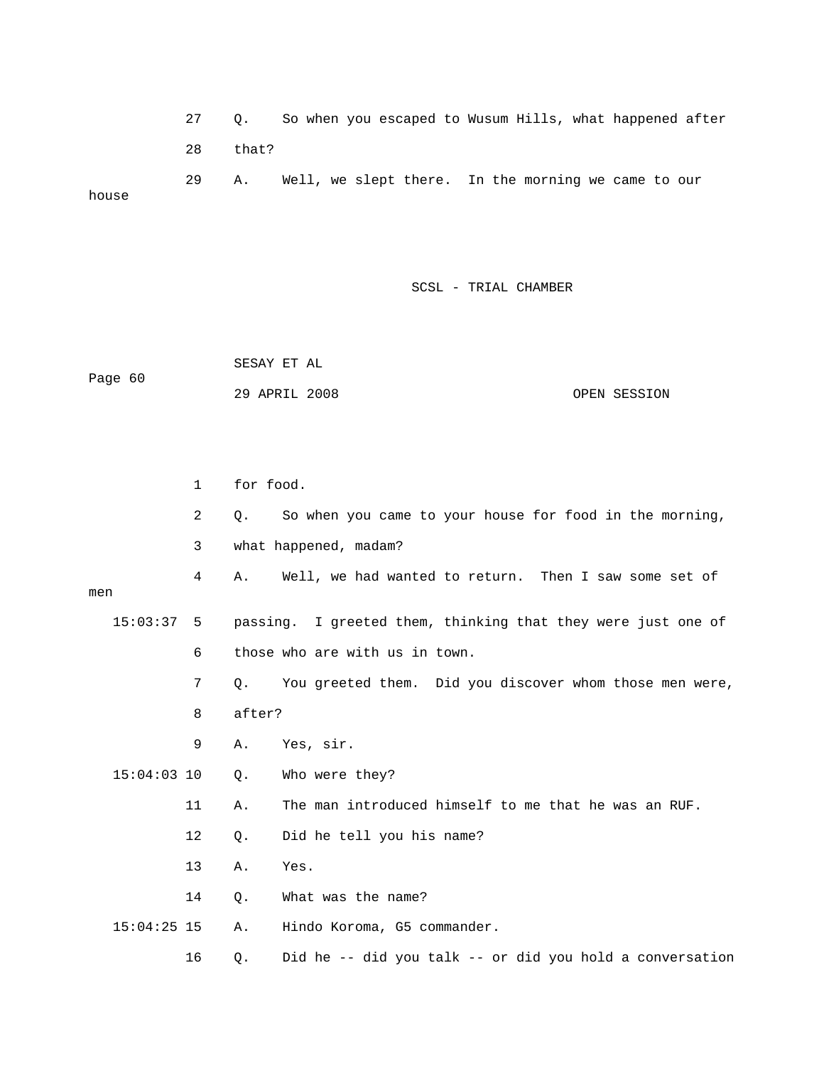27 Q. So when you escaped to Wusum Hills, what happened after
28 that?
29 A. Well, we slept there. In the morning we came to our house

1 for food.
2 Q. So when you came to your house for food in the morning,
3 what happened, madam?
4 A. Well, we had wanted to return. Then I saw some set of men
15:03:37 5 passing. I greeted them, thinking that they were just one of
6 those who are with us in town.
7 Q. You greeted them. Did you discover whom those men were,
8 after?
9 A. Yes, sir.
15:04:03 10 Q. Who were they?
11 A. The man introduced himself to me that he was an RUF.
12 Q. Did he tell you his name?
13 A. Yes.
14 Q. What was the name?
15:04:25 15 A. Hindo Koroma, G5 commander.
16 Q. Did he -- did you talk -- or did you hold a conversation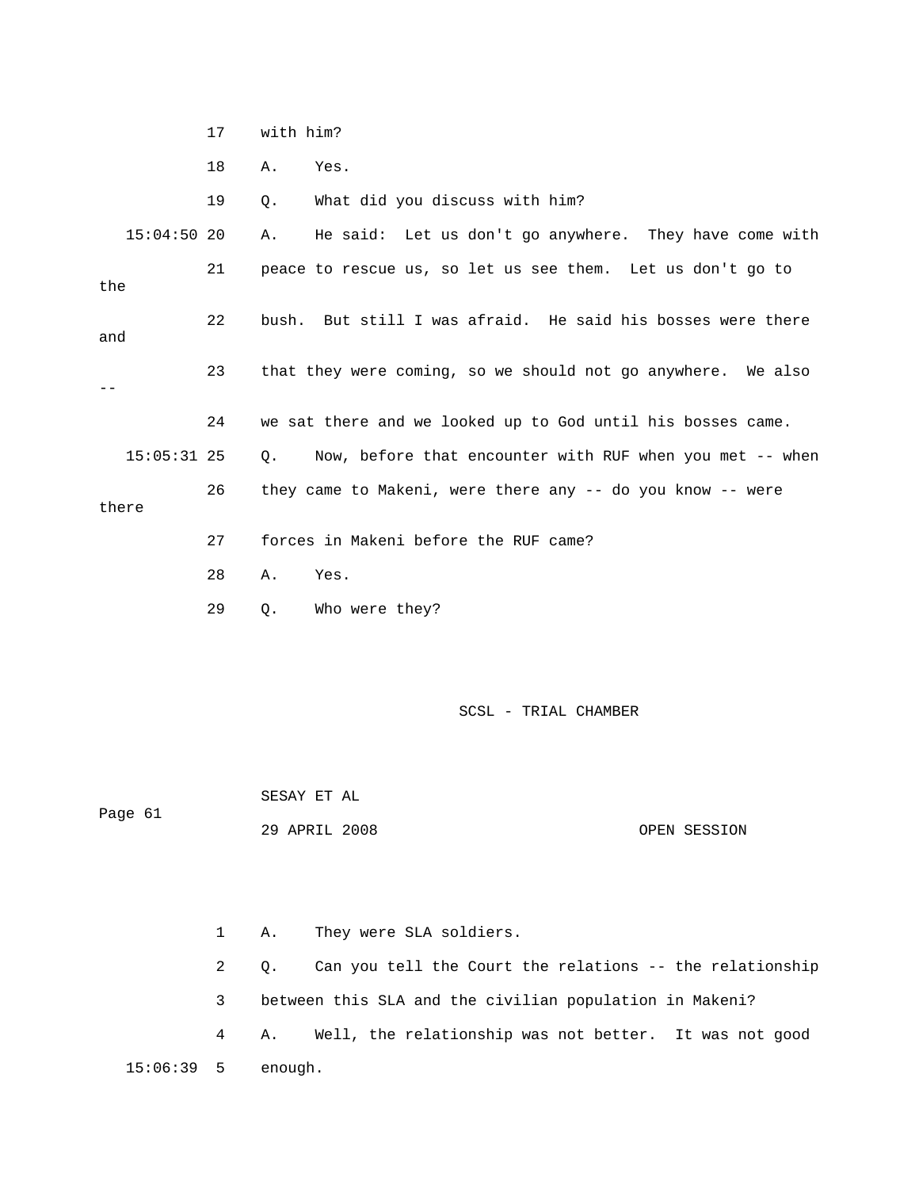17 with him?

18 A. Yes.

19 Q. What did you discuss with him?

15:04:50 20 A. He said: Let us don't go anywhere. They have come with

21 peace to rescue us, so let us see them. Let us don't go to the

22 bush. But still I was afraid. He said his bosses were there and

23 that they were coming, so we should not go anywhere. We also --

24 we sat there and we looked up to God until his bosses came.

15:05:31 25 Q. Now, before that encounter with RUF when you met -- when

26 they came to Makeni, were there any -- do you know -- were there

27 forces in Makeni before the RUF came?

28 A. Yes.

29 Q. Who were they?

1 A. They were SLA soldiers.

2 Q. Can you tell the Court the relations -- the relationship

3 between this SLA and the civilian population in Makeni?

4 A. Well, the relationship was not better. It was not good

15:06:39 5 enough.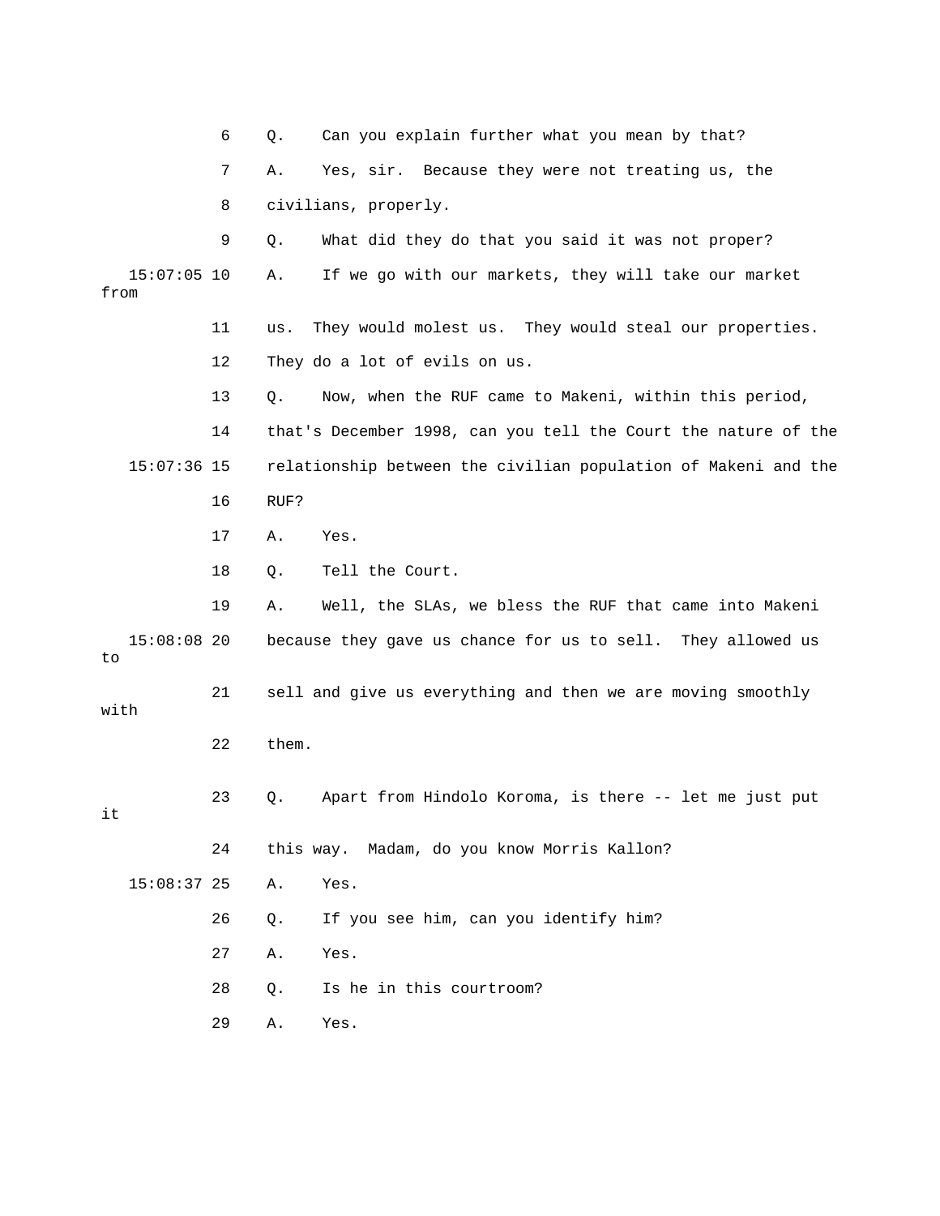6 Q. Can you explain further what you mean by that?

7 A. Yes, sir. Because they were not treating us, the

8 civilians, properly.

9 Q. What did they do that you said it was not proper?

15:07:05 10 A. If we go with our markets, they will take our market from

11 us. They would molest us. They would steal our properties.

12 They do a lot of evils on us.

13 Q. Now, when the RUF came to Makeni, within this period,

14 that's December 1998, can you tell the Court the nature of the

15:07:36 15 relationship between the civilian population of Makeni and the

16 RUF?

17 A. Yes.

18 Q. Tell the Court.

19 A. Well, the SLAs, we bless the RUF that came into Makeni

15:08:08 20 because they gave us chance for us to sell. They allowed us to

21 sell and give us everything and then we are moving smoothly with

22 them.

23 Q. Apart from Hindolo Koroma, is there -- let me just put it

24 this way. Madam, do you know Morris Kallon?

15:08:37 25 A. Yes.

26 Q. If you see him, can you identify him?

27 A. Yes.

28 Q. Is he in this courtroom?

29 A. Yes.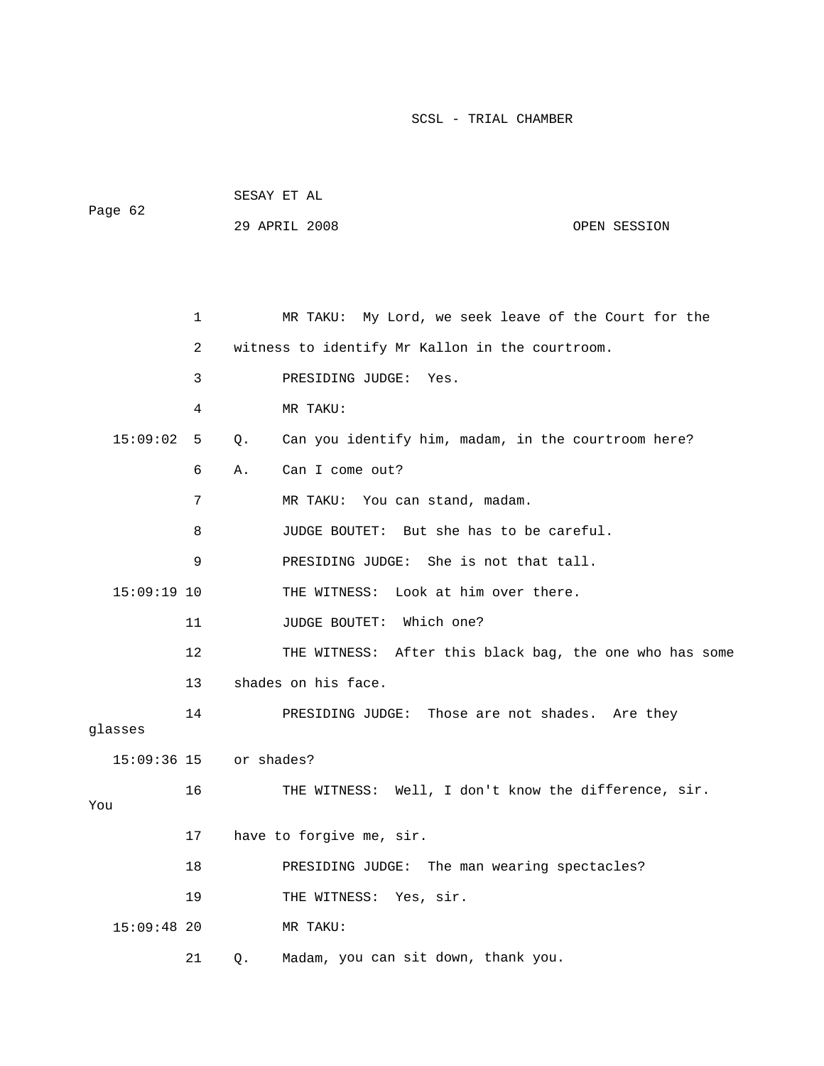1 MR TAKU: My Lord, we seek leave of the Court for the

2 witness to identify Mr Kallon in the courtroom.

3 PRESIDING JUDGE: Yes.

4 MR TAKU:

15:09:02 5 Q. Can you identify him, madam, in the courtroom here?

6 A. Can I come out?

7 MR TAKU: You can stand, madam.

8 JUDGE BOUTET: But she has to be careful.

9 PRESIDING JUDGE: She is not that tall.

15:09:19 10 THE WITNESS: Look at him over there.

11 JUDGE BOUTET: Which one?

12 THE WITNESS: After this black bag, the one who has some

13 shades on his face.

14 PRESIDING JUDGE: Those are not shades. Are they glasses

15:09:36 15 or shades?

16 THE WITNESS: Well, I don't know the difference, sir. You

17 have to forgive me, sir.

18 PRESIDING JUDGE: The man wearing spectacles?

19 THE WITNESS: Yes, sir.

15:09:48 20 MR TAKU:

21 Q. Madam, you can sit down, thank you.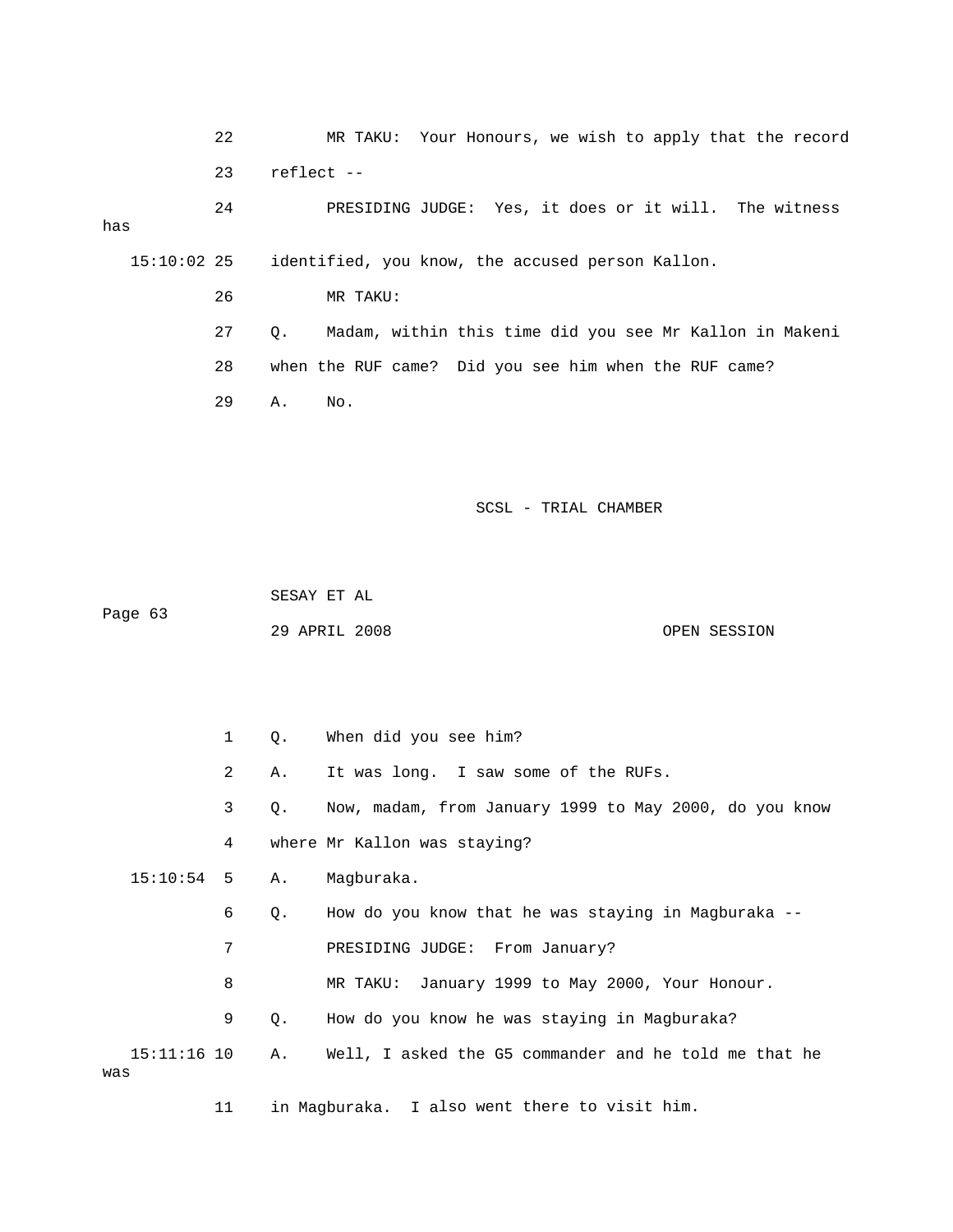22 MR TAKU: Your Honours, we wish to apply that the record

23 reflect --

24 PRESIDING JUDGE: Yes, it does or it will. The witness has

15:10:02 25 identified, you know, the accused person Kallon.

26 MR TAKU:

27 Q. Madam, within this time did you see Mr Kallon in Makeni

28 when the RUF came? Did you see him when the RUF came?

29 A. No.

1 Q. When did you see him?

2 A. It was long. I saw some of the RUFs.

3 Q. Now, madam, from January 1999 to May 2000, do you know

4 where Mr Kallon was staying?

15:10:54 5 A. Magburaka.

6 Q. How do you know that he was staying in Magburaka --

7 PRESIDING JUDGE: From January?

8 MR TAKU: January 1999 to May 2000, Your Honour.

9 Q. How do you know he was staying in Magburaka?

15:11:16 10 A. Well, I asked the G5 commander and he told me that he was

11 in Magburaka. I also went there to visit him.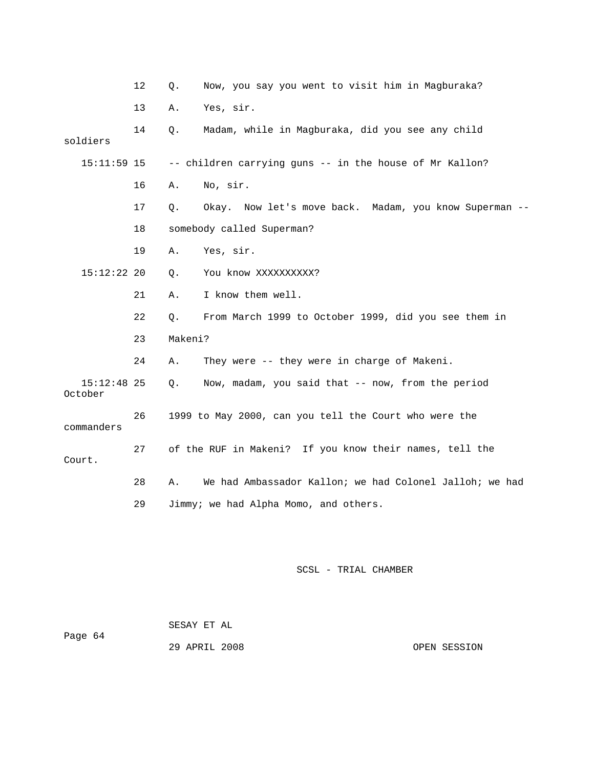12 Q. Now, you say you went to visit him in Magburaka?

13 A. Yes, sir.

14 Q. Madam, while in Magburaka, did you see any child soldiers

15:11:59 15 -- children carrying guns -- in the house of Mr Kallon?

16 A. No, sir.

17 Q. Okay. Now let's move back. Madam, you know Superman --

18 somebody called Superman?

19 A. Yes, sir.

15:12:22 20 Q. You know XXXXXXXXXX?

21 A. I know them well.

22 Q. From March 1999 to October 1999, did you see them in

23 Makeni?

24 A. They were -- they were in charge of Makeni.

15:12:48 25 Q. Now, madam, you said that -- now, from the period October

26 1999 to May 2000, can you tell the Court who were the commanders

27 of the RUF in Makeni? If you know their names, tell the Court.

28 A. We had Ambassador Kallon; we had Colonel Jalloh; we had

29 Jimmy; we had Alpha Momo, and others.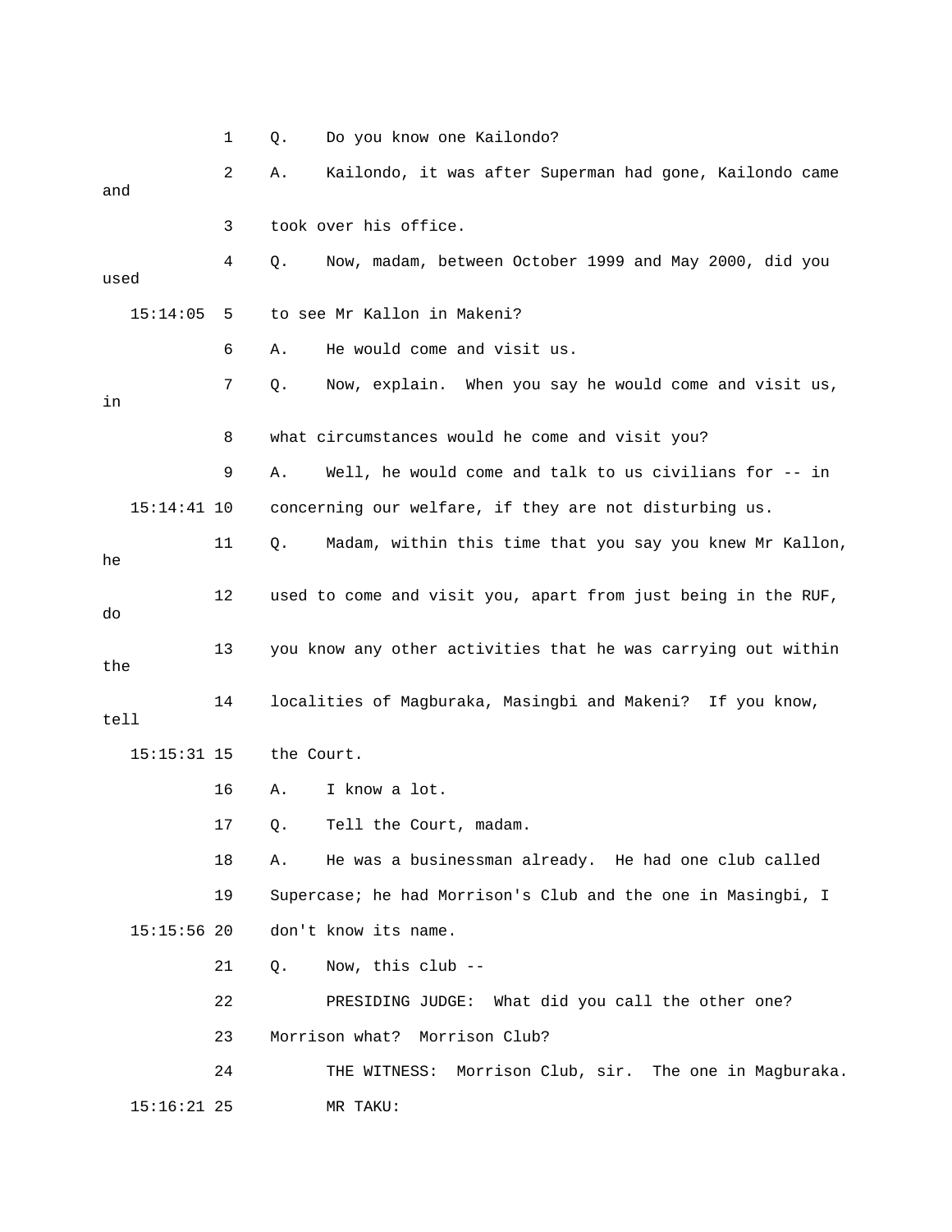1 Q. Do you know one Kailondo?

2 A. Kailondo, it was after Superman had gone, Kailondo came and

3 took over his office.

4 Q. Now, madam, between October 1999 and May 2000, did you used

15:14:05 5 to see Mr Kallon in Makeni?

6 A. He would come and visit us.

7 Q. Now, explain. When you say he would come and visit us, in

8 what circumstances would he come and visit you?

9 A. Well, he would come and talk to us civilians for -- in

15:14:41 10 concerning our welfare, if they are not disturbing us.

11 Q. Madam, within this time that you say you knew Mr Kallon, he

12 used to come and visit you, apart from just being in the RUF, do

13 you know any other activities that he was carrying out within the

14 localities of Magburaka, Masingbi and Makeni? If you know, tell

15:15:31 15 the Court.

16 A. I know a lot.

17 Q. Tell the Court, madam.

18 A. He was a businessman already. He had one club called

19 Supercase; he had Morrison's Club and the one in Masingbi, I

15:15:56 20 don't know its name.

21 Q. Now, this club --

22 PRESIDING JUDGE: What did you call the other one?

23 Morrison what? Morrison Club?

24 THE WITNESS: Morrison Club, sir. The one in Magburaka.

15:16:21 25 MR TAKU: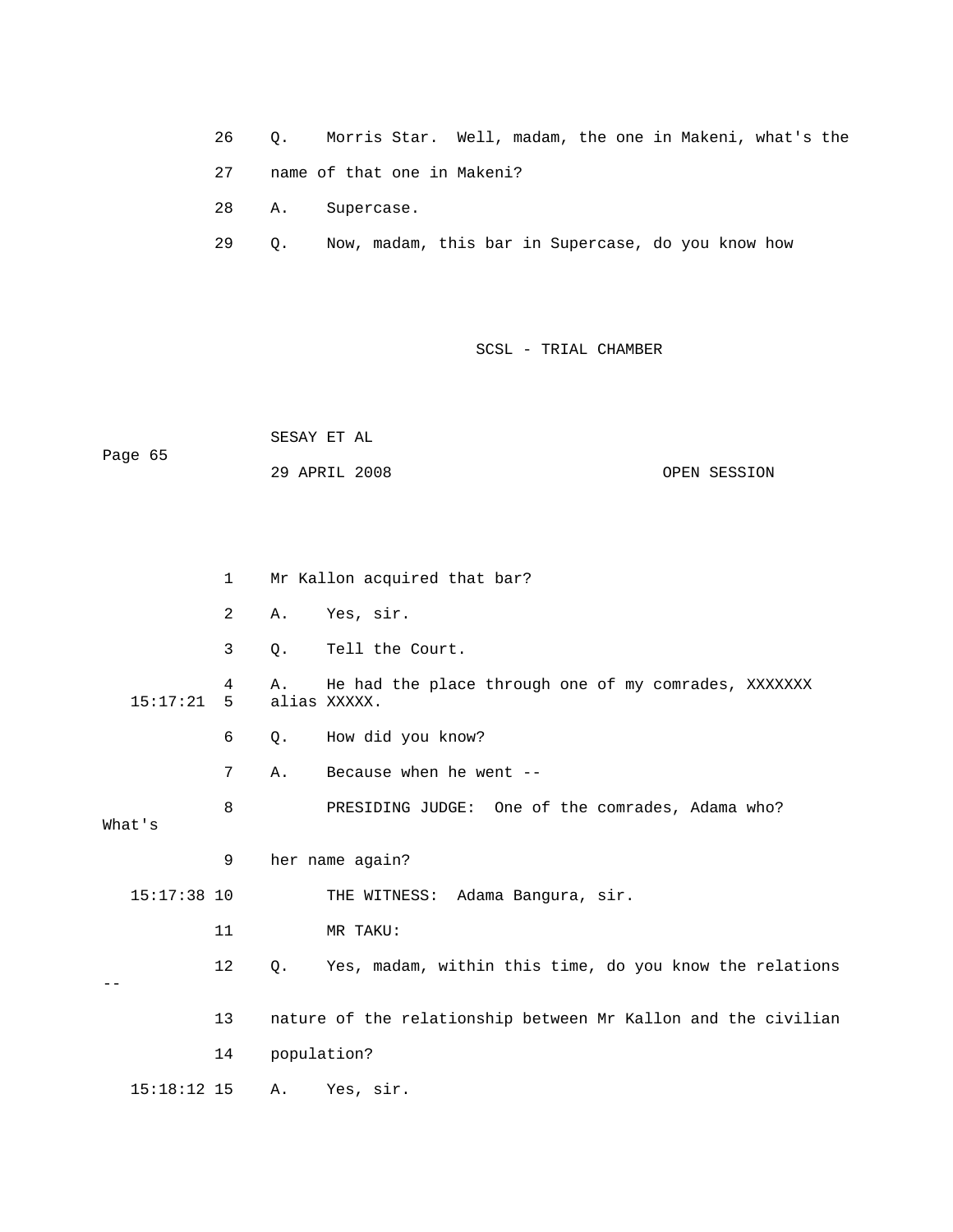26 Q. Morris Star. Well, madam, the one in Makeni, what's the

27 name of that one in Makeni?

28 A. Supercase.

29 Q. Now, madam, this bar in Supercase, do you know how

1 Mr Kallon acquired that bar?

2 A. Yes, sir.

3 Q. Tell the Court.

4 A. He had the place through one of my comrades, XXXXXXX

15:17:21 5 alias XXXXX.

6 Q. How did you know?

7 A. Because when he went --

8 PRESIDING JUDGE: One of the comrades, Adama who? What's

9 her name again?

15:17:38 10 THE WITNESS: Adama Bangura, sir.

11 MR TAKU:

12 Q. Yes, madam, within this time, do you know the relations --

13 nature of the relationship between Mr Kallon and the civilian

14 population?

15:18:12 15 A. Yes, sir.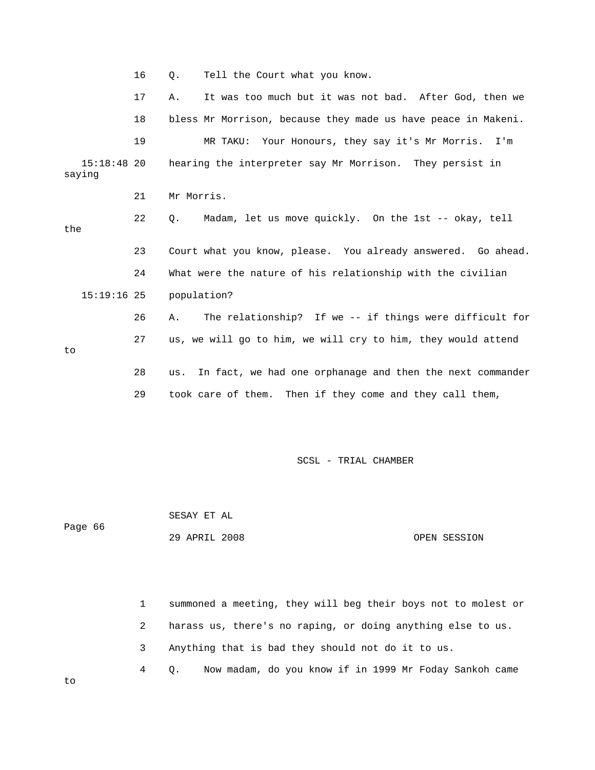16 Q. Tell the Court what you know.

17 A. It was too much but it was not bad. After God, then we

18 bless Mr Morrison, because they made us have peace in Makeni.

19 MR TAKU: Your Honours, they say it's Mr Morris. I'm

15:18:48 20 hearing the interpreter say Mr Morrison. They persist in saying

21 Mr Morris.

22 Q. Madam, let us move quickly. On the 1st -- okay, tell the

23 Court what you know, please. You already answered. Go ahead.

24 What were the nature of his relationship with the civilian

15:19:16 25 population?

26 A. The relationship? If we -- if things were difficult for

27 us, we will go to him, we will cry to him, they would attend to

28 us. In fact, we had one orphanage and then the next commander

29 took care of them. Then if they come and they call them,

1 summoned a meeting, they will beg their boys not to molest or

2 harass us, there's no raping, or doing anything else to us.

3 Anything that is bad they should not do it to us.

4 Q. Now madam, do you know if in 1999 Mr Foday Sankoh came to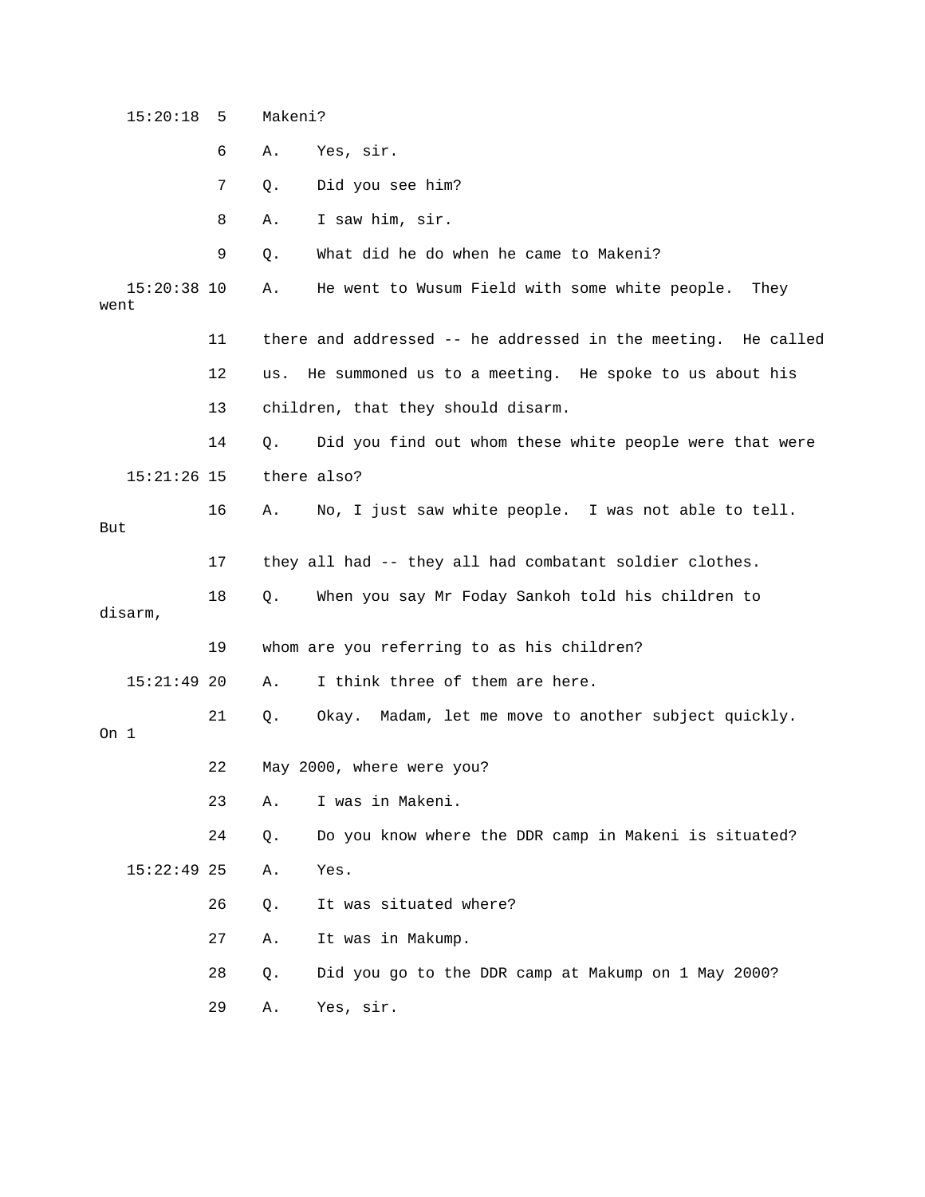15:20:18 5 Makeni?

6 A. Yes, sir.

7 Q. Did you see him?

8 A. I saw him, sir.

9 Q. What did he do when he came to Makeni?

15:20:38 10 A. He went to Wusum Field with some white people. They went

11 there and addressed -- he addressed in the meeting. He called

12 us. He summoned us to a meeting. He spoke to us about his

13 children, that they should disarm.

14 Q. Did you find out whom these white people were that were

15:21:26 15 there also?

16 A. No, I just saw white people. I was not able to tell. But

17 they all had -- they all had combatant soldier clothes.

18 Q. When you say Mr Foday Sankoh told his children to disarm,

19 whom are you referring to as his children?

15:21:49 20 A. I think three of them are here.

21 Q. Okay. Madam, let me move to another subject quickly. On 1

22 May 2000, where were you?

23 A. I was in Makeni.

24 Q. Do you know where the DDR camp in Makeni is situated?

15:22:49 25 A. Yes.

26 Q. It was situated where?

27 A. It was in Makump.

28 Q. Did you go to the DDR camp at Makump on 1 May 2000?

29 A. Yes, sir.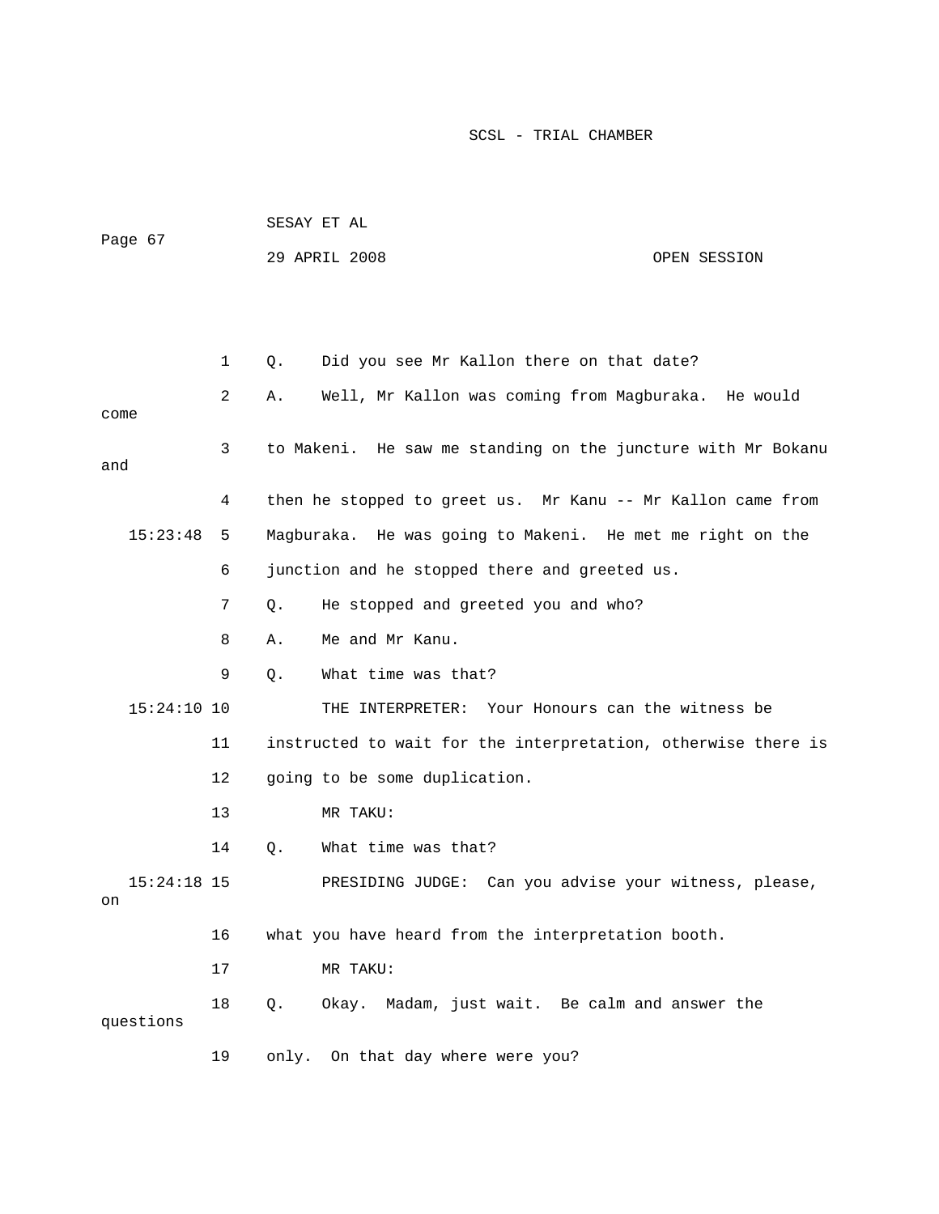1 Q. Did you see Mr Kallon there on that date?

2 A. Well, Mr Kallon was coming from Magburaka. He would come

3 to Makeni. He saw me standing on the juncture with Mr Bokanu and

4 then he stopped to greet us. Mr Kanu -- Mr Kallon came from

15:23:48 5 Magburaka. He was going to Makeni. He met me right on the

6 junction and he stopped there and greeted us.

7 Q. He stopped and greeted you and who?

8 A. Me and Mr Kanu.

9 Q. What time was that?

15:24:10 10 THE INTERPRETER: Your Honours can the witness be

11 instructed to wait for the interpretation, otherwise there is

12 going to be some duplication.

13 MR TAKU:

14 Q. What time was that?

15:24:18 15 PRESIDING JUDGE: Can you advise your witness, please, on

16 what you have heard from the interpretation booth.

17 MR TAKU:

18 Q. Okay. Madam, just wait. Be calm and answer the questions

19 only. On that day where were you?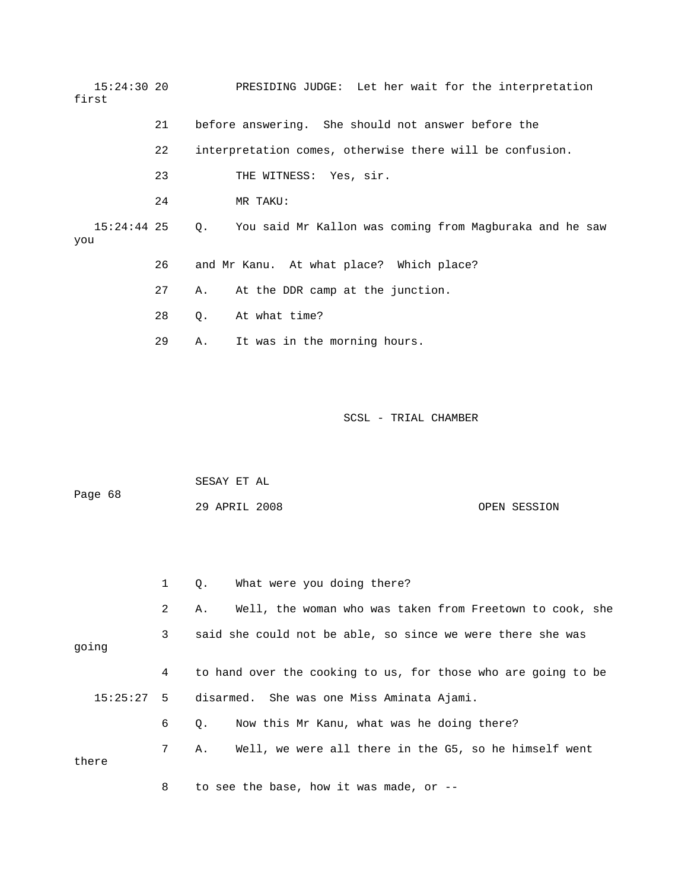15:24:30 20 PRESIDING JUDGE: Let her wait for the interpretation first

21 before answering. She should not answer before the

22 interpretation comes, otherwise there will be confusion.

23 THE WITNESS: Yes, sir.

24 MR TAKU:

15:24:44 25 Q. You said Mr Kallon was coming from Magburaka and he saw you

26 and Mr Kanu. At what place? Which place?

27 A. At the DDR camp at the junction.

28 Q. At what time?

29 A. It was in the morning hours.

1 Q. What were you doing there?

2 A. Well, the woman who was taken from Freetown to cook, she

3 said she could not be able, so since we were there she was going

4 to hand over the cooking to us, for those who are going to be

15:25:27 5 disarmed. She was one Miss Aminata Ajami.

6 Q. Now this Mr Kanu, what was he doing there?

7 A. Well, we were all there in the G5, so he himself went there

8 to see the base, how it was made, or --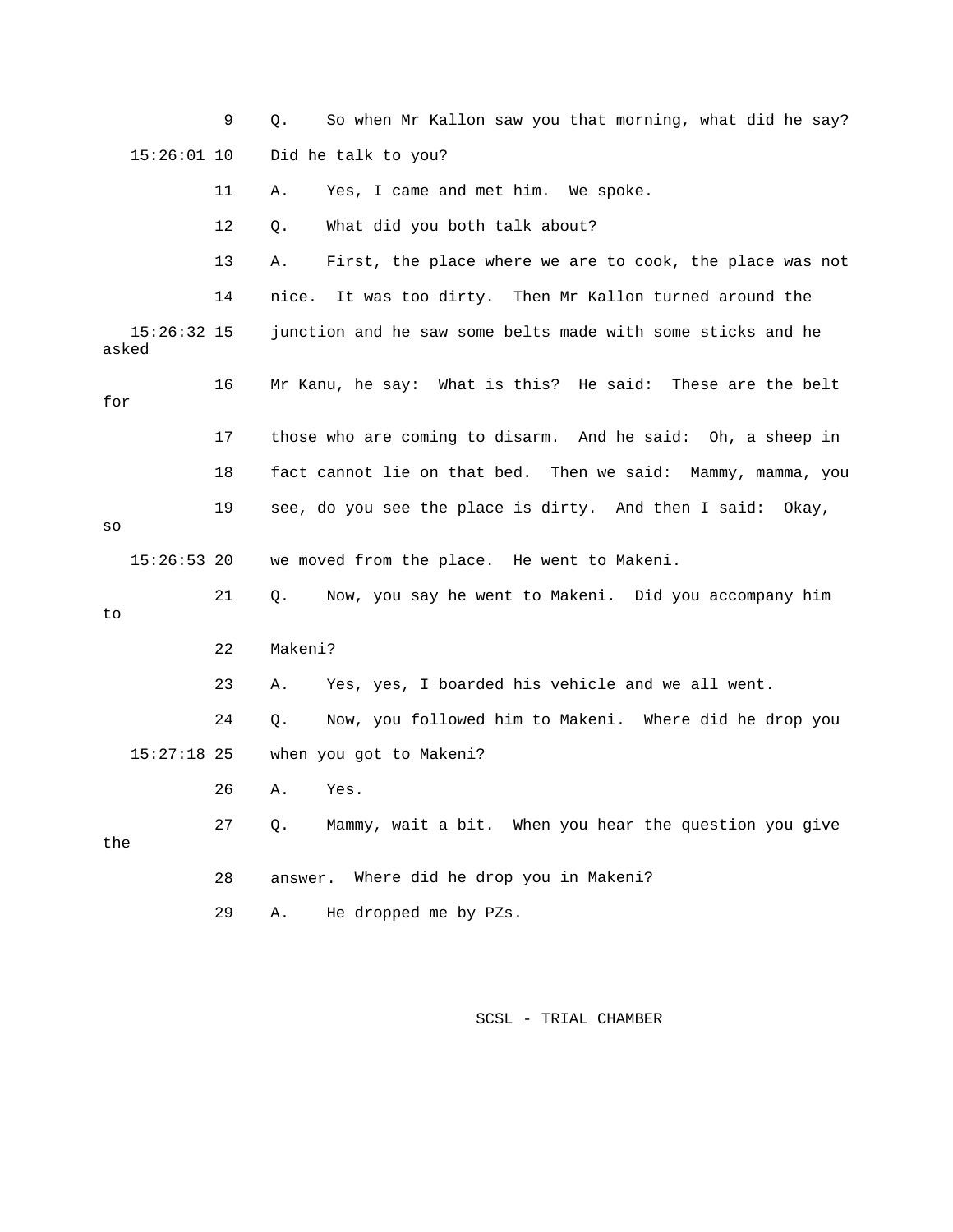9 Q. So when Mr Kallon saw you that morning, what did he say?

15:26:01 10 Did he talk to you?

11 A. Yes, I came and met him. We spoke.

12 Q. What did you both talk about?

13 A. First, the place where we are to cook, the place was not

14 nice. It was too dirty. Then Mr Kallon turned around the

15:26:32 15 junction and he saw some belts made with some sticks and he asked

16 Mr Kanu, he say: What is this? He said: These are the belt for

17 those who are coming to disarm. And he said: Oh, a sheep in

18 fact cannot lie on that bed. Then we said: Mammy, mamma, you

19 see, do you see the place is dirty. And then I said: Okay, so

15:26:53 20 we moved from the place. He went to Makeni.

21 Q. Now, you say he went to Makeni. Did you accompany him to

22 Makeni?

23 A. Yes, yes, I boarded his vehicle and we all went.

24 Q. Now, you followed him to Makeni. Where did he drop you

15:27:18 25 when you got to Makeni?

26 A. Yes.

27 Q. Mammy, wait a bit. When you hear the question you give the

28 answer. Where did he drop you in Makeni?

29 A. He dropped me by PZs.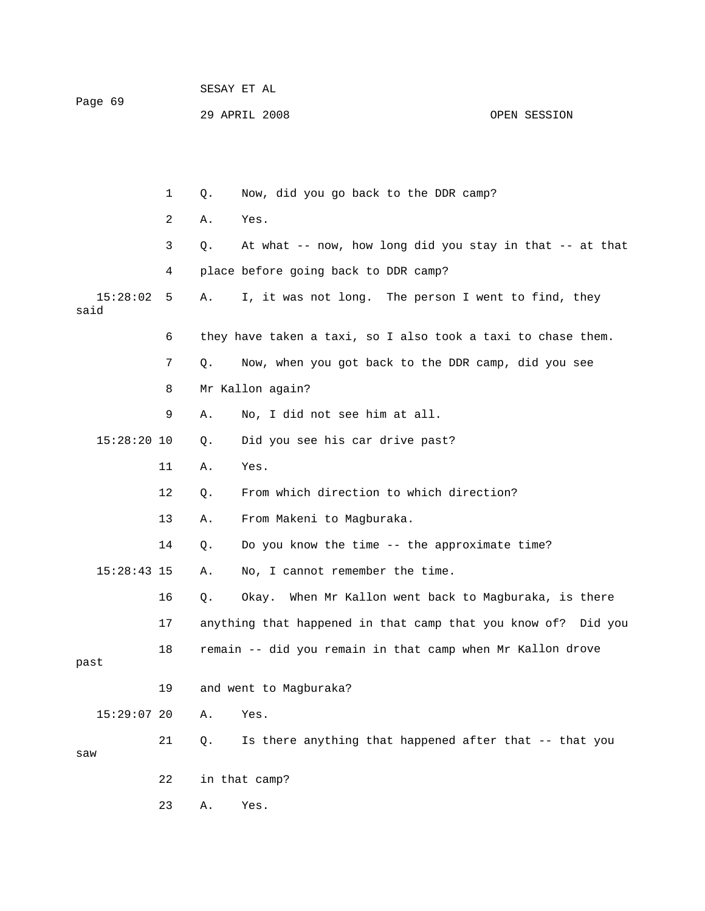Q. Now, did you go back to the DDR camp?

A. Yes.

Q. At what -- now, how long did you stay in that -- at that place before going back to DDR camp?

A. I, it was not long. The person I went to find, they said they have taken a taxi, so I also took a taxi to chase them.

Q. Now, when you got back to the DDR camp, did you see Mr Kallon again?

A. No, I did not see him at all.

Q. Did you see his car drive past?

A. Yes.

Q. From which direction to which direction?

A. From Makeni to Magburaka.

Q. Do you know the time -- the approximate time?

A. No, I cannot remember the time.

Q. Okay. When Mr Kallon went back to Magburaka, is there anything that happened in that camp that you know of? Did you remain -- did you remain in that camp when Mr Kallon drove past and went to Magburaka?

A. Yes.

Q. Is there anything that happened after that -- that you saw in that camp?

A. Yes.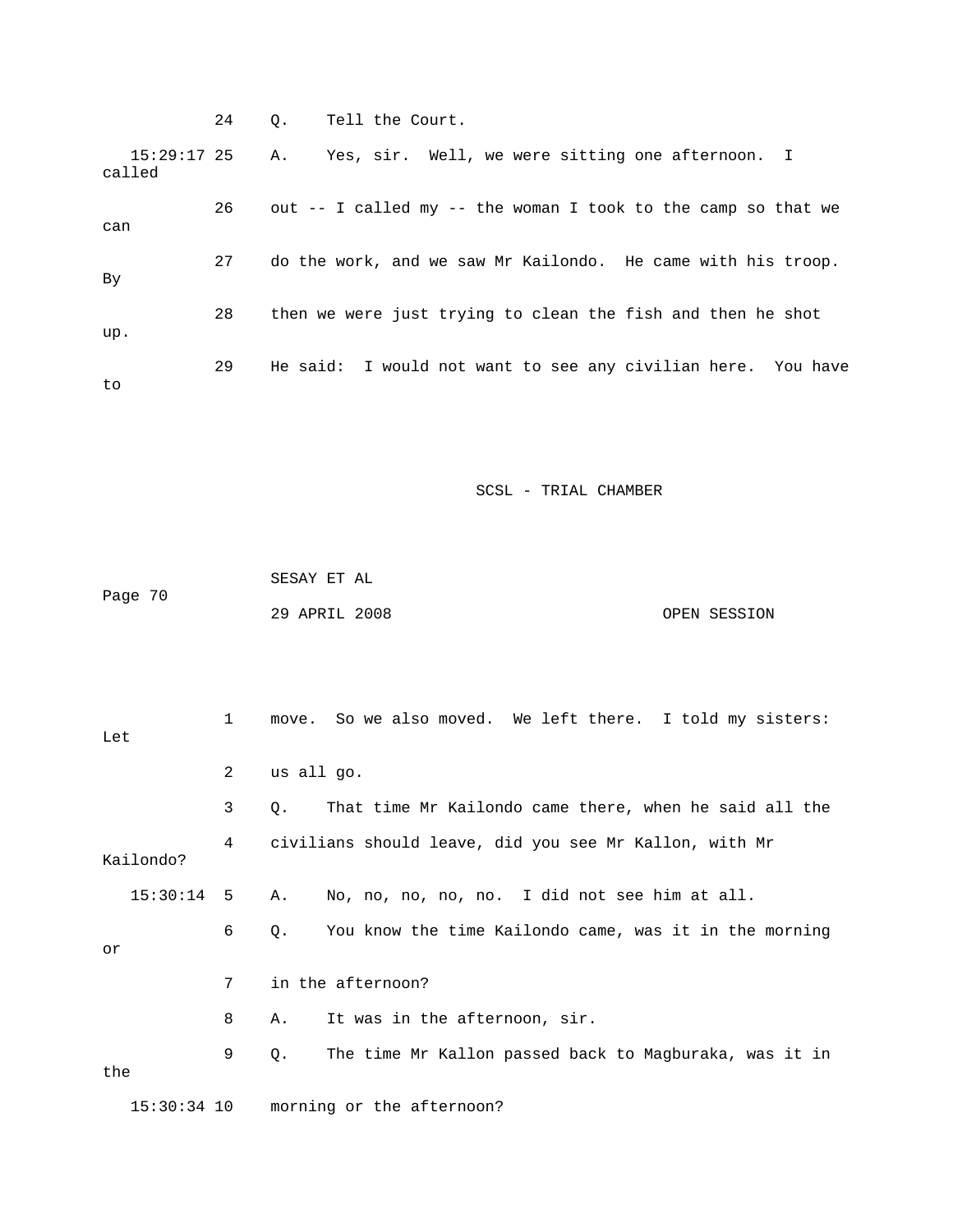24 Q. Tell the Court.

15:29:17 25 A. Yes, sir. Well, we were sitting one afternoon. I called

26 out -- I called my -- the woman I took to the camp so that we can

27 do the work, and we saw Mr Kailondo. He came with his troop. By

28 then we were just trying to clean the fish and then he shot up.

29 He said: I would not want to see any civilian here. You have to

1 move. So we also moved. We left there. I told my sisters: Let

2 us all go.

3 Q. That time Mr Kailondo came there, when he said all the

4 civilians should leave, did you see Mr Kallon, with Mr Kailondo?

15:30:14 5 A. No, no, no, no, no. I did not see him at all.

6 Q. You know the time Kailondo came, was it in the morning or

7 in the afternoon?

8 A. It was in the afternoon, sir.

9 Q. The time Mr Kallon passed back to Magburaka, was it in the

15:30:34 10 morning or the afternoon?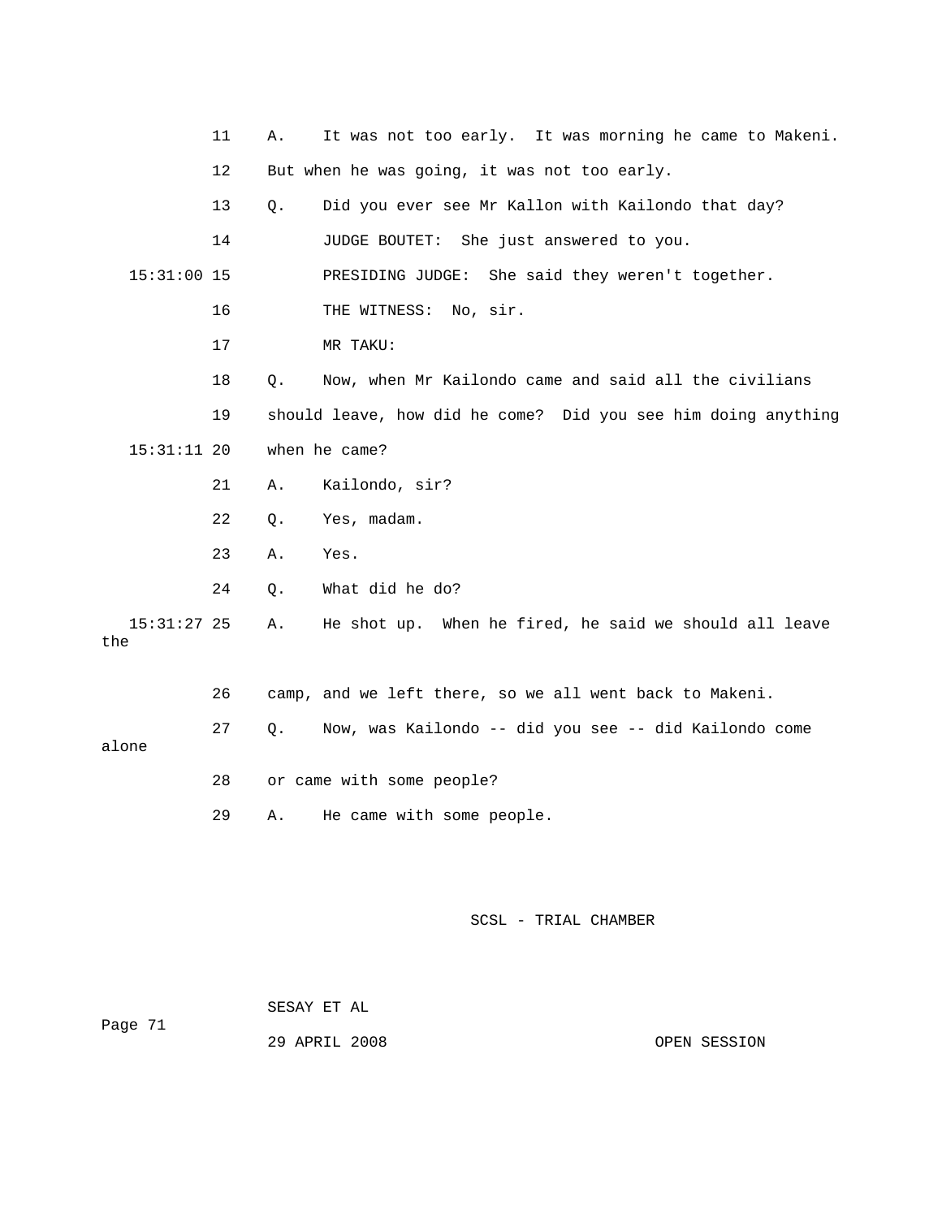11 A. It was not too early. It was morning he came to Makeni.

12 But when he was going, it was not too early.

13 Q. Did you ever see Mr Kallon with Kailondo that day?

14 JUDGE BOUTET: She just answered to you.

15:31:00 15 PRESIDING JUDGE: She said they weren't together.

16 THE WITNESS: No, sir.

17 MR TAKU:

18 Q. Now, when Mr Kailondo came and said all the civilians

19 should leave, how did he come? Did you see him doing anything

15:31:11 20 when he came?

21 A. Kailondo, sir?

22 Q. Yes, madam.

23 A. Yes.

24 Q. What did he do?

15:31:27 25 A. He shot up. When he fired, he said we should all leave the

26 camp, and we left there, so we all went back to Makeni.

27 Q. Now, was Kailondo -- did you see -- did Kailondo come alone

28 or came with some people?

29 A. He came with some people.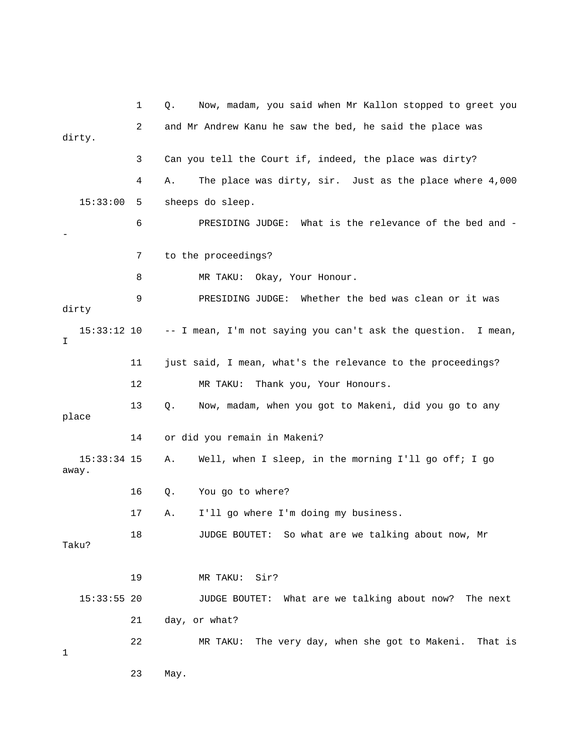1 Q. Now, madam, you said when Mr Kallon stopped to greet you

2 and Mr Andrew Kanu he saw the bed, he said the place was dirty.

3 Can you tell the Court if, indeed, the place was dirty?

4 A. The place was dirty, sir. Just as the place where 4,000

15:33:00 5 sheeps do sleep.

6 PRESIDING JUDGE: What is the relevance of the bed and --

7 to the proceedings?

8 MR TAKU: Okay, Your Honour.

9 PRESIDING JUDGE: Whether the bed was clean or it was dirty

15:33:12 10 -- I mean, I'm not saying you can't ask the question. I mean, I

11 just said, I mean, what's the relevance to the proceedings?

12 MR TAKU: Thank you, Your Honours.

13 Q. Now, madam, when you got to Makeni, did you go to any place

14 or did you remain in Makeni?

15:33:34 15 A. Well, when I sleep, in the morning I'll go off; I go away.

16 Q. You go to where?

17 A. I'll go where I'm doing my business.

18 JUDGE BOUTET: So what are we talking about now, Mr Taku?

19 MR TAKU: Sir?

15:33:55 20 JUDGE BOUTET: What are we talking about now? The next

21 day, or what?

22 MR TAKU: The very day, when she got to Makeni. That is 1

23 May.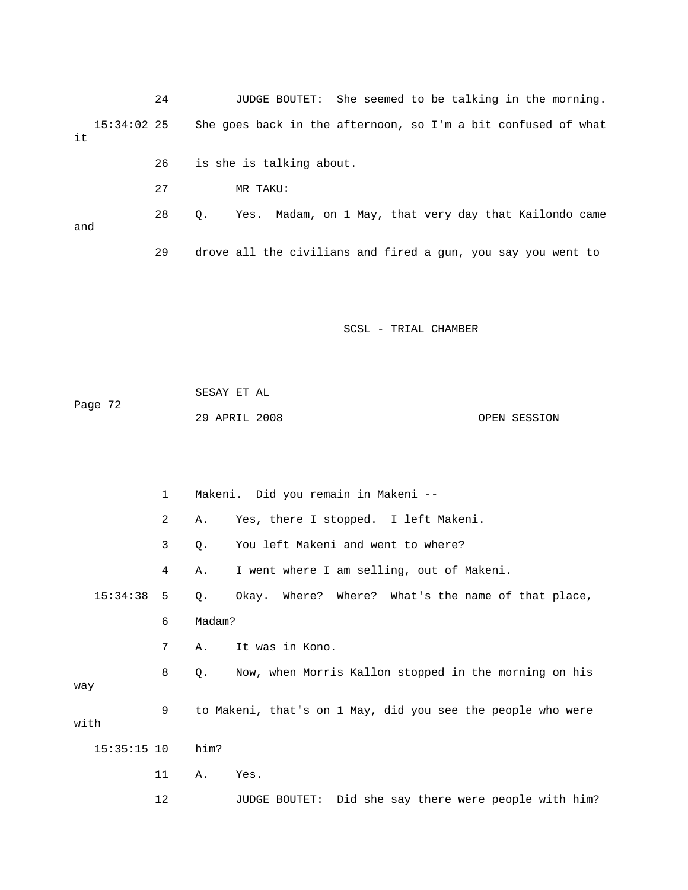24 JUDGE BOUTET: She seemed to be talking in the morning.

15:34:02 25 She goes back in the afternoon, so I'm a bit confused of what it

26 is she is talking about.

27 MR TAKU:

28 Q. Yes. Madam, on 1 May, that very day that Kailondo came and

29 drove all the civilians and fired a gun, you say you went to

1 Makeni. Did you remain in Makeni --

2 A. Yes, there I stopped. I left Makeni.

3 Q. You left Makeni and went to where?

4 A. I went where I am selling, out of Makeni.

15:34:38 5 Q. Okay. Where? Where? What's the name of that place,

6 Madam?

7 A. It was in Kono.

8 Q. Now, when Morris Kallon stopped in the morning on his way

9 to Makeni, that's on 1 May, did you see the people who were with

15:35:15 10 him?

11 A. Yes.

12 JUDGE BOUTET: Did she say there were people with him?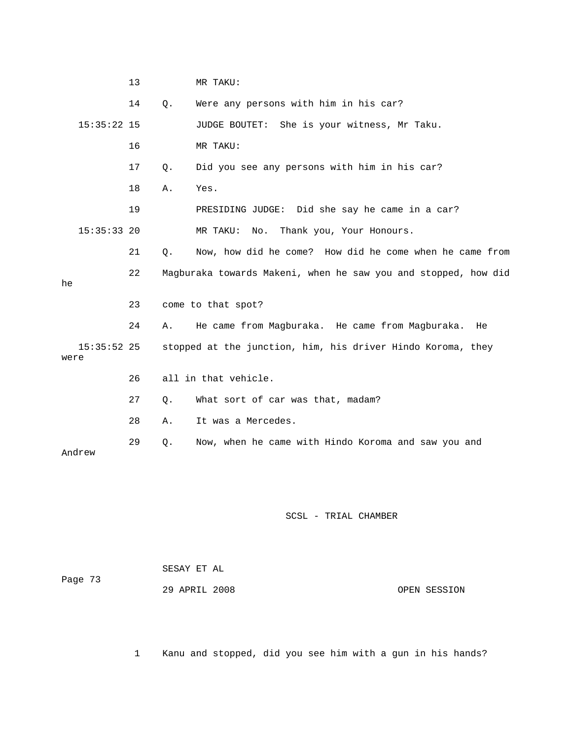13 MR TAKU:

14 Q. Were any persons with him in his car?

15:35:22 15 JUDGE BOUTET: She is your witness, Mr Taku.

16 MR TAKU:

17 Q. Did you see any persons with him in his car?

18 A. Yes.

19 PRESIDING JUDGE: Did she say he came in a car?

15:35:33 20 MR TAKU: No. Thank you, Your Honours.

21 Q. Now, how did he come? How did he come when he came from

22 Magburaka towards Makeni, when he saw you and stopped, how did he

23 come to that spot?

24 A. He came from Magburaka. He came from Magburaka. He

15:35:52 25 stopped at the junction, him, his driver Hindo Koroma, they were

26 all in that vehicle.

27 Q. What sort of car was that, madam?

28 A. It was a Mercedes.

29 Q. Now, when he came with Hindo Koroma and saw you and Andrew

1 Kanu and stopped, did you see him with a gun in his hands?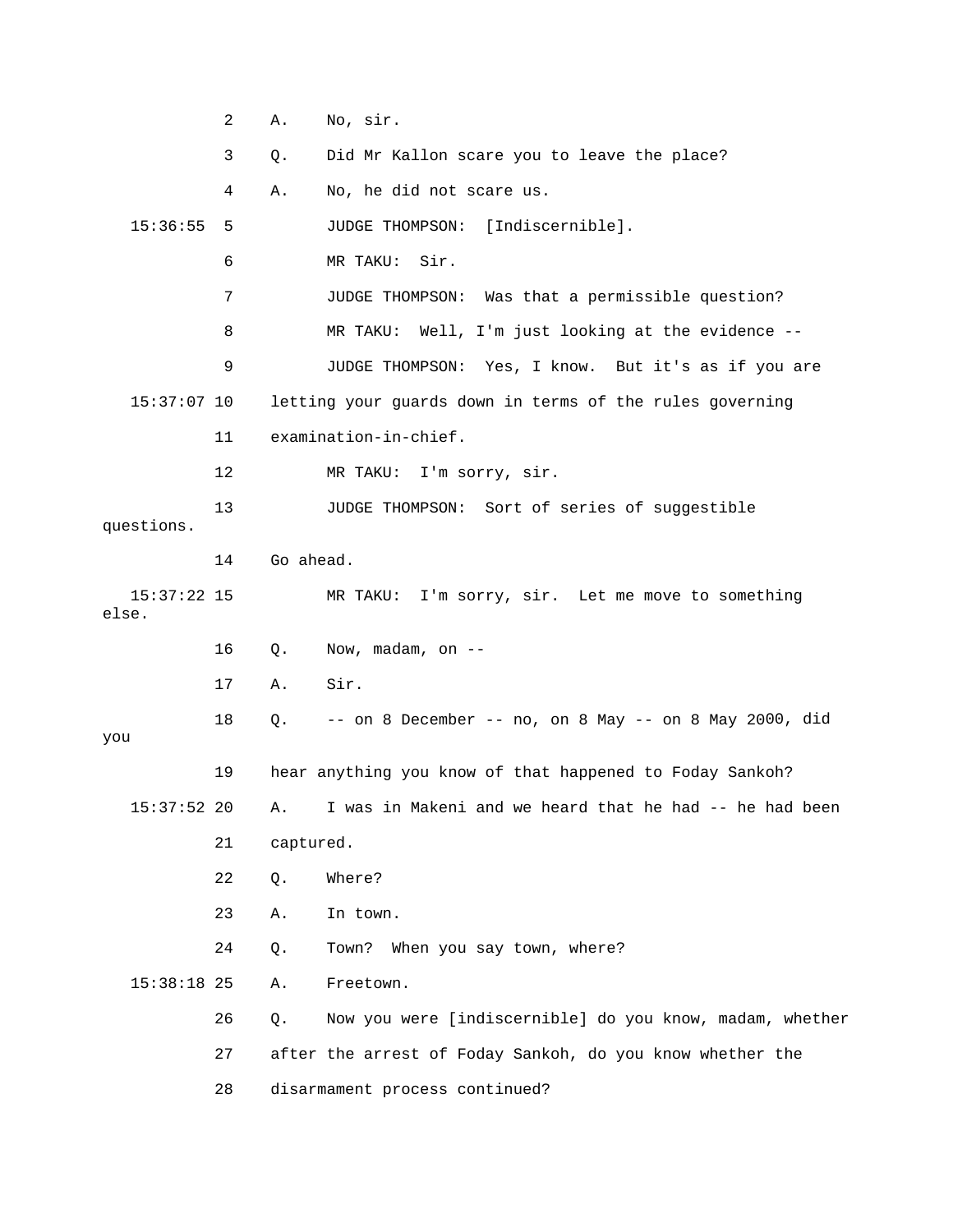2 A. No, sir.

3 Q. Did Mr Kallon scare you to leave the place?

4 A. No, he did not scare us.

15:36:55 5 JUDGE THOMPSON: [Indiscernible].

6 MR TAKU: Sir.

7 JUDGE THOMPSON: Was that a permissible question?

8 MR TAKU: Well, I'm just looking at the evidence --

9 JUDGE THOMPSON: Yes, I know. But it's as if you are

15:37:07 10 letting your guards down in terms of the rules governing

11 examination-in-chief.

12 MR TAKU: I'm sorry, sir.

13 JUDGE THOMPSON: Sort of series of suggestible questions.

14 Go ahead.

15:37:22 15 MR TAKU: I'm sorry, sir. Let me move to something else.

16 Q. Now, madam, on --

17 A. Sir.

18 Q. -- on 8 December -- no, on 8 May -- on 8 May 2000, did you

19 hear anything you know of that happened to Foday Sankoh?

15:37:52 20 A. I was in Makeni and we heard that he had -- he had been

21 captured.

22 Q. Where?

23 A. In town.

24 Q. Town? When you say town, where?

15:38:18 25 A. Freetown.

26 Q. Now you were [indiscernible] do you know, madam, whether

27 after the arrest of Foday Sankoh, do you know whether the

28 disarmament process continued?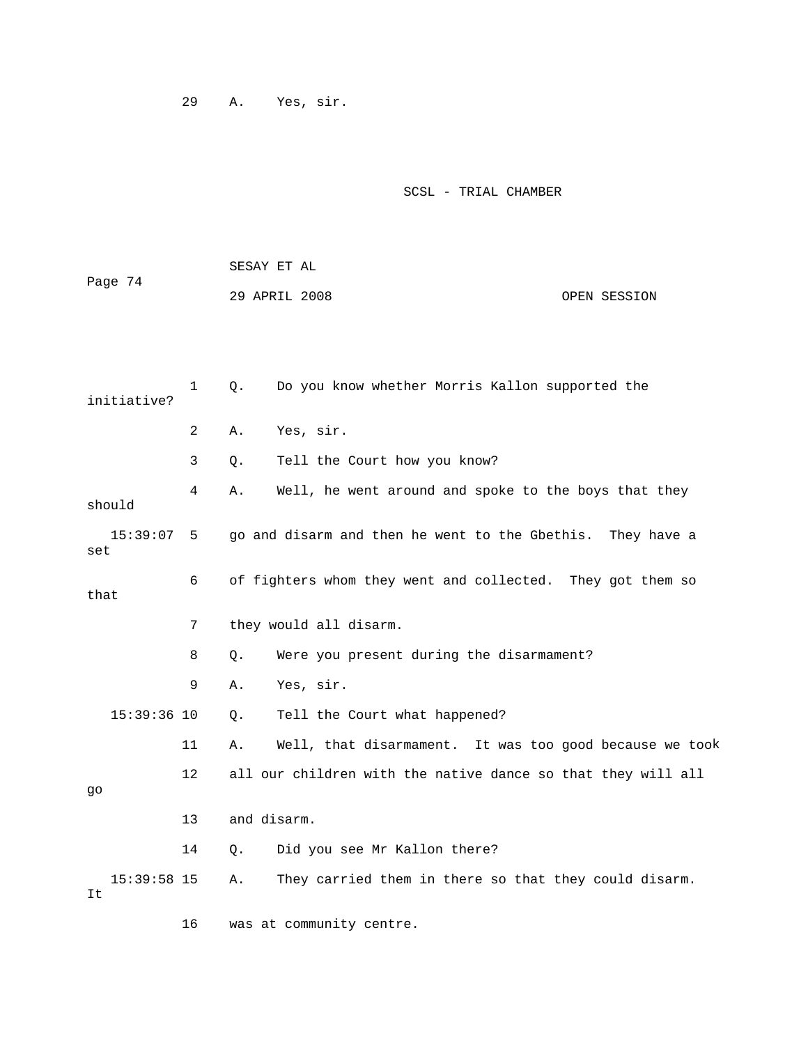29 A. Yes, sir.

1 Q. Do you know whether Morris Kallon supported the initiative?

2 A. Yes, sir.

3 Q. Tell the Court how you know?

4 A. Well, he went around and spoke to the boys that they should

15:39:07 5 go and disarm and then he went to the Gbethis. They have a set

6 of fighters whom they went and collected. They got them so that

7 they would all disarm.

8 Q. Were you present during the disarmament?

9 A. Yes, sir.

15:39:36 10 Q. Tell the Court what happened?

11 A. Well, that disarmament. It was too good because we took

12 all our children with the native dance so that they will all go

13 and disarm.

14 Q. Did you see Mr Kallon there?

15:39:58 15 A. They carried them in there so that they could disarm. It

16 was at community centre.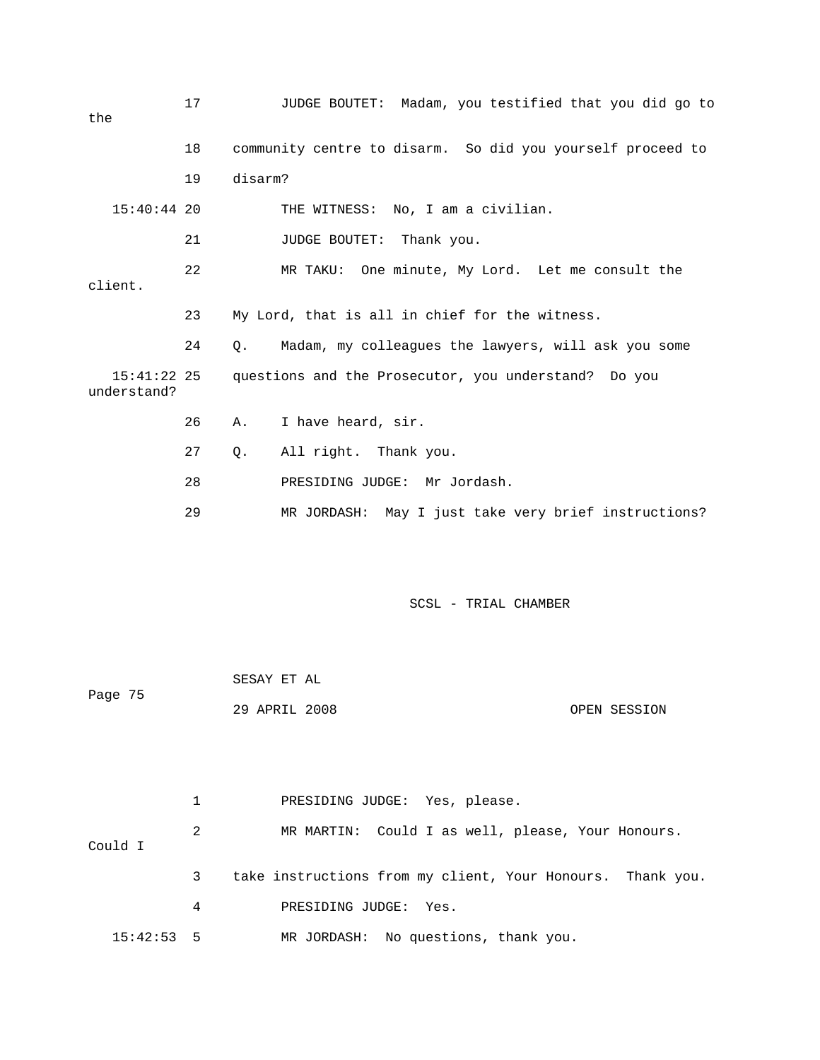17 JUDGE BOUTET: Madam, you testified that you did go to the

18 community centre to disarm. So did you yourself proceed to

19 disarm?

15:40:44 20 THE WITNESS: No, I am a civilian.

21 JUDGE BOUTET: Thank you.

22 MR TAKU: One minute, My Lord. Let me consult the client.

23 My Lord, that is all in chief for the witness.

24 Q. Madam, my colleagues the lawyers, will ask you some

15:41:22 25 questions and the Prosecutor, you understand? Do you understand?

26 A. I have heard, sir.

27 Q. All right. Thank you.

28 PRESIDING JUDGE: Mr Jordash.

29 MR JORDASH: May I just take very brief instructions?

1 PRESIDING JUDGE: Yes, please.

2 MR MARTIN: Could I as well, please, Your Honours. Could I

3 take instructions from my client, Your Honours. Thank you.

4 PRESIDING JUDGE: Yes.

15:42:53 5 MR JORDASH: No questions, thank you.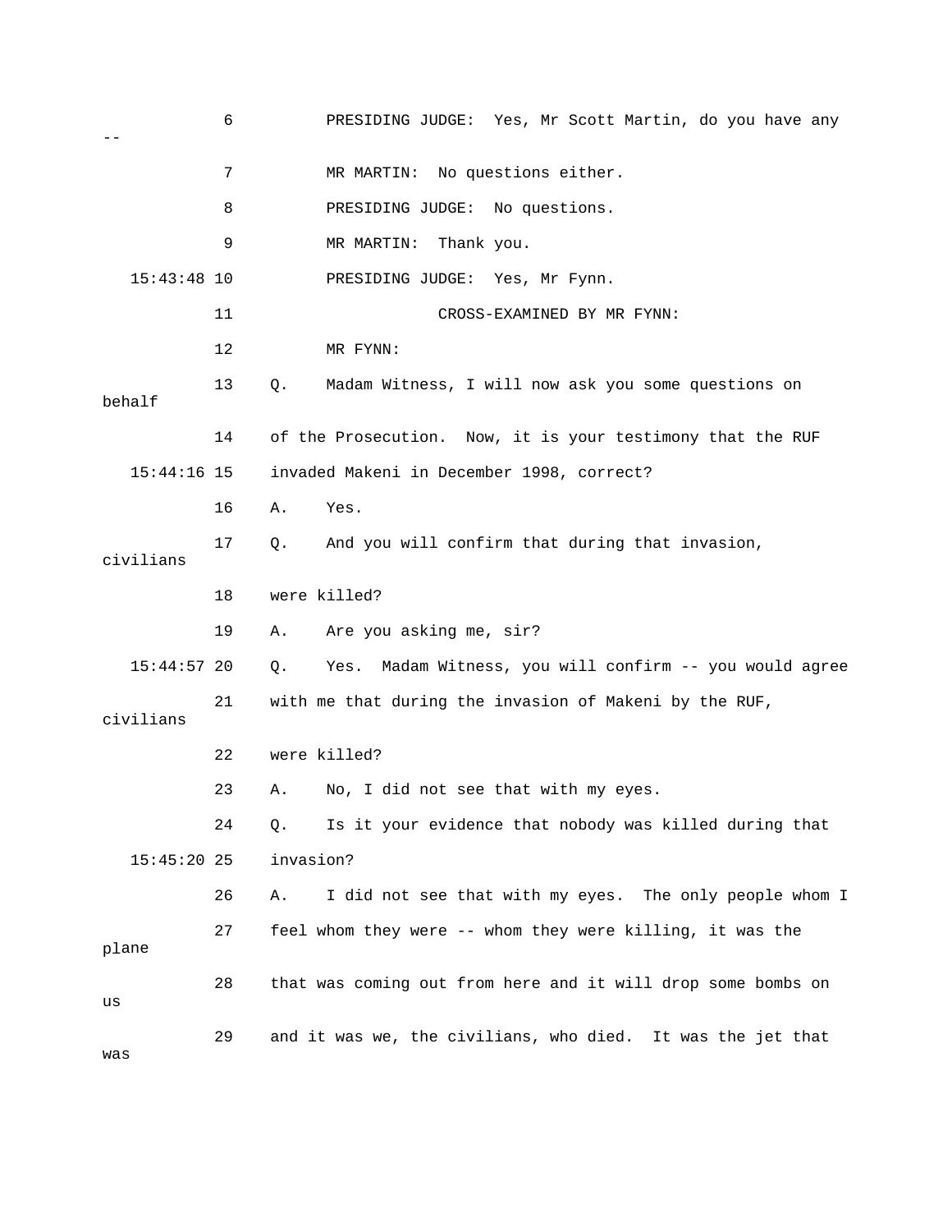6 PRESIDING JUDGE: Yes, Mr Scott Martin, do you have any --

7 MR MARTIN: No questions either.

8 PRESIDING JUDGE: No questions.

9 MR MARTIN: Thank you.

15:43:48 10 PRESIDING JUDGE: Yes, Mr Fynn.

11 CROSS-EXAMINED BY MR FYNN:

12 MR FYNN:

13 Q. Madam Witness, I will now ask you some questions on behalf

14 of the Prosecution. Now, it is your testimony that the RUF

15:44:16 15 invaded Makeni in December 1998, correct?

16 A. Yes.

17 Q. And you will confirm that during that invasion, civilians

18 were killed?

19 A. Are you asking me, sir?

15:44:57 20 Q. Yes. Madam Witness, you will confirm -- you would agree

21 with me that during the invasion of Makeni by the RUF, civilians

22 were killed?

23 A. No, I did not see that with my eyes.

24 Q. Is it your evidence that nobody was killed during that

15:45:20 25 invasion?

26 A. I did not see that with my eyes. The only people whom I

27 feel whom they were -- whom they were killing, it was the plane

28 that was coming out from here and it will drop some bombs on us

29 and it was we, the civilians, who died. It was the jet that was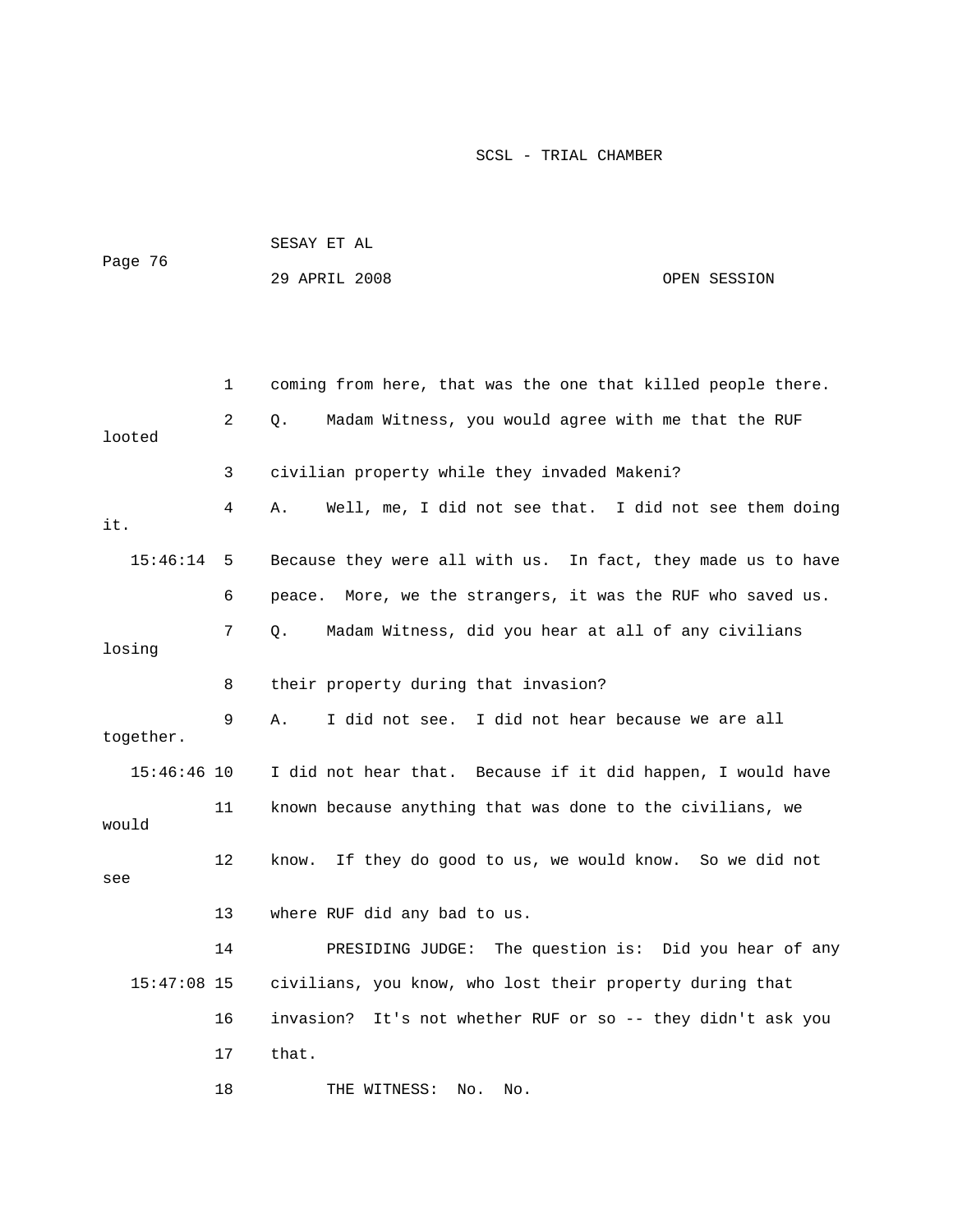1 coming from here, that was the one that killed people there.

2 Q. Madam Witness, you would agree with me that the RUF looted

3 civilian property while they invaded Makeni?

4 A. Well, me, I did not see that. I did not see them doing it.

15:46:14 5 Because they were all with us. In fact, they made us to have

6 peace. More, we the strangers, it was the RUF who saved us.

7 Q. Madam Witness, did you hear at all of any civilians losing

8 their property during that invasion?

9 A. I did not see. I did not hear because we are all together.

15:46:46 10 I did not hear that. Because if it did happen, I would have

11 known because anything that was done to the civilians, we would

12 know. If they do good to us, we would know. So we did not see

13 where RUF did any bad to us.

14 PRESIDING JUDGE: The question is: Did you hear of any

15:47:08 15 civilians, you know, who lost their property during that

16 invasion? It's not whether RUF or so -- they didn't ask you

17 that.

18 THE WITNESS: No. No.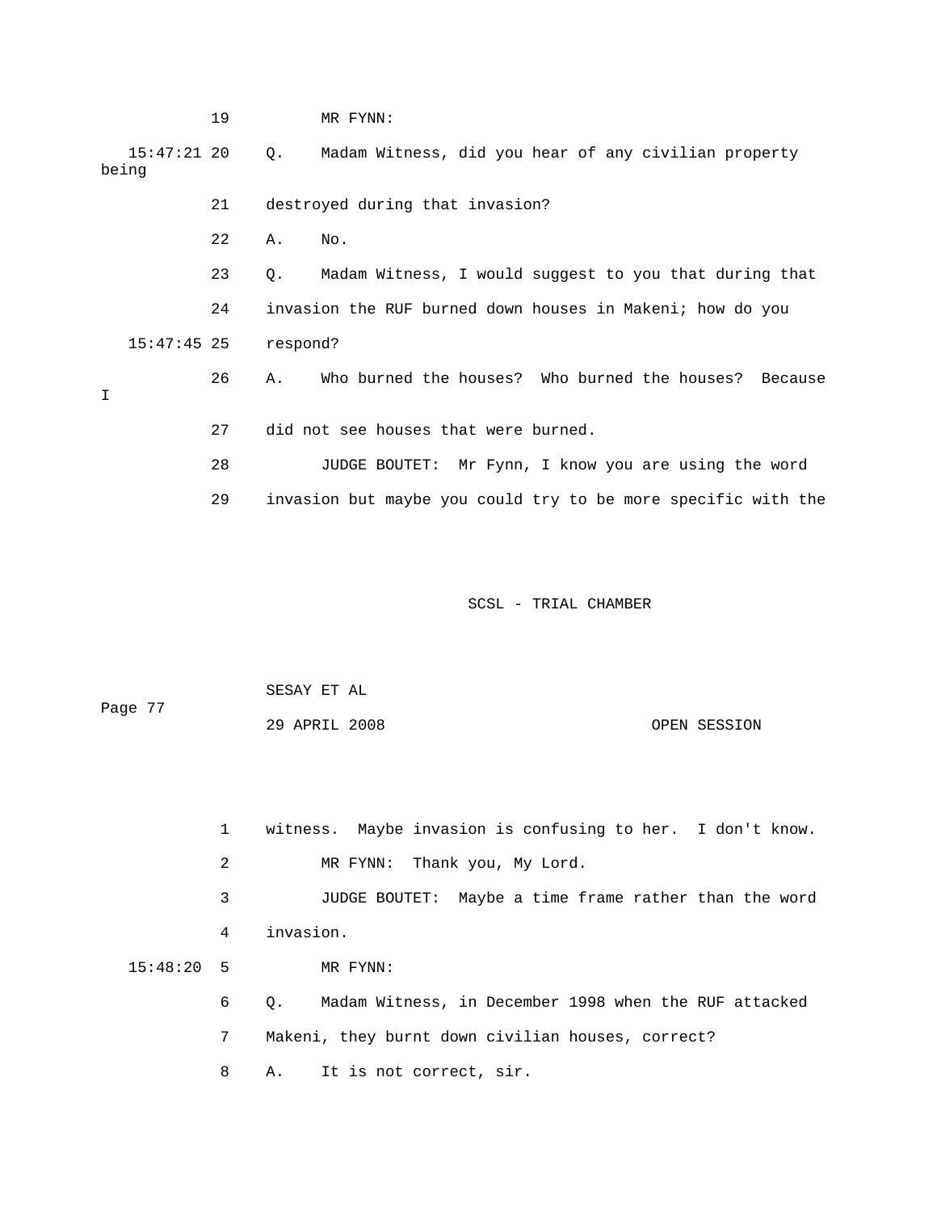19 MR FYNN:

15:47:21 20 Q. Madam Witness, did you hear of any civilian property being

21 destroyed during that invasion?

22 A. No.

23 Q. Madam Witness, I would suggest to you that during that

24 invasion the RUF burned down houses in Makeni; how do you

15:47:45 25 respond?

26 A. Who burned the houses? Who burned the houses? Because I

27 did not see houses that were burned.

28 JUDGE BOUTET: Mr Fynn, I know you are using the word

29 invasion but maybe you could try to be more specific with the

1 witness. Maybe invasion is confusing to her. I don't know.

2 MR FYNN: Thank you, My Lord.

3 JUDGE BOUTET: Maybe a time frame rather than the word

4 invasion.

15:48:20 5 MR FYNN:

6 Q. Madam Witness, in December 1998 when the RUF attacked

7 Makeni, they burnt down civilian houses, correct?

8 A. It is not correct, sir.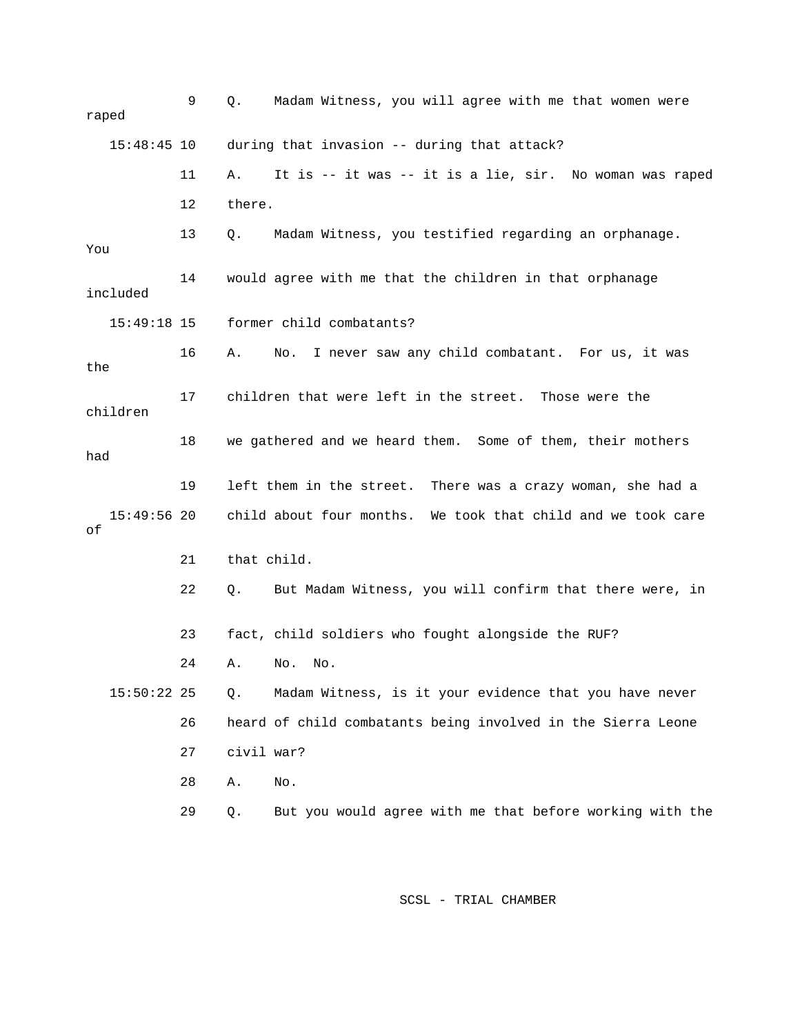9 Q. Madam Witness, you will agree with me that women were raped

15:48:45 10 during that invasion -- during that attack?

11 A. It is -- it was -- it is a lie, sir. No woman was raped

12 there.

13 Q. Madam Witness, you testified regarding an orphanage. You

14 would agree with me that the children in that orphanage included

15:49:18 15 former child combatants?

16 A. No. I never saw any child combatant. For us, it was the

17 children that were left in the street. Those were the children

18 we gathered and we heard them. Some of them, their mothers had

19 left them in the street. There was a crazy woman, she had a

15:49:56 20 child about four months. We took that child and we took care of

21 that child.

22 Q. But Madam Witness, you will confirm that there were, in

23 fact, child soldiers who fought alongside the RUF?

24 A. No. No.

15:50:22 25 Q. Madam Witness, is it your evidence that you have never

26 heard of child combatants being involved in the Sierra Leone

27 civil war?

28 A. No.

29 Q. But you would agree with me that before working with the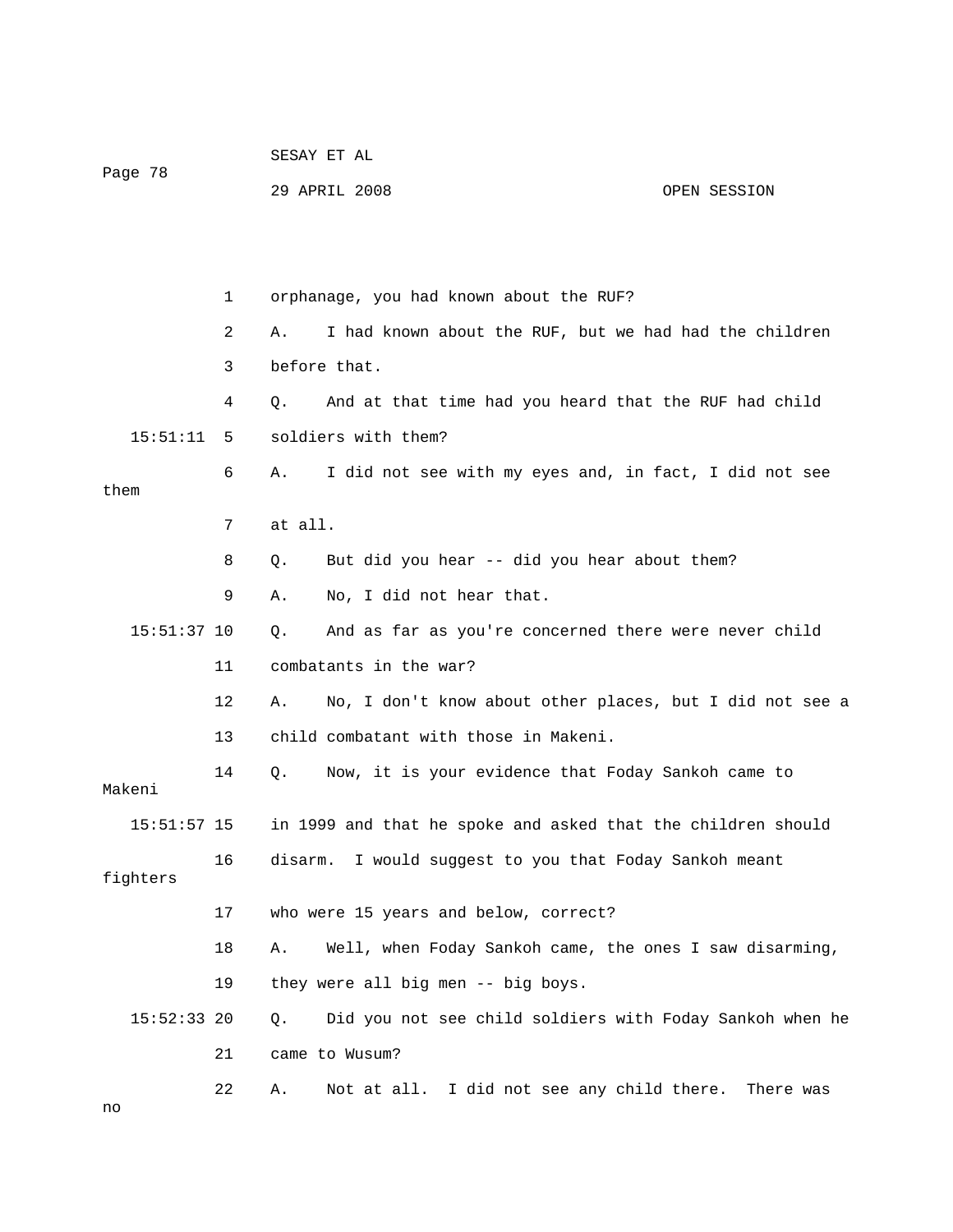orphanage, you had known about the RUF?

A. I had known about the RUF, but we had had the children before that.

Q. And at that time had you heard that the RUF had child soldiers with them?

A. I did not see with my eyes and, in fact, I did not see them at all.

Q. But did you hear -- did you hear about them?

A. No, I did not hear that.

Q. And as far as you're concerned there were never child combatants in the war?

A. No, I don't know about other places, but I did not see a child combatant with those in Makeni.

Q. Now, it is your evidence that Foday Sankoh came to Makeni in 1999 and that he spoke and asked that the children should disarm. I would suggest to you that Foday Sankoh meant fighters who were 15 years and below, correct?

A. Well, when Foday Sankoh came, the ones I saw disarming, they were all big men -- big boys.

Q. Did you not see child soldiers with Foday Sankoh when he came to Wusum?

A. Not at all. I did not see any child there. There was no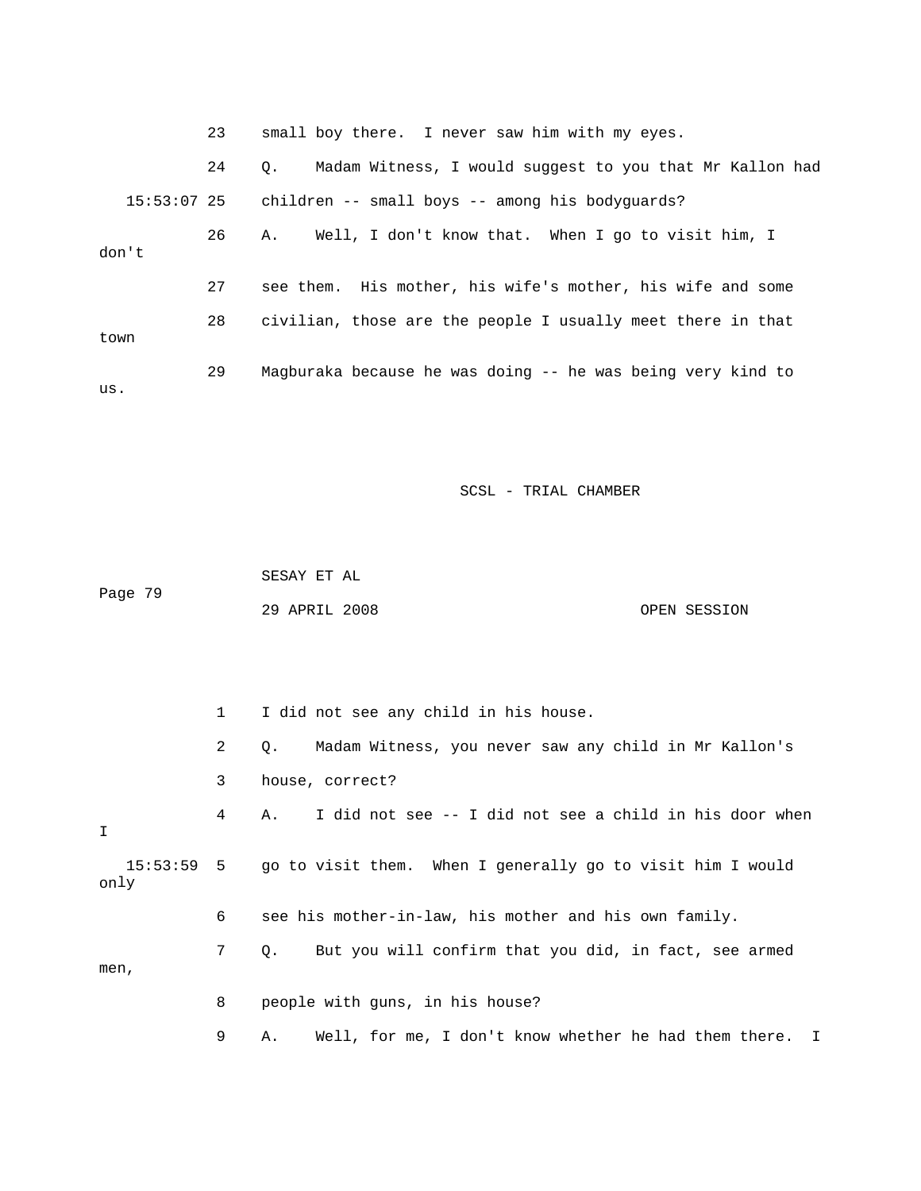23 small boy there. I never saw him with my eyes.

24 Q. Madam Witness, I would suggest to you that Mr Kallon had

15:53:07 25 children -- small boys -- among his bodyguards?

26 A. Well, I don't know that. When I go to visit him, I don't

27 see them. His mother, his wife's mother, his wife and some

28 civilian, those are the people I usually meet there in that town

29 Magburaka because he was doing -- he was being very kind to us.

1 I did not see any child in his house.

2 Q. Madam Witness, you never saw any child in Mr Kallon's

3 house, correct?

4 A. I did not see -- I did not see a child in his door when I

15:53:59 5 go to visit them. When I generally go to visit him I would only

6 see his mother-in-law, his mother and his own family.

7 Q. But you will confirm that you did, in fact, see armed men,

8 people with guns, in his house?

9 A. Well, for me, I don't know whether he had them there. I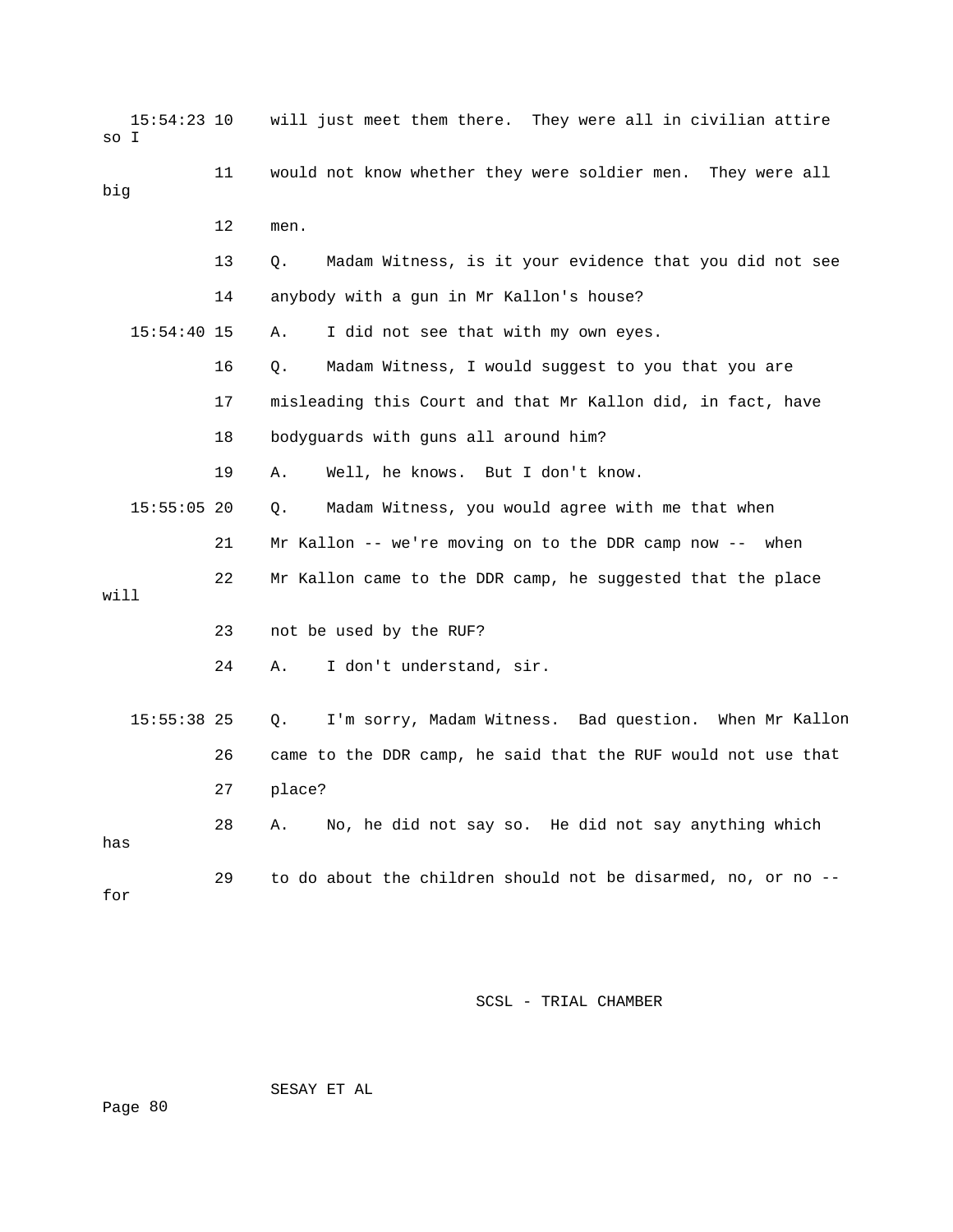15:54:23 10 will just meet them there. They were all in civilian attire so I

11 would not know whether they were soldier men. They were all big

12 men.

13 Q. Madam Witness, is it your evidence that you did not see

14 anybody with a gun in Mr Kallon's house?

15:54:40 15 A. I did not see that with my own eyes.

16 Q. Madam Witness, I would suggest to you that you are

17 misleading this Court and that Mr Kallon did, in fact, have

18 bodyguards with guns all around him?

19 A. Well, he knows. But I don't know.

15:55:05 20 Q. Madam Witness, you would agree with me that when

21 Mr Kallon -- we're moving on to the DDR camp now -- when

22 Mr Kallon came to the DDR camp, he suggested that the place will

23 not be used by the RUF?

24 A. I don't understand, sir.

15:55:38 25 Q. I'm sorry, Madam Witness. Bad question. When Mr Kallon

26 came to the DDR camp, he said that the RUF would not use that

27 place?

28 A. No, he did not say so. He did not say anything which has

29 to do about the children should not be disarmed, no, or no -- for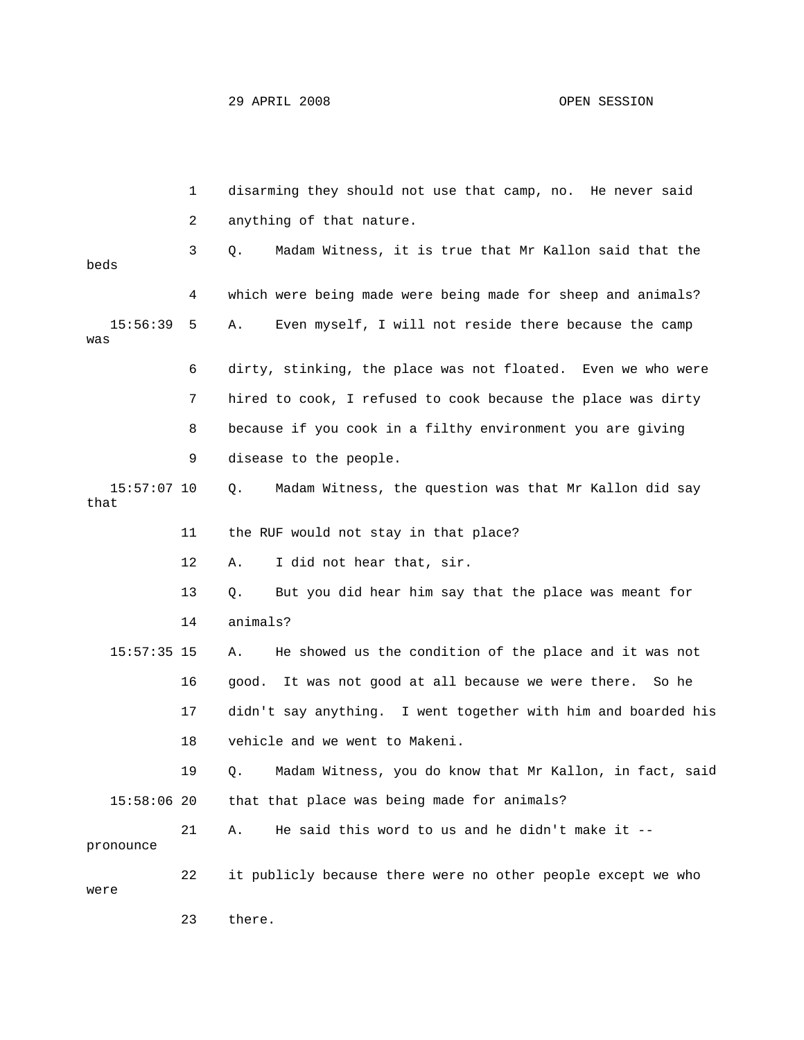1 disarming they should not use that camp, no. He never said

2 anything of that nature.

3 Q. Madam Witness, it is true that Mr Kallon said that the beds

4 which were being made were being made for sheep and animals?

15:56:39 5 A. Even myself, I will not reside there because the camp was

6 dirty, stinking, the place was not floated. Even we who were

7 hired to cook, I refused to cook because the place was dirty

8 because if you cook in a filthy environment you are giving

9 disease to the people.

15:57:07 10 Q. Madam Witness, the question was that Mr Kallon did say that

11 the RUF would not stay in that place?

12 A. I did not hear that, sir.

13 Q. But you did hear him say that the place was meant for

14 animals?

15:57:35 15 A. He showed us the condition of the place and it was not

16 good. It was not good at all because we were there. So he

17 didn't say anything. I went together with him and boarded his

18 vehicle and we went to Makeni.

19 Q. Madam Witness, you do know that Mr Kallon, in fact, said

15:58:06 20 that that place was being made for animals?

21 A. He said this word to us and he didn't make it -- pronounce

22 it publicly because there were no other people except we who were

23 there.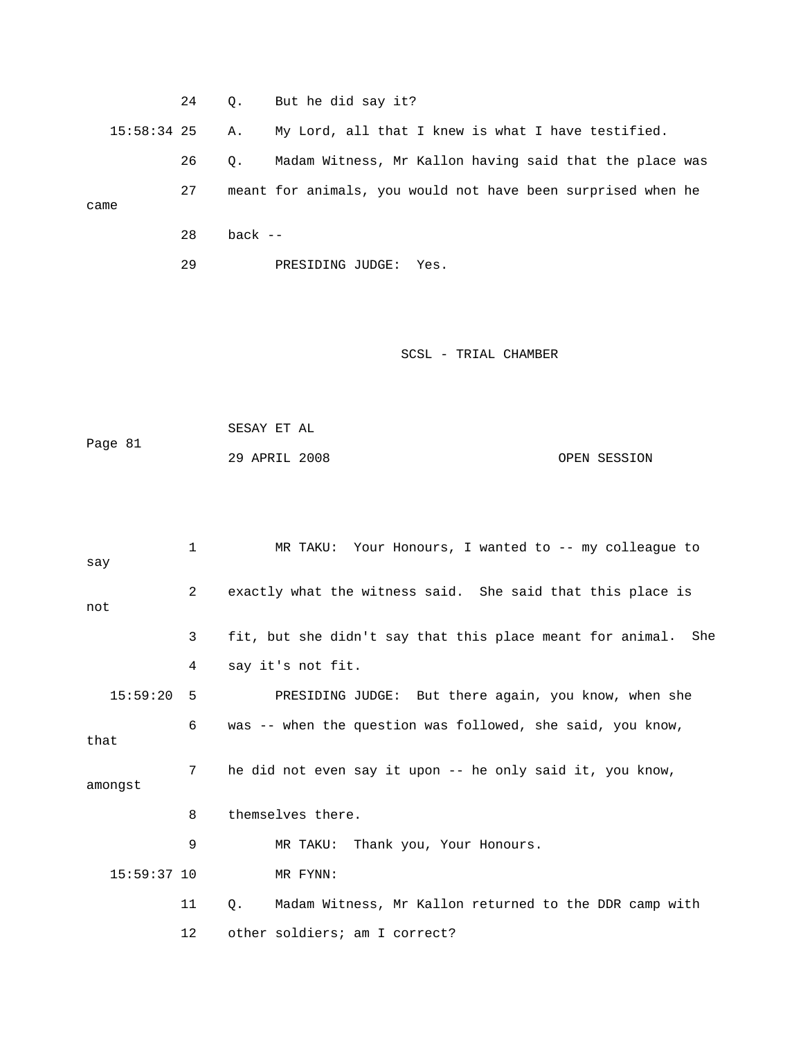24 Q. But he did say it?

15:58:34 25 A. My Lord, all that I knew is what I have testified.

26 Q. Madam Witness, Mr Kallon having said that the place was

27 meant for animals, you would not have been surprised when he came

28 back --

29 PRESIDING JUDGE: Yes.

1 MR TAKU: Your Honours, I wanted to -- my colleague to say

2 exactly what the witness said. She said that this place is not

3 fit, but she didn't say that this place meant for animal. She

4 say it's not fit.

15:59:20 5 PRESIDING JUDGE: But there again, you know, when she

6 was -- when the question was followed, she said, you know, that

7 he did not even say it upon -- he only said it, you know, amongst

8 themselves there.

9 MR TAKU: Thank you, Your Honours.

15:59:37 10 MR FYNN:

11 Q. Madam Witness, Mr Kallon returned to the DDR camp with

12 other soldiers; am I correct?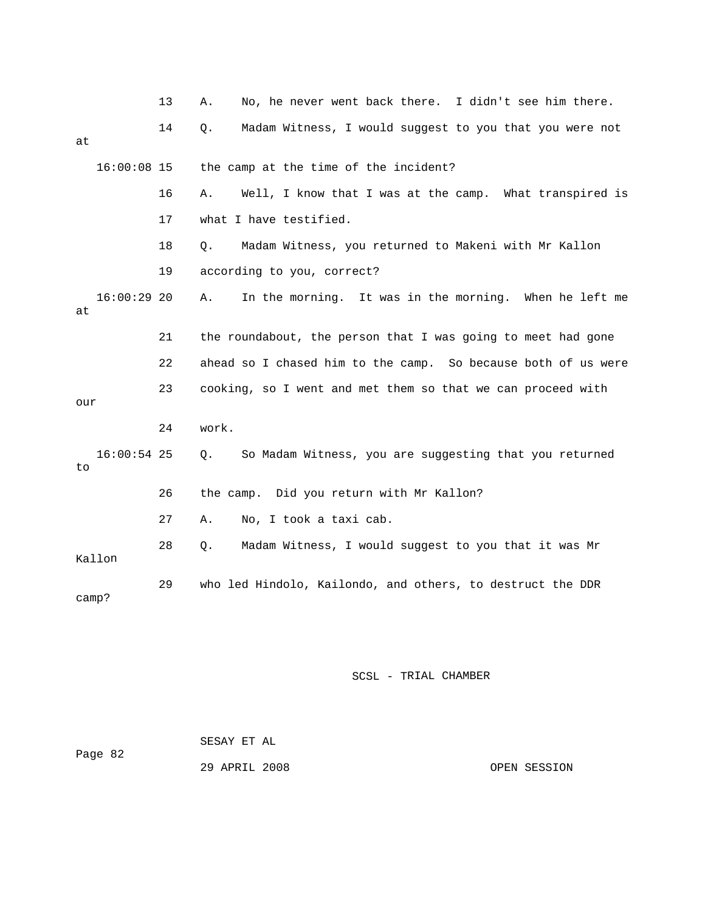13 A. No, he never went back there. I didn't see him there.

14 Q. Madam Witness, I would suggest to you that you were not at

16:00:08 15 the camp at the time of the incident?

16 A. Well, I know that I was at the camp. What transpired is

17 what I have testified.

18 Q. Madam Witness, you returned to Makeni with Mr Kallon

19 according to you, correct?

16:00:29 20 A. In the morning. It was in the morning. When he left me at

21 the roundabout, the person that I was going to meet had gone

22 ahead so I chased him to the camp. So because both of us were

23 cooking, so I went and met them so that we can proceed with our

24 work.

16:00:54 25 Q. So Madam Witness, you are suggesting that you returned to

26 the camp. Did you return with Mr Kallon?

27 A. No, I took a taxi cab.

28 Q. Madam Witness, I would suggest to you that it was Mr Kallon

29 who led Hindolo, Kailondo, and others, to destruct the DDR camp?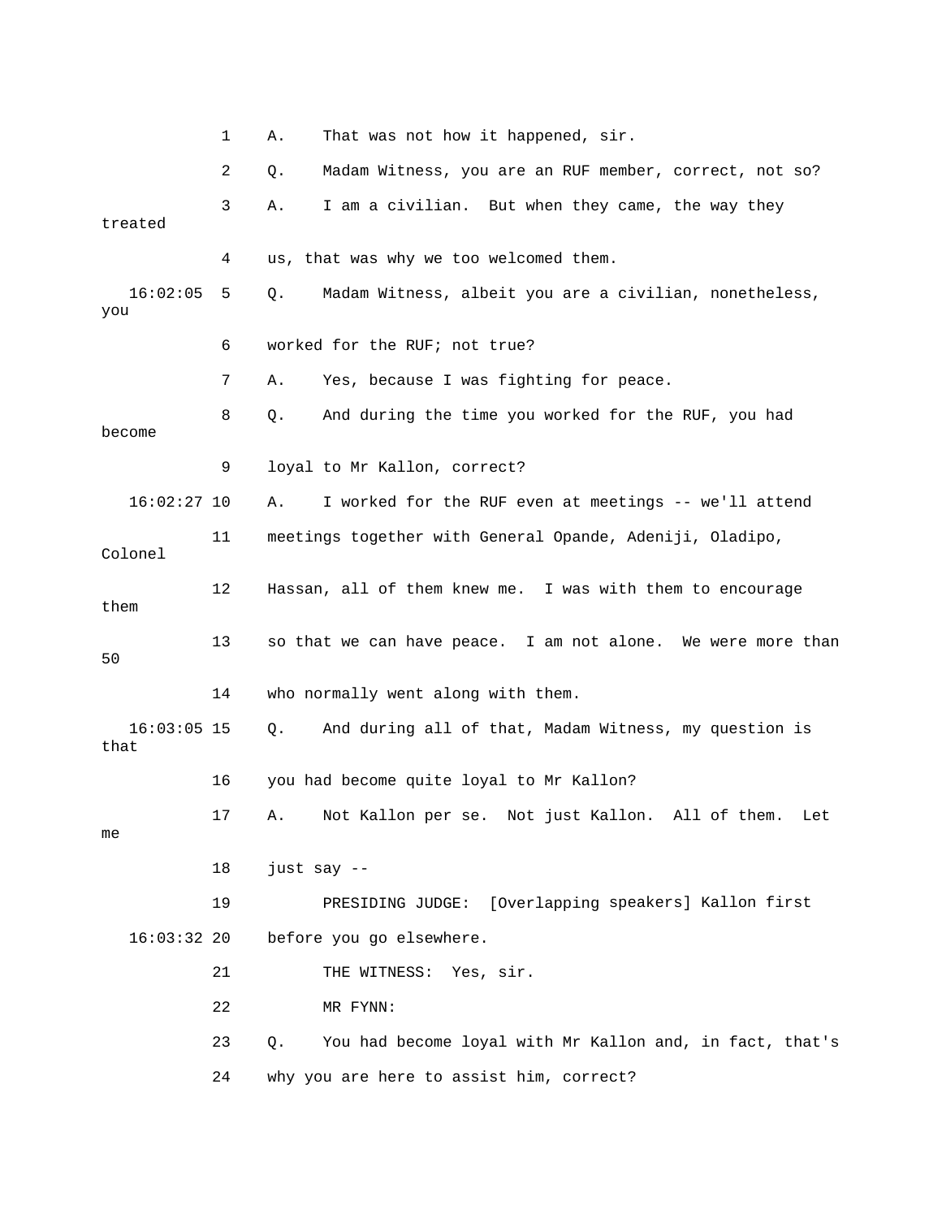1 A. That was not how it happened, sir.

2 Q. Madam Witness, you are an RUF member, correct, not so?

3 A. I am a civilian. But when they came, the way they treated

4 us, that was why we too welcomed them.

16:02:05 5 Q. Madam Witness, albeit you are a civilian, nonetheless, you

6 worked for the RUF; not true?

7 A. Yes, because I was fighting for peace.

8 Q. And during the time you worked for the RUF, you had become

9 loyal to Mr Kallon, correct?

16:02:27 10 A. I worked for the RUF even at meetings -- we'll attend

11 meetings together with General Opande, Adeniji, Oladipo, Colonel

12 Hassan, all of them knew me. I was with them to encourage them

13 so that we can have peace. I am not alone. We were more than 50

14 who normally went along with them.

16:03:05 15 Q. And during all of that, Madam Witness, my question is that

16 you had become quite loyal to Mr Kallon?

17 A. Not Kallon per se. Not just Kallon. All of them. Let me

18 just say --

19 PRESIDING JUDGE: [Overlapping speakers] Kallon first

16:03:32 20 before you go elsewhere.

21 THE WITNESS: Yes, sir.

22 MR FYNN:

23 Q. You had become loyal with Mr Kallon and, in fact, that's

24 why you are here to assist him, correct?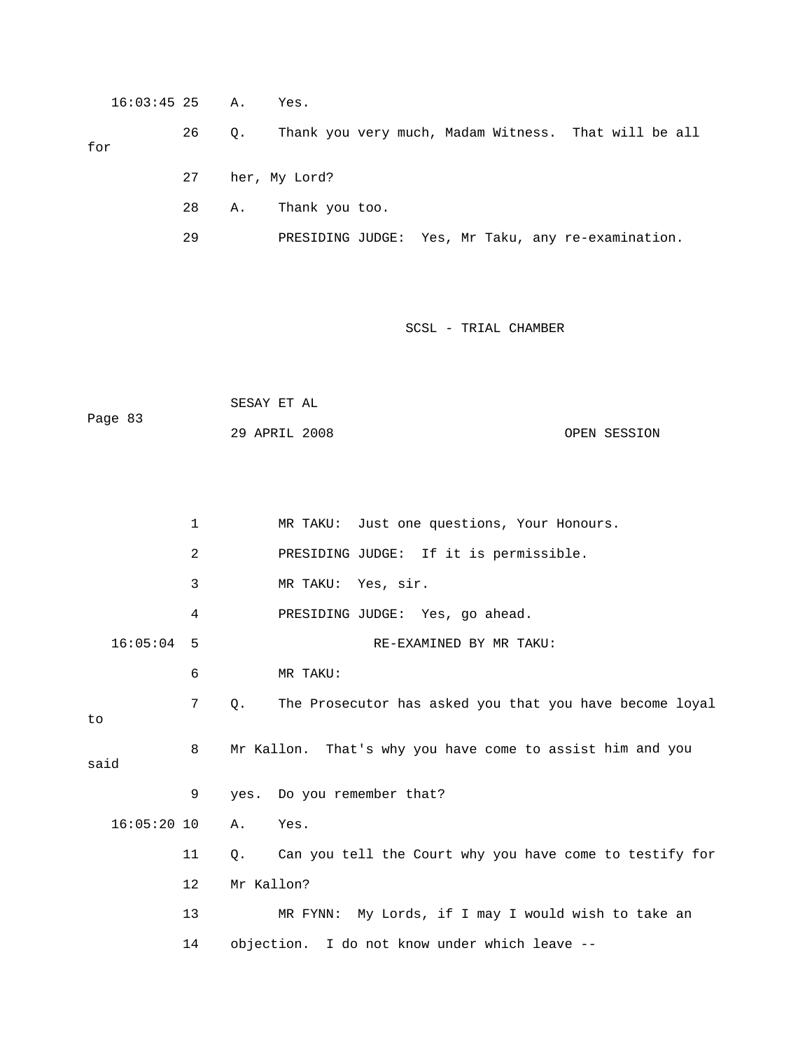16:03:45 25 A. Yes.

26 Q. Thank you very much, Madam Witness. That will be all for

27 her, My Lord?

28 A. Thank you too.

29 PRESIDING JUDGE: Yes, Mr Taku, any re-examination.

1 MR TAKU: Just one questions, Your Honours.

2 PRESIDING JUDGE: If it is permissible.

3 MR TAKU: Yes, sir.

4 PRESIDING JUDGE: Yes, go ahead.

16:05:04 5 RE-EXAMINED BY MR TAKU:

6 MR TAKU:

7 Q. The Prosecutor has asked you that you have become loyal to

8 Mr Kallon. That's why you have come to assist him and you said

9 yes. Do you remember that?

16:05:20 10 A. Yes.

11 Q. Can you tell the Court why you have come to testify for

12 Mr Kallon?

13 MR FYNN: My Lords, if I may I would wish to take an

14 objection. I do not know under which leave --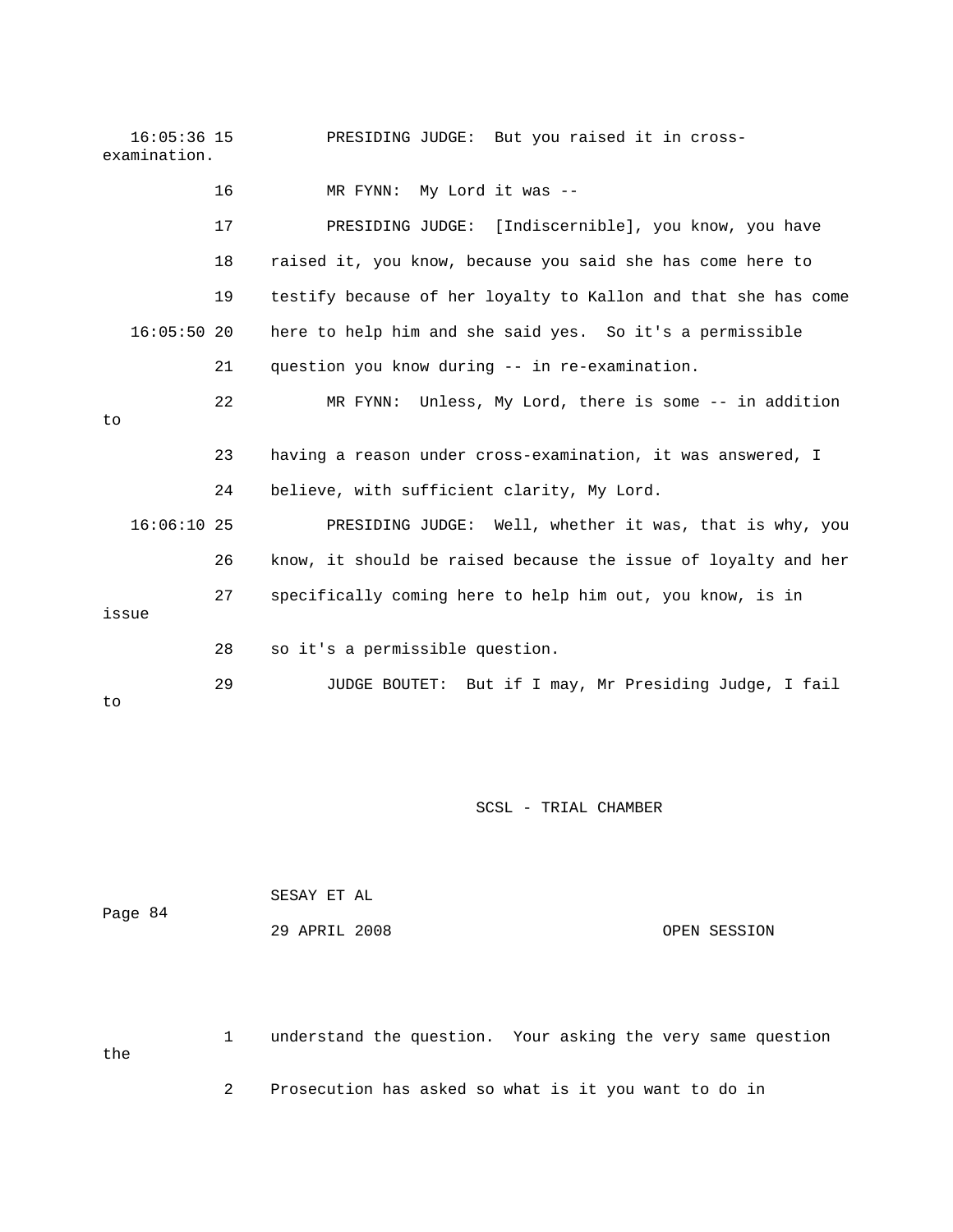PRESIDING JUDGE: But you raised it in cross-examination.

MR FYNN: My Lord it was --

PRESIDING JUDGE: [Indiscernible], you know, you have raised it, you know, because you said she has come here to testify because of her loyalty to Kallon and that she has come here to help him and she said yes. So it's a permissible question you know during -- in re-examination.

MR FYNN: Unless, My Lord, there is some -- in addition to having a reason under cross-examination, it was answered, I believe, with sufficient clarity, My Lord.

PRESIDING JUDGE: Well, whether it was, that is why, you know, it should be raised because the issue of loyalty and her specifically coming here to help him out, you know, is in issue so it's a permissible question.

JUDGE BOUTET: But if I may, Mr Presiding Judge, I fail to understand the question. Your asking the very same question the Prosecution has asked so what is it you want to do in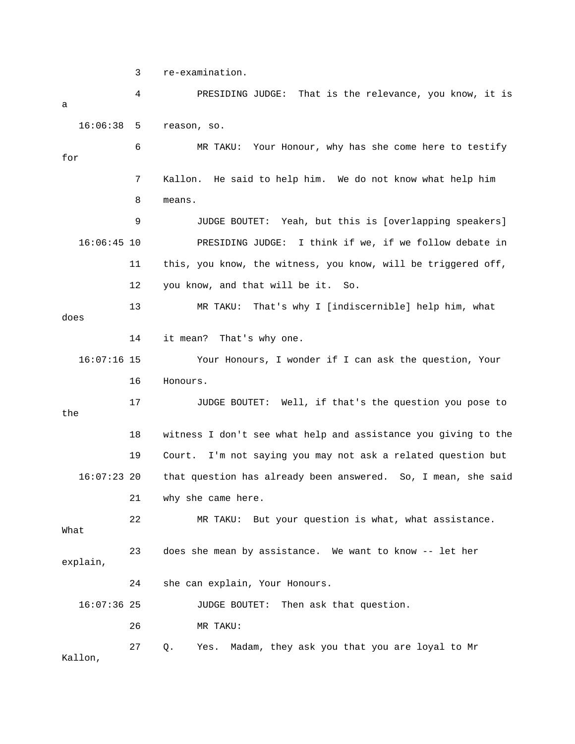3 re-examination.

4 PRESIDING JUDGE: That is the relevance, you know, it is a

16:06:38 5 reason, so.

6 MR TAKU: Your Honour, why has she come here to testify for

7 Kallon. He said to help him. We do not know what help him

8 means.

9 JUDGE BOUTET: Yeah, but this is [overlapping speakers]

16:06:45 10 PRESIDING JUDGE: I think if we, if we follow debate in

11 this, you know, the witness, you know, will be triggered off,

12 you know, and that will be it. So.

13 MR TAKU: That's why I [indiscernible] help him, what does

14 it mean? That's why one.

16:07:16 15 Your Honours, I wonder if I can ask the question, Your

16 Honours.

17 JUDGE BOUTET: Well, if that's the question you pose to the

18 witness I don't see what help and assistance you giving to the

19 Court. I'm not saying you may not ask a related question but

16:07:23 20 that question has already been answered. So, I mean, she said

21 why she came here.

22 MR TAKU: But your question is what, what assistance. What

23 does she mean by assistance. We want to know -- let her explain,

24 she can explain, Your Honours.

16:07:36 25 JUDGE BOUTET: Then ask that question.

26 MR TAKU:

27 Q. Yes. Madam, they ask you that you are loyal to Mr Kallon,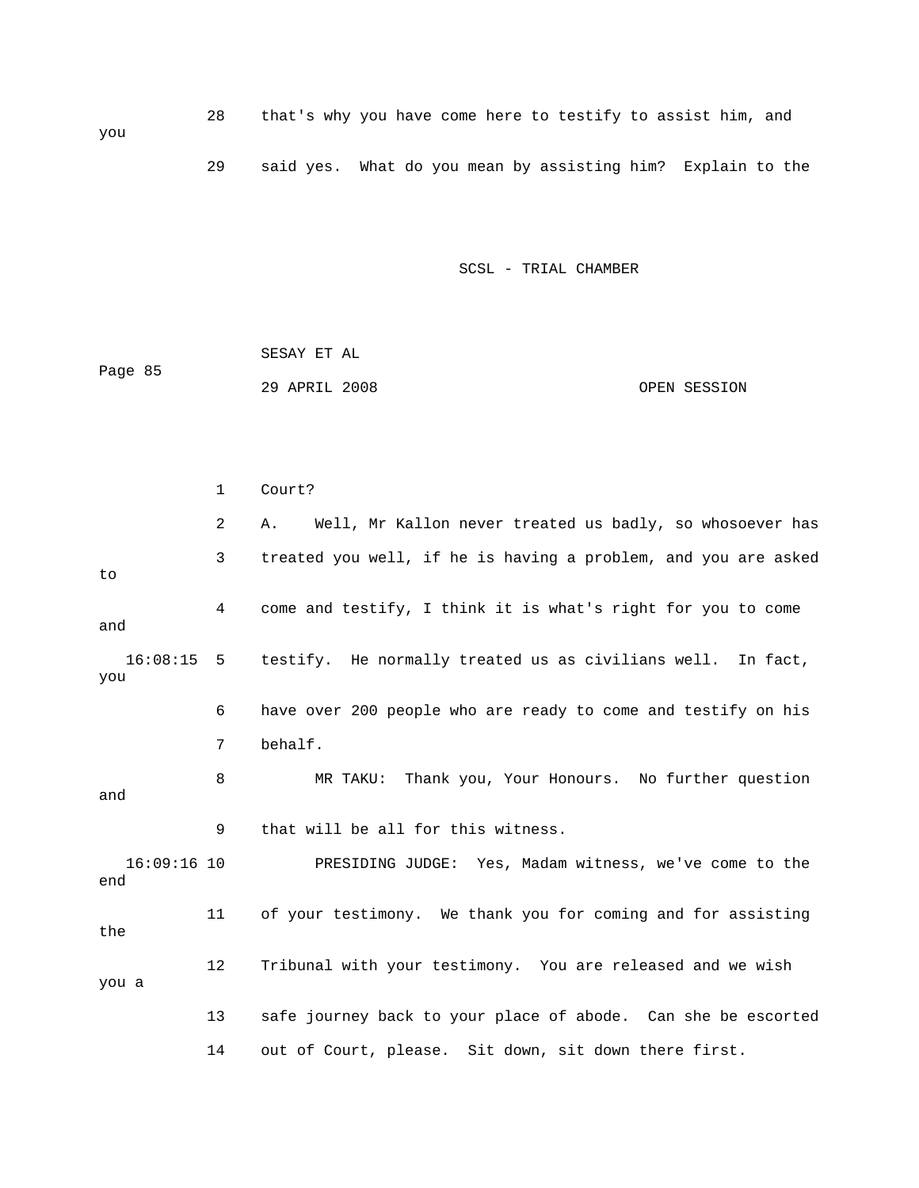28 that's why you have come here to testify to assist him, and you

29 said yes. What do you mean by assisting him? Explain to the

SCSL - TRIAL CHAMBER

SESAY ET AL

Page 85

29 APRIL 2008 OPEN SESSION

1 Court?

2 A. Well, Mr Kallon never treated us badly, so whosoever has

3 treated you well, if he is having a problem, and you are asked to

4 come and testify, I think it is what's right for you to come and

16:08:15 5 testify. He normally treated us as civilians well. In fact, you

6 have over 200 people who are ready to come and testify on his

7 behalf.

8 MR TAKU: Thank you, Your Honours. No further question and

9 that will be all for this witness.

16:09:16 10 PRESIDING JUDGE: Yes, Madam witness, we've come to the end

11 of your testimony. We thank you for coming and for assisting the

12 Tribunal with your testimony. You are released and we wish you a

13 safe journey back to your place of abode. Can she be escorted

14 out of Court, please. Sit down, sit down there first.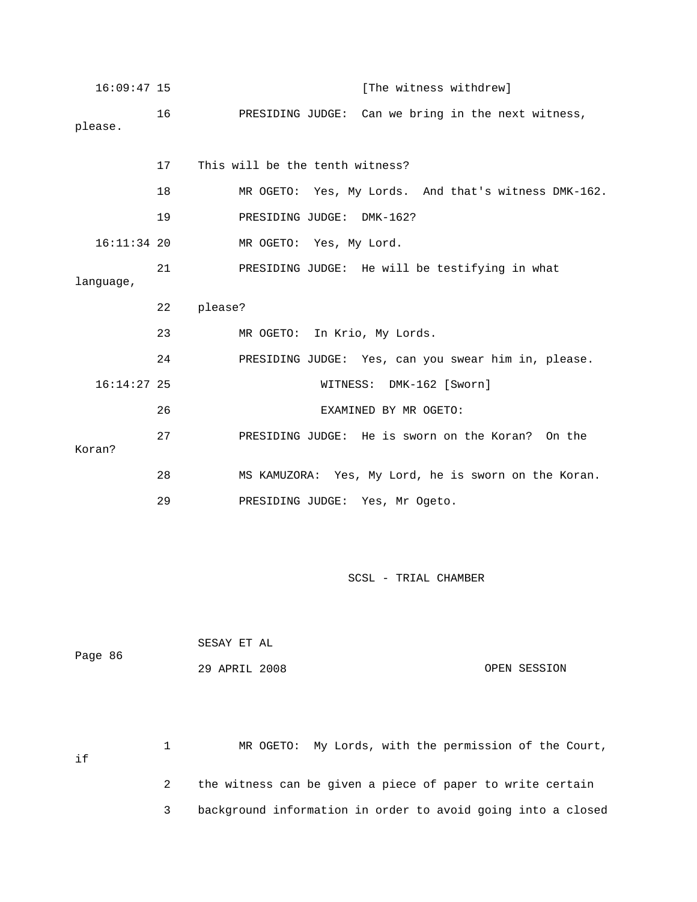16:09:47 15 [The witness withdrew]

16 PRESIDING JUDGE: Can we bring in the next witness, please.

17 This will be the tenth witness?

18 MR OGETO: Yes, My Lords. And that's witness DMK-162.

19 PRESIDING JUDGE: DMK-162?

16:11:34 20 MR OGETO: Yes, My Lord.

21 PRESIDING JUDGE: He will be testifying in what language,

22 please?

23 MR OGETO: In Krio, My Lords.

24 PRESIDING JUDGE: Yes, can you swear him in, please.

16:14:27 25 WITNESS: DMK-162 [Sworn]

26 EXAMINED BY MR OGETO:

27 PRESIDING JUDGE: He is sworn on the Koran? On the Koran?

28 MS KAMUZORA: Yes, My Lord, he is sworn on the Koran.

29 PRESIDING JUDGE: Yes, Mr Ogeto.

SCSL - TRIAL CHAMBER

SESAY ET AL

29 APRIL 2008 OPEN SESSION

1 MR OGETO: My Lords, with the permission of the Court, if

2 the witness can be given a piece of paper to write certain

3 background information in order to avoid going into a closed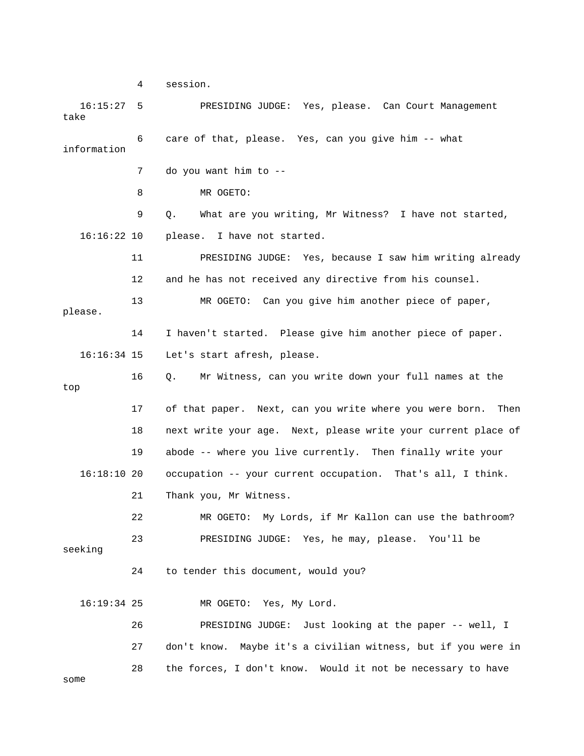4 session.

16:15:27 5 PRESIDING JUDGE: Yes, please. Can Court Management take

6 care of that, please. Yes, can you give him -- what information

7 do you want him to --

8 MR OGETO:

9 Q. What are you writing, Mr Witness? I have not started,

16:16:22 10 please. I have not started.

11 PRESIDING JUDGE: Yes, because I saw him writing already

12 and he has not received any directive from his counsel.

13 MR OGETO: Can you give him another piece of paper, please.

14 I haven't started. Please give him another piece of paper.

16:16:34 15 Let's start afresh, please.

16 Q. Mr Witness, can you write down your full names at the top

17 of that paper. Next, can you write where you were born. Then

18 next write your age. Next, please write your current place of

19 abode -- where you live currently. Then finally write your

16:18:10 20 occupation -- your current occupation. That's all, I think.

21 Thank you, Mr Witness.

22 MR OGETO: My Lords, if Mr Kallon can use the bathroom?

23 PRESIDING JUDGE: Yes, he may, please. You'll be seeking

24 to tender this document, would you?

16:19:34 25 MR OGETO: Yes, My Lord.

26 PRESIDING JUDGE: Just looking at the paper -- well, I

27 don't know. Maybe it's a civilian witness, but if you were in

28 the forces, I don't know. Would it not be necessary to have some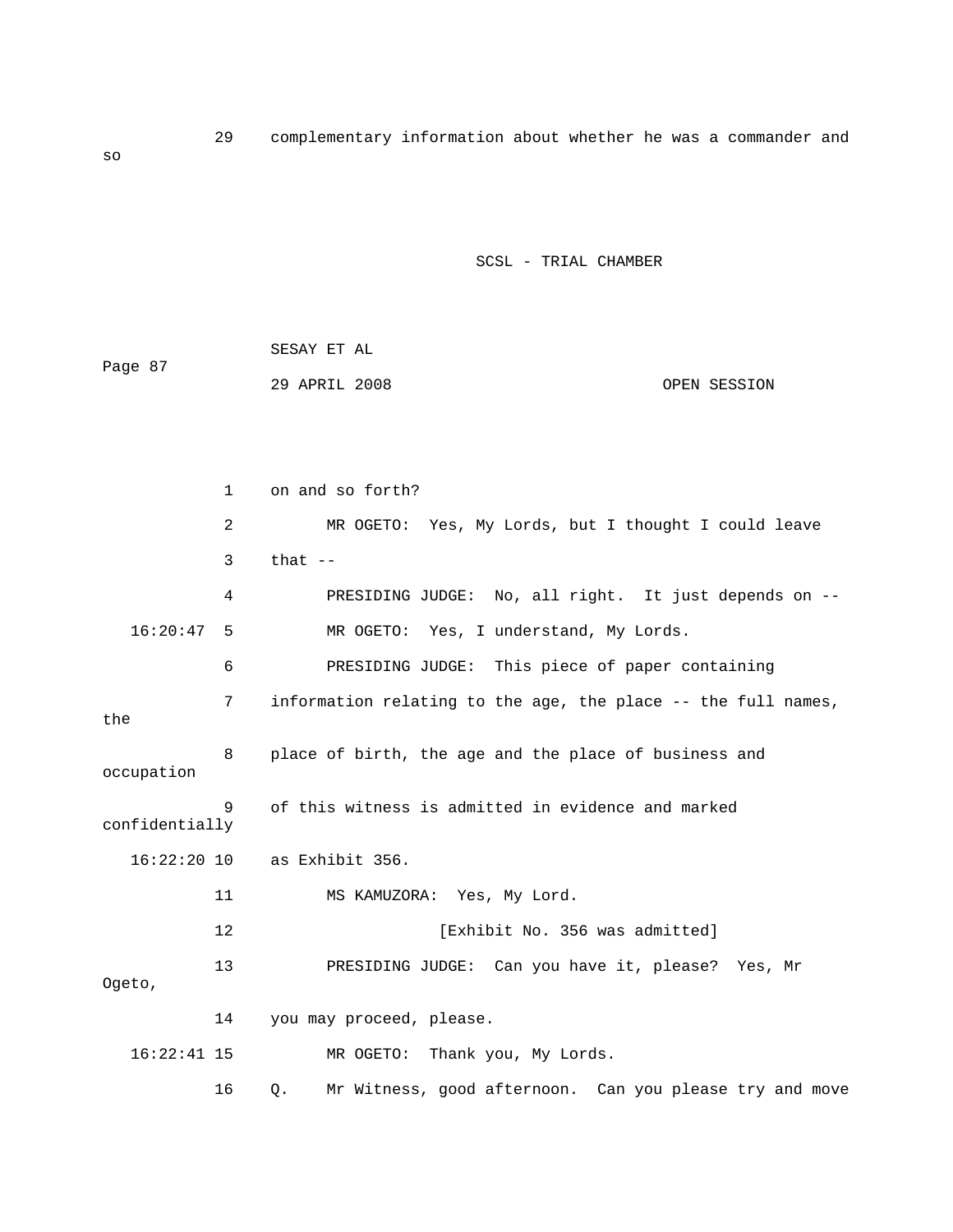29 complementary information about whether he was a commander and so

SCSL - TRIAL CHAMBER

SESAY ET AL

29 APRIL 2008 OPEN SESSION

1 on and so forth?

2 MR OGETO: Yes, My Lords, but I thought I could leave

3 that --

4 PRESIDING JUDGE: No, all right. It just depends on --

16:20:47 5 MR OGETO: Yes, I understand, My Lords.

6 PRESIDING JUDGE: This piece of paper containing

7 information relating to the age, the place -- the full names, the

8 place of birth, the age and the place of business and occupation

9 of this witness is admitted in evidence and marked confidentially

16:22:20 10 as Exhibit 356.

11 MS KAMUZORA: Yes, My Lord.

12 [Exhibit No. 356 was admitted]

13 PRESIDING JUDGE: Can you have it, please? Yes, Mr Ogeto,

14 you may proceed, please.

16:22:41 15 MR OGETO: Thank you, My Lords.

16 Q. Mr Witness, good afternoon. Can you please try and move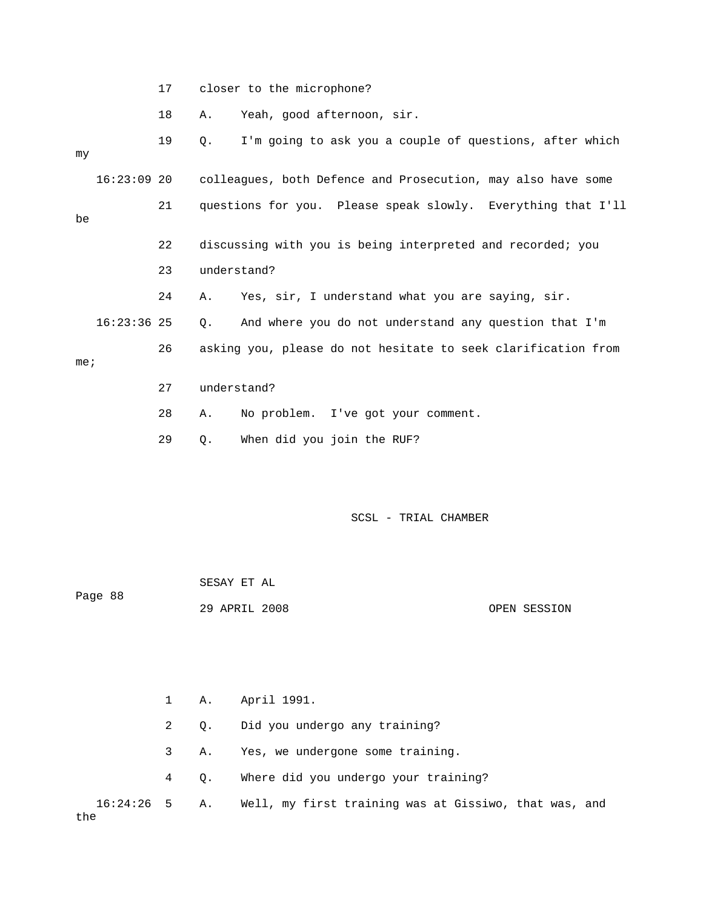17 closer to the microphone?

18 A. Yeah, good afternoon, sir.

19 Q. I'm going to ask you a couple of questions, after which my

16:23:09 20 colleagues, both Defence and Prosecution, may also have some

21 questions for you. Please speak slowly. Everything that I'll be

22 discussing with you is being interpreted and recorded; you

23 understand?

24 A. Yes, sir, I understand what you are saying, sir.

16:23:36 25 Q. And where you do not understand any question that I'm

26 asking you, please do not hesitate to seek clarification from me;

27 understand?

28 A. No problem. I've got your comment.

29 Q. When did you join the RUF?

1 A. April 1991.

2 Q. Did you undergo any training?

3 A. Yes, we undergone some training.

4 Q. Where did you undergo your training?

16:24:26 5 A. Well, my first training was at Gissiwo, that was, and the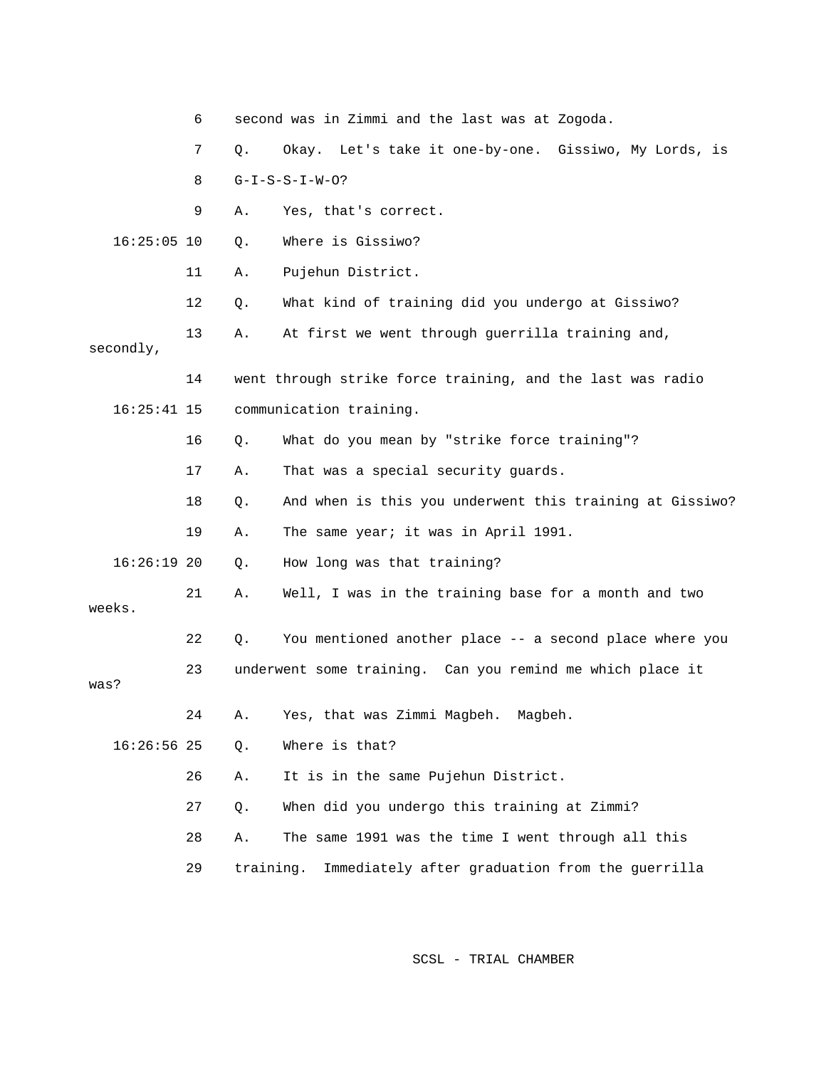6 second was in Zimmi and the last was at Zogoda.

7 Q. Okay. Let's take it one-by-one. Gissiwo, My Lords, is

8 G-I-S-S-I-W-O?

9 A. Yes, that's correct.

16:25:05 10 Q. Where is Gissiwo?

11 A. Pujehun District.

12 Q. What kind of training did you undergo at Gissiwo?

13 A. At first we went through guerrilla training and, secondly,

14 went through strike force training, and the last was radio

16:25:41 15 communication training.

16 Q. What do you mean by "strike force training"?

17 A. That was a special security guards.

18 Q. And when is this you underwent this training at Gissiwo?

19 A. The same year; it was in April 1991.

16:26:19 20 Q. How long was that training?

21 A. Well, I was in the training base for a month and two weeks.

22 Q. You mentioned another place -- a second place where you

23 underwent some training. Can you remind me which place it was?

24 A. Yes, that was Zimmi Magbeh. Magbeh.

16:26:56 25 Q. Where is that?

26 A. It is in the same Pujehun District.

27 Q. When did you undergo this training at Zimmi?

28 A. The same 1991 was the time I went through all this

29 training. Immediately after graduation from the guerrilla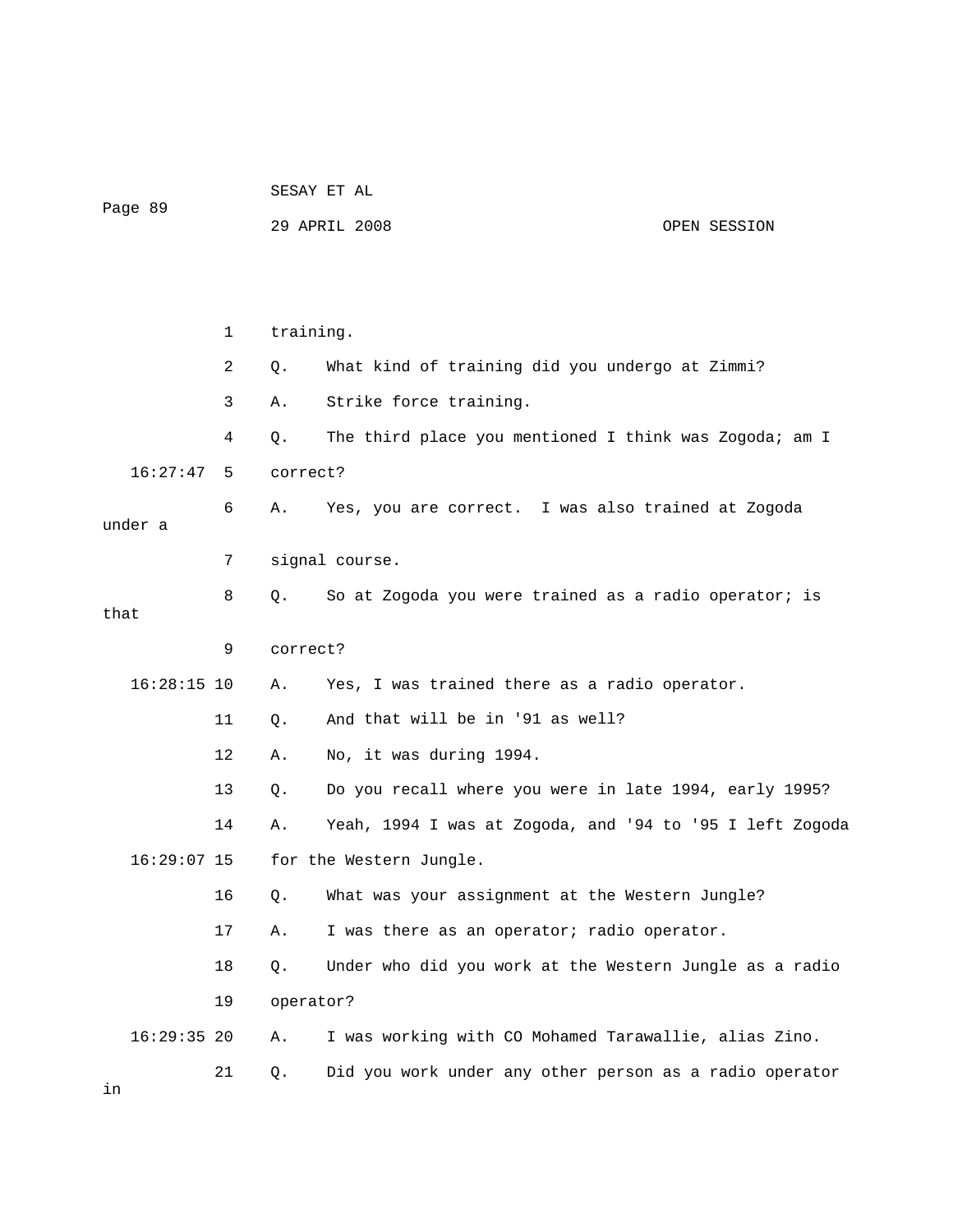training.

Q. What kind of training did you undergo at Zimmi?

A. Strike force training.

Q. The third place you mentioned I think was Zogoda; am I correct?

A. Yes, you are correct. I was also trained at Zogoda under a signal course.

Q. So at Zogoda you were trained as a radio operator; is that correct?

A. Yes, I was trained there as a radio operator.

Q. And that will be in '91 as well?

A. No, it was during 1994.

Q. Do you recall where you were in late 1994, early 1995?

A. Yeah, 1994 I was at Zogoda, and '94 to '95 I left Zogoda for the Western Jungle.

Q. What was your assignment at the Western Jungle?

A. I was there as an operator; radio operator.

Q. Under who did you work at the Western Jungle as a radio operator?

A. I was working with CO Mohamed Tarawallie, alias Zino.

Q. Did you work under any other person as a radio operator in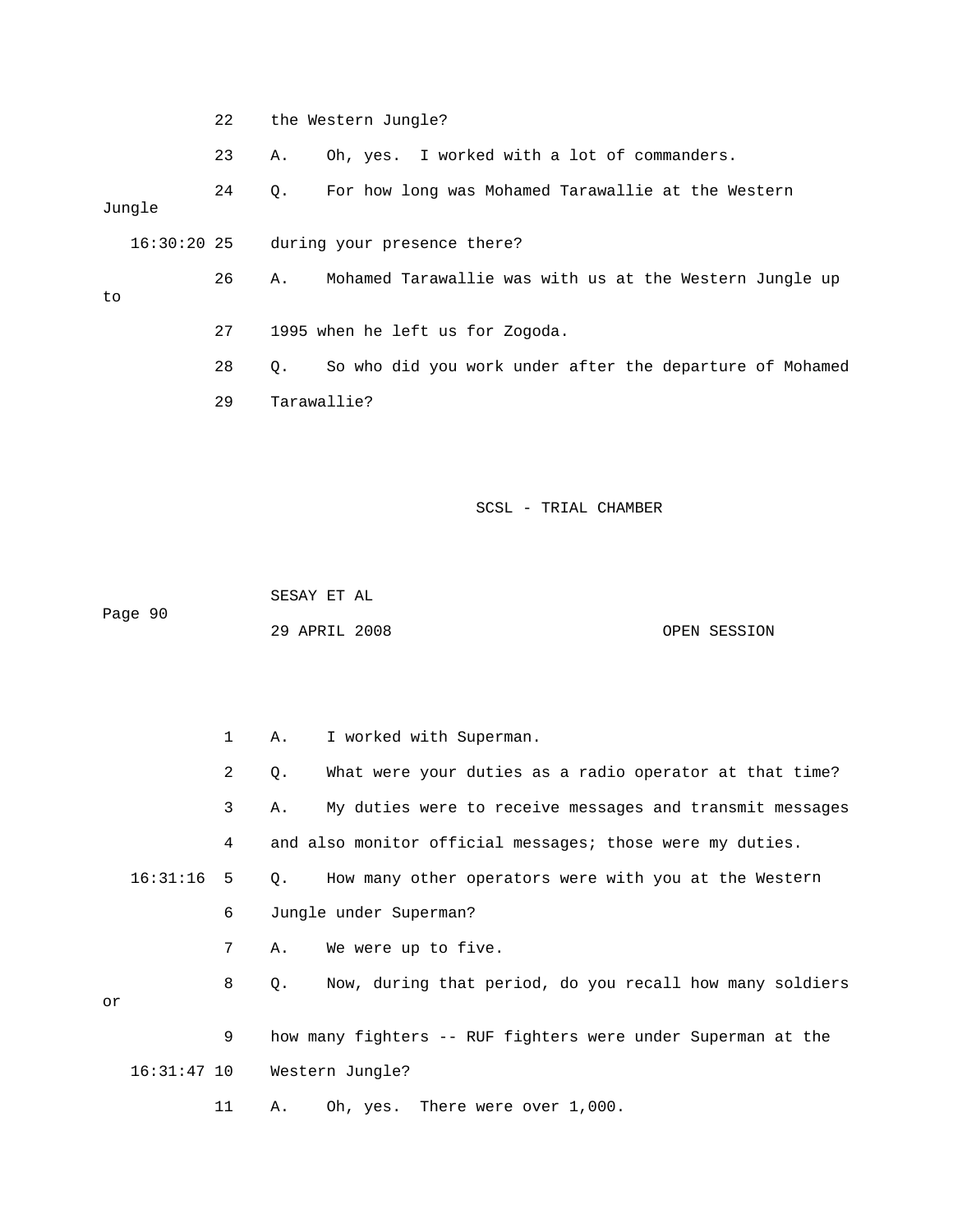22 the Western Jungle?

23 A. Oh, yes. I worked with a lot of commanders.

24 Q. For how long was Mohamed Tarawallie at the Western Jungle

16:30:20 25 during your presence there?

26 A. Mohamed Tarawallie was with us at the Western Jungle up to

27 1995 when he left us for Zogoda.

28 Q. So who did you work under after the departure of Mohamed

29 Tarawallie?

1 A. I worked with Superman.

2 Q. What were your duties as a radio operator at that time?

3 A. My duties were to receive messages and transmit messages

4 and also monitor official messages; those were my duties.

16:31:16 5 Q. How many other operators were with you at the Western

6 Jungle under Superman?

7 A. We were up to five.

8 Q. Now, during that period, do you recall how many soldiers or

9 how many fighters -- RUF fighters were under Superman at the

16:31:47 10 Western Jungle?

11 A. Oh, yes. There were over 1,000.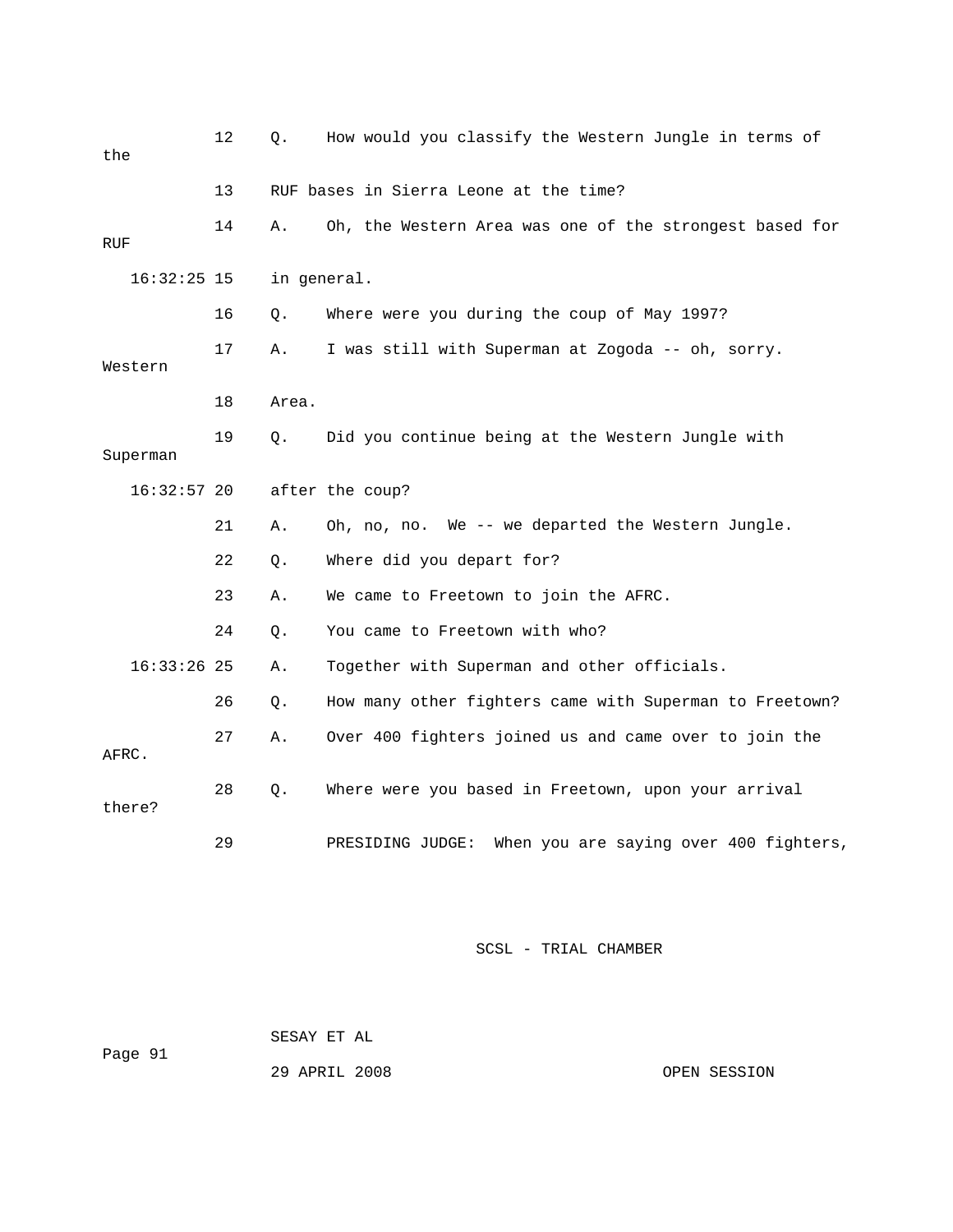12 Q. How would you classify the Western Jungle in terms of the

13 RUF bases in Sierra Leone at the time?

14 A. Oh, the Western Area was one of the strongest based for RUF

16:32:25 15 in general.

16 Q. Where were you during the coup of May 1997?

17 A. I was still with Superman at Zogoda -- oh, sorry. Western

18 Area.

19 Q. Did you continue being at the Western Jungle with Superman

16:32:57 20 after the coup?

21 A. Oh, no, no. We -- we departed the Western Jungle.

22 Q. Where did you depart for?

23 A. We came to Freetown to join the AFRC.

24 Q. You came to Freetown with who?

16:33:26 25 A. Together with Superman and other officials.

26 Q. How many other fighters came with Superman to Freetown?

27 A. Over 400 fighters joined us and came over to join the AFRC.

28 Q. Where were you based in Freetown, upon your arrival there?

29 PRESIDING JUDGE: When you are saying over 400 fighters,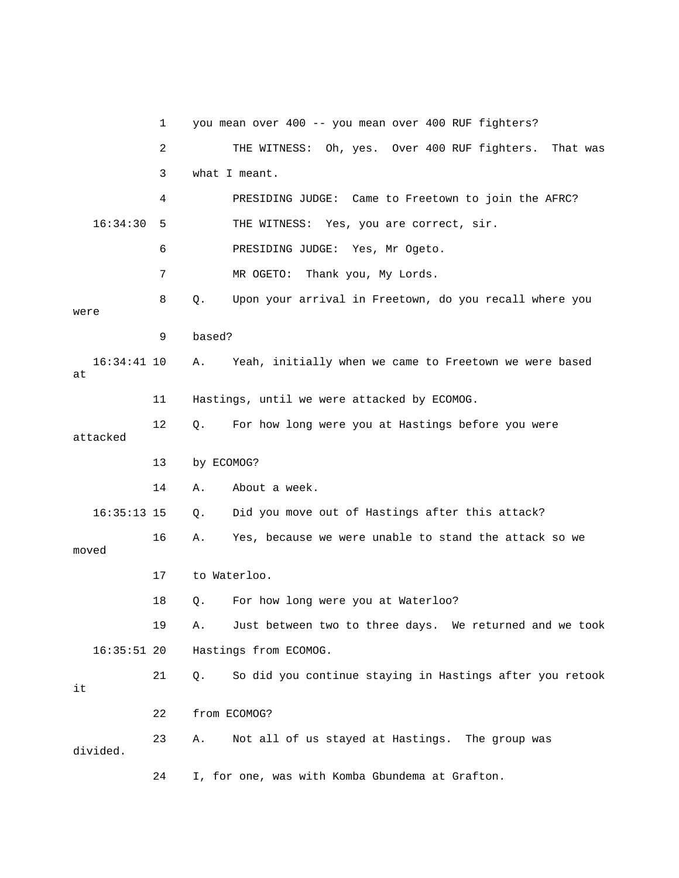you mean over 400 -- you mean over 400 RUF fighters?

THE WITNESS: Oh, yes. Over 400 RUF fighters. That was what I meant.

PRESIDING JUDGE: Came to Freetown to join the AFRC?

THE WITNESS: Yes, you are correct, sir.

PRESIDING JUDGE: Yes, Mr Ogeto.

MR OGETO: Thank you, My Lords.

Q. Upon your arrival in Freetown, do you recall where you were based?

A. Yeah, initially when we came to Freetown we were based at Hastings, until we were attacked by ECOMOG.

Q. For how long were you at Hastings before you were attacked by ECOMOG?

A. About a week.

Q. Did you move out of Hastings after this attack?

A. Yes, because we were unable to stand the attack so we moved to Waterloo.

Q. For how long were you at Waterloo?

A. Just between two to three days. We returned and we took Hastings from ECOMOG.

Q. So did you continue staying in Hastings after you retook it from ECOMOG?

A. Not all of us stayed at Hastings. The group was divided. I, for one, was with Komba Gbundema at Grafton.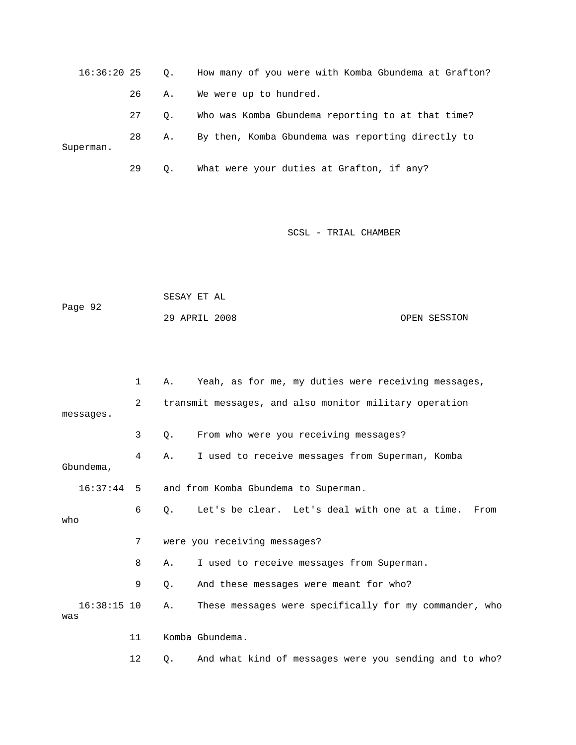16:36:20 25 Q. How many of you were with Komba Gbundema at Grafton?

26 A. We were up to hundred.

27 Q. Who was Komba Gbundema reporting to at that time?

28 A. By then, Komba Gbundema was reporting directly to Superman.

29 Q. What were your duties at Grafton, if any?

1 A. Yeah, as for me, my duties were receiving messages,

2 transmit messages, and also monitor military operation messages.

3 Q. From who were you receiving messages?

4 A. I used to receive messages from Superman, Komba Gbundema,

16:37:44 5 and from Komba Gbundema to Superman.

6 Q. Let's be clear. Let's deal with one at a time. From who

7 were you receiving messages?

8 A. I used to receive messages from Superman.

9 Q. And these messages were meant for who?

16:38:15 10 A. These messages were specifically for my commander, who was

11 Komba Gbundema.

12 Q. And what kind of messages were you sending and to who?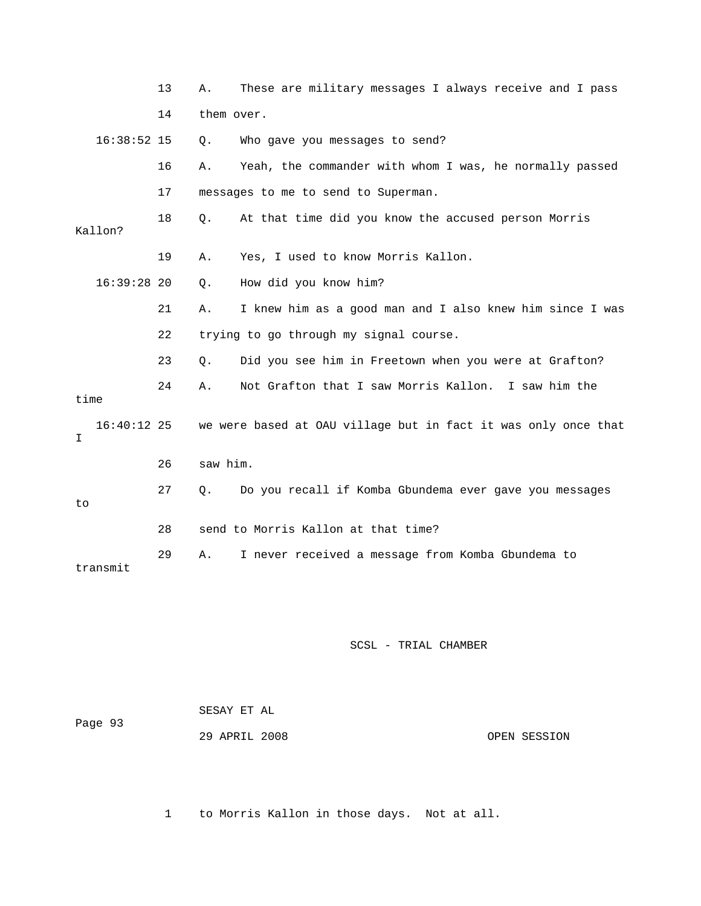13 A. These are military messages I always receive and I pass

14 them over.

16:38:52 15 Q. Who gave you messages to send?

16 A. Yeah, the commander with whom I was, he normally passed

17 messages to me to send to Superman.

18 Q. At that time did you know the accused person Morris Kallon?

19 A. Yes, I used to know Morris Kallon.

16:39:28 20 Q. How did you know him?

21 A. I knew him as a good man and I also knew him since I was

22 trying to go through my signal course.

23 Q. Did you see him in Freetown when you were at Grafton?

24 A. Not Grafton that I saw Morris Kallon. I saw him the time

16:40:12 25 we were based at OAU village but in fact it was only once that I

26 saw him.

27 Q. Do you recall if Komba Gbundema ever gave you messages to

28 send to Morris Kallon at that time?

29 A. I never received a message from Komba Gbundema to transmit

1 to Morris Kallon in those days. Not at all.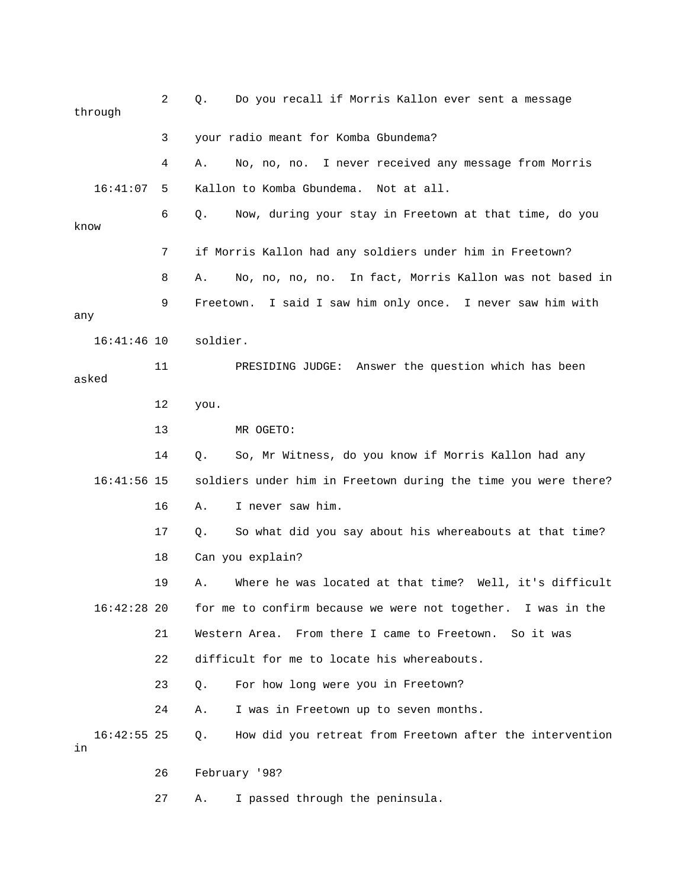2 Q. Do you recall if Morris Kallon ever sent a message through

3 your radio meant for Komba Gbundema?

4 A. No, no, no. I never received any message from Morris

16:41:07 5 Kallon to Komba Gbundema. Not at all.

6 Q. Now, during your stay in Freetown at that time, do you know

7 if Morris Kallon had any soldiers under him in Freetown?

8 A. No, no, no, no. In fact, Morris Kallon was not based in

9 Freetown. I said I saw him only once. I never saw him with any

16:41:46 10 soldier.

11 PRESIDING JUDGE: Answer the question which has been asked

12 you.

13 MR OGETO:

14 Q. So, Mr Witness, do you know if Morris Kallon had any

16:41:56 15 soldiers under him in Freetown during the time you were there?

16 A. I never saw him.

17 Q. So what did you say about his whereabouts at that time?

18 Can you explain?

19 A. Where he was located at that time? Well, it's difficult

16:42:28 20 for me to confirm because we were not together. I was in the

21 Western Area. From there I came to Freetown. So it was

22 difficult for me to locate his whereabouts.

23 Q. For how long were you in Freetown?

24 A. I was in Freetown up to seven months.

16:42:55 25 Q. How did you retreat from Freetown after the intervention in

26 February '98?

27 A. I passed through the peninsula.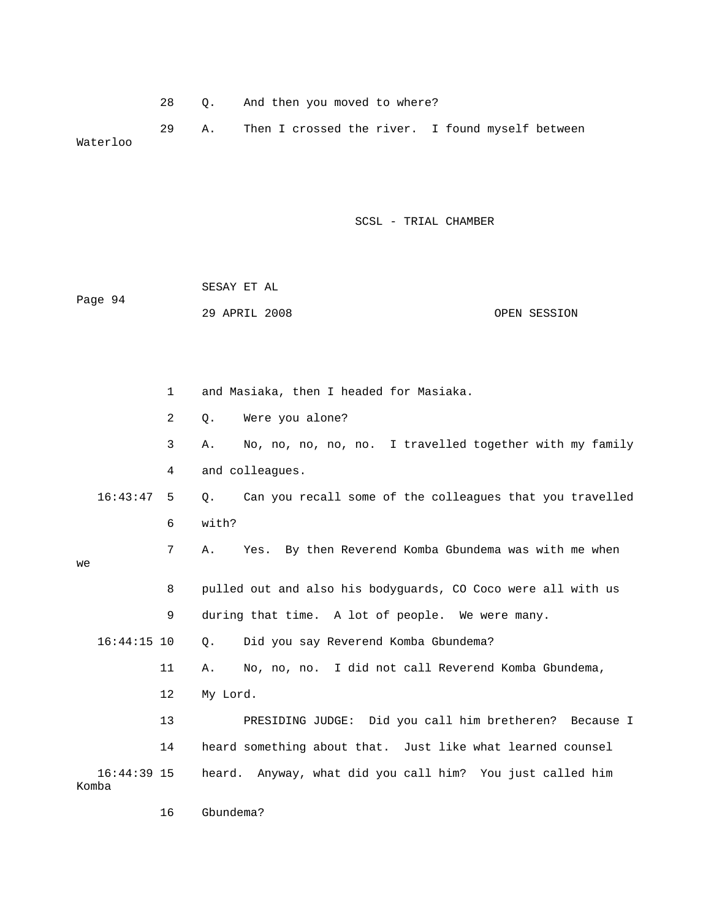28 Q. And then you moved to where?

29 A. Then I crossed the river. I found myself between Waterloo

1 and Masiaka, then I headed for Masiaka.

2 Q. Were you alone?

3 A. No, no, no, no, no. I travelled together with my family

4 and colleagues.

16:43:47 5 Q. Can you recall some of the colleagues that you travelled

6 with?

7 A. Yes. By then Reverend Komba Gbundema was with me when we

8 pulled out and also his bodyguards, CO Coco were all with us

9 during that time. A lot of people. We were many.

16:44:15 10 Q. Did you say Reverend Komba Gbundema?

11 A. No, no, no. I did not call Reverend Komba Gbundema,

12 My Lord.

13 PRESIDING JUDGE: Did you call him bretheren? Because I

14 heard something about that. Just like what learned counsel

16:44:39 15 heard. Anyway, what did you call him? You just called him Komba

16 Gbundema?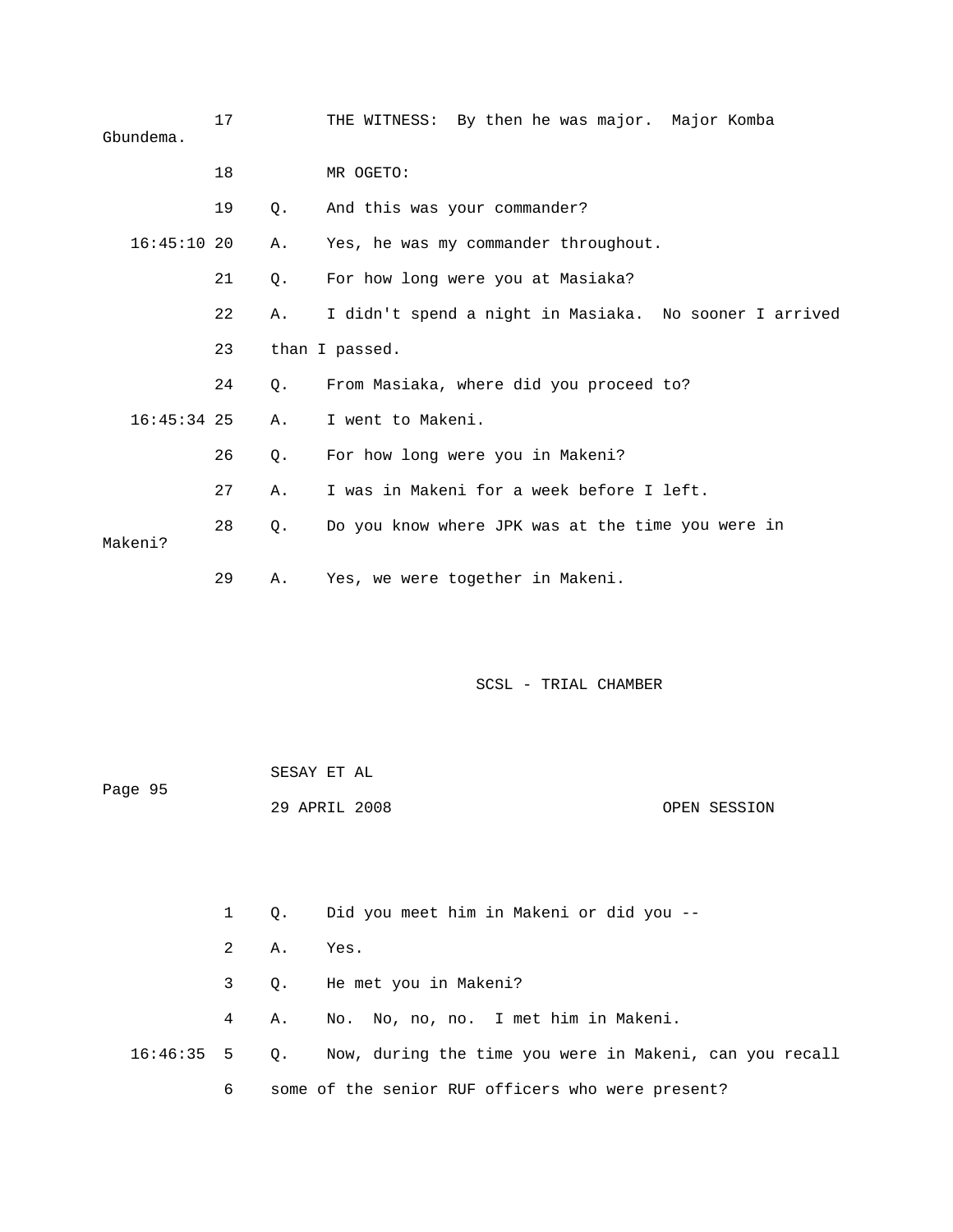17 THE WITNESS: By then he was major. Major Komba Gbundema.

18 MR OGETO:

19 Q. And this was your commander?

16:45:10 20 A. Yes, he was my commander throughout.

21 Q. For how long were you at Masiaka?

22 A. I didn't spend a night in Masiaka. No sooner I arrived

23 than I passed.

24 Q. From Masiaka, where did you proceed to?

16:45:34 25 A. I went to Makeni.

26 Q. For how long were you in Makeni?

27 A. I was in Makeni for a week before I left.

28 Q. Do you know where JPK was at the time you were in Makeni?

29 A. Yes, we were together in Makeni.

1 Q. Did you meet him in Makeni or did you --

2 A. Yes.

3 Q. He met you in Makeni?

4 A. No. No, no, no. I met him in Makeni.

16:46:35 5 Q. Now, during the time you were in Makeni, can you recall

6 some of the senior RUF officers who were present?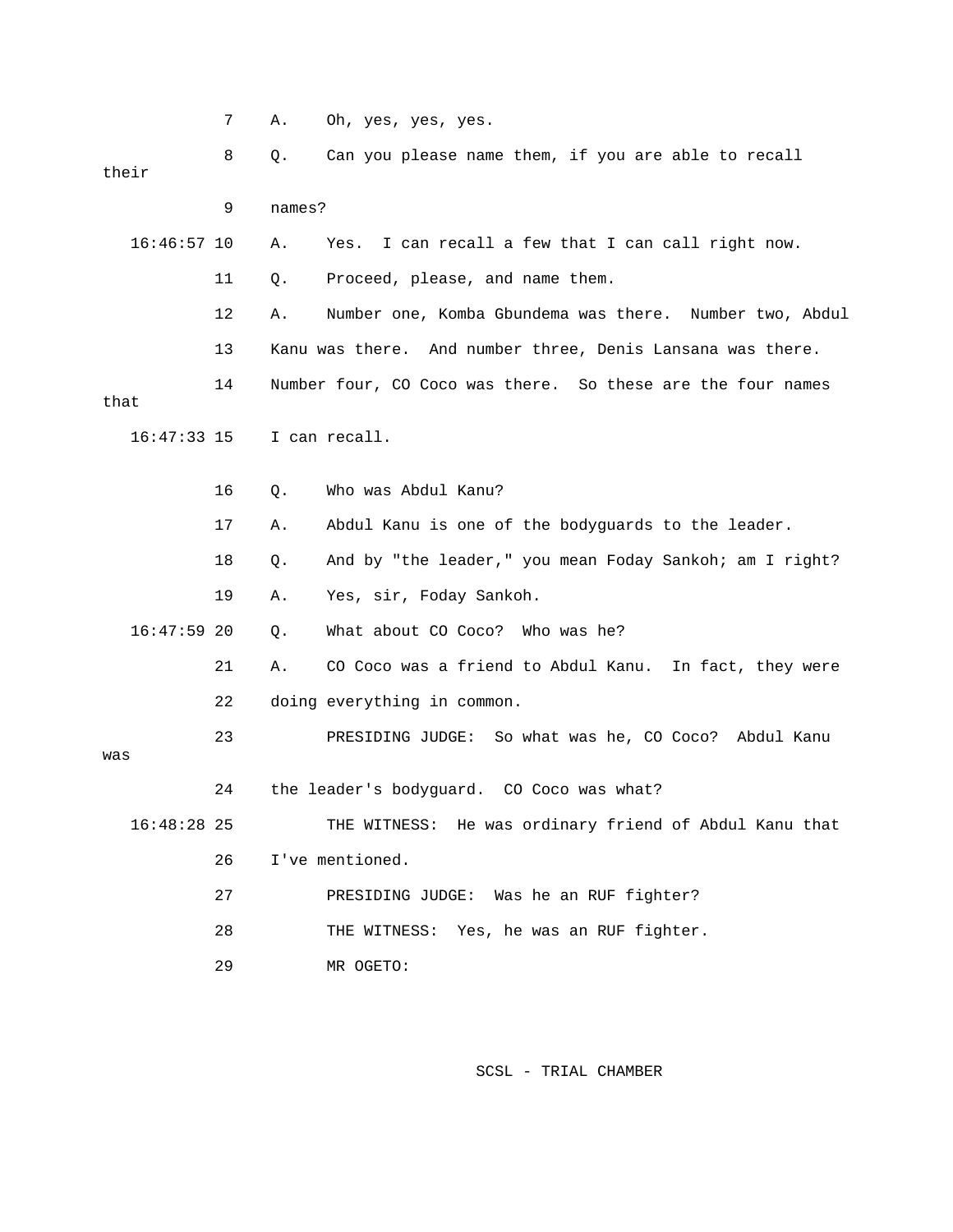7 A. Oh, yes, yes, yes.

8 Q. Can you please name them, if you are able to recall their

9 names?

16:46:57 10 A. Yes. I can recall a few that I can call right now.

11 Q. Proceed, please, and name them.

12 A. Number one, Komba Gbundema was there. Number two, Abdul

13 Kanu was there. And number three, Denis Lansana was there.

14 Number four, CO Coco was there. So these are the four names that

16:47:33 15 I can recall.

16 Q. Who was Abdul Kanu?

17 A. Abdul Kanu is one of the bodyguards to the leader.

18 Q. And by "the leader," you mean Foday Sankoh; am I right?

19 A. Yes, sir, Foday Sankoh.

16:47:59 20 Q. What about CO Coco? Who was he?

21 A. CO Coco was a friend to Abdul Kanu. In fact, they were

22 doing everything in common.

23 PRESIDING JUDGE: So what was he, CO Coco? Abdul Kanu was

24 the leader's bodyguard. CO Coco was what?

16:48:28 25 THE WITNESS: He was ordinary friend of Abdul Kanu that

26 I've mentioned.

27 PRESIDING JUDGE: Was he an RUF fighter?

28 THE WITNESS: Yes, he was an RUF fighter.

29 MR OGETO: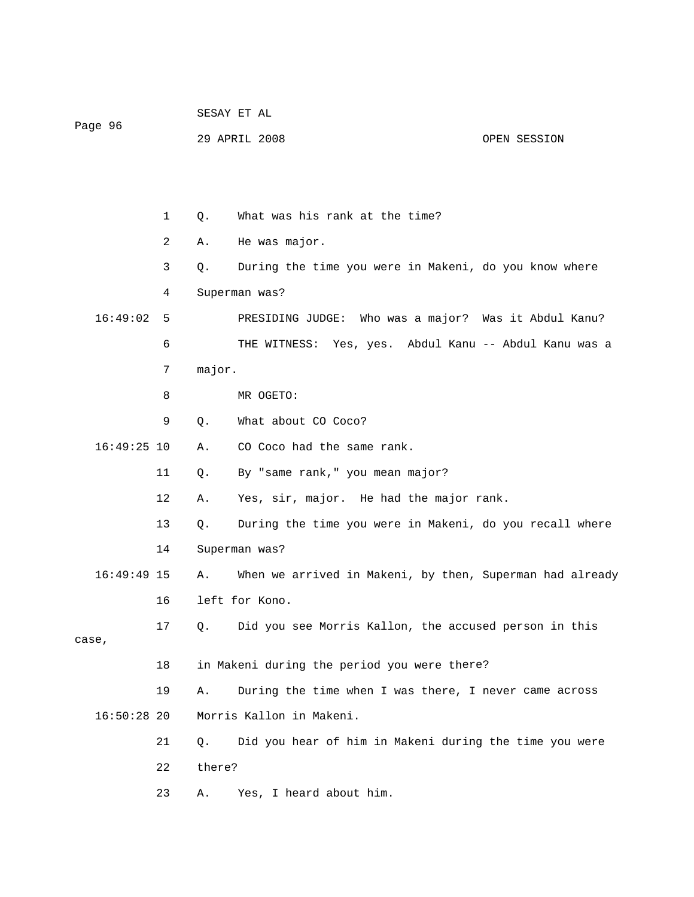Q. What was his rank at the time?

A. He was major.

Q. During the time you were in Makeni, do you know where Superman was?

PRESIDING JUDGE: Who was a major? Was it Abdul Kanu?

THE WITNESS: Yes, yes. Abdul Kanu -- Abdul Kanu was a major.

MR OGETO:

Q. What about CO Coco?

A. CO Coco had the same rank.

Q. By "same rank," you mean major?

A. Yes, sir, major. He had the major rank.

Q. During the time you were in Makeni, do you recall where Superman was?

A. When we arrived in Makeni, by then, Superman had already left for Kono.

Q. Did you see Morris Kallon, the accused person in this case, in Makeni during the period you were there?

A. During the time when I was there, I never came across Morris Kallon in Makeni.

Q. Did you hear of him in Makeni during the time you were there?

A. Yes, I heard about him.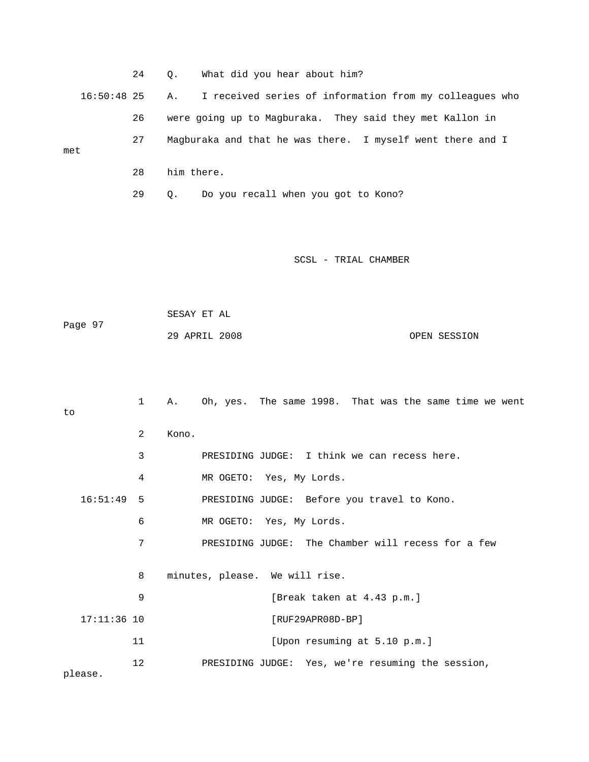24 Q. What did you hear about him?

16:50:48 25 A. I received series of information from my colleagues who

26 were going up to Magburaka. They said they met Kallon in

27 Magburaka and that he was there. I myself went there and I met

28 him there.

29 Q. Do you recall when you got to Kono?

1 A. Oh, yes. The same 1998. That was the same time we went to

2 Kono.

3 PRESIDING JUDGE: I think we can recess here.

4 MR OGETO: Yes, My Lords.

16:51:49 5 PRESIDING JUDGE: Before you travel to Kono.

6 MR OGETO: Yes, My Lords.

7 PRESIDING JUDGE: The Chamber will recess for a few

8 minutes, please. We will rise.

9 [Break taken at 4.43 p.m.]

17:11:36 10 [RUF29APR08D-BP]

11 [Upon resuming at 5.10 p.m.]

12 PRESIDING JUDGE: Yes, we're resuming the session, please.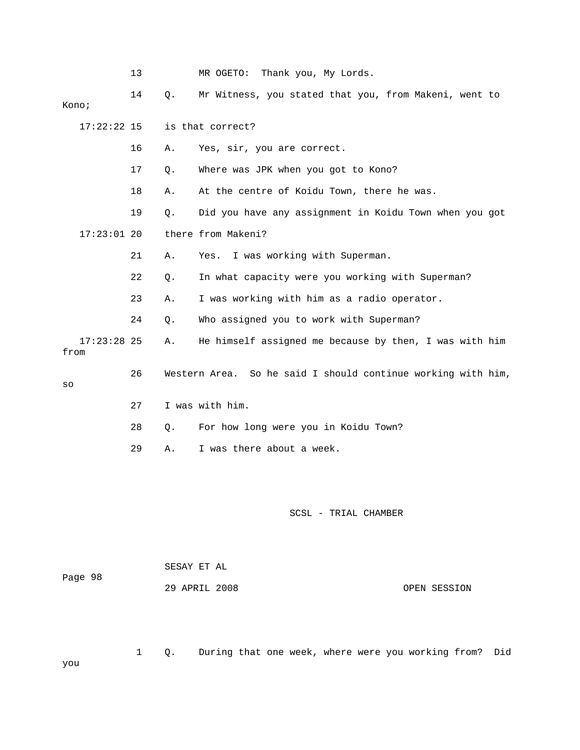13 MR OGETO: Thank you, My Lords.

14 Q. Mr Witness, you stated that you, from Makeni, went to Kono;

17:22:22 15 is that correct?

16 A. Yes, sir, you are correct.

17 Q. Where was JPK when you got to Kono?

18 A. At the centre of Koidu Town, there he was.

19 Q. Did you have any assignment in Koidu Town when you got

17:23:01 20 there from Makeni?

21 A. Yes. I was working with Superman.

22 Q. In what capacity were you working with Superman?

23 A. I was working with him as a radio operator.

24 Q. Who assigned you to work with Superman?

17:23:28 25 A. He himself assigned me because by then, I was with him from

26 Western Area. So he said I should continue working with him, so

27 I was with him.

28 Q. For how long were you in Koidu Town?

29 A. I was there about a week.

1 Q. During that one week, where were you working from? Did you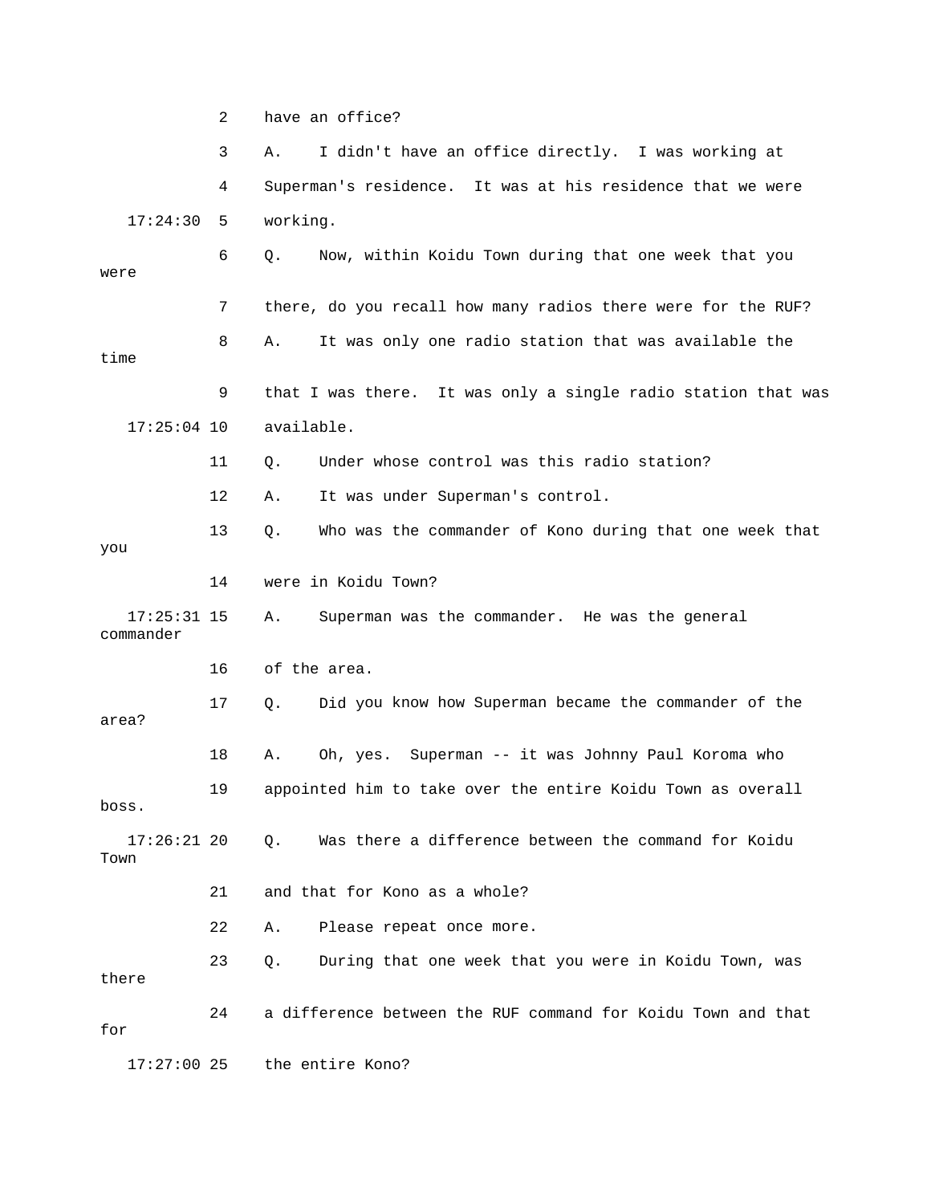2 have an office?

3 A. I didn't have an office directly. I was working at

4 Superman's residence. It was at his residence that we were

17:24:30 5 working.

6 Q. Now, within Koidu Town during that one week that you were

7 there, do you recall how many radios there were for the RUF?

8 A. It was only one radio station that was available the time

9 that I was there. It was only a single radio station that was

17:25:04 10 available.

11 Q. Under whose control was this radio station?

12 A. It was under Superman's control.

13 Q. Who was the commander of Kono during that one week that you

14 were in Koidu Town?

17:25:31 15 A. Superman was the commander. He was the general commander

16 of the area.

17 Q. Did you know how Superman became the commander of the area?

18 A. Oh, yes. Superman -- it was Johnny Paul Koroma who

19 appointed him to take over the entire Koidu Town as overall boss.

17:26:21 20 Q. Was there a difference between the command for Koidu Town

21 and that for Kono as a whole?

22 A. Please repeat once more.

23 Q. During that one week that you were in Koidu Town, was there

24 a difference between the RUF command for Koidu Town and that for

17:27:00 25 the entire Kono?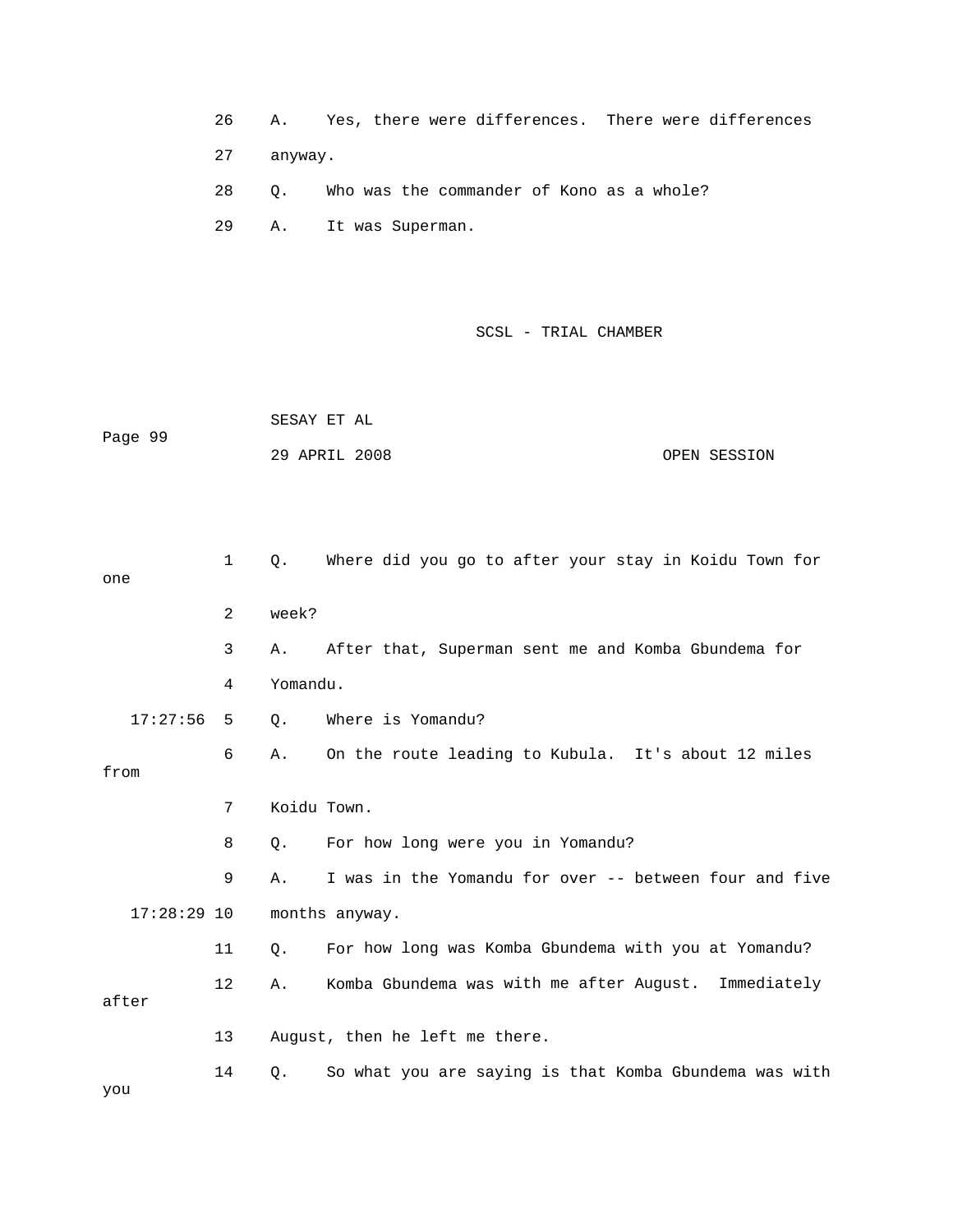26 A. Yes, there were differences. There were differences

27 anyway.

28 Q. Who was the commander of Kono as a whole?

29 A. It was Superman.

1 Q. Where did you go to after your stay in Koidu Town for one

2 week?

3 A. After that, Superman sent me and Komba Gbundema for

4 Yomandu.

17:27:56 5 Q. Where is Yomandu?

6 A. On the route leading to Kubula. It's about 12 miles from

7 Koidu Town.

8 Q. For how long were you in Yomandu?

9 A. I was in the Yomandu for over -- between four and five

17:28:29 10 months anyway.

11 Q. For how long was Komba Gbundema with you at Yomandu?

12 A. Komba Gbundema was with me after August. Immediately after

13 August, then he left me there.

14 Q. So what you are saying is that Komba Gbundema was with you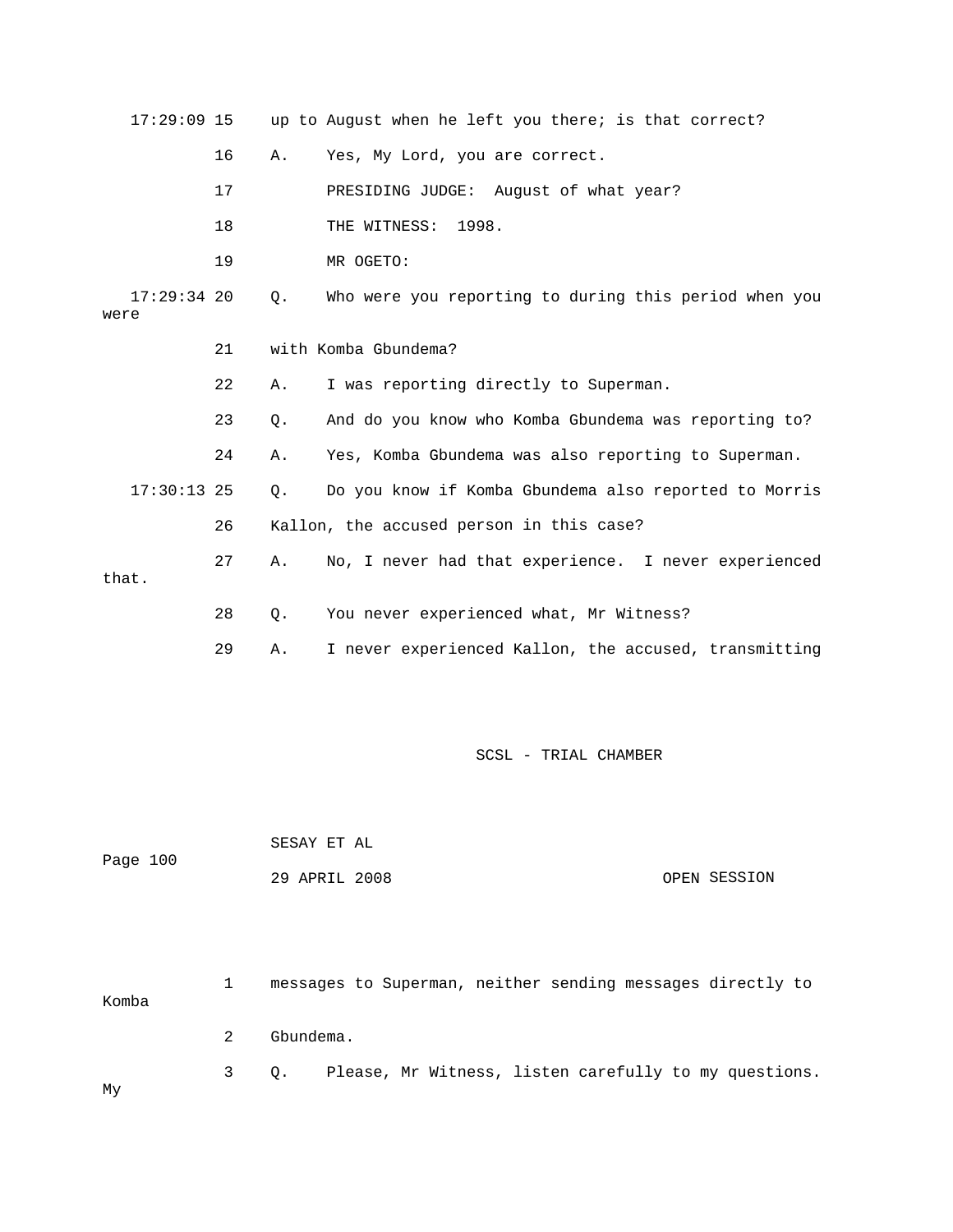17:29:09 15 up to August when he left you there; is that correct?

16 A. Yes, My Lord, you are correct.

17 PRESIDING JUDGE: August of what year?

18 THE WITNESS: 1998.

19 MR OGETO:

17:29:34 20 Q. Who were you reporting to during this period when you were

21 with Komba Gbundema?

22 A. I was reporting directly to Superman.

23 Q. And do you know who Komba Gbundema was reporting to?

24 A. Yes, Komba Gbundema was also reporting to Superman.

17:30:13 25 Q. Do you know if Komba Gbundema also reported to Morris

26 Kallon, the accused person in this case?

27 A. No, I never had that experience. I never experienced that.

28 Q. You never experienced what, Mr Witness?

29 A. I never experienced Kallon, the accused, transmitting

1 messages to Superman, neither sending messages directly to Komba

2 Gbundema.

3 Q. Please, Mr Witness, listen carefully to my questions. My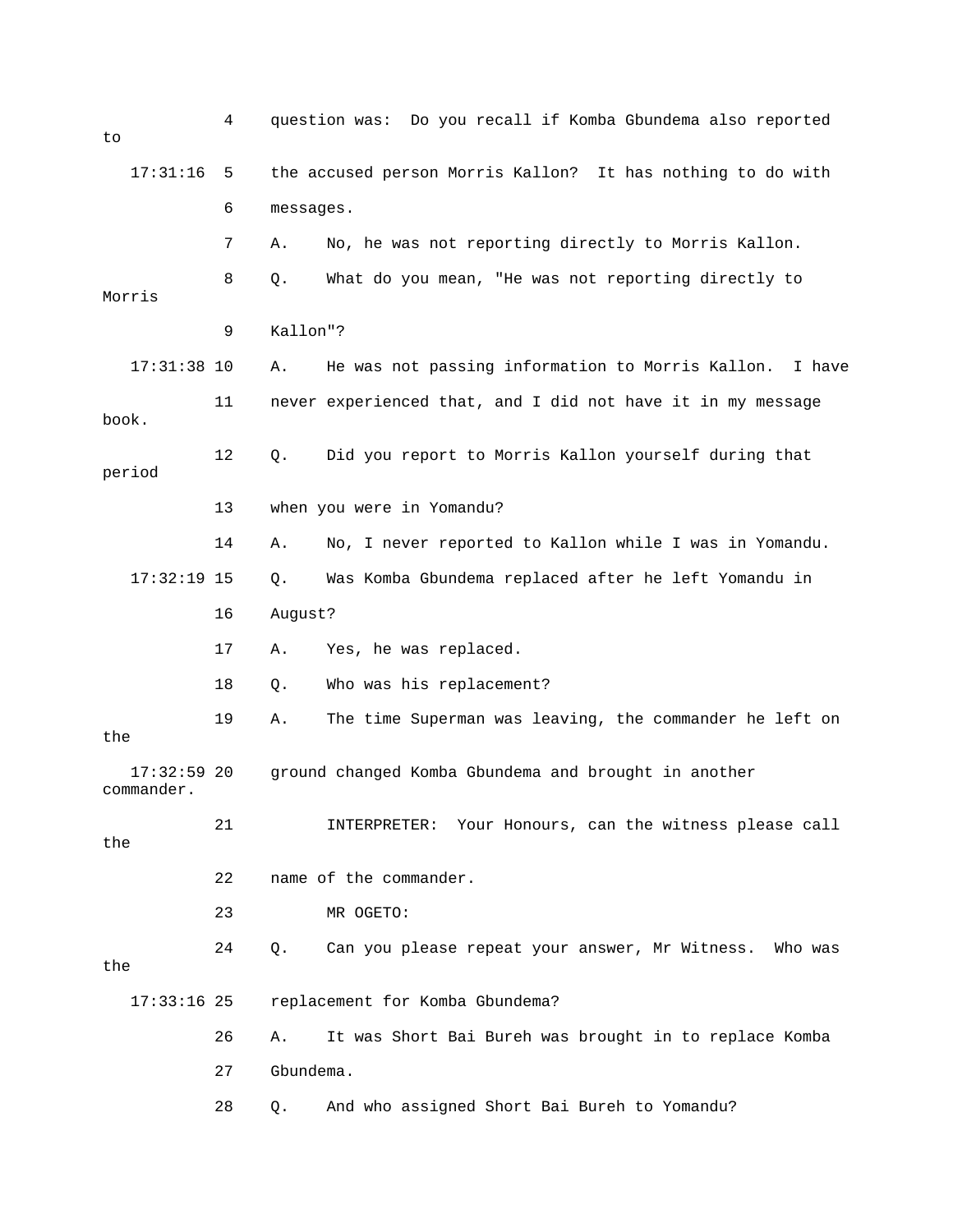4 question was: Do you recall if Komba Gbundema also reported to

17:31:16 5 the accused person Morris Kallon? It has nothing to do with

6 messages.

7 A. No, he was not reporting directly to Morris Kallon.

8 Q. What do you mean, "He was not reporting directly to Morris

9 Kallon"?

17:31:38 10 A. He was not passing information to Morris Kallon. I have

11 never experienced that, and I did not have it in my message book.

12 Q. Did you report to Morris Kallon yourself during that period

13 when you were in Yomandu?

14 A. No, I never reported to Kallon while I was in Yomandu.

17:32:19 15 Q. Was Komba Gbundema replaced after he left Yomandu in

16 August?

17 A. Yes, he was replaced.

18 Q. Who was his replacement?

19 A. The time Superman was leaving, the commander he left on the

17:32:59 20 ground changed Komba Gbundema and brought in another commander.

21 INTERPRETER: Your Honours, can the witness please call the

22 name of the commander.

23 MR OGETO:

24 Q. Can you please repeat your answer, Mr Witness. Who was the

17:33:16 25 replacement for Komba Gbundema?

26 A. It was Short Bai Bureh was brought in to replace Komba

27 Gbundema.

28 Q. And who assigned Short Bai Bureh to Yomandu?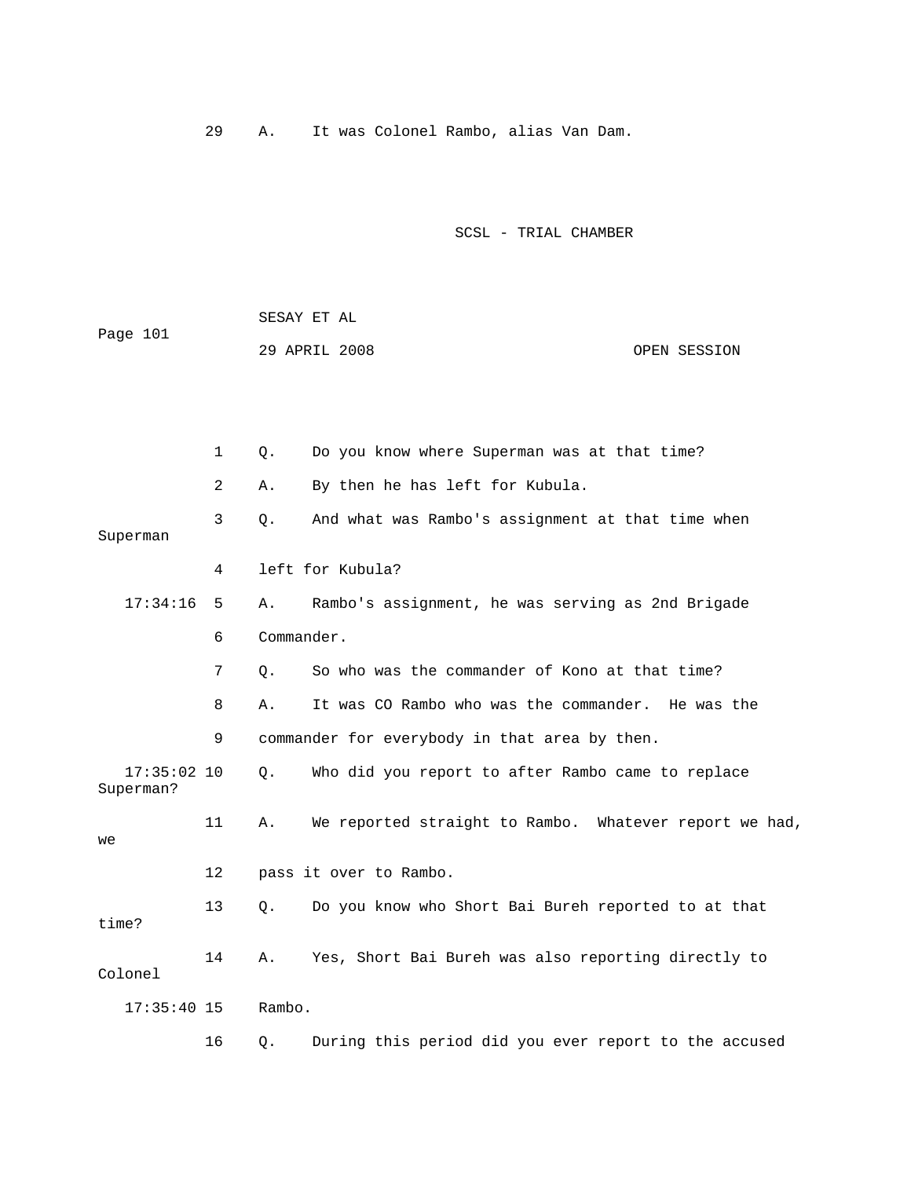29 A. It was Colonel Rambo, alias Van Dam.

1 Q. Do you know where Superman was at that time?

2 A. By then he has left for Kubula.

3 Q. And what was Rambo's assignment at that time when Superman

4 left for Kubula?

17:34:16 5 A. Rambo's assignment, he was serving as 2nd Brigade

6 Commander.

7 Q. So who was the commander of Kono at that time?

8 A. It was CO Rambo who was the commander. He was the

9 commander for everybody in that area by then.

17:35:02 10 Q. Who did you report to after Rambo came to replace Superman?

11 A. We reported straight to Rambo. Whatever report we had, we

12 pass it over to Rambo.

13 Q. Do you know who Short Bai Bureh reported to at that time?

14 A. Yes, Short Bai Bureh was also reporting directly to Colonel

17:35:40 15 Rambo.

16 Q. During this period did you ever report to the accused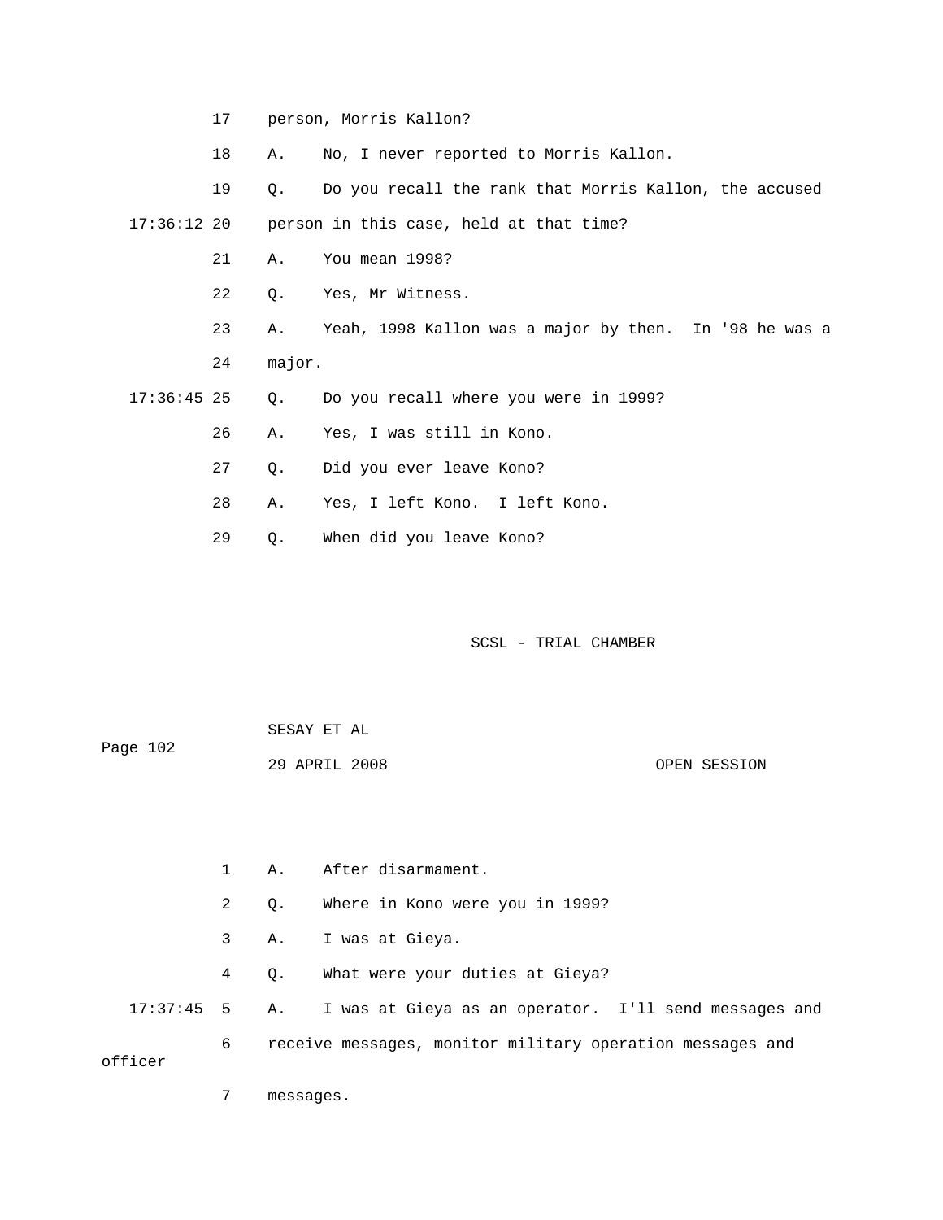17 person, Morris Kallon?

18 A. No, I never reported to Morris Kallon.

19 Q. Do you recall the rank that Morris Kallon, the accused

17:36:12 20 person in this case, held at that time?

21 A. You mean 1998?

22 Q. Yes, Mr Witness.

23 A. Yeah, 1998 Kallon was a major by then. In '98 he was a

24 major.

17:36:45 25 Q. Do you recall where you were in 1999?

26 A. Yes, I was still in Kono.

27 Q. Did you ever leave Kono?

28 A. Yes, I left Kono. I left Kono.

29 Q. When did you leave Kono?

1 A. After disarmament.

2 Q. Where in Kono were you in 1999?

3 A. I was at Gieya.

4 Q. What were your duties at Gieya?

17:37:45 5 A. I was at Gieya as an operator. I'll send messages and

6 receive messages, monitor military operation messages and officer

7 messages.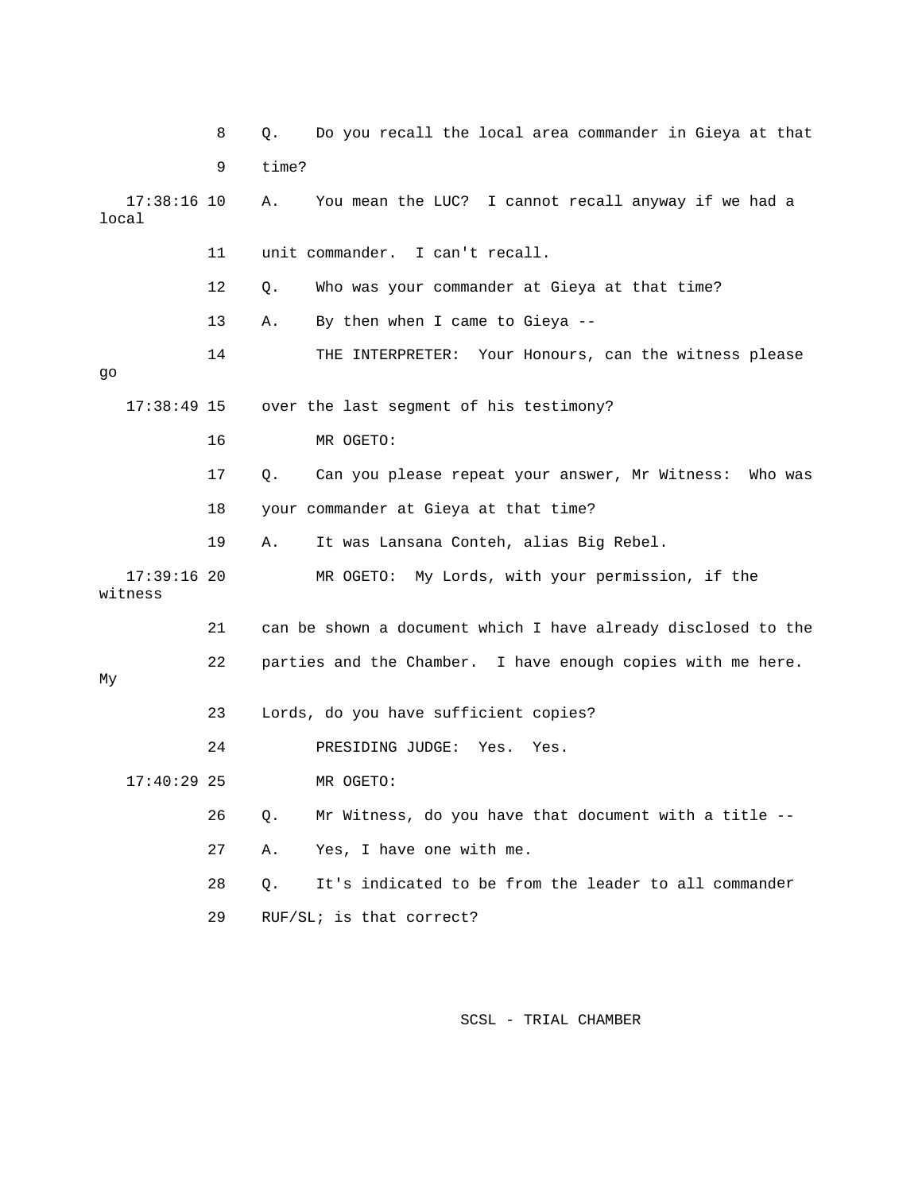8 Q. Do you recall the local area commander in Gieya at that

9 time?

17:38:16 10 A. You mean the LUC? I cannot recall anyway if we had a local

11 unit commander. I can't recall.

12 Q. Who was your commander at Gieya at that time?

13 A. By then when I came to Gieya --

14 THE INTERPRETER: Your Honours, can the witness please go

17:38:49 15 over the last segment of his testimony?

16 MR OGETO:

17 Q. Can you please repeat your answer, Mr Witness: Who was

18 your commander at Gieya at that time?

19 A. It was Lansana Conteh, alias Big Rebel.

17:39:16 20 MR OGETO: My Lords, with your permission, if the witness

21 can be shown a document which I have already disclosed to the

22 parties and the Chamber. I have enough copies with me here. My

23 Lords, do you have sufficient copies?

24 PRESIDING JUDGE: Yes. Yes.

17:40:29 25 MR OGETO:

26 Q. Mr Witness, do you have that document with a title --

27 A. Yes, I have one with me.

28 Q. It's indicated to be from the leader to all commander

29 RUF/SL; is that correct?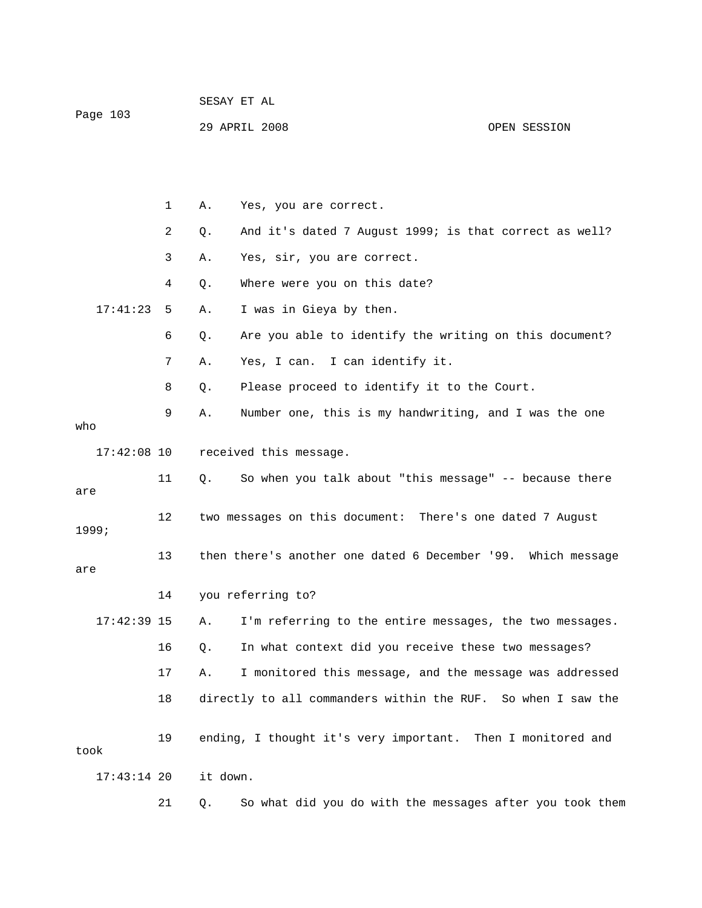1 A. Yes, you are correct.

2 Q. And it's dated 7 August 1999; is that correct as well?

3 A. Yes, sir, you are correct.

4 Q. Where were you on this date?

17:41:23 5 A. I was in Gieya by then.

6 Q. Are you able to identify the writing on this document?

7 A. Yes, I can. I can identify it.

8 Q. Please proceed to identify it to the Court.

9 A. Number one, this is my handwriting, and I was the one who

17:42:08 10 received this message.

11 Q. So when you talk about "this message" -- because there are

12 two messages on this document: There's one dated 7 August 1999;

13 then there's another one dated 6 December '99. Which message are

14 you referring to?

17:42:39 15 A. I'm referring to the entire messages, the two messages.

16 Q. In what context did you receive these two messages?

17 A. I monitored this message, and the message was addressed

18 directly to all commanders within the RUF. So when I saw the

19 ending, I thought it's very important. Then I monitored and took

17:43:14 20 it down.

21 Q. So what did you do with the messages after you took them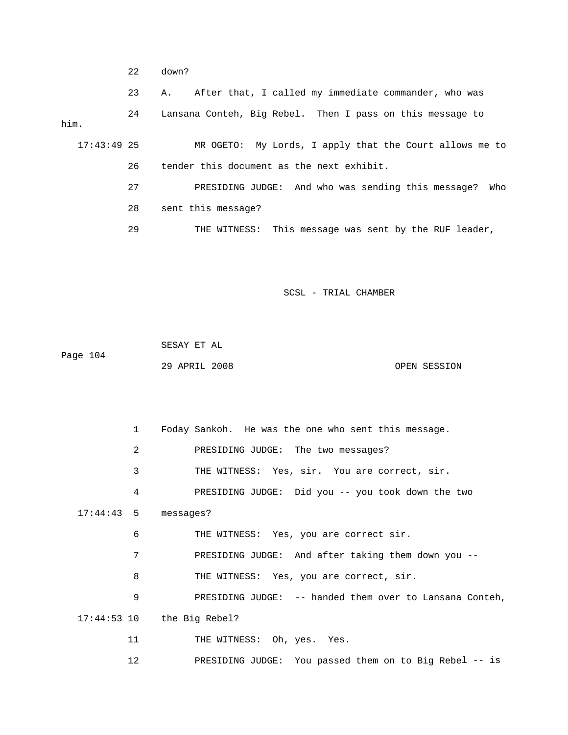22 down?

23 A. After that, I called my immediate commander, who was

24 Lansana Conteh, Big Rebel. Then I pass on this message to him.

17:43:49 25 MR OGETO: My Lords, I apply that the Court allows me to

26 tender this document as the next exhibit.

27 PRESIDING JUDGE: And who was sending this message? Who

28 sent this message?

29 THE WITNESS: This message was sent by the RUF leader,

1 Foday Sankoh. He was the one who sent this message.

2 PRESIDING JUDGE: The two messages?

3 THE WITNESS: Yes, sir. You are correct, sir.

4 PRESIDING JUDGE: Did you -- you took down the two

17:44:43 5 messages?

6 THE WITNESS: Yes, you are correct sir.

7 PRESIDING JUDGE: And after taking them down you --

8 THE WITNESS: Yes, you are correct, sir.

9 PRESIDING JUDGE: -- handed them over to Lansana Conteh,

17:44:53 10 the Big Rebel?

11 THE WITNESS: Oh, yes. Yes.

12 PRESIDING JUDGE: You passed them on to Big Rebel -- is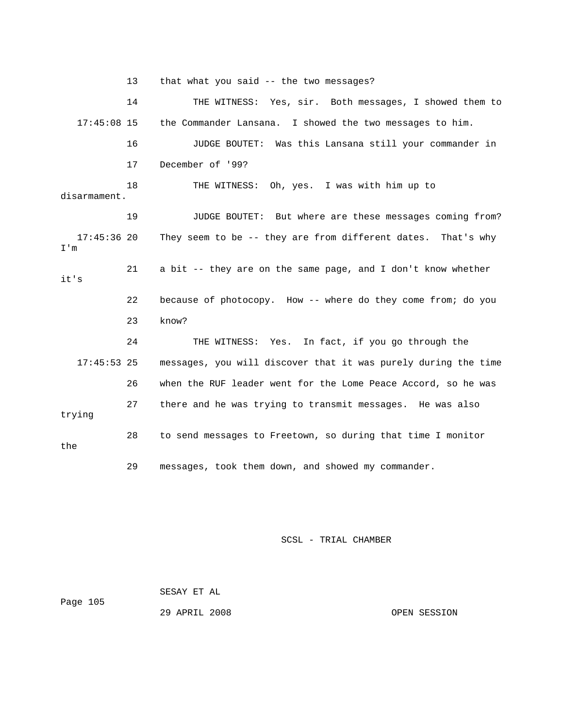13 that what you said -- the two messages?

14 THE WITNESS: Yes, sir. Both messages, I showed them to

17:45:08 15 the Commander Lansana. I showed the two messages to him.

16 JUDGE BOUTET: Was this Lansana still your commander in

17 December of '99?

18 THE WITNESS: Oh, yes. I was with him up to disarmament.

19 JUDGE BOUTET: But where are these messages coming from?

17:45:36 20 They seem to be -- they are from different dates. That's why I'm

21 a bit -- they are on the same page, and I don't know whether it's

22 because of photocopy. How -- where do they come from; do you

23 know?

24 THE WITNESS: Yes. In fact, if you go through the

17:45:53 25 messages, you will discover that it was purely during the time

26 when the RUF leader went for the Lome Peace Accord, so he was

27 there and he was trying to transmit messages. He was also trying

28 to send messages to Freetown, so during that time I monitor the

29 messages, took them down, and showed my commander.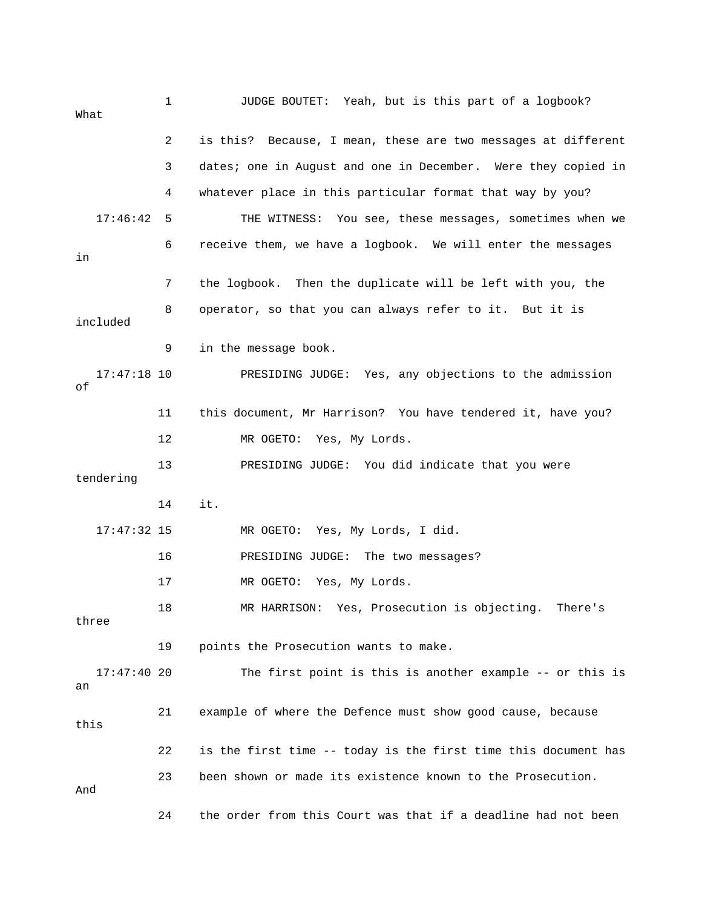1 JUDGE BOUTET: Yeah, but is this part of a logbook? What

2 is this? Because, I mean, these are two messages at different

3 dates; one in August and one in December. Were they copied in

4 whatever place in this particular format that way by you?

17:46:42 5 THE WITNESS: You see, these messages, sometimes when we

6 receive them, we have a logbook. We will enter the messages in

7 the logbook. Then the duplicate will be left with you, the

8 operator, so that you can always refer to it. But it is included

9 in the message book.

17:47:18 10 PRESIDING JUDGE: Yes, any objections to the admission of

11 this document, Mr Harrison? You have tendered it, have you?

12 MR OGETO: Yes, My Lords.

13 PRESIDING JUDGE: You did indicate that you were tendering

14 it.

17:47:32 15 MR OGETO: Yes, My Lords, I did.

16 PRESIDING JUDGE: The two messages?

17 MR OGETO: Yes, My Lords.

18 MR HARRISON: Yes, Prosecution is objecting. There's three

19 points the Prosecution wants to make.

17:47:40 20 The first point is this is another example -- or this is an

21 example of where the Defence must show good cause, because this

22 is the first time -- today is the first time this document has

23 been shown or made its existence known to the Prosecution. And

24 the order from this Court was that if a deadline had not been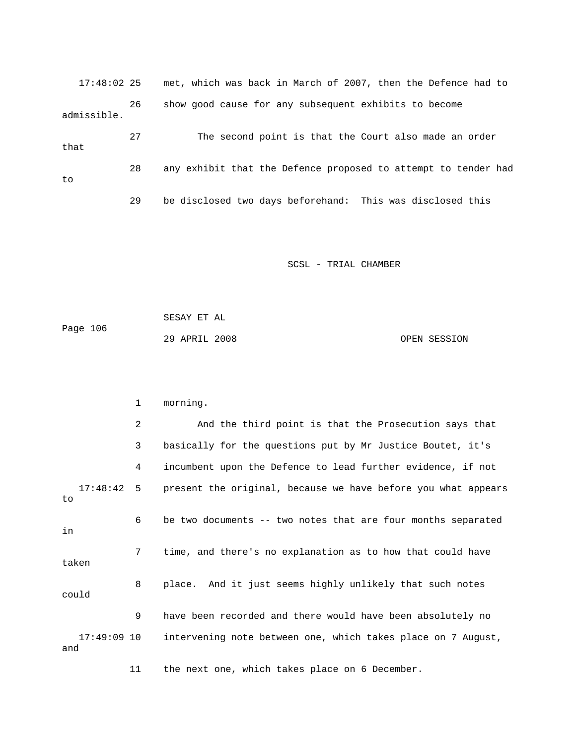17:48:02 25 met, which was back in March of 2007, then the Defence had to

26 show good cause for any subsequent exhibits to become admissible.

27 The second point is that the Court also made an order that

28 any exhibit that the Defence proposed to attempt to tender had to

29 be disclosed two days beforehand: This was disclosed this

1 morning.

2 And the third point is that the Prosecution says that

3 basically for the questions put by Mr Justice Boutet, it's

4 incumbent upon the Defence to lead further evidence, if not

17:48:42 5 present the original, because we have before you what appears to

6 be two documents -- two notes that are four months separated in

7 time, and there's no explanation as to how that could have taken

8 place. And it just seems highly unlikely that such notes could

9 have been recorded and there would have been absolutely no

17:49:09 10 intervening note between one, which takes place on 7 August, and

11 the next one, which takes place on 6 December.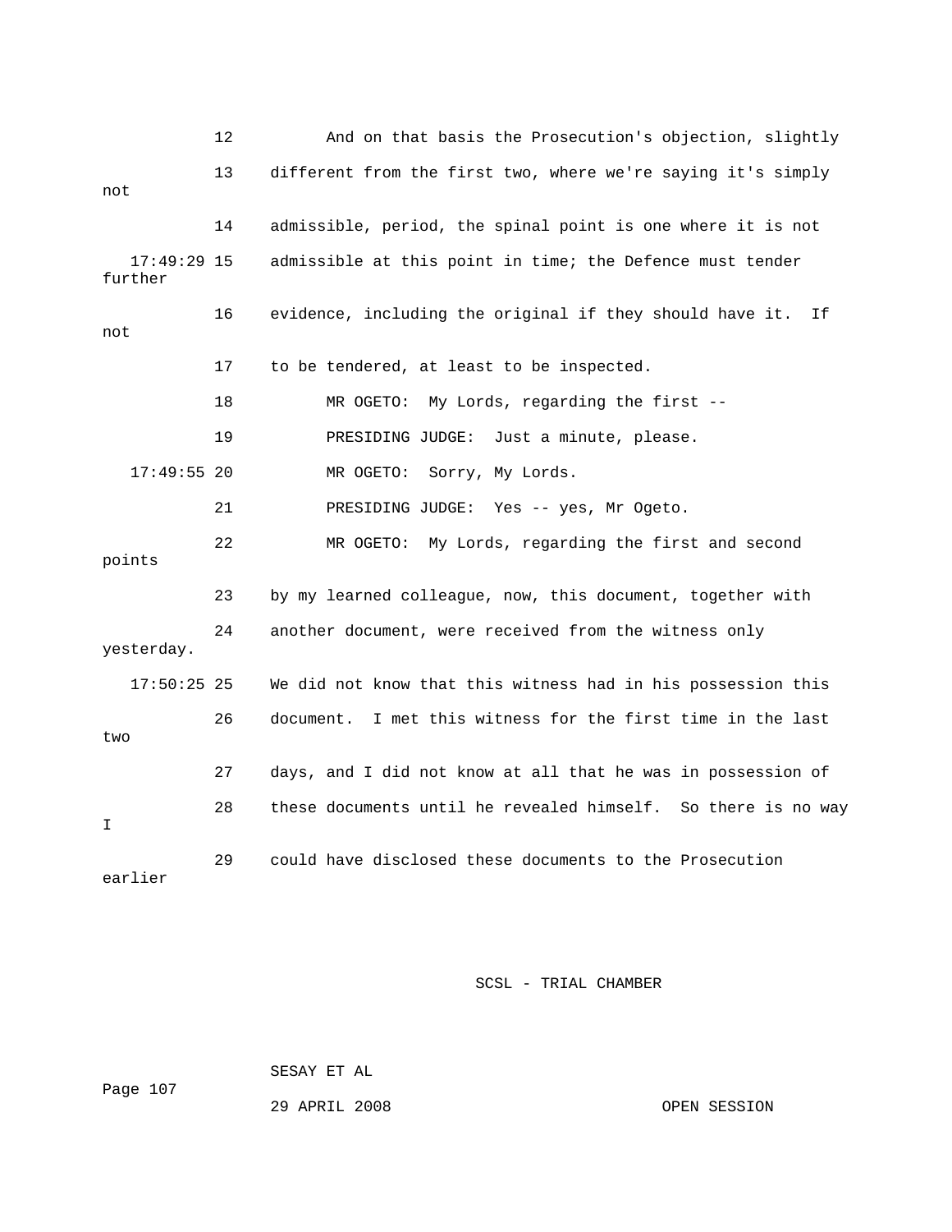12 And on that basis the Prosecution's objection, slightly

13 different from the first two, where we're saying it's simply not

14 admissible, period, the spinal point is one where it is not

17:49:29 15 admissible at this point in time; the Defence must tender further

16 evidence, including the original if they should have it. If not

17 to be tendered, at least to be inspected.

18 MR OGETO: My Lords, regarding the first --

19 PRESIDING JUDGE: Just a minute, please.

17:49:55 20 MR OGETO: Sorry, My Lords.

21 PRESIDING JUDGE: Yes -- yes, Mr Ogeto.

22 MR OGETO: My Lords, regarding the first and second points

23 by my learned colleague, now, this document, together with

24 another document, were received from the witness only yesterday.

17:50:25 25 We did not know that this witness had in his possession this

26 document. I met this witness for the first time in the last two

27 days, and I did not know at all that he was in possession of

28 these documents until he revealed himself. So there is no way I

29 could have disclosed these documents to the Prosecution earlier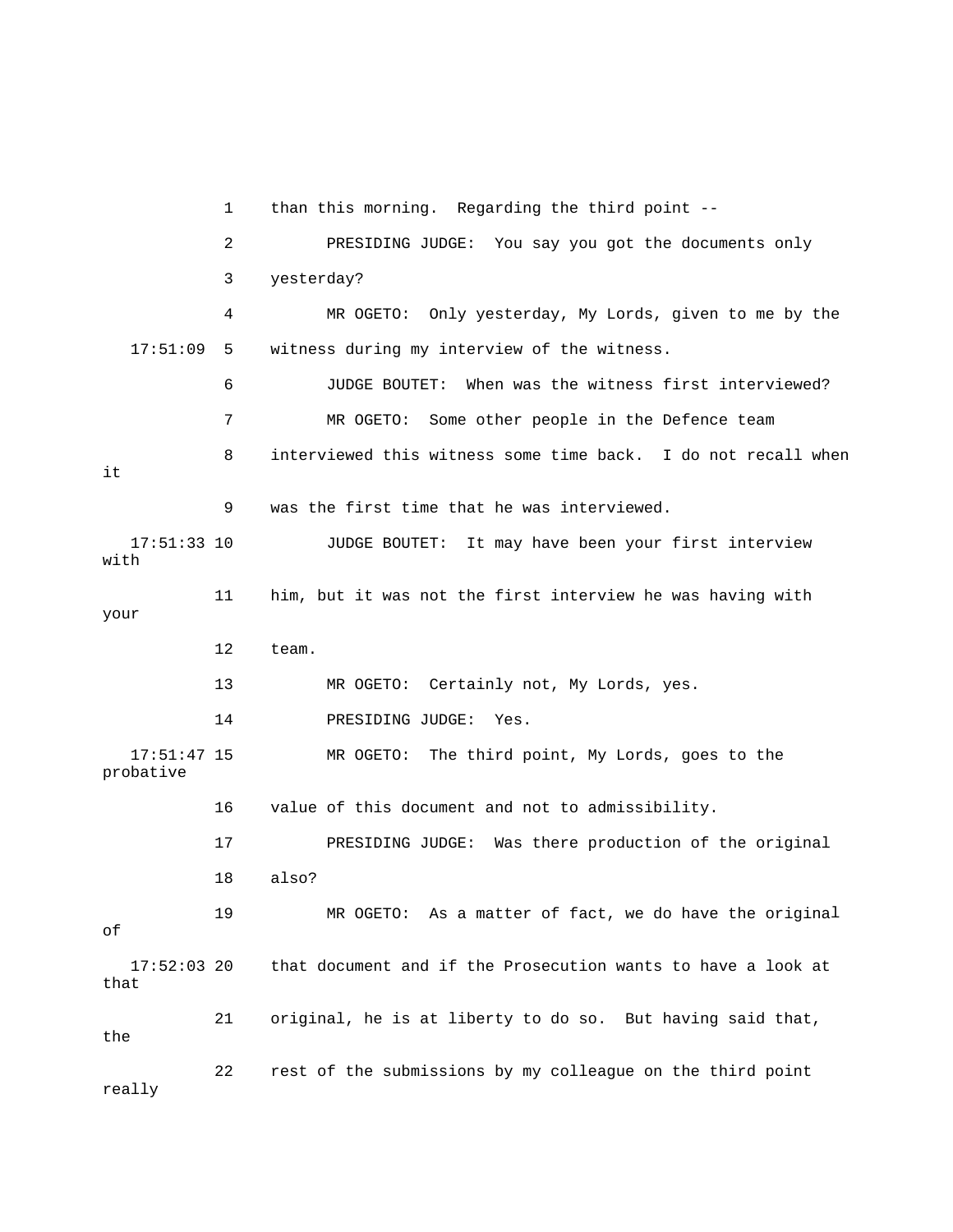1 than this morning. Regarding the third point --

2 PRESIDING JUDGE: You say you got the documents only

3 yesterday?

4 MR OGETO: Only yesterday, My Lords, given to me by the

17:51:09 5 witness during my interview of the witness.

6 JUDGE BOUTET: When was the witness first interviewed?

7 MR OGETO: Some other people in the Defence team

8 interviewed this witness some time back. I do not recall when it

9 was the first time that he was interviewed.

17:51:33 10 JUDGE BOUTET: It may have been your first interview with

11 him, but it was not the first interview he was having with your

12 team.

13 MR OGETO: Certainly not, My Lords, yes.

14 PRESIDING JUDGE: Yes.

17:51:47 15 MR OGETO: The third point, My Lords, goes to the probative

16 value of this document and not to admissibility.

17 PRESIDING JUDGE: Was there production of the original

18 also?

19 MR OGETO: As a matter of fact, we do have the original of

17:52:03 20 that document and if the Prosecution wants to have a look at that

21 original, he is at liberty to do so. But having said that, the

22 rest of the submissions by my colleague on the third point really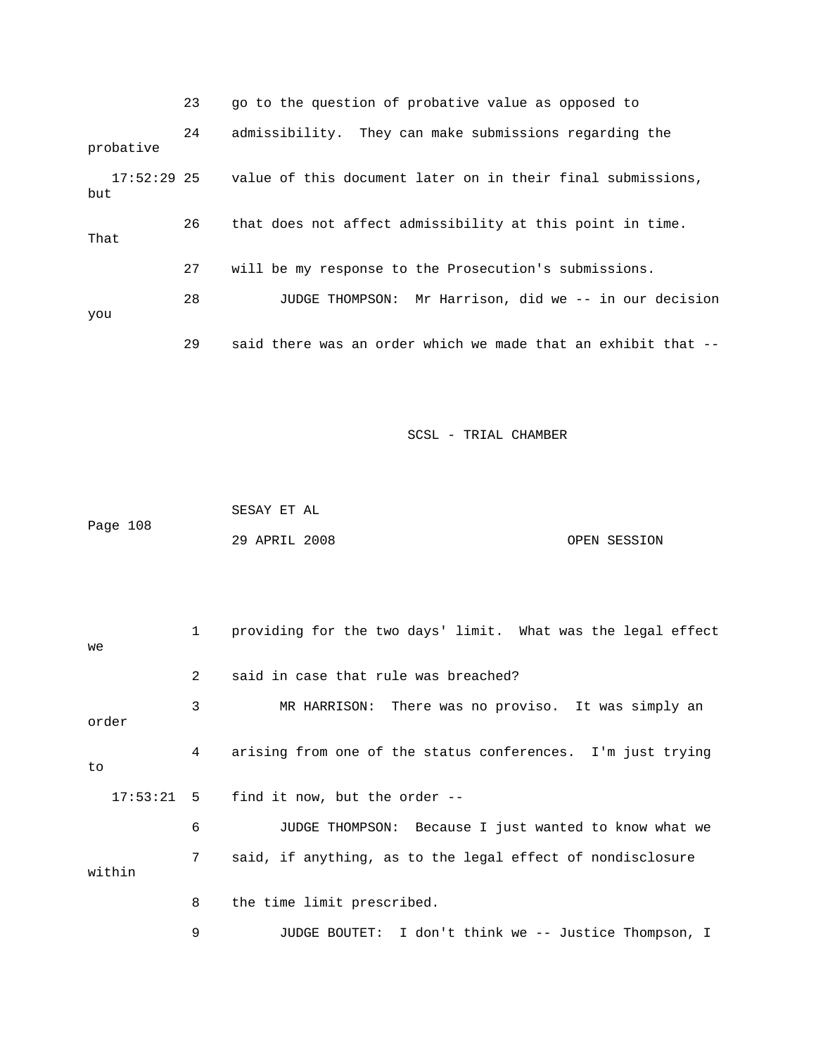23 go to the question of probative value as opposed to

24 admissibility. They can make submissions regarding the probative

17:52:29 25 value of this document later on in their final submissions, but

26 that does not affect admissibility at this point in time. That

27 will be my response to the Prosecution's submissions.

28 JUDGE THOMPSON: Mr Harrison, did we -- in our decision you

29 said there was an order which we made that an exhibit that --

1 providing for the two days' limit. What was the legal effect we

2 said in case that rule was breached?

3 MR HARRISON: There was no proviso. It was simply an order

4 arising from one of the status conferences. I'm just trying to

17:53:21 5 find it now, but the order --

6 JUDGE THOMPSON: Because I just wanted to know what we

7 said, if anything, as to the legal effect of nondisclosure within

8 the time limit prescribed.

9 JUDGE BOUTET: I don't think we -- Justice Thompson, I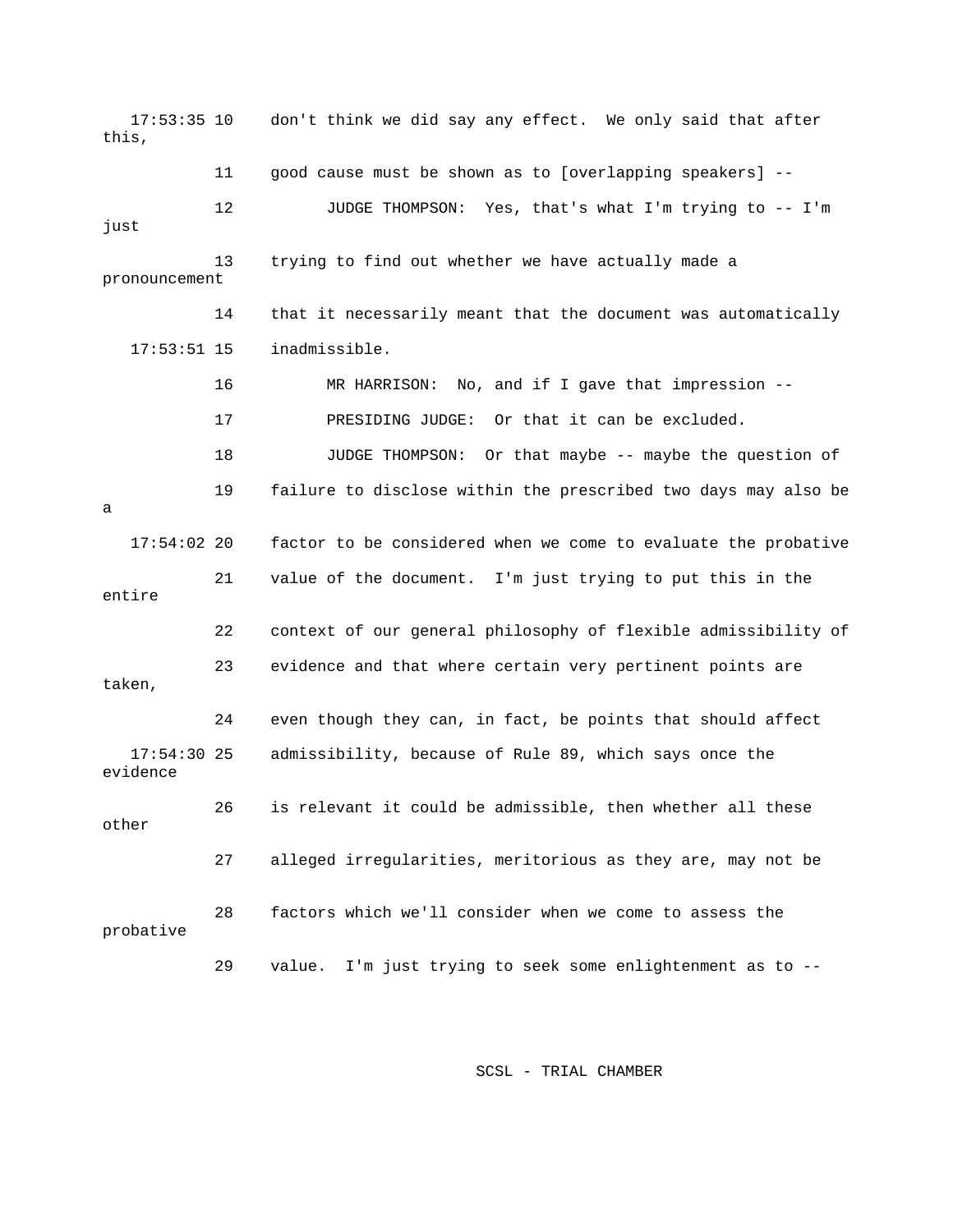17:53:35 10 don't think we did say any effect. We only said that after this,

11 good cause must be shown as to [overlapping speakers] --

12 JUDGE THOMPSON: Yes, that's what I'm trying to -- I'm just

13 trying to find out whether we have actually made a pronouncement

14 that it necessarily meant that the document was automatically

17:53:51 15 inadmissible.

16 MR HARRISON: No, and if I gave that impression --

17 PRESIDING JUDGE: Or that it can be excluded.

18 JUDGE THOMPSON: Or that maybe -- maybe the question of

19 failure to disclose within the prescribed two days may also be a

17:54:02 20 factor to be considered when we come to evaluate the probative

21 value of the document. I'm just trying to put this in the entire

22 context of our general philosophy of flexible admissibility of

23 evidence and that where certain very pertinent points are taken,

24 even though they can, in fact, be points that should affect

17:54:30 25 admissibility, because of Rule 89, which says once the evidence

26 is relevant it could be admissible, then whether all these other

27 alleged irregularities, meritorious as they are, may not be

28 factors which we'll consider when we come to assess the probative

29 value. I'm just trying to seek some enlightenment as to --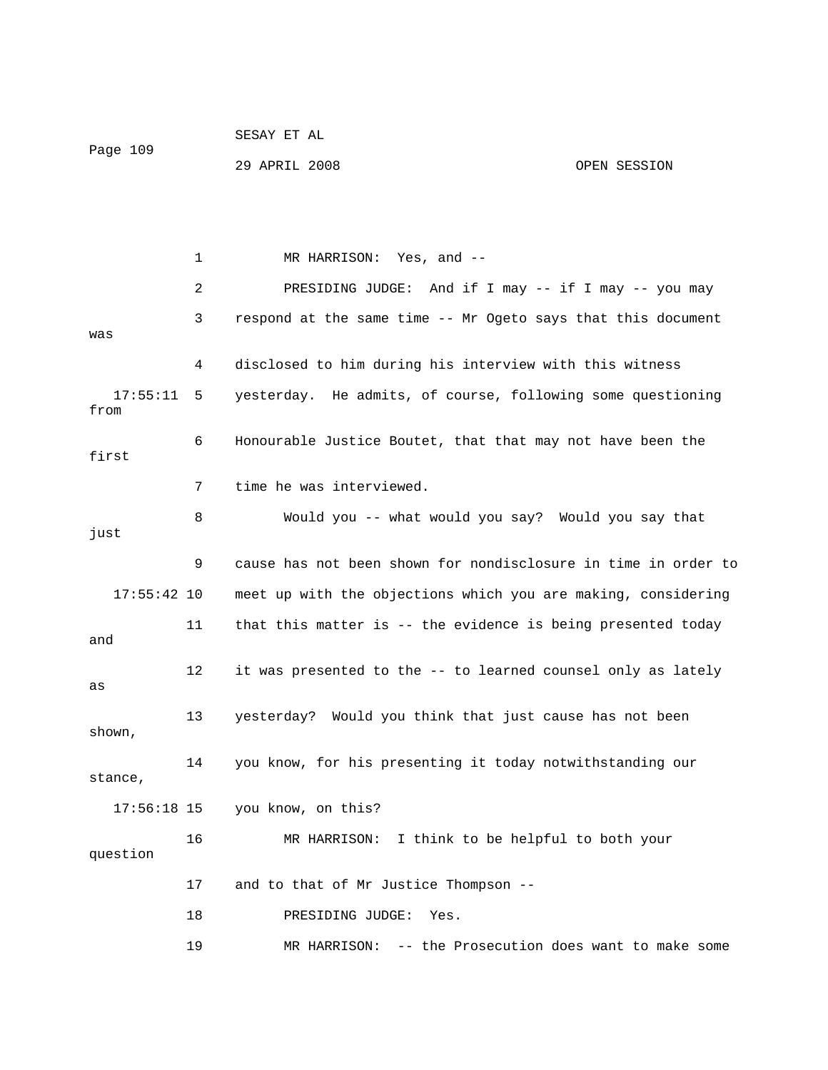MR HARRISON: Yes, and --

PRESIDING JUDGE: And if I may -- if I may -- you may respond at the same time -- Mr Ogeto says that this document was disclosed to him during his interview with this witness yesterday. He admits, of course, following some questioning from Honourable Justice Boutet, that that may not have been the first time he was interviewed.

Would you -- what would you say? Would you say that just cause has not been shown for nondisclosure in time in order to meet up with the objections which you are making, considering that this matter is -- the evidence is being presented today and it was presented to the -- to learned counsel only as lately as yesterday? Would you think that just cause has not been shown, you know, for his presenting it today notwithstanding our stance, you know, on this?

MR HARRISON: I think to be helpful to both your question and to that of Mr Justice Thompson --

PRESIDING JUDGE: Yes.

MR HARRISON: -- the Prosecution does want to make some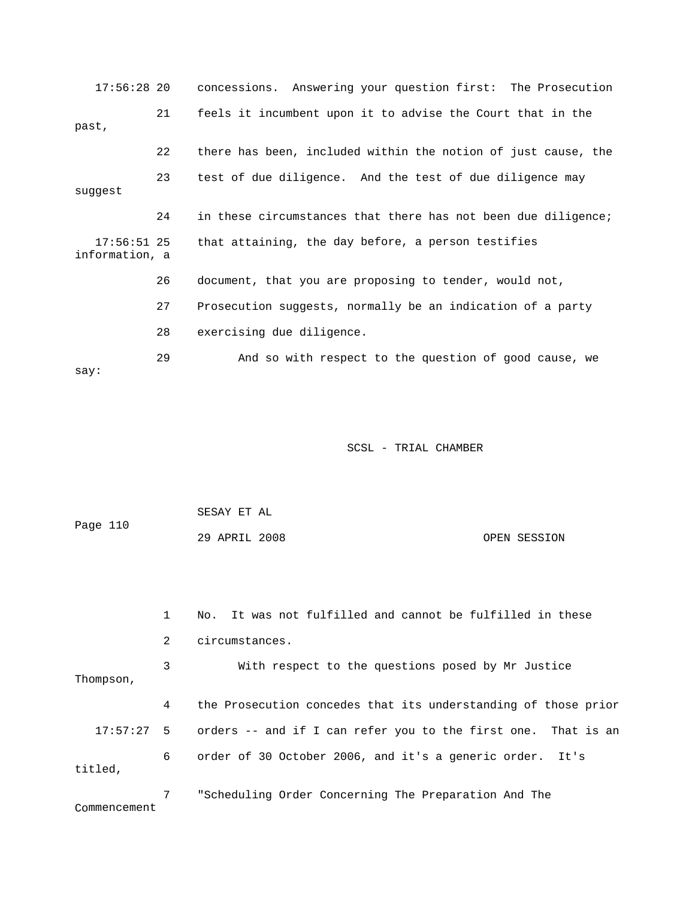17:56:28 20 concessions. Answering your question first: The Prosecution

21 feels it incumbent upon it to advise the Court that in the past,

22 there has been, included within the notion of just cause, the

23 test of due diligence. And the test of due diligence may suggest

24 in these circumstances that there has not been due diligence;

17:56:51 25 that attaining, the day before, a person testifies information, a

26 document, that you are proposing to tender, would not,

27 Prosecution suggests, normally be an indication of a party

28 exercising due diligence.

29 And so with respect to the question of good cause, we say:

SCSL - TRIAL CHAMBER

SESAY ET AL

Page 110

29 APRIL 2008 OPEN SESSION

1 No. It was not fulfilled and cannot be fulfilled in these

2 circumstances.

3 With respect to the questions posed by Mr Justice Thompson,

4 the Prosecution concedes that its understanding of those prior

17:57:27 5 orders -- and if I can refer you to the first one. That is an

6 order of 30 October 2006, and it's a generic order. It's titled,

7 "Scheduling Order Concerning The Preparation And The Commencement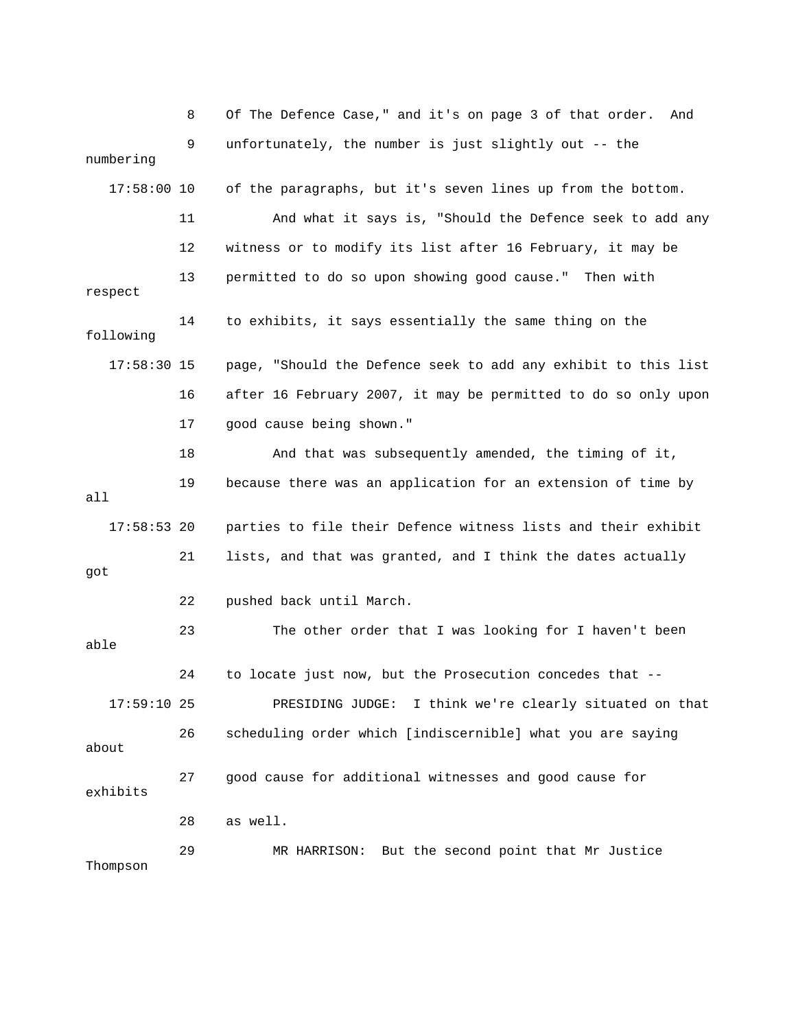8 Of The Defence Case," and it's on page 3 of that order. And

9 unfortunately, the number is just slightly out -- the numbering

17:58:00 10 of the paragraphs, but it's seven lines up from the bottom.

11 And what it says is, "Should the Defence seek to add any

12 witness or to modify its list after 16 February, it may be

13 permitted to do so upon showing good cause." Then with respect

14 to exhibits, it says essentially the same thing on the following

17:58:30 15 page, "Should the Defence seek to add any exhibit to this list

16 after 16 February 2007, it may be permitted to do so only upon

17 good cause being shown."

18 And that was subsequently amended, the timing of it,

19 because there was an application for an extension of time by all

17:58:53 20 parties to file their Defence witness lists and their exhibit

21 lists, and that was granted, and I think the dates actually got

22 pushed back until March.

23 The other order that I was looking for I haven't been able

24 to locate just now, but the Prosecution concedes that --

17:59:10 25 PRESIDING JUDGE: I think we're clearly situated on that

26 scheduling order which [indiscernible] what you are saying about

27 good cause for additional witnesses and good cause for exhibits

28 as well.

29 MR HARRISON: But the second point that Mr Justice Thompson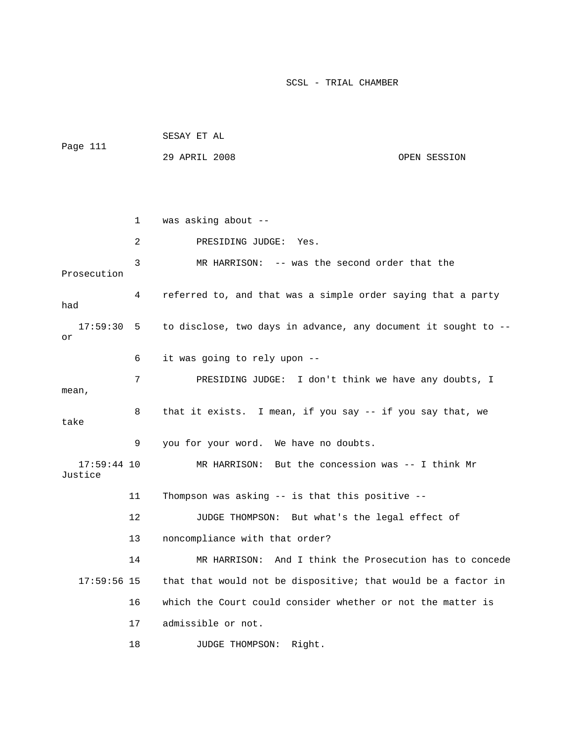was asking about --

PRESIDING JUDGE: Yes.

MR HARRISON: -- was the second order that the Prosecution referred to, and that was a simple order saying that a party had to disclose, two days in advance, any document it sought to -- or it was going to rely upon --

PRESIDING JUDGE: I don't think we have any doubts, I mean, that it exists. I mean, if you say -- if you say that, we take you for your word. We have no doubts.

MR HARRISON: But the concession was -- I think Mr Justice Thompson was asking -- is that this positive --

JUDGE THOMPSON: But what's the legal effect of noncompliance with that order?

MR HARRISON: And I think the Prosecution has to concede that that would not be dispositive; that would be a factor in which the Court could consider whether or not the matter is admissible or not.

JUDGE THOMPSON: Right.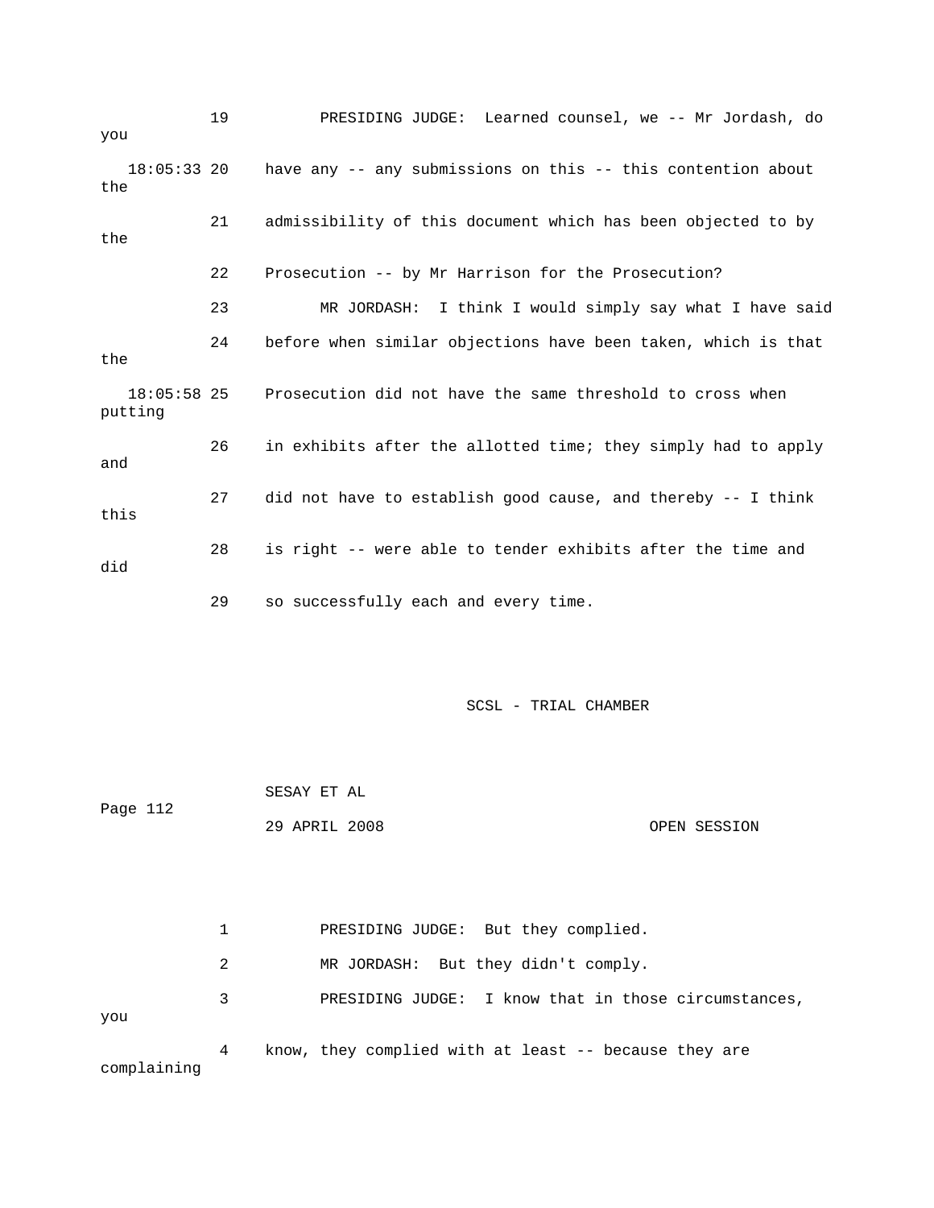19 PRESIDING JUDGE: Learned counsel, we -- Mr Jordash, do you

18:05:33 20 have any -- any submissions on this -- this contention about the

21 admissibility of this document which has been objected to by the

22 Prosecution -- by Mr Harrison for the Prosecution?

23 MR JORDASH: I think I would simply say what I have said

24 before when similar objections have been taken, which is that the

18:05:58 25 Prosecution did not have the same threshold to cross when putting

26 in exhibits after the allotted time; they simply had to apply and

27 did not have to establish good cause, and thereby -- I think this

28 is right -- were able to tender exhibits after the time and did

29 so successfully each and every time.

1 PRESIDING JUDGE: But they complied.

2 MR JORDASH: But they didn't comply.

3 PRESIDING JUDGE: I know that in those circumstances, you

4 know, they complied with at least -- because they are complaining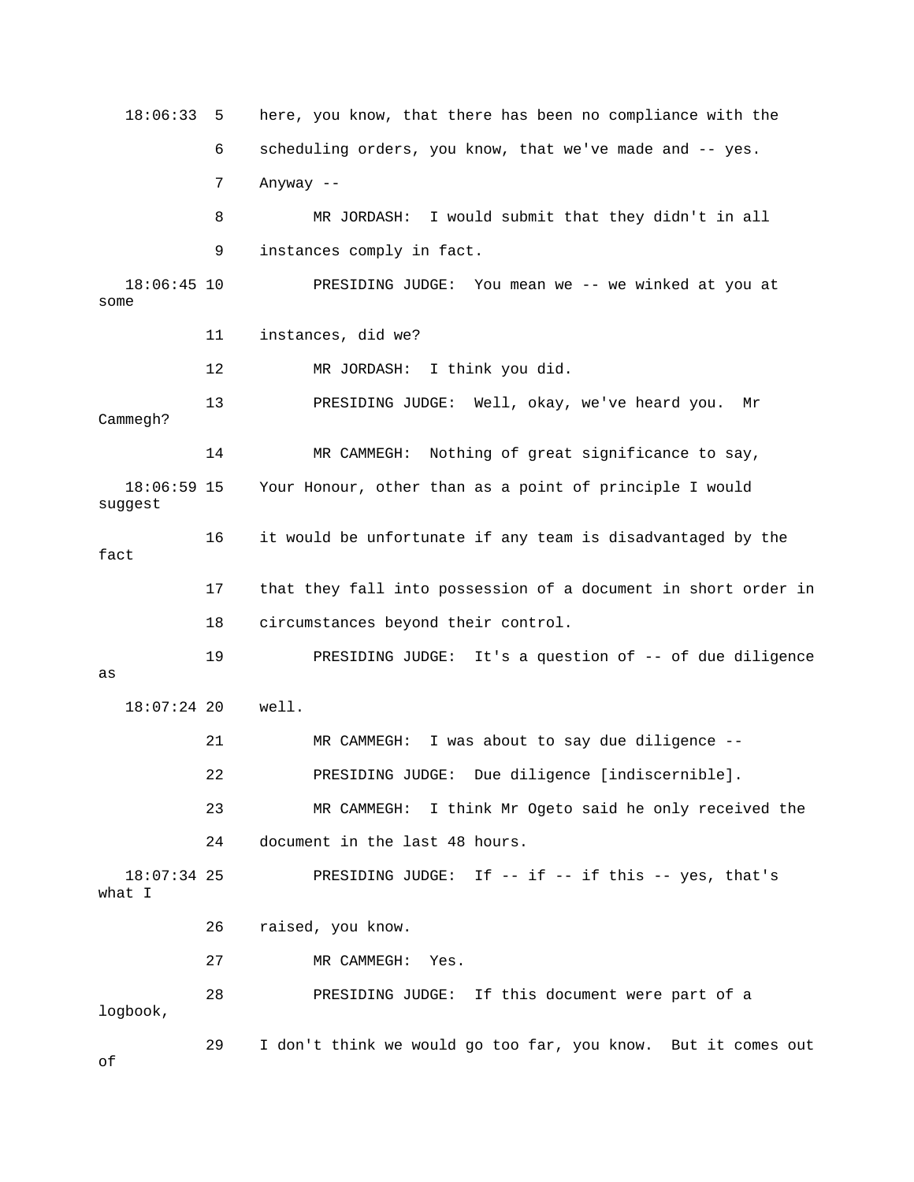18:06:33 5 here, you know, that there has been no compliance with the

6 scheduling orders, you know, that we've made and -- yes.

7 Anyway --

8 MR JORDASH: I would submit that they didn't in all

9 instances comply in fact.

18:06:45 10 PRESIDING JUDGE: You mean we -- we winked at you at some

11 instances, did we?

12 MR JORDASH: I think you did.

13 PRESIDING JUDGE: Well, okay, we've heard you. Mr Cammegh?

14 MR CAMMEGH: Nothing of great significance to say,

18:06:59 15 Your Honour, other than as a point of principle I would suggest

16 it would be unfortunate if any team is disadvantaged by the fact

17 that they fall into possession of a document in short order in

18 circumstances beyond their control.

19 PRESIDING JUDGE: It's a question of -- of due diligence as

18:07:24 20 well.

21 MR CAMMEGH: I was about to say due diligence --

22 PRESIDING JUDGE: Due diligence [indiscernible].

23 MR CAMMEGH: I think Mr Ogeto said he only received the

24 document in the last 48 hours.

18:07:34 25 PRESIDING JUDGE: If -- if -- if this -- yes, that's what I

26 raised, you know.

27 MR CAMMEGH: Yes.

28 PRESIDING JUDGE: If this document were part of a logbook,

29 I don't think we would go too far, you know. But it comes out of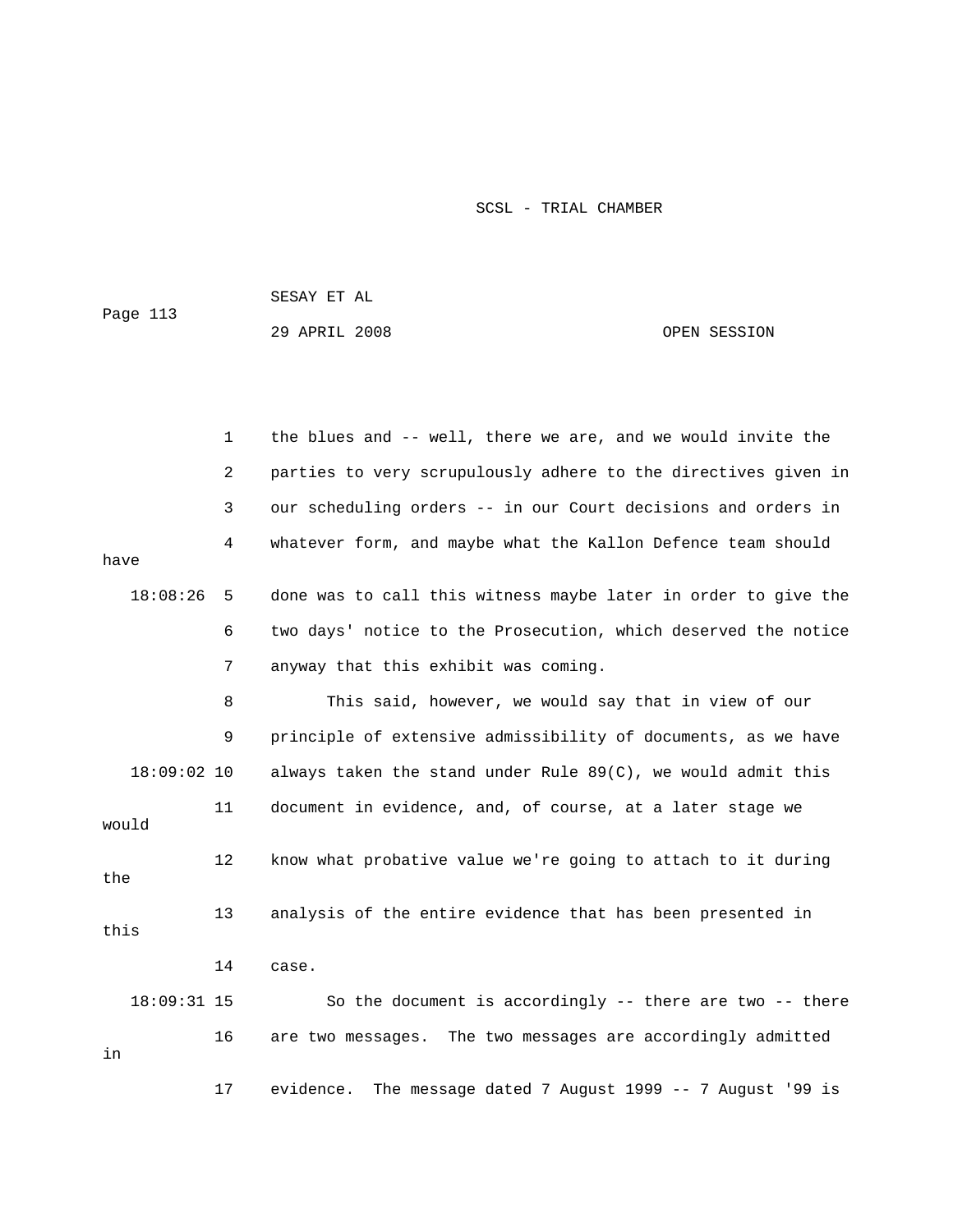1 the blues and -- well, there we are, and we would invite the
2 parties to very scrupulously adhere to the directives given in
3 our scheduling orders -- in our Court decisions and orders in
4 whatever form, and maybe what the Kallon Defence team should have
18:08:26 5 done was to call this witness maybe later in order to give the
6 two days' notice to the Prosecution, which deserved the notice
7 anyway that this exhibit was coming.
8 This said, however, we would say that in view of our
9 principle of extensive admissibility of documents, as we have
18:09:02 10 always taken the stand under Rule 89(C), we would admit this
11 document in evidence, and, of course, at a later stage we would
12 know what probative value we're going to attach to it during the
13 analysis of the entire evidence that has been presented in this
14 case.
18:09:31 15 So the document is accordingly -- there are two -- there
16 are two messages. The two messages are accordingly admitted in
17 evidence. The message dated 7 August 1999 -- 7 August '99 is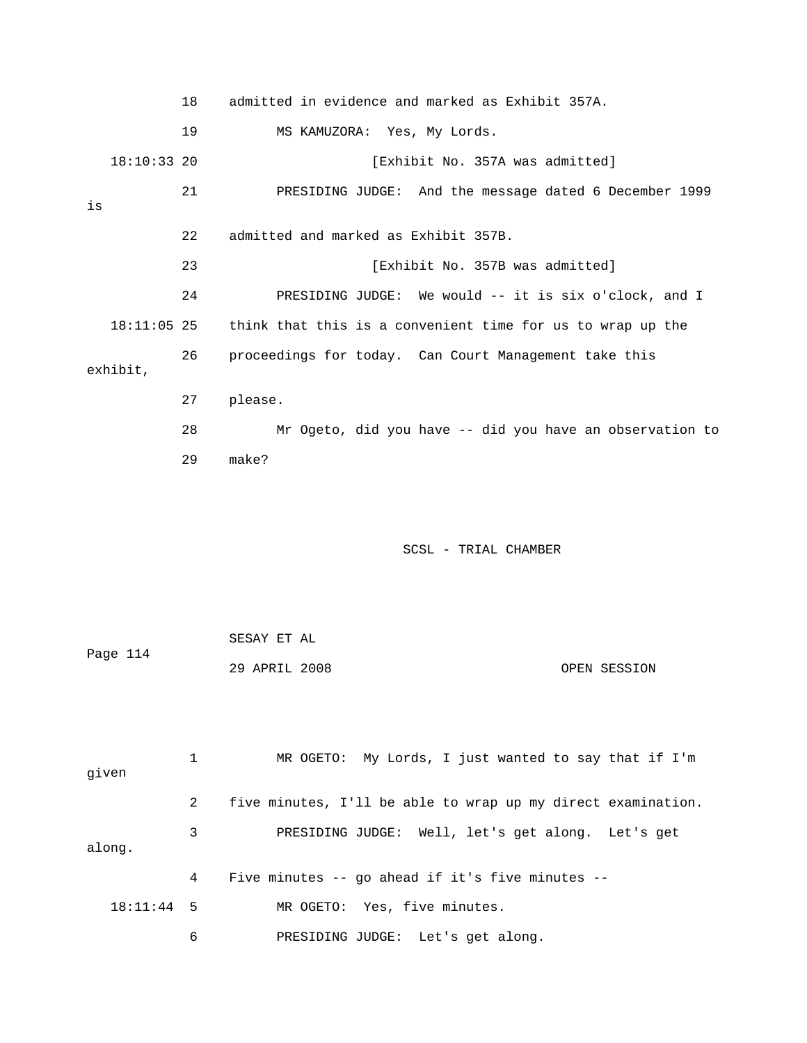18 admitted in evidence and marked as Exhibit 357A.

19 MS KAMUZORA: Yes, My Lords.

18:10:33 20 [Exhibit No. 357A was admitted]

21 PRESIDING JUDGE: And the message dated 6 December 1999 is

22 admitted and marked as Exhibit 357B.

23 [Exhibit No. 357B was admitted]

24 PRESIDING JUDGE: We would -- it is six o'clock, and I

18:11:05 25 think that this is a convenient time for us to wrap up the

26 proceedings for today. Can Court Management take this exhibit,

27 please.

28 Mr Ogeto, did you have -- did you have an observation to

29 make?

SESAY ET AL

29 APRIL 2008 OPEN SESSION

1 MR OGETO: My Lords, I just wanted to say that if I'm given

2 five minutes, I'll be able to wrap up my direct examination.

3 PRESIDING JUDGE: Well, let's get along. Let's get along.

4 Five minutes -- go ahead if it's five minutes --

18:11:44 5 MR OGETO: Yes, five minutes.

6 PRESIDING JUDGE: Let's get along.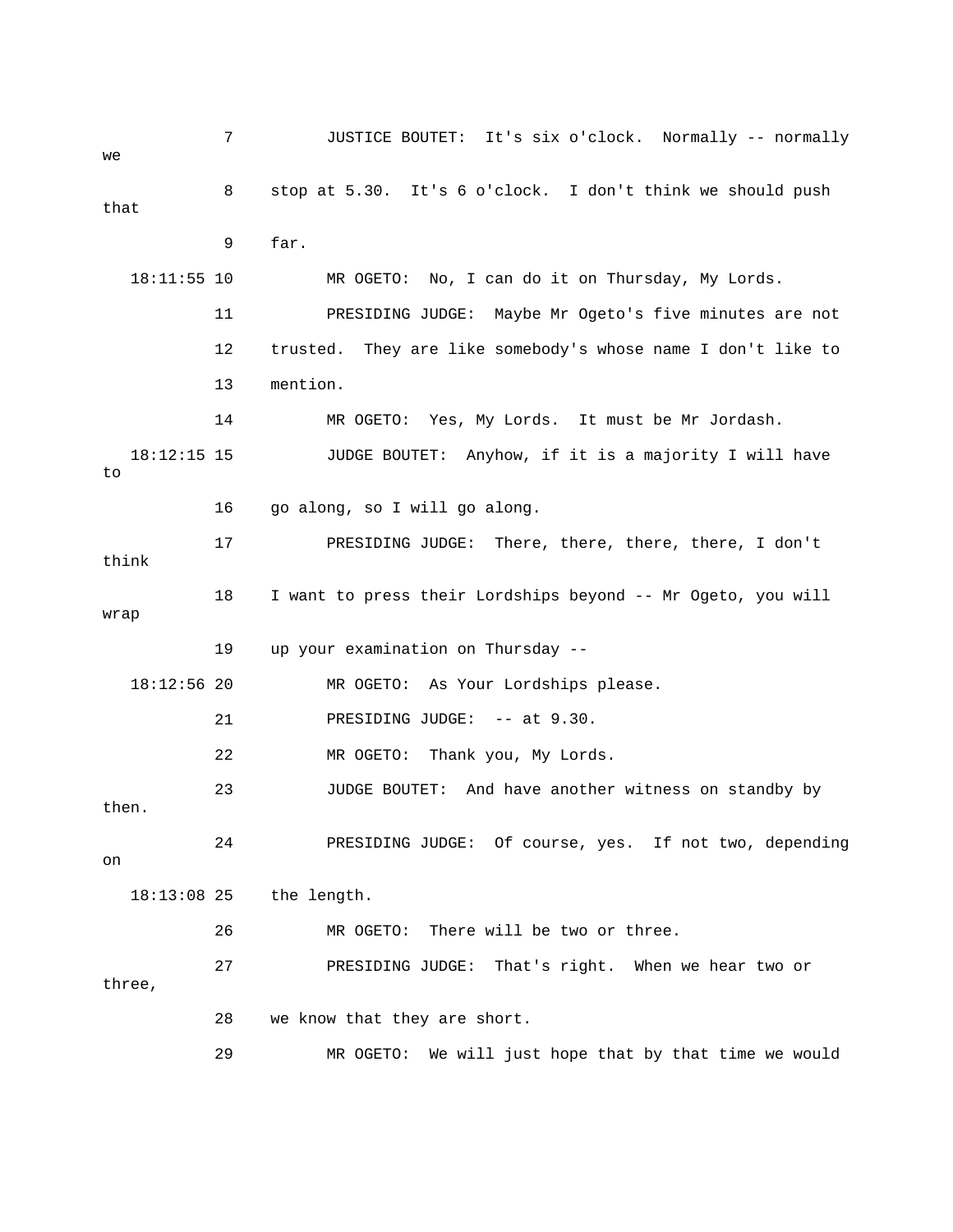7 JUSTICE BOUTET: It's six o'clock. Normally -- normally we

8 stop at 5.30. It's 6 o'clock. I don't think we should push that

9 far.

18:11:55 10 MR OGETO: No, I can do it on Thursday, My Lords.

11 PRESIDING JUDGE: Maybe Mr Ogeto's five minutes are not

12 trusted. They are like somebody's whose name I don't like to

13 mention.

14 MR OGETO: Yes, My Lords. It must be Mr Jordash.

18:12:15 15 JUDGE BOUTET: Anyhow, if it is a majority I will have to

16 go along, so I will go along.

17 PRESIDING JUDGE: There, there, there, there, I don't think

18 I want to press their Lordships beyond -- Mr Ogeto, you will wrap

19 up your examination on Thursday --

18:12:56 20 MR OGETO: As Your Lordships please.

21 PRESIDING JUDGE: -- at 9.30.

22 MR OGETO: Thank you, My Lords.

23 JUDGE BOUTET: And have another witness on standby by then.

24 PRESIDING JUDGE: Of course, yes. If not two, depending on

18:13:08 25 the length.

26 MR OGETO: There will be two or three.

27 PRESIDING JUDGE: That's right. When we hear two or three,

28 we know that they are short.

29 MR OGETO: We will just hope that by that time we would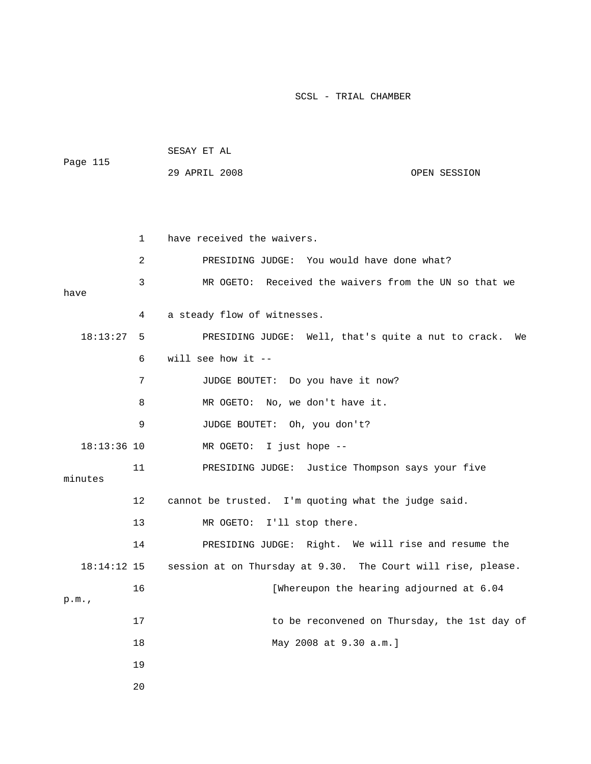have received the waivers.

PRESIDING JUDGE: You would have done what?

MR OGETO: Received the waivers from the UN so that we have a steady flow of witnesses.

PRESIDING JUDGE: Well, that's quite a nut to crack. We will see how it --

JUDGE BOUTET: Do you have it now?

MR OGETO: No, we don't have it.

JUDGE BOUTET: Oh, you don't?

MR OGETO: I just hope --

PRESIDING JUDGE: Justice Thompson says your five minutes cannot be trusted. I'm quoting what the judge said.

MR OGETO: I'll stop there.

PRESIDING JUDGE: Right. We will rise and resume the session at on Thursday at 9.30. The Court will rise, please.

[Whereupon the hearing adjourned at 6.04 p.m., to be reconvened on Thursday, the 1st day of May 2008 at 9.30 a.m.]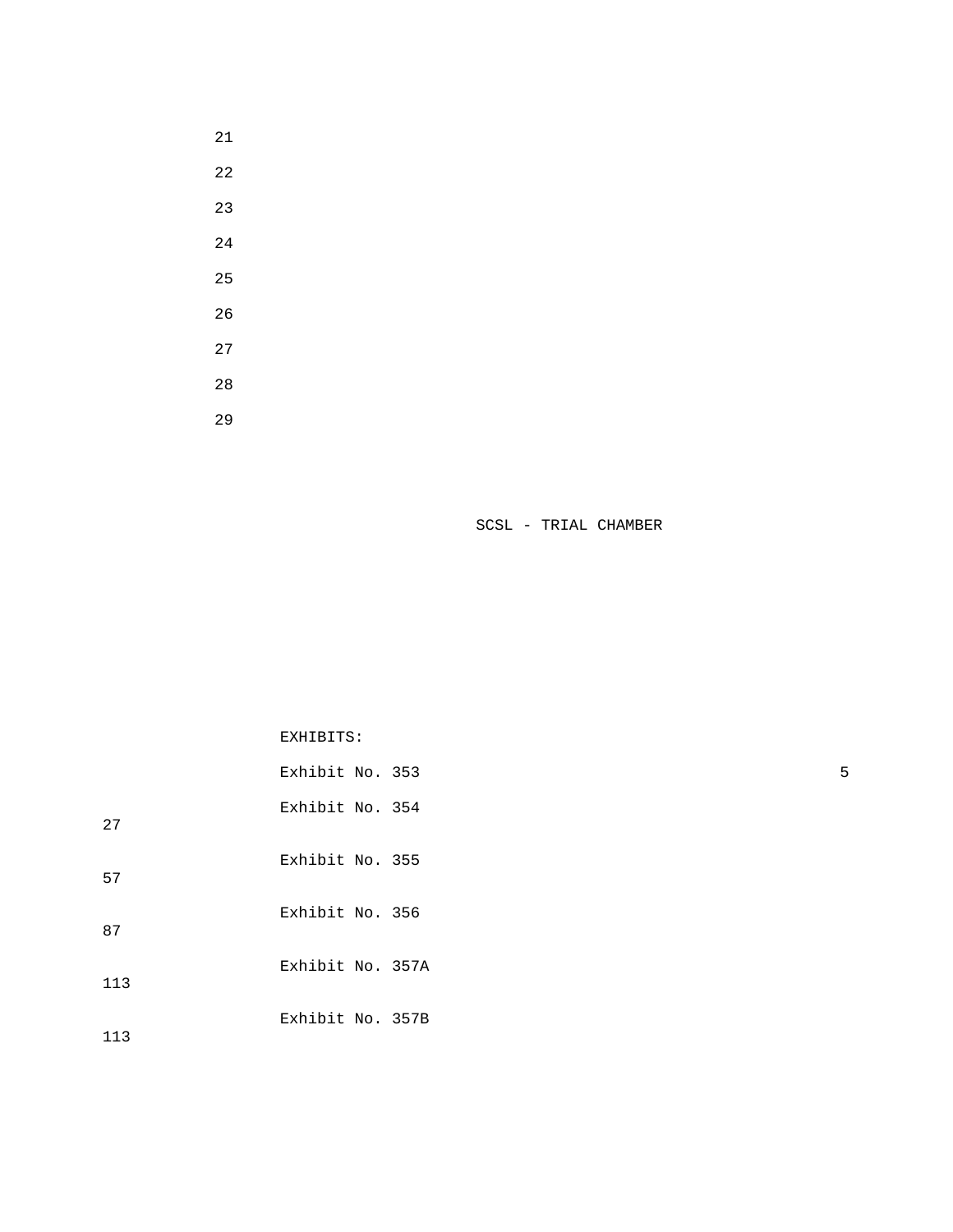EXHIBITS:

| Exhibit | Page |
|---|---|
| Exhibit No. 353 | 5 |
| Exhibit No. 354 | 27 |
| Exhibit No. 355 | 57 |
| Exhibit No. 356 | 87 |
| Exhibit No. 357A | 113 |
| Exhibit No. 357B | 113 |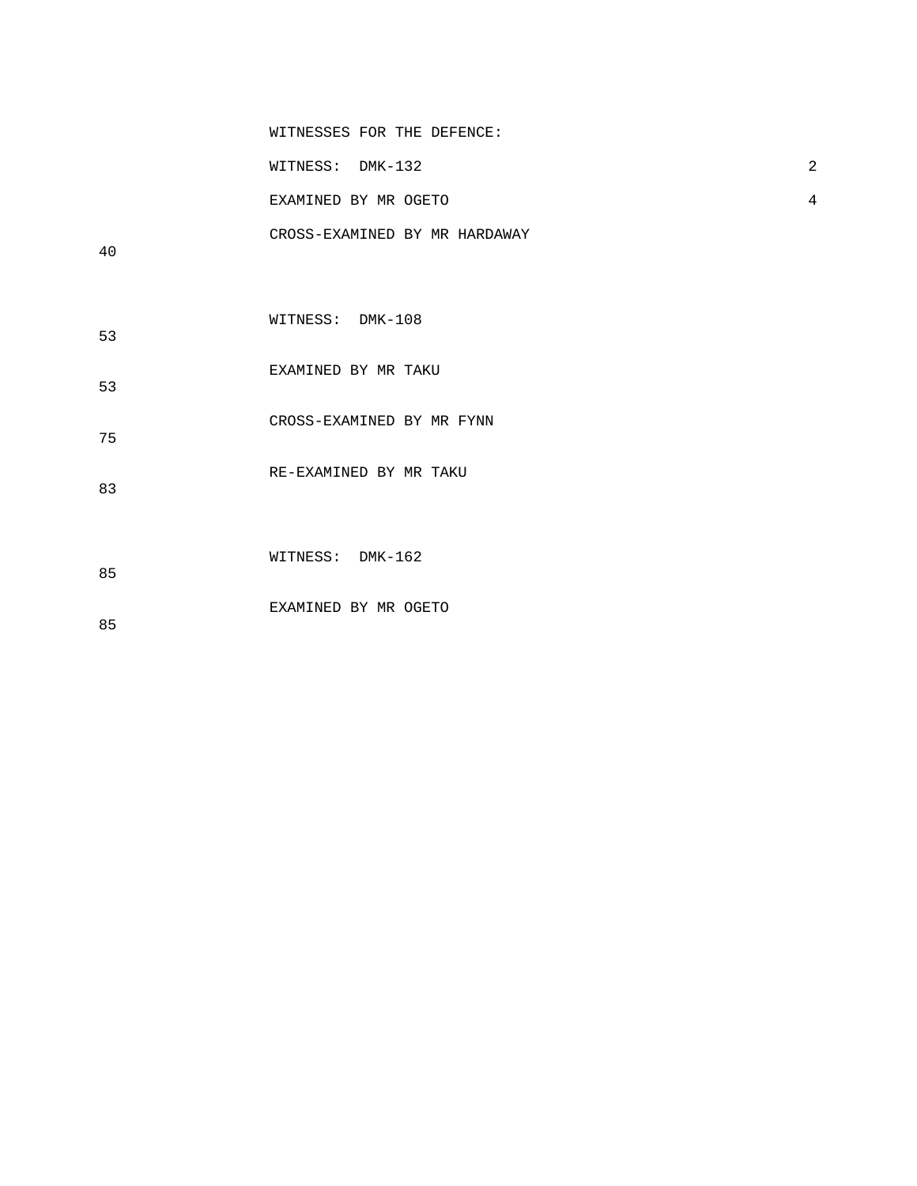WITNESSES FOR THE DEFENCE:

| | |
|---|---|
| WITNESS: DMK-132 | 2 |
| EXAMINED BY MR OGETO | 4 |
| CROSS-EXAMINED BY MR HARDAWAY | 40 |
| | |
| WITNESS: DMK-108 | 53 |
| EXAMINED BY MR TAKU | 53 |
| CROSS-EXAMINED BY MR FYNN | 75 |
| RE-EXAMINED BY MR TAKU | 83 |
| | |
| WITNESS: DMK-162 | 85 |
| EXAMINED BY MR OGETO | 85 |